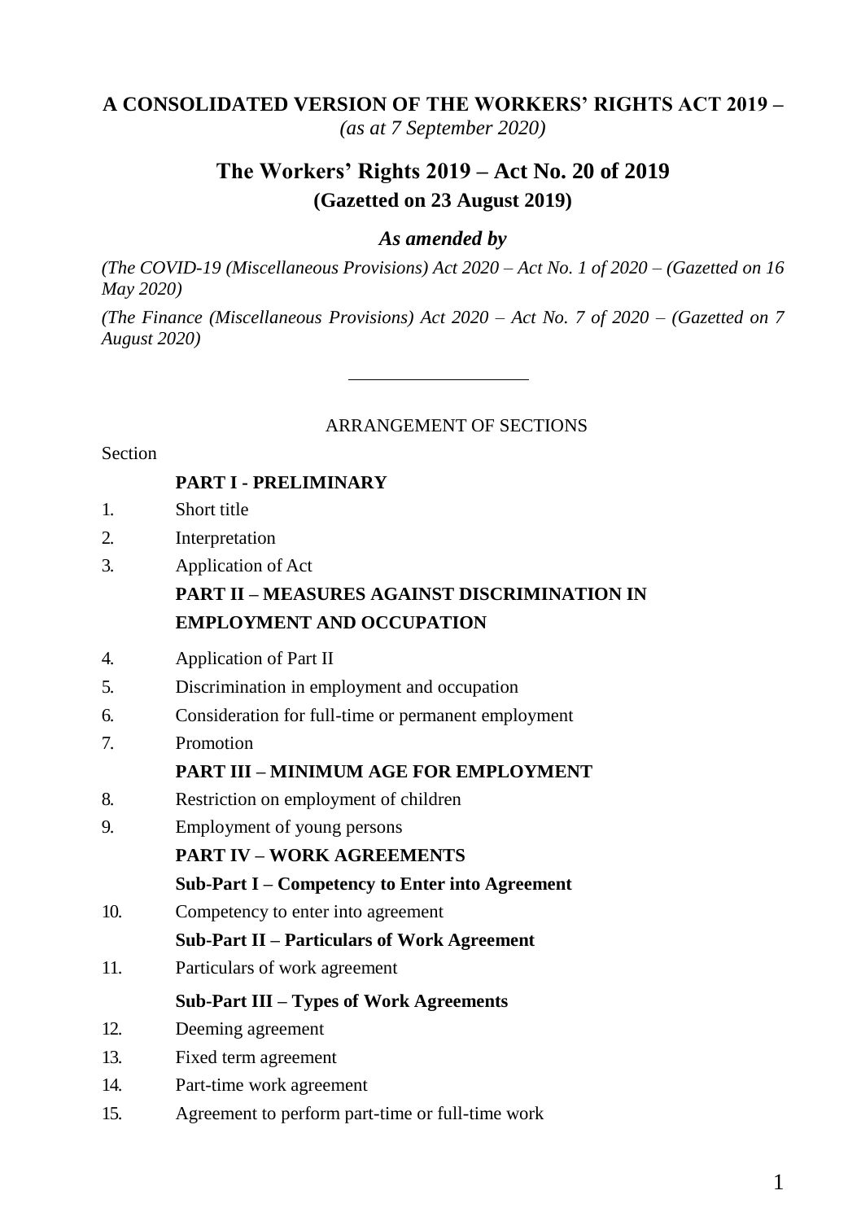# A CONSOLIDATED VERSION OF THE WORKERS' RIGHTS ACT 2019 –

*(as at 7 September 2020)*

## The Workers' Rights 2019 – Act No. 20 of 2019

### (Gazetted on 23 August 2019)

***As amended by***

*(The COVID-19 (Miscellaneous Provisions) Act 2020 – Act No. 1 of 2020 – (Gazetted on 16 May 2020)*

*(The Finance (Miscellaneous Provisions) Act 2020 – Act No. 7 of 2020 – (Gazetted on 7 August 2020)*

---

ARRANGEMENT OF SECTIONS

Section

**PART I - PRELIMINARY**

1. Short title
2. Interpretation
3. Application of Act

**PART II – MEASURES AGAINST DISCRIMINATION IN EMPLOYMENT AND OCCUPATION**

4. Application of Part II
5. Discrimination in employment and occupation
6. Consideration for full-time or permanent employment
7. Promotion

**PART III – MINIMUM AGE FOR EMPLOYMENT**

8. Restriction on employment of children
9. Employment of young persons

**PART IV – WORK AGREEMENTS**

**Sub-Part I – Competency to Enter into Agreement**

10. Competency to enter into agreement

**Sub-Part II – Particulars of Work Agreement**

11. Particulars of work agreement

**Sub-Part III – Types of Work Agreements**

12. Deeming agreement
13. Fixed term agreement
14. Part-time work agreement
15. Agreement to perform part-time or full-time work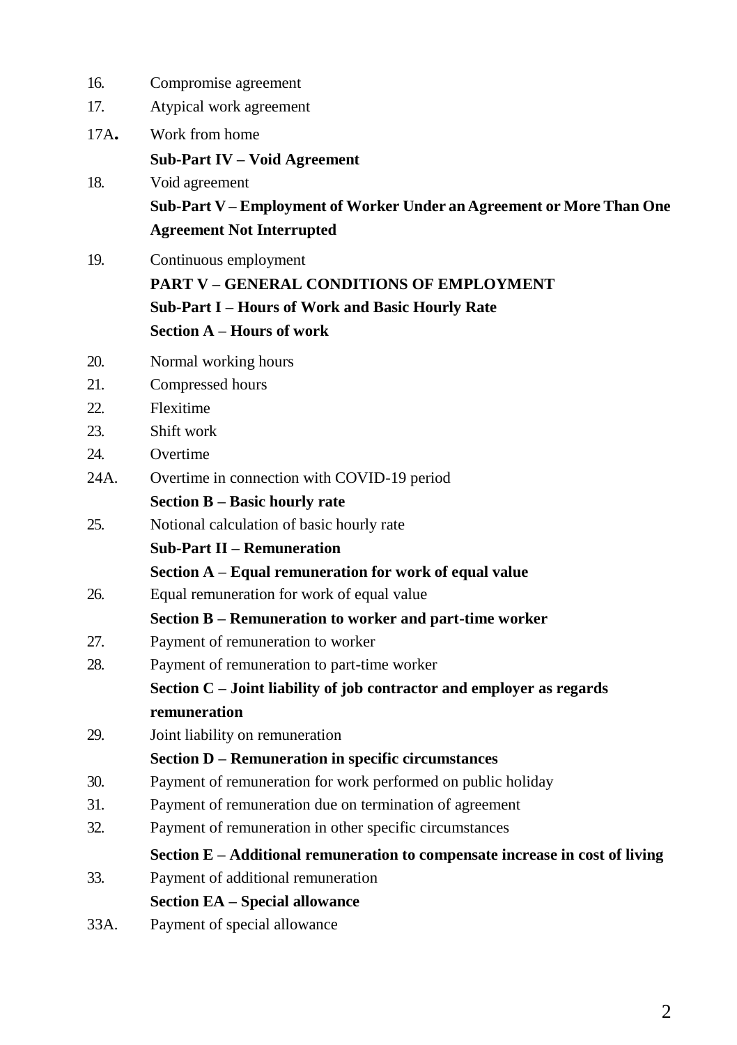16. Compromise agreement
17. Atypical work agreement
17A. Work from home

**Sub-Part IV – Void Agreement**

18. Void agreement

**Sub-Part V – Employment of Worker Under an Agreement or More Than One Agreement Not Interrupted**

19. Continuous employment

**PART V – GENERAL CONDITIONS OF EMPLOYMENT**

**Sub-Part I – Hours of Work and Basic Hourly Rate**

**Section A – Hours of work**

20. Normal working hours
21. Compressed hours
22. Flexitime
23. Shift work
24. Overtime
24A. Overtime in connection with COVID-19 period

**Section B – Basic hourly rate**

25. Notional calculation of basic hourly rate

**Sub-Part II – Remuneration**

**Section A – Equal remuneration for work of equal value**

26. Equal remuneration for work of equal value

**Section B – Remuneration to worker and part-time worker**

27. Payment of remuneration to worker
28. Payment of remuneration to part-time worker

**Section C – Joint liability of job contractor and employer as regards remuneration**

29. Joint liability on remuneration

**Section D – Remuneration in specific circumstances**

30. Payment of remuneration for work performed on public holiday
31. Payment of remuneration due on termination of agreement
32. Payment of remuneration in other specific circumstances

**Section E – Additional remuneration to compensate increase in cost of living**

33. Payment of additional remuneration

**Section EA – Special allowance**

33A. Payment of special allowance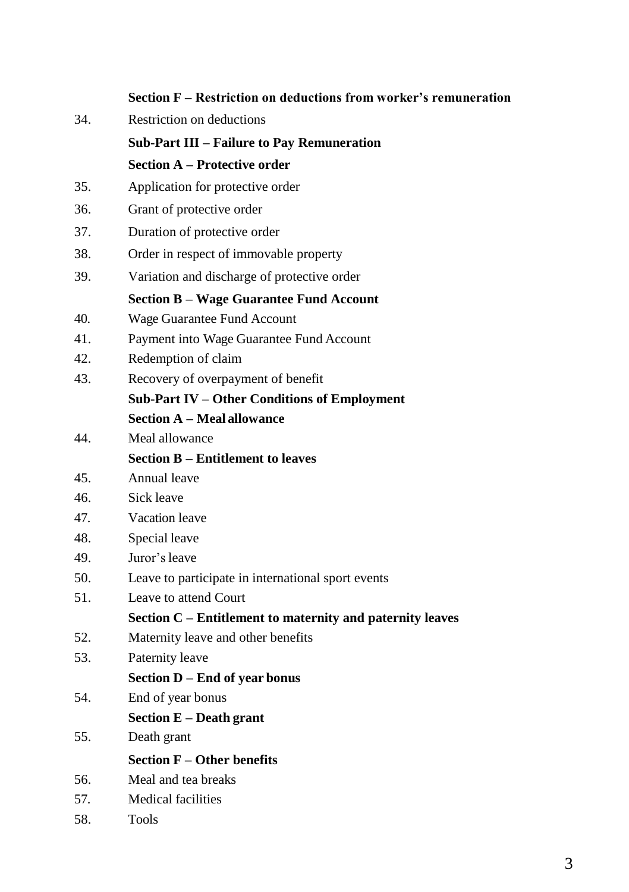**Section F – Restriction on deductions from worker's remuneration**

34. Restriction on deductions

**Sub-Part III – Failure to Pay Remuneration**

**Section A – Protective order**

35. Application for protective order
36. Grant of protective order
37. Duration of protective order
38. Order in respect of immovable property
39. Variation and discharge of protective order

**Section B – Wage Guarantee Fund Account**

40. Wage Guarantee Fund Account
41. Payment into Wage Guarantee Fund Account
42. Redemption of claim
43. Recovery of overpayment of benefit

**Sub-Part IV – Other Conditions of Employment**

**Section A – Meal allowance**

44. Meal allowance

**Section B – Entitlement to leaves**

45. Annual leave
46. Sick leave
47. Vacation leave
48. Special leave
49. Juror's leave
50. Leave to participate in international sport events
51. Leave to attend Court

**Section C – Entitlement to maternity and paternity leaves**

52. Maternity leave and other benefits
53. Paternity leave

**Section D – End of year bonus**

54. End of year bonus

**Section E – Death grant**

55. Death grant

**Section F – Other benefits**

56. Meal and tea breaks
57. Medical facilities
58. Tools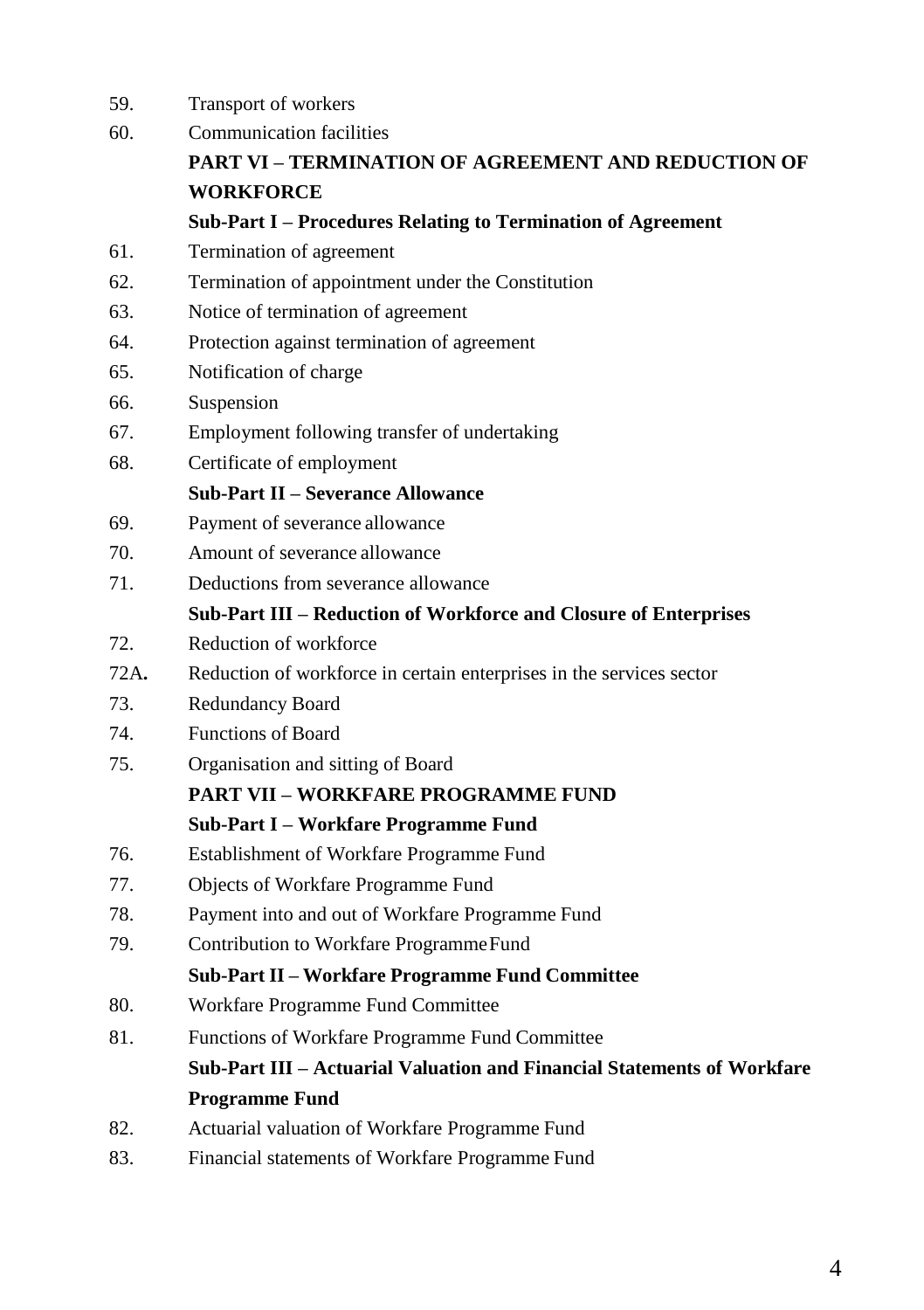59. Transport of workers

60. Communication facilities

**PART VI – TERMINATION OF AGREEMENT AND REDUCTION OF WORKFORCE**

**Sub-Part I – Procedures Relating to Termination of Agreement**

61. Termination of agreement

62. Termination of appointment under the Constitution

63. Notice of termination of agreement

64. Protection against termination of agreement

65. Notification of charge

66. Suspension

67. Employment following transfer of undertaking

68. Certificate of employment

**Sub-Part II – Severance Allowance**

69. Payment of severance allowance

70. Amount of severance allowance

71. Deductions from severance allowance

**Sub-Part III – Reduction of Workforce and Closure of Enterprises**

72. Reduction of workforce

72A**.** Reduction of workforce in certain enterprises in the services sector

73. Redundancy Board

74. Functions of Board

75. Organisation and sitting of Board

**PART VII – WORKFARE PROGRAMME FUND**

**Sub-Part I – Workfare Programme Fund**

76. Establishment of Workfare Programme Fund

77. Objects of Workfare Programme Fund

78. Payment into and out of Workfare Programme Fund

79. Contribution to Workfare Programme Fund

**Sub-Part II – Workfare Programme Fund Committee**

80. Workfare Programme Fund Committee

81. Functions of Workfare Programme Fund Committee

**Sub-Part III – Actuarial Valuation and Financial Statements of Workfare Programme Fund**

82. Actuarial valuation of Workfare Programme Fund

83. Financial statements of Workfare Programme Fund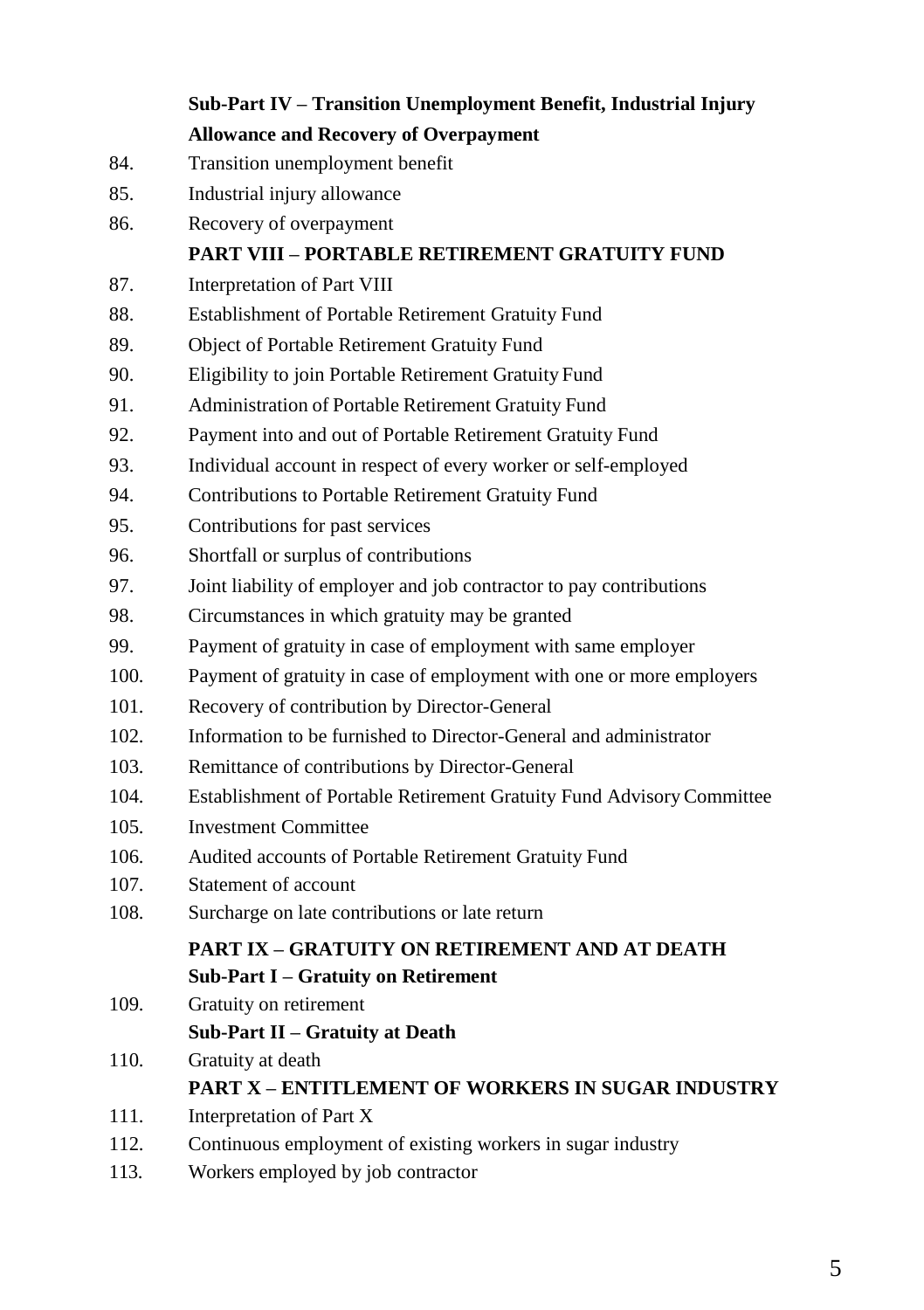**Sub-Part IV – Transition Unemployment Benefit, Industrial Injury Allowance and Recovery of Overpayment**

84. Transition unemployment benefit
85. Industrial injury allowance
86. Recovery of overpayment

**PART VIII – PORTABLE RETIREMENT GRATUITY FUND**

87. Interpretation of Part VIII
88. Establishment of Portable Retirement Gratuity Fund
89. Object of Portable Retirement Gratuity Fund
90. Eligibility to join Portable Retirement Gratuity Fund
91. Administration of Portable Retirement Gratuity Fund
92. Payment into and out of Portable Retirement Gratuity Fund
93. Individual account in respect of every worker or self-employed
94. Contributions to Portable Retirement Gratuity Fund
95. Contributions for past services
96. Shortfall or surplus of contributions
97. Joint liability of employer and job contractor to pay contributions
98. Circumstances in which gratuity may be granted
99. Payment of gratuity in case of employment with same employer
100. Payment of gratuity in case of employment with one or more employers
101. Recovery of contribution by Director-General
102. Information to be furnished to Director-General and administrator
103. Remittance of contributions by Director-General
104. Establishment of Portable Retirement Gratuity Fund Advisory Committee
105. Investment Committee
106. Audited accounts of Portable Retirement Gratuity Fund
107. Statement of account
108. Surcharge on late contributions or late return

**PART IX – GRATUITY ON RETIREMENT AND AT DEATH**

**Sub-Part I – Gratuity on Retirement**

109. Gratuity on retirement

**Sub-Part II – Gratuity at Death**

110. Gratuity at death

**PART X – ENTITLEMENT OF WORKERS IN SUGAR INDUSTRY**

111. Interpretation of Part X
112. Continuous employment of existing workers in sugar industry
113. Workers employed by job contractor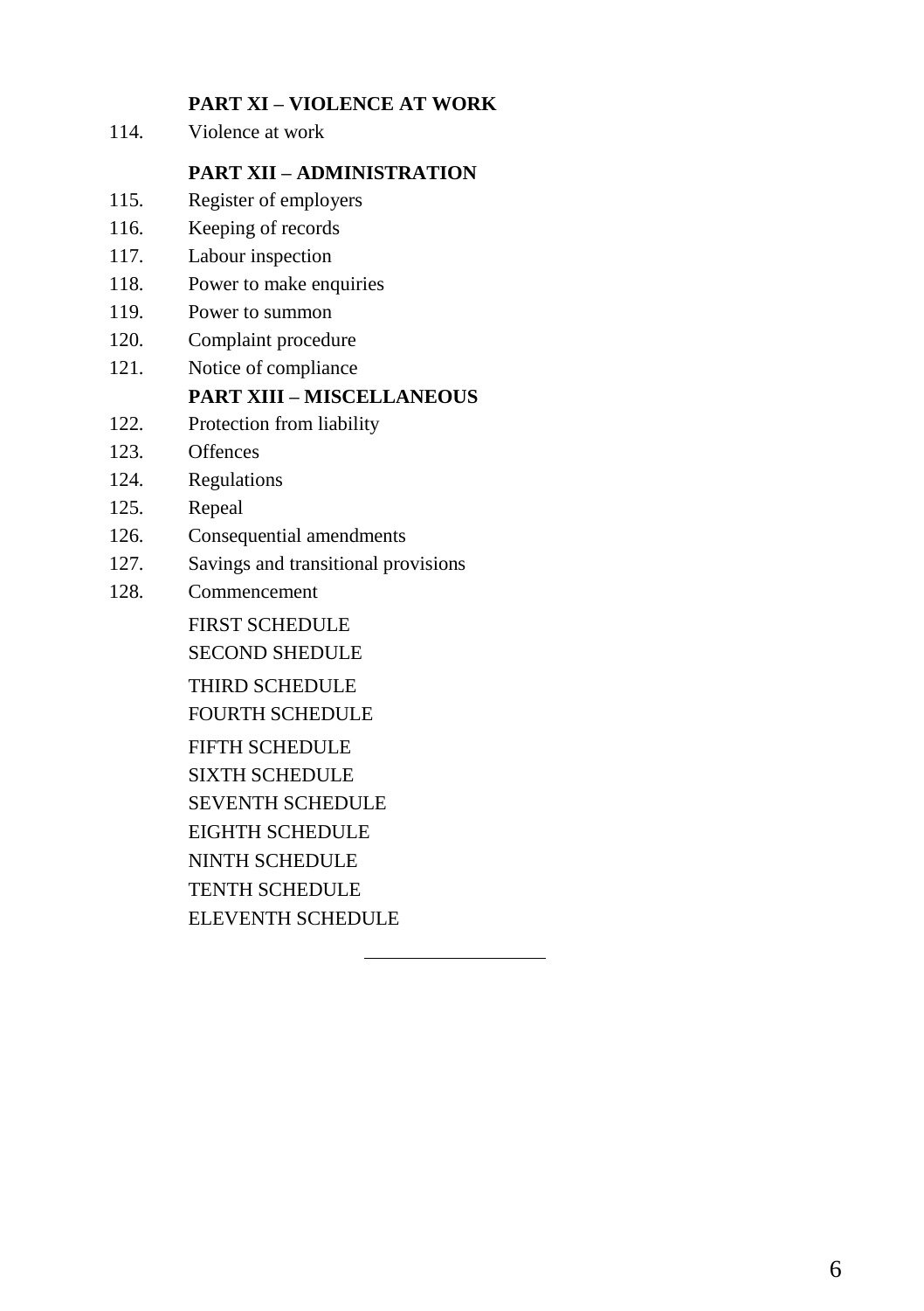**PART XI – VIOLENCE AT WORK**

114. Violence at work

**PART XII – ADMINISTRATION**

115. Register of employers
116. Keeping of records
117. Labour inspection
118. Power to make enquiries
119. Power to summon
120. Complaint procedure
121. Notice of compliance

**PART XIII – MISCELLANEOUS**

122. Protection from liability
123. Offences
124. Regulations
125. Repeal
126. Consequential amendments
127. Savings and transitional provisions
128. Commencement

FIRST SCHEDULE

SECOND SHEDULE

THIRD SCHEDULE

FOURTH SCHEDULE

FIFTH SCHEDULE

SIXTH SCHEDULE

SEVENTH SCHEDULE

EIGHTH SCHEDULE

NINTH SCHEDULE

TENTH SCHEDULE

ELEVENTH SCHEDULE

---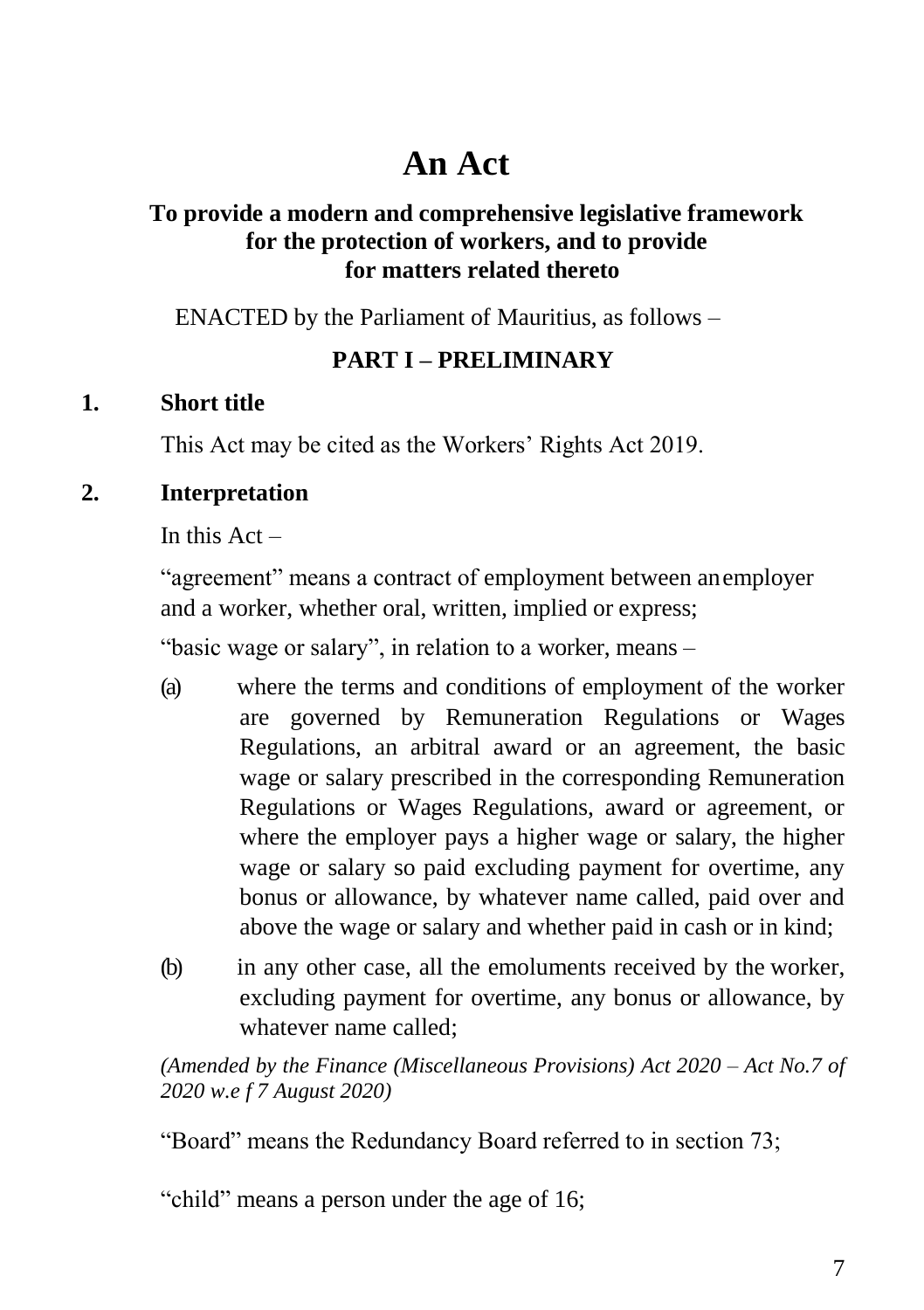# An Act

**To provide a modern and comprehensive legislative framework for the protection of workers, and to provide for matters related thereto**

ENACTED by the Parliament of Mauritius, as follows –

## PART I – PRELIMINARY

### 1. Short title

This Act may be cited as the Workers' Rights Act 2019.

### 2. Interpretation

In this Act –

"agreement" means a contract of employment between an employer and a worker, whether oral, written, implied or express;

"basic wage or salary", in relation to a worker, means –

(a) where the terms and conditions of employment of the worker are governed by Remuneration Regulations or Wages Regulations, an arbitral award or an agreement, the basic wage or salary prescribed in the corresponding Remuneration Regulations or Wages Regulations, award or agreement, or where the employer pays a higher wage or salary, the higher wage or salary so paid excluding payment for overtime, any bonus or allowance, by whatever name called, paid over and above the wage or salary and whether paid in cash or in kind;

(b) in any other case, all the emoluments received by the worker, excluding payment for overtime, any bonus or allowance, by whatever name called;

*(Amended by the Finance (Miscellaneous Provisions) Act 2020 – Act No.7 of 2020 w.e f 7 August 2020)*

"Board" means the Redundancy Board referred to in section 73;

"child" means a person under the age of 16;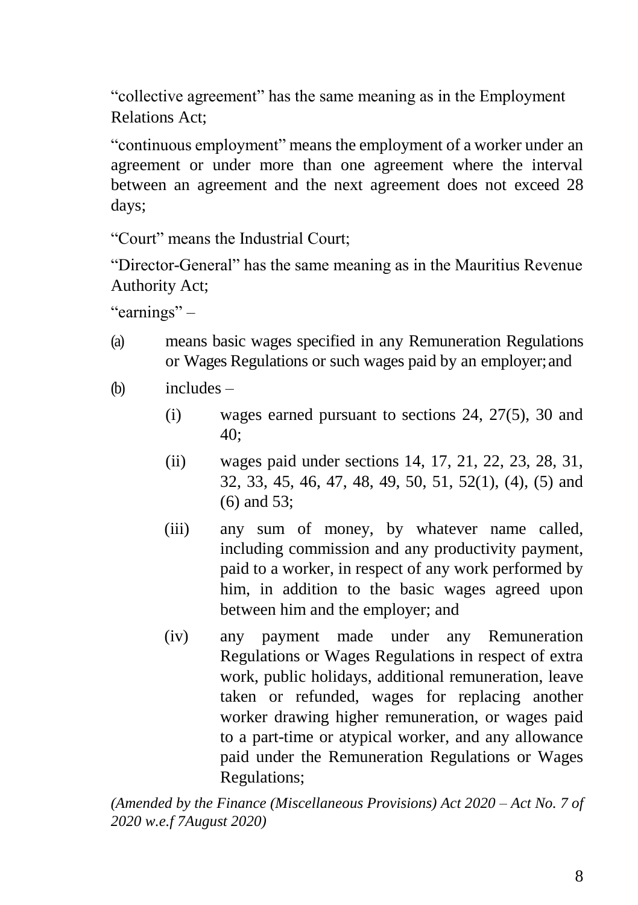"collective agreement" has the same meaning as in the Employment Relations Act;

"continuous employment" means the employment of a worker under an agreement or under more than one agreement where the interval between an agreement and the next agreement does not exceed 28 days;

"Court" means the Industrial Court;

"Director-General" has the same meaning as in the Mauritius Revenue Authority Act;

"earnings" –

(a) means basic wages specified in any Remuneration Regulations or Wages Regulations or such wages paid by an employer; and

(b) includes –

 (i) wages earned pursuant to sections 24, 27(5), 30 and 40;

 (ii) wages paid under sections 14, 17, 21, 22, 23, 28, 31, 32, 33, 45, 46, 47, 48, 49, 50, 51, 52(1), (4), (5) and (6) and 53;

 (iii) any sum of money, by whatever name called, including commission and any productivity payment, paid to a worker, in respect of any work performed by him, in addition to the basic wages agreed upon between him and the employer; and

 (iv) any payment made under any Remuneration Regulations or Wages Regulations in respect of extra work, public holidays, additional remuneration, leave taken or refunded, wages for replacing another worker drawing higher remuneration, or wages paid to a part-time or atypical worker, and any allowance paid under the Remuneration Regulations or Wages Regulations;

*(Amended by the Finance (Miscellaneous Provisions) Act 2020 – Act No. 7 of 2020 w.e.f 7August 2020)*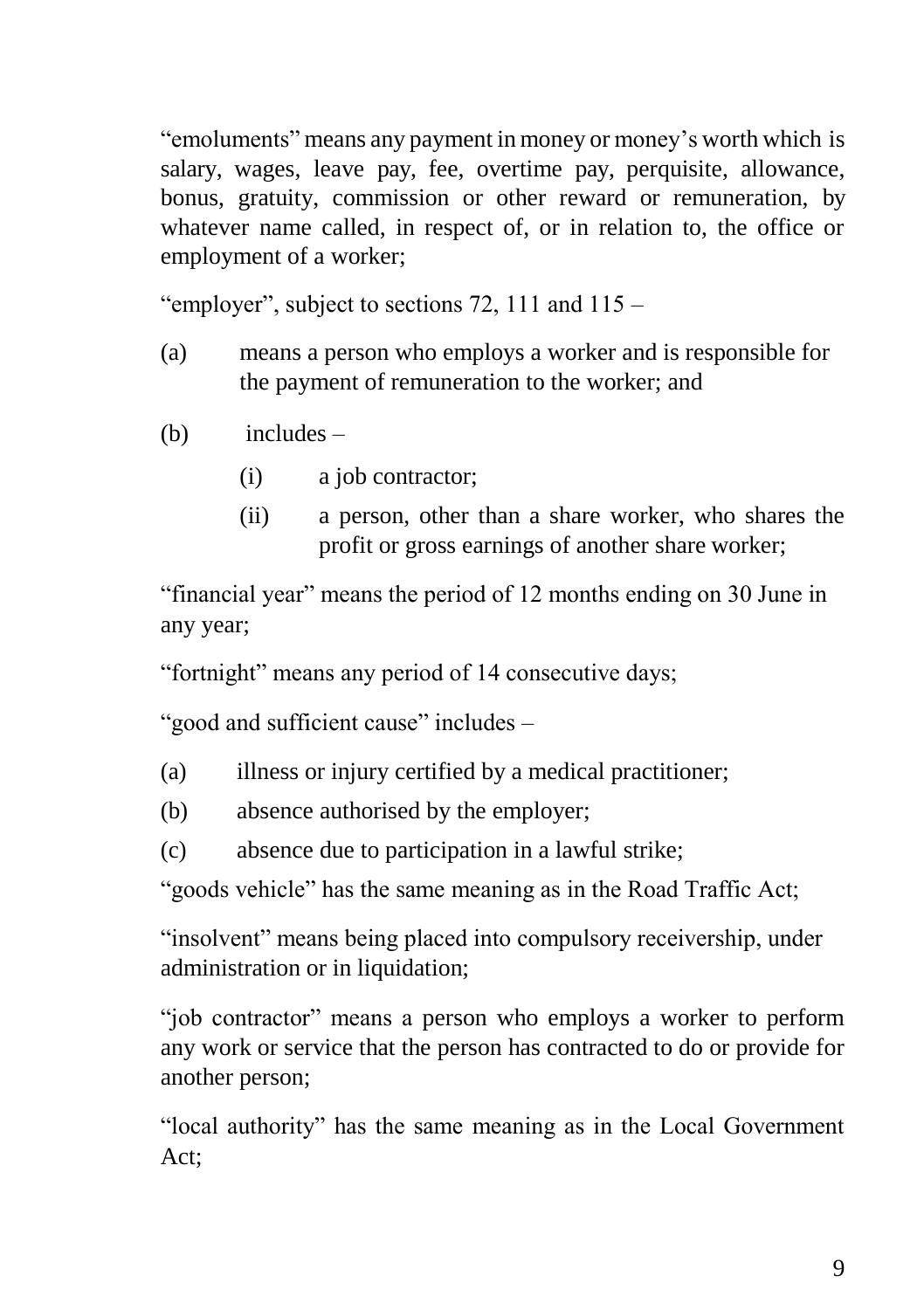"emoluments" means any payment in money or money's worth which is salary, wages, leave pay, fee, overtime pay, perquisite, allowance, bonus, gratuity, commission or other reward or remuneration, by whatever name called, in respect of, or in relation to, the office or employment of a worker;

"employer", subject to sections 72, 111 and 115 –

(a) means a person who employs a worker and is responsible for the payment of remuneration to the worker; and

(b) includes –

   (i) a job contractor;

   (ii) a person, other than a share worker, who shares the profit or gross earnings of another share worker;

"financial year" means the period of 12 months ending on 30 June in any year;

"fortnight" means any period of 14 consecutive days;

"good and sufficient cause" includes –

(a) illness or injury certified by a medical practitioner;

(b) absence authorised by the employer;

(c) absence due to participation in a lawful strike;

"goods vehicle" has the same meaning as in the Road Traffic Act;

"insolvent" means being placed into compulsory receivership, under administration or in liquidation;

"job contractor" means a person who employs a worker to perform any work or service that the person has contracted to do or provide for another person;

"local authority" has the same meaning as in the Local Government Act;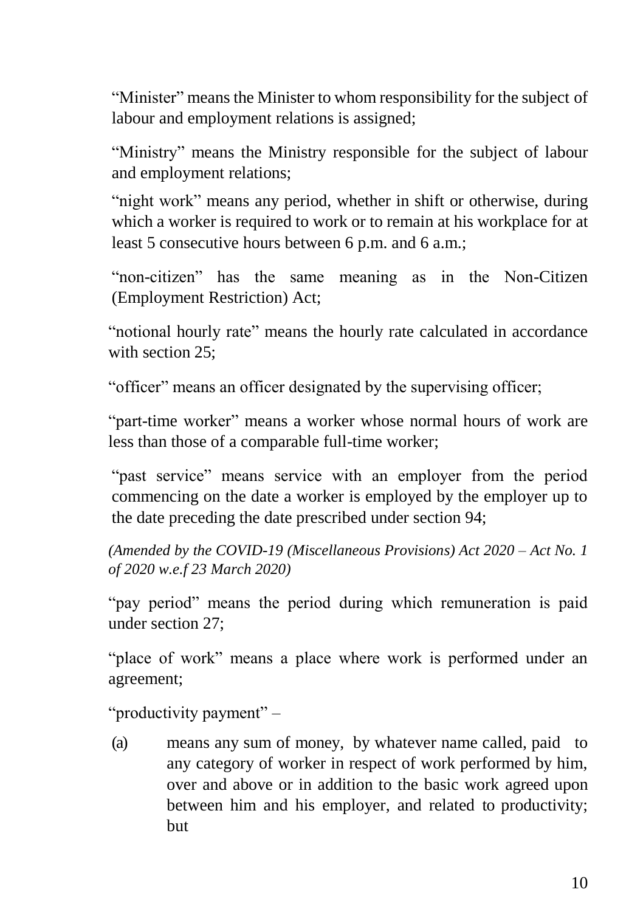"Minister" means the Minister to whom responsibility for the subject of labour and employment relations is assigned;

"Ministry" means the Ministry responsible for the subject of labour and employment relations;

"night work" means any period, whether in shift or otherwise, during which a worker is required to work or to remain at his workplace for at least 5 consecutive hours between 6 p.m. and 6 a.m.;

"non-citizen" has the same meaning as in the Non-Citizen (Employment Restriction) Act;

"notional hourly rate" means the hourly rate calculated in accordance with section 25;

"officer" means an officer designated by the supervising officer;

"part-time worker" means a worker whose normal hours of work are less than those of a comparable full-time worker;

"past service" means service with an employer from the period commencing on the date a worker is employed by the employer up to the date preceding the date prescribed under section 94;

*(Amended by the COVID-19 (Miscellaneous Provisions) Act 2020 – Act No. 1 of 2020 w.e.f 23 March 2020)*

"pay period" means the period during which remuneration is paid under section 27;

"place of work" means a place where work is performed under an agreement;

"productivity payment" –

(a) means any sum of money, by whatever name called, paid to any category of worker in respect of work performed by him, over and above or in addition to the basic work agreed upon between him and his employer, and related to productivity; but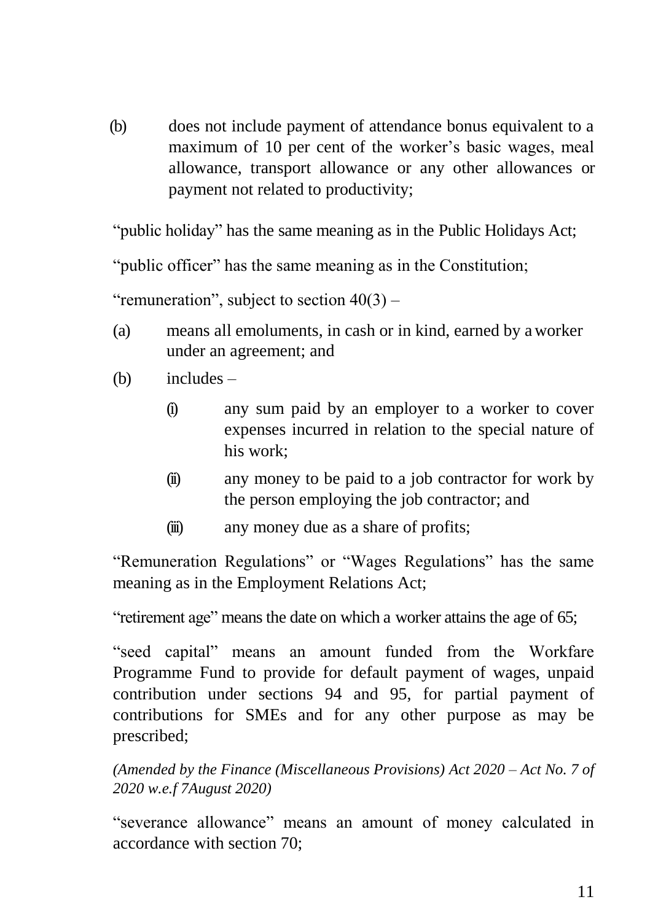(b) does not include payment of attendance bonus equivalent to a maximum of 10 per cent of the worker's basic wages, meal allowance, transport allowance or any other allowances or payment not related to productivity;

"public holiday" has the same meaning as in the Public Holidays Act;

"public officer" has the same meaning as in the Constitution;

"remuneration", subject to section 40(3) –

(a) means all emoluments, in cash or in kind, earned by a worker under an agreement; and

(b) includes –

(i) any sum paid by an employer to a worker to cover expenses incurred in relation to the special nature of his work;

(ii) any money to be paid to a job contractor for work by the person employing the job contractor; and

(iii) any money due as a share of profits;

"Remuneration Regulations" or "Wages Regulations" has the same meaning as in the Employment Relations Act;

"retirement age" means the date on which a worker attains the age of 65;

"seed capital" means an amount funded from the Workfare Programme Fund to provide for default payment of wages, unpaid contribution under sections 94 and 95, for partial payment of contributions for SMEs and for any other purpose as may be prescribed;

*(Amended by the Finance (Miscellaneous Provisions) Act 2020 – Act No. 7 of 2020 w.e.f 7August 2020)*

"severance allowance" means an amount of money calculated in accordance with section 70;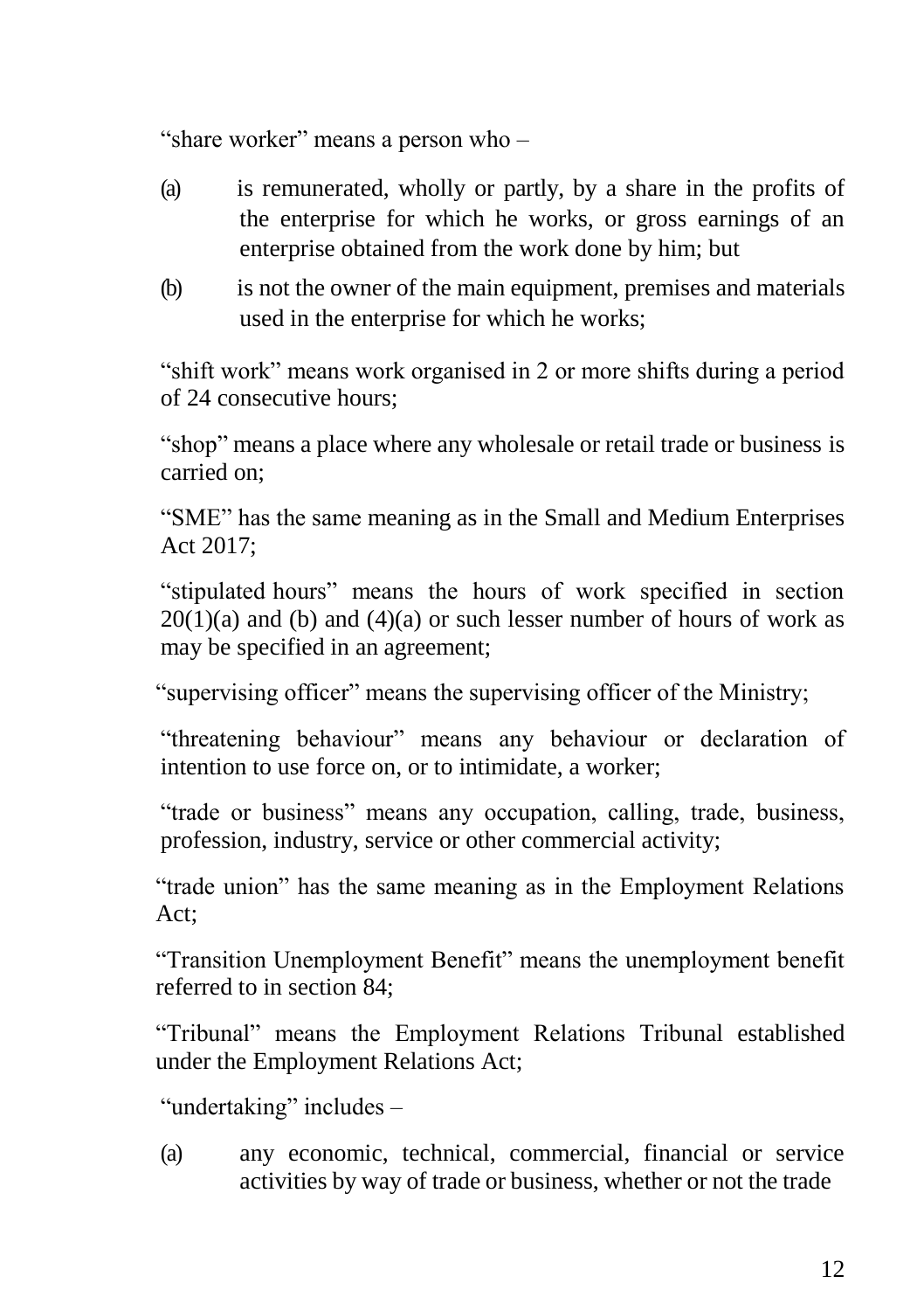"share worker" means a person who –

(a) is remunerated, wholly or partly, by a share in the profits of the enterprise for which he works, or gross earnings of an enterprise obtained from the work done by him; but

(b) is not the owner of the main equipment, premises and materials used in the enterprise for which he works;

"shift work" means work organised in 2 or more shifts during a period of 24 consecutive hours;

"shop" means a place where any wholesale or retail trade or business is carried on;

"SME" has the same meaning as in the Small and Medium Enterprises Act 2017;

"stipulated hours" means the hours of work specified in section 20(1)(a) and (b) and (4)(a) or such lesser number of hours of work as may be specified in an agreement;

"supervising officer" means the supervising officer of the Ministry;

"threatening behaviour" means any behaviour or declaration of intention to use force on, or to intimidate, a worker;

"trade or business" means any occupation, calling, trade, business, profession, industry, service or other commercial activity;

"trade union" has the same meaning as in the Employment Relations Act;

"Transition Unemployment Benefit" means the unemployment benefit referred to in section 84;

"Tribunal" means the Employment Relations Tribunal established under the Employment Relations Act;

"undertaking" includes –

(a) any economic, technical, commercial, financial or service activities by way of trade or business, whether or not the trade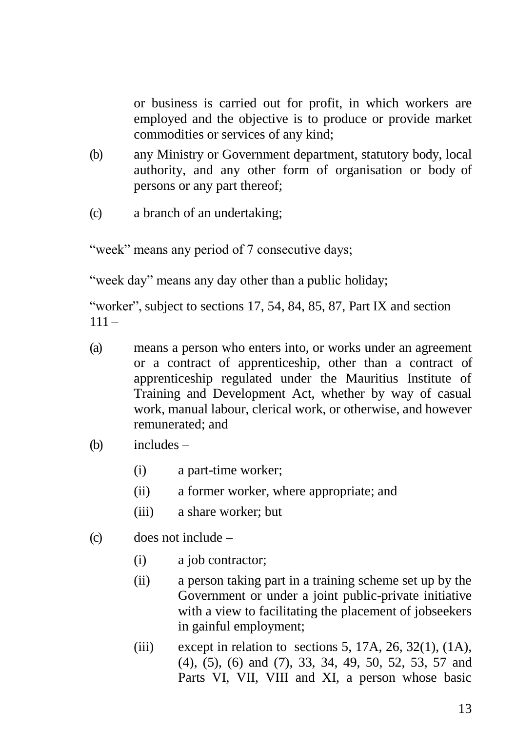or business is carried out for profit, in which workers are employed and the objective is to produce or provide market commodities or services of any kind;

(b) any Ministry or Government department, statutory body, local authority, and any other form of organisation or body of persons or any part thereof;

(c) a branch of an undertaking;

"week" means any period of 7 consecutive days;

"week day" means any day other than a public holiday;

"worker", subject to sections 17, 54, 84, 85, 87, Part IX and section 111 –

(a) means a person who enters into, or works under an agreement or a contract of apprenticeship, other than a contract of apprenticeship regulated under the Mauritius Institute of Training and Development Act, whether by way of casual work, manual labour, clerical work, or otherwise, and however remunerated; and

(b) includes –

  (i) a part-time worker;

  (ii) a former worker, where appropriate; and

  (iii) a share worker; but

(c) does not include –

  (i) a job contractor;

  (ii) a person taking part in a training scheme set up by the Government or under a joint public-private initiative with a view to facilitating the placement of jobseekers in gainful employment;

  (iii) except in relation to sections 5, 17A, 26, 32(1), (1A), (4), (5), (6) and (7), 33, 34, 49, 50, 52, 53, 57 and Parts VI, VII, VIII and XI, a person whose basic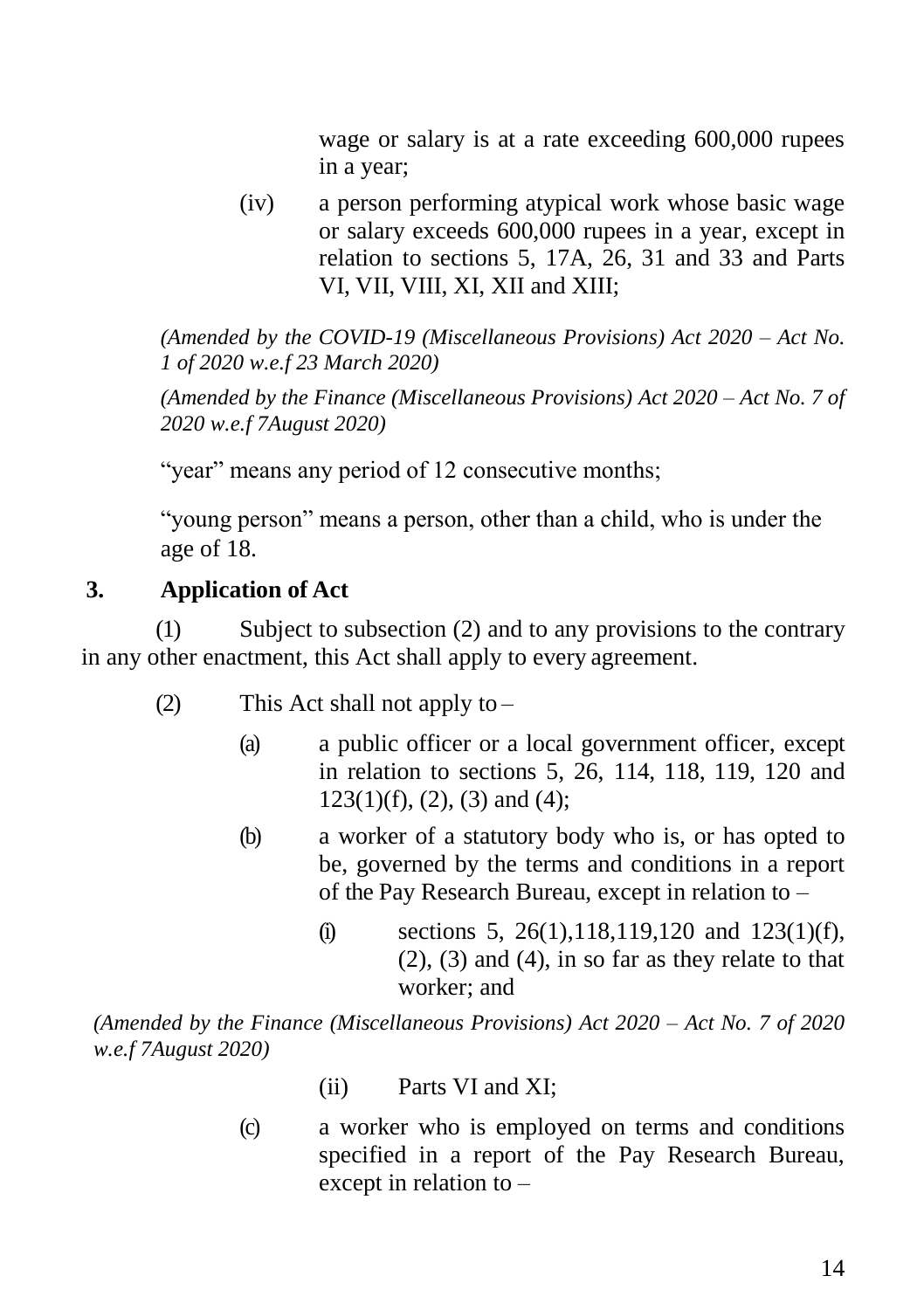wage or salary is at a rate exceeding 600,000 rupees in a year;

(iv) a person performing atypical work whose basic wage or salary exceeds 600,000 rupees in a year, except in relation to sections 5, 17A, 26, 31 and 33 and Parts VI, VII, VIII, XI, XII and XIII;

*(Amended by the COVID-19 (Miscellaneous Provisions) Act 2020 – Act No. 1 of 2020 w.e.f 23 March 2020)*

*(Amended by the Finance (Miscellaneous Provisions) Act 2020 – Act No. 7 of 2020 w.e.f 7August 2020)*

"year" means any period of 12 consecutive months;

"young person" means a person, other than a child, who is under the age of 18.

**3. Application of Act**

(1) Subject to subsection (2) and to any provisions to the contrary in any other enactment, this Act shall apply to every agreement.

(2) This Act shall not apply to –

(a) a public officer or a local government officer, except in relation to sections 5, 26, 114, 118, 119, 120 and 123(1)(f), (2), (3) and (4);

(b) a worker of a statutory body who is, or has opted to be, governed by the terms and conditions in a report of the Pay Research Bureau, except in relation to –

(i) sections 5, 26(1),118,119,120 and 123(1)(f), (2), (3) and (4), in so far as they relate to that worker; and

*(Amended by the Finance (Miscellaneous Provisions) Act 2020 – Act No. 7 of 2020 w.e.f 7August 2020)*

(ii) Parts VI and XI;

(c) a worker who is employed on terms and conditions specified in a report of the Pay Research Bureau, except in relation to –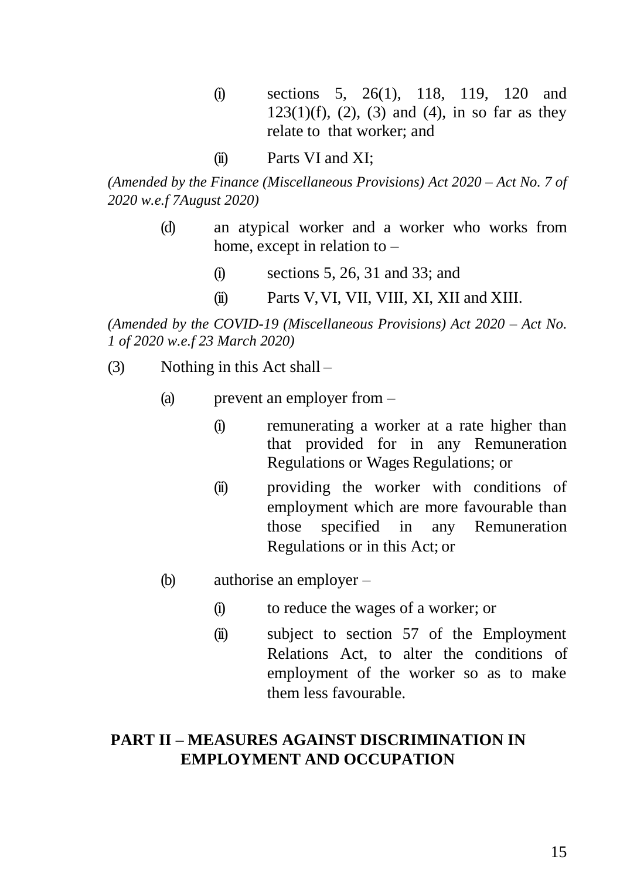(i) sections 5, 26(1), 118, 119, 120 and 123(1)(f), (2), (3) and (4), in so far as they relate to that worker; and

(ii) Parts VI and XI;

*(Amended by the Finance (Miscellaneous Provisions) Act 2020 – Act No. 7 of 2020 w.e.f 7August 2020)*

(d) an atypical worker and a worker who works from home, except in relation to –

(i) sections 5, 26, 31 and 33; and

(ii) Parts V, VI, VII, VIII, XI, XII and XIII.

*(Amended by the COVID-19 (Miscellaneous Provisions) Act 2020 – Act No. 1 of 2020 w.e.f 23 March 2020)*

(3) Nothing in this Act shall –

(a) prevent an employer from –

(i) remunerating a worker at a rate higher than that provided for in any Remuneration Regulations or Wages Regulations; or

(ii) providing the worker with conditions of employment which are more favourable than those specified in any Remuneration Regulations or in this Act; or

(b) authorise an employer –

(i) to reduce the wages of a worker; or

(ii) subject to section 57 of the Employment Relations Act, to alter the conditions of employment of the worker so as to make them less favourable.

## PART II – MEASURES AGAINST DISCRIMINATION IN EMPLOYMENT AND OCCUPATION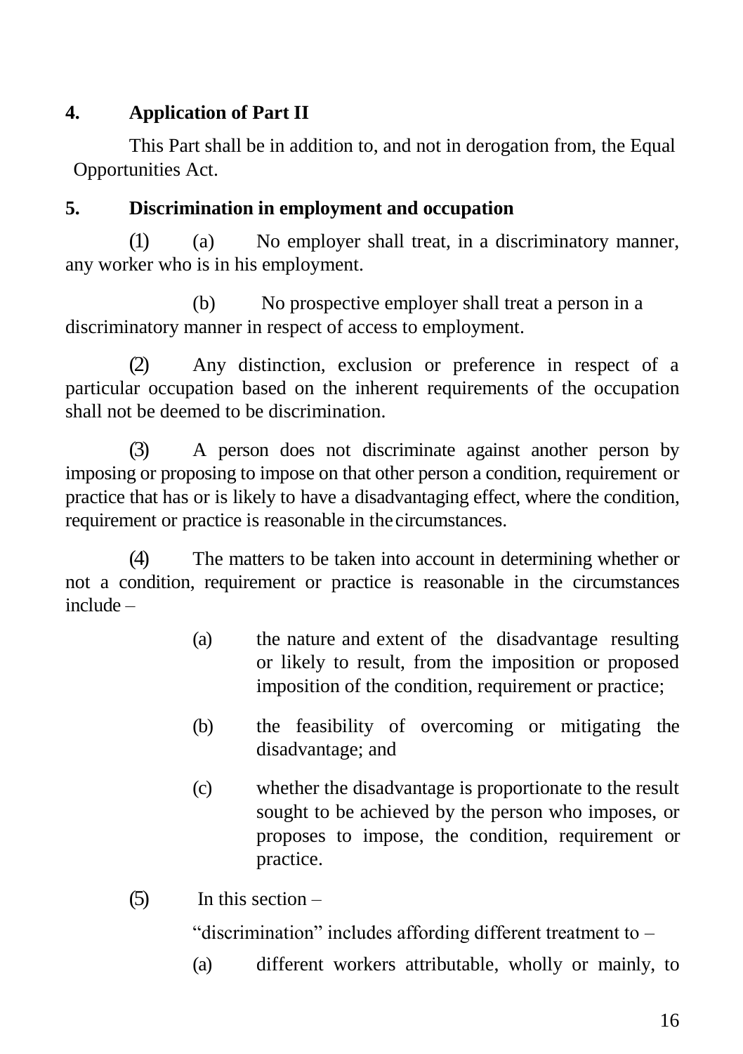**4. Application of Part II**

This Part shall be in addition to, and not in derogation from, the Equal Opportunities Act.

**5. Discrimination in employment and occupation**

(1) (a) No employer shall treat, in a discriminatory manner, any worker who is in his employment.

(b) No prospective employer shall treat a person in a discriminatory manner in respect of access to employment.

(2) Any distinction, exclusion or preference in respect of a particular occupation based on the inherent requirements of the occupation shall not be deemed to be discrimination.

(3) A person does not discriminate against another person by imposing or proposing to impose on that other person a condition, requirement or practice that has or is likely to have a disadvantaging effect, where the condition, requirement or practice is reasonable in the circumstances.

(4) The matters to be taken into account in determining whether or not a condition, requirement or practice is reasonable in the circumstances include –

(a) the nature and extent of the disadvantage resulting or likely to result, from the imposition or proposed imposition of the condition, requirement or practice;

(b) the feasibility of overcoming or mitigating the disadvantage; and

(c) whether the disadvantage is proportionate to the result sought to be achieved by the person who imposes, or proposes to impose, the condition, requirement or practice.

(5) In this section –

"discrimination" includes affording different treatment to –

(a) different workers attributable, wholly or mainly, to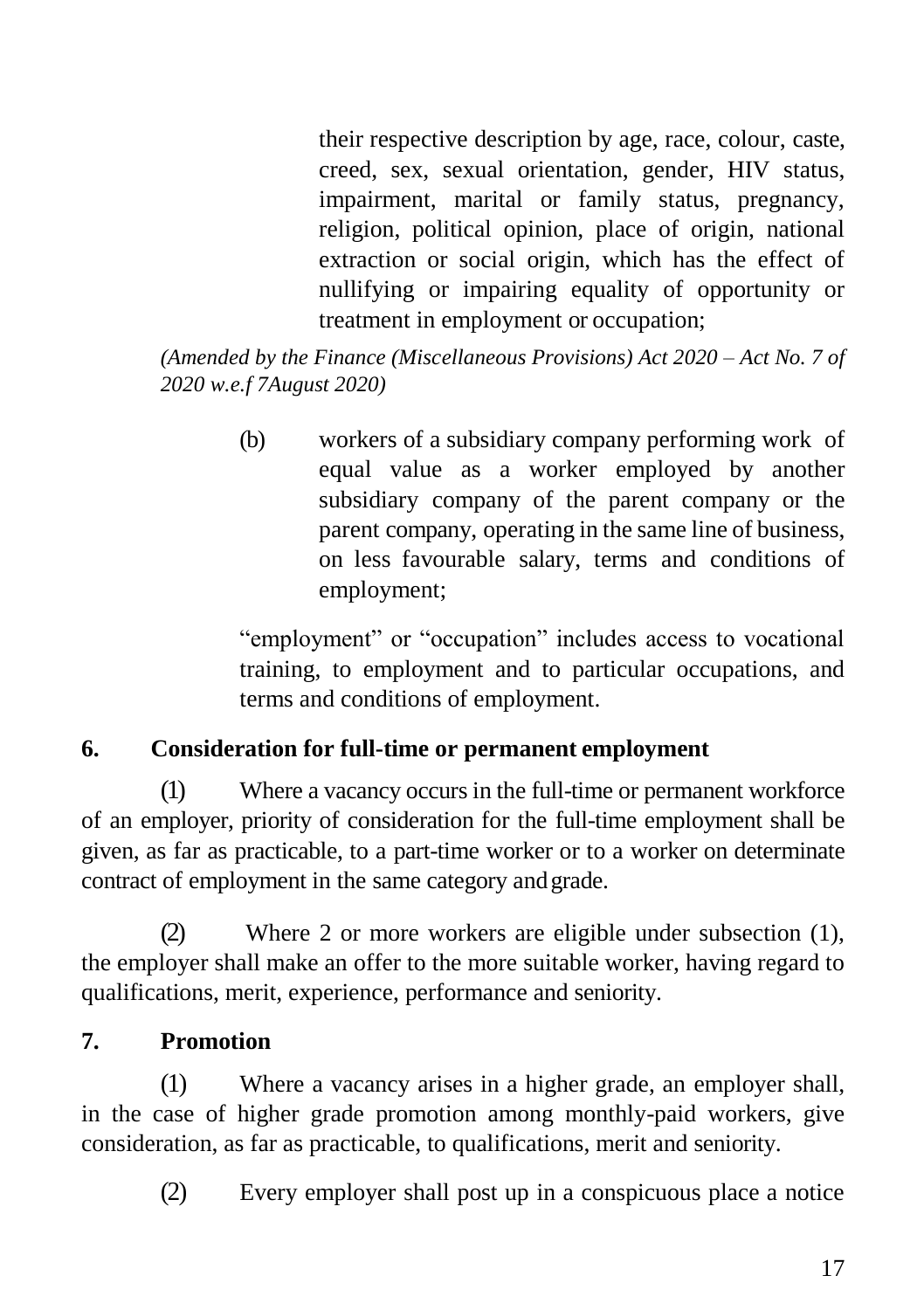their respective description by age, race, colour, caste, creed, sex, sexual orientation, gender, HIV status, impairment, marital or family status, pregnancy, religion, political opinion, place of origin, national extraction or social origin, which has the effect of nullifying or impairing equality of opportunity or treatment in employment or occupation;

*(Amended by the Finance (Miscellaneous Provisions) Act 2020 – Act No. 7 of 2020 w.e.f 7August 2020)*

(b) workers of a subsidiary company performing work of equal value as a worker employed by another subsidiary company of the parent company or the parent company, operating in the same line of business, on less favourable salary, terms and conditions of employment;

"employment" or "occupation" includes access to vocational training, to employment and to particular occupations, and terms and conditions of employment.

### 6. Consideration for full-time or permanent employment

(1) Where a vacancy occurs in the full-time or permanent workforce of an employer, priority of consideration for the full-time employment shall be given, as far as practicable, to a part-time worker or to a worker on determinate contract of employment in the same category and grade.

(2) Where 2 or more workers are eligible under subsection (1), the employer shall make an offer to the more suitable worker, having regard to qualifications, merit, experience, performance and seniority.

### 7. Promotion

(1) Where a vacancy arises in a higher grade, an employer shall, in the case of higher grade promotion among monthly-paid workers, give consideration, as far as practicable, to qualifications, merit and seniority.

(2) Every employer shall post up in a conspicuous place a notice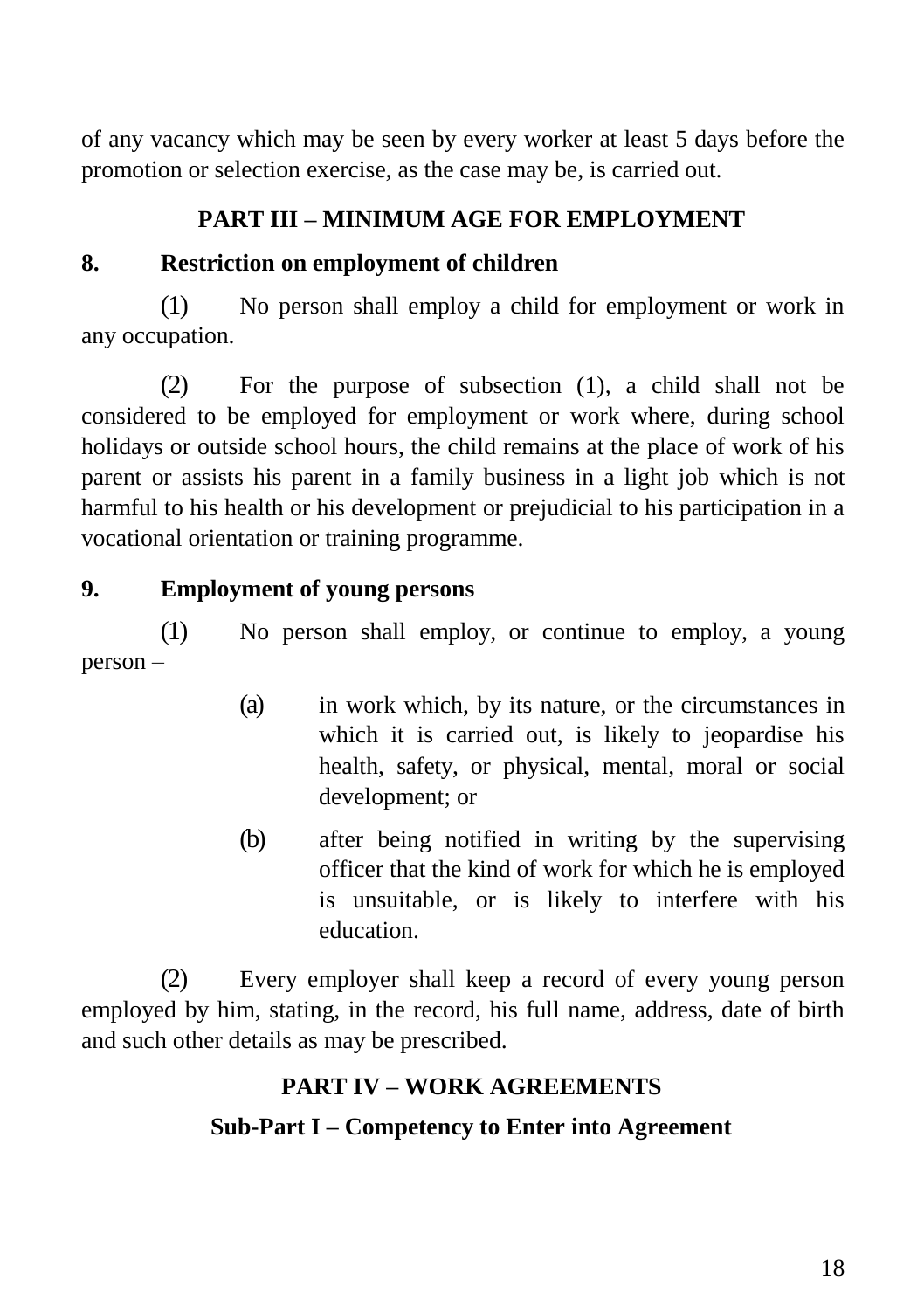of any vacancy which may be seen by every worker at least 5 days before the promotion or selection exercise, as the case may be, is carried out.

## PART III – MINIMUM AGE FOR EMPLOYMENT

### 8. Restriction on employment of children

(1) No person shall employ a child for employment or work in any occupation.

(2) For the purpose of subsection (1), a child shall not be considered to be employed for employment or work where, during school holidays or outside school hours, the child remains at the place of work of his parent or assists his parent in a family business in a light job which is not harmful to his health or his development or prejudicial to his participation in a vocational orientation or training programme.

### 9. Employment of young persons

(1) No person shall employ, or continue to employ, a young person –

- (a) in work which, by its nature, or the circumstances in which it is carried out, is likely to jeopardise his health, safety, or physical, mental, moral or social development; or
- (b) after being notified in writing by the supervising officer that the kind of work for which he is employed is unsuitable, or is likely to interfere with his education.

(2) Every employer shall keep a record of every young person employed by him, stating, in the record, his full name, address, date of birth and such other details as may be prescribed.

## PART IV – WORK AGREEMENTS

### Sub-Part I – Competency to Enter into Agreement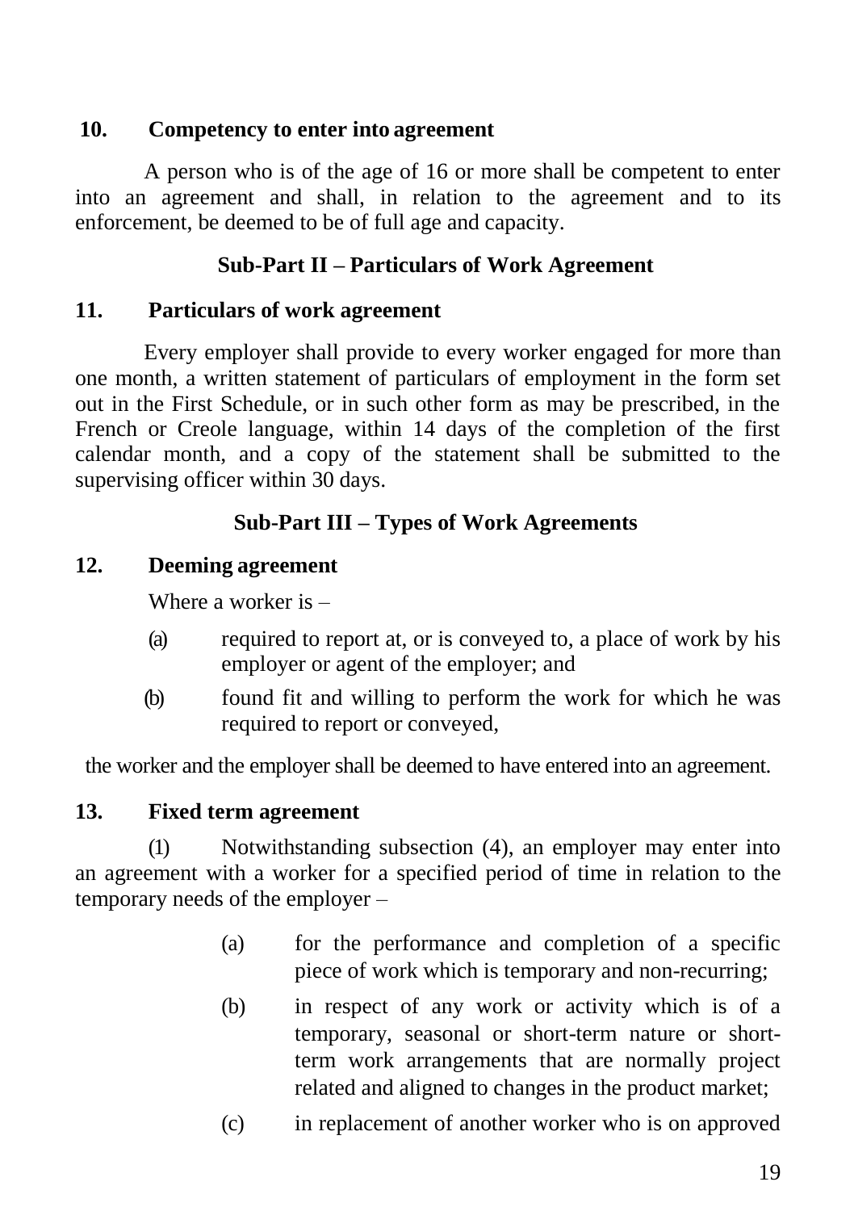**10. Competency to enter into agreement**

A person who is of the age of 16 or more shall be competent to enter into an agreement and shall, in relation to the agreement and to its enforcement, be deemed to be of full age and capacity.

## Sub-Part II – Particulars of Work Agreement

**11. Particulars of work agreement**

Every employer shall provide to every worker engaged for more than one month, a written statement of particulars of employment in the form set out in the First Schedule, or in such other form as may be prescribed, in the French or Creole language, within 14 days of the completion of the first calendar month, and a copy of the statement shall be submitted to the supervising officer within 30 days.

## Sub-Part III – Types of Work Agreements

**12. Deeming agreement**

Where a worker is –

(a) required to report at, or is conveyed to, a place of work by his employer or agent of the employer; and

(b) found fit and willing to perform the work for which he was required to report or conveyed,

the worker and the employer shall be deemed to have entered into an agreement.

**13. Fixed term agreement**

(1) Notwithstanding subsection (4), an employer may enter into an agreement with a worker for a specified period of time in relation to the temporary needs of the employer –

(a) for the performance and completion of a specific piece of work which is temporary and non-recurring;

(b) in respect of any work or activity which is of a temporary, seasonal or short-term nature or short-term work arrangements that are normally project related and aligned to changes in the product market;

(c) in replacement of another worker who is on approved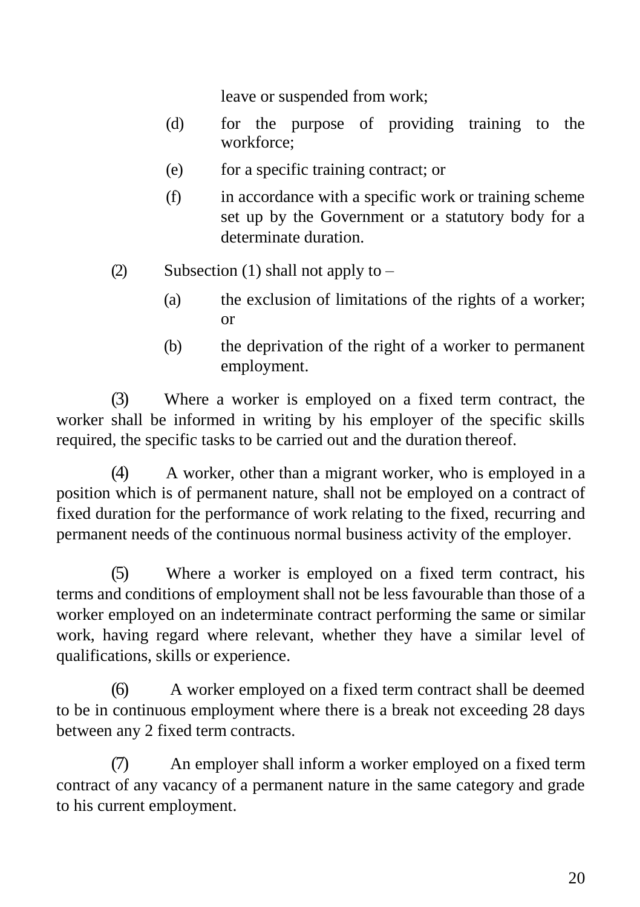leave or suspended from work;

(d) for the purpose of providing training to the workforce;

(e) for a specific training contract; or

(f) in accordance with a specific work or training scheme set up by the Government or a statutory body for a determinate duration.

(2) Subsection (1) shall not apply to –

(a) the exclusion of limitations of the rights of a worker; or

(b) the deprivation of the right of a worker to permanent employment.

(3) Where a worker is employed on a fixed term contract, the worker shall be informed in writing by his employer of the specific skills required, the specific tasks to be carried out and the duration thereof.

(4) A worker, other than a migrant worker, who is employed in a position which is of permanent nature, shall not be employed on a contract of fixed duration for the performance of work relating to the fixed, recurring and permanent needs of the continuous normal business activity of the employer.

(5) Where a worker is employed on a fixed term contract, his terms and conditions of employment shall not be less favourable than those of a worker employed on an indeterminate contract performing the same or similar work, having regard where relevant, whether they have a similar level of qualifications, skills or experience.

(6) A worker employed on a fixed term contract shall be deemed to be in continuous employment where there is a break not exceeding 28 days between any 2 fixed term contracts.

(7) An employer shall inform a worker employed on a fixed term contract of any vacancy of a permanent nature in the same category and grade to his current employment.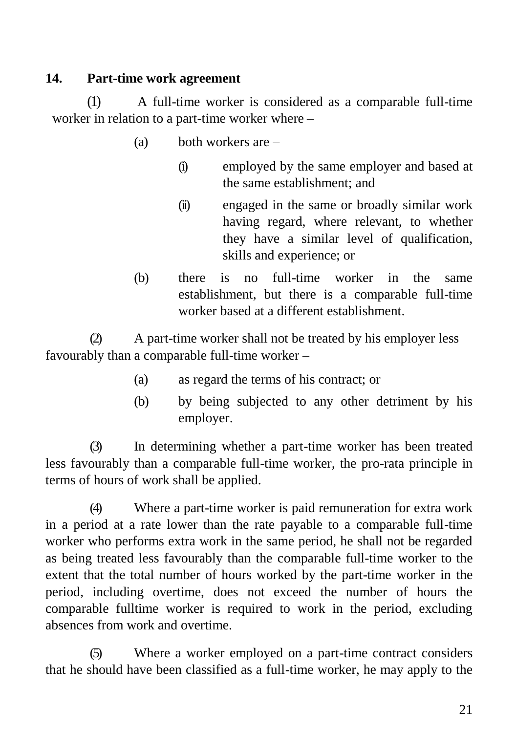## 14. Part-time work agreement

(1) A full-time worker is considered as a comparable full-time worker in relation to a part-time worker where –

(a) both workers are –

(i) employed by the same employer and based at the same establishment; and

(ii) engaged in the same or broadly similar work having regard, where relevant, to whether they have a similar level of qualification, skills and experience; or

(b) there is no full-time worker in the same establishment, but there is a comparable full-time worker based at a different establishment.

(2) A part-time worker shall not be treated by his employer less favourably than a comparable full-time worker –

(a) as regard the terms of his contract; or

(b) by being subjected to any other detriment by his employer.

(3) In determining whether a part-time worker has been treated less favourably than a comparable full-time worker, the pro-rata principle in terms of hours of work shall be applied.

(4) Where a part-time worker is paid remuneration for extra work in a period at a rate lower than the rate payable to a comparable full-time worker who performs extra work in the same period, he shall not be regarded as being treated less favourably than the comparable full-time worker to the extent that the total number of hours worked by the part-time worker in the period, including overtime, does not exceed the number of hours the comparable fulltime worker is required to work in the period, excluding absences from work and overtime.

(5) Where a worker employed on a part-time contract considers that he should have been classified as a full-time worker, he may apply to the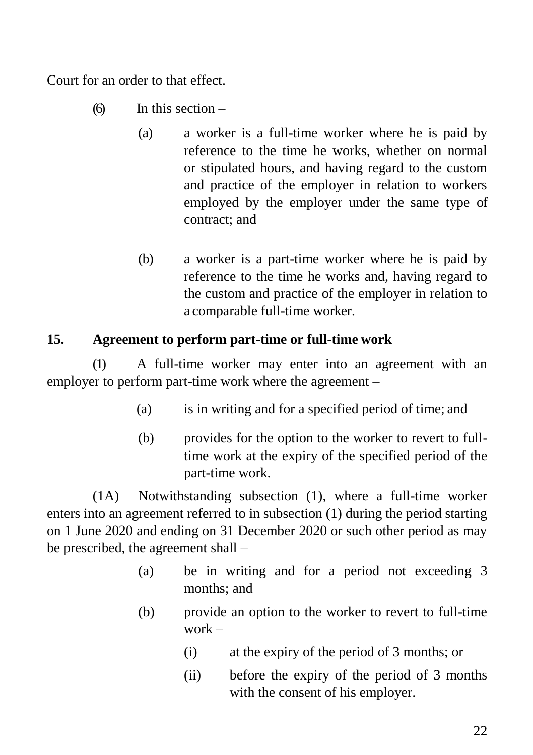Court for an order to that effect.

(6) In this section –

(a) a worker is a full-time worker where he is paid by reference to the time he works, whether on normal or stipulated hours, and having regard to the custom and practice of the employer in relation to workers employed by the employer under the same type of contract; and

(b) a worker is a part-time worker where he is paid by reference to the time he works and, having regard to the custom and practice of the employer in relation to a comparable full-time worker.

**15. Agreement to perform part-time or full-time work**

(1) A full-time worker may enter into an agreement with an employer to perform part-time work where the agreement –

(a) is in writing and for a specified period of time; and

(b) provides for the option to the worker to revert to full-time work at the expiry of the specified period of the part-time work.

(1A) Notwithstanding subsection (1), where a full-time worker enters into an agreement referred to in subsection (1) during the period starting on 1 June 2020 and ending on 31 December 2020 or such other period as may be prescribed, the agreement shall –

(a) be in writing and for a period not exceeding 3 months; and

(b) provide an option to the worker to revert to full-time work –

(i) at the expiry of the period of 3 months; or

(ii) before the expiry of the period of 3 months with the consent of his employer.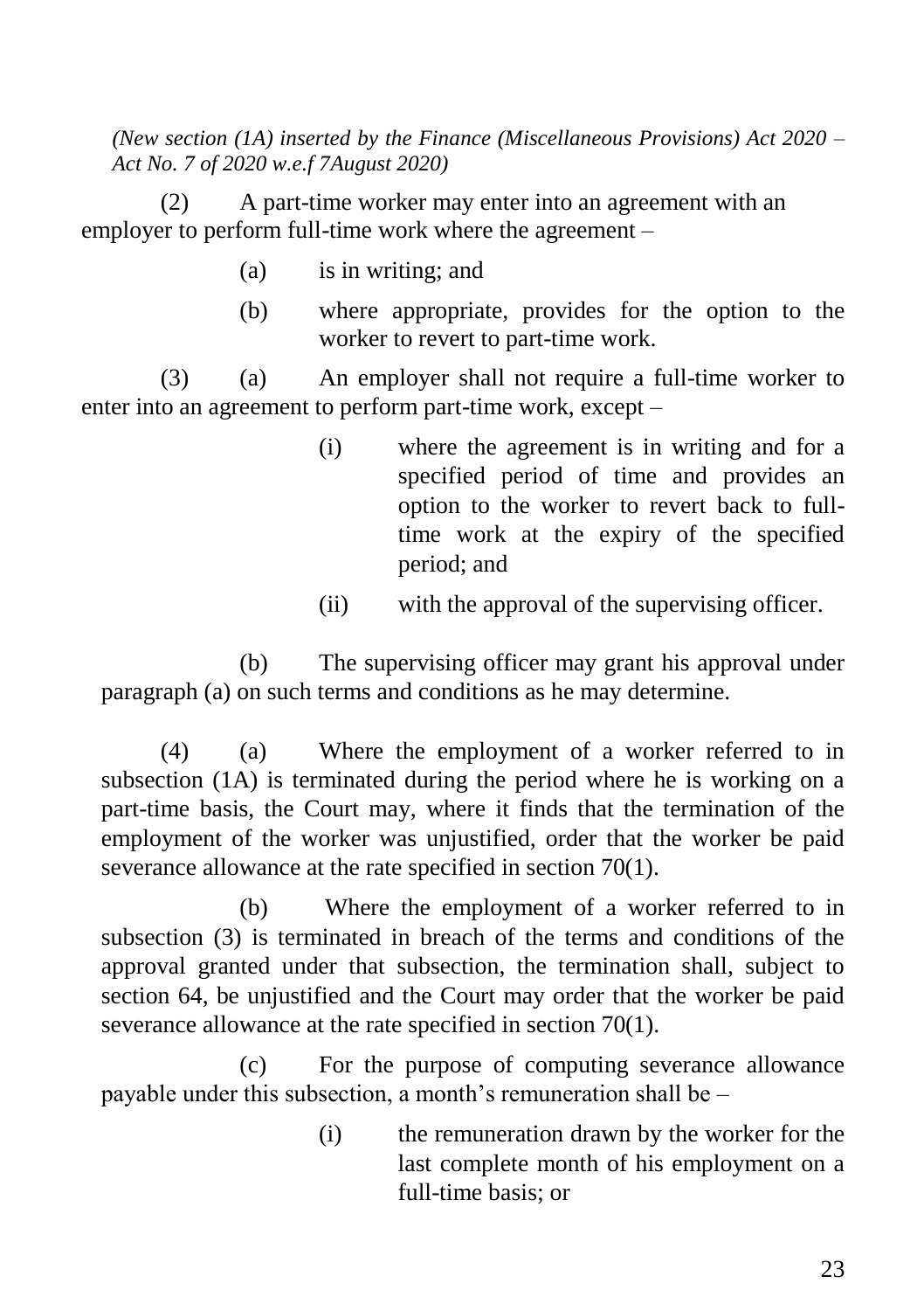*(New section (1A) inserted by the Finance (Miscellaneous Provisions) Act 2020 – Act No. 7 of 2020 w.e.f 7August 2020)*

(2) A part-time worker may enter into an agreement with an employer to perform full-time work where the agreement –

(a) is in writing; and

(b) where appropriate, provides for the option to the worker to revert to part-time work.

(3) (a) An employer shall not require a full-time worker to enter into an agreement to perform part-time work, except –

(i) where the agreement is in writing and for a specified period of time and provides an option to the worker to revert back to full-time work at the expiry of the specified period; and

(ii) with the approval of the supervising officer.

(b) The supervising officer may grant his approval under paragraph (a) on such terms and conditions as he may determine.

(4) (a) Where the employment of a worker referred to in subsection (1A) is terminated during the period where he is working on a part-time basis, the Court may, where it finds that the termination of the employment of the worker was unjustified, order that the worker be paid severance allowance at the rate specified in section 70(1).

(b) Where the employment of a worker referred to in subsection (3) is terminated in breach of the terms and conditions of the approval granted under that subsection, the termination shall, subject to section 64, be unjustified and the Court may order that the worker be paid severance allowance at the rate specified in section 70(1).

(c) For the purpose of computing severance allowance payable under this subsection, a month's remuneration shall be –

(i) the remuneration drawn by the worker for the last complete month of his employment on a full-time basis; or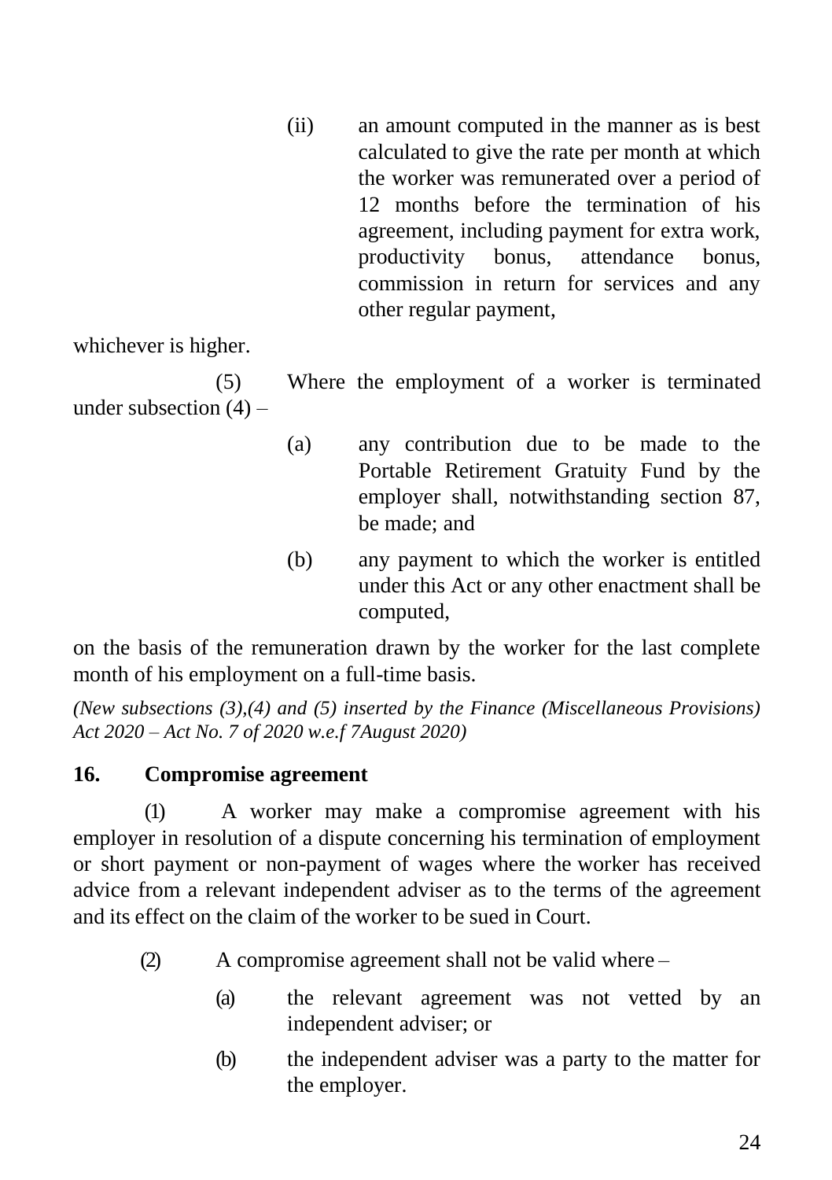(ii) an amount computed in the manner as is best calculated to give the rate per month at which the worker was remunerated over a period of 12 months before the termination of his agreement, including payment for extra work, productivity bonus, attendance bonus, commission in return for services and any other regular payment,

whichever is higher.

(5) Where the employment of a worker is terminated under subsection (4) –

(a) any contribution due to be made to the Portable Retirement Gratuity Fund by the employer shall, notwithstanding section 87, be made; and

(b) any payment to which the worker is entitled under this Act or any other enactment shall be computed,

on the basis of the remuneration drawn by the worker for the last complete month of his employment on a full-time basis.

*(New subsections (3),(4) and (5) inserted by the Finance (Miscellaneous Provisions) Act 2020 – Act No. 7 of 2020 w.e.f 7August 2020)*

**16. Compromise agreement**

(1) A worker may make a compromise agreement with his employer in resolution of a dispute concerning his termination of employment or short payment or non-payment of wages where the worker has received advice from a relevant independent adviser as to the terms of the agreement and its effect on the claim of the worker to be sued in Court.

(2) A compromise agreement shall not be valid where –

(a) the relevant agreement was not vetted by an independent adviser; or

(b) the independent adviser was a party to the matter for the employer.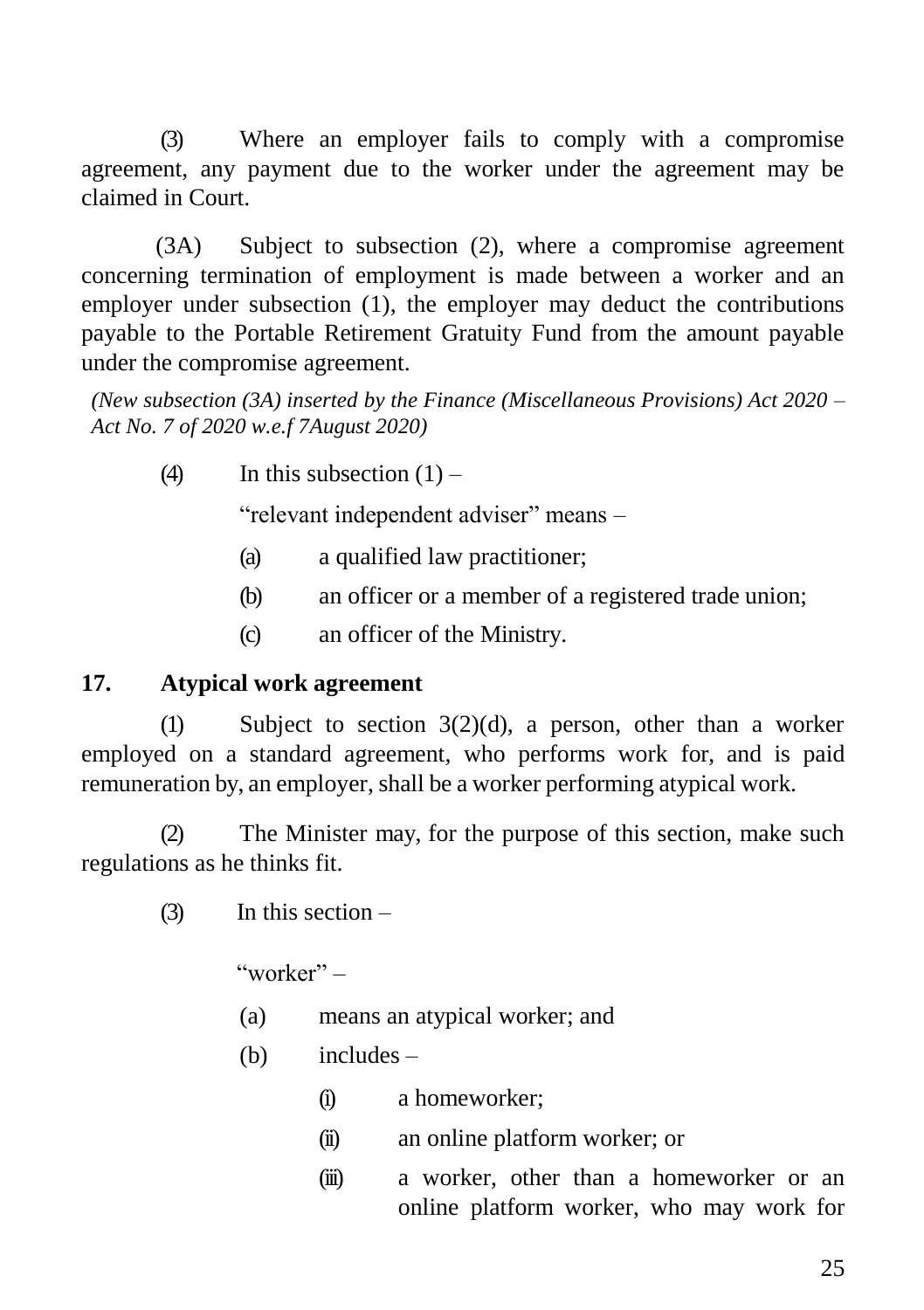(3) Where an employer fails to comply with a compromise agreement, any payment due to the worker under the agreement may be claimed in Court.

(3A) Subject to subsection (2), where a compromise agreement concerning termination of employment is made between a worker and an employer under subsection (1), the employer may deduct the contributions payable to the Portable Retirement Gratuity Fund from the amount payable under the compromise agreement.

*(New subsection (3A) inserted by the Finance (Miscellaneous Provisions) Act 2020 – Act No. 7 of 2020 w.e.f 7August 2020)*

(4) In this subsection (1) –

"relevant independent adviser" means –

(a) a qualified law practitioner;

(b) an officer or a member of a registered trade union;

(c) an officer of the Ministry.

**17. Atypical work agreement**

(1) Subject to section 3(2)(d), a person, other than a worker employed on a standard agreement, who performs work for, and is paid remuneration by, an employer, shall be a worker performing atypical work.

(2) The Minister may, for the purpose of this section, make such regulations as he thinks fit.

(3) In this section –

"worker" –

(a) means an atypical worker; and

(b) includes –

(i) a homeworker;

(ii) an online platform worker; or

(iii) a worker, other than a homeworker or an online platform worker, who may work for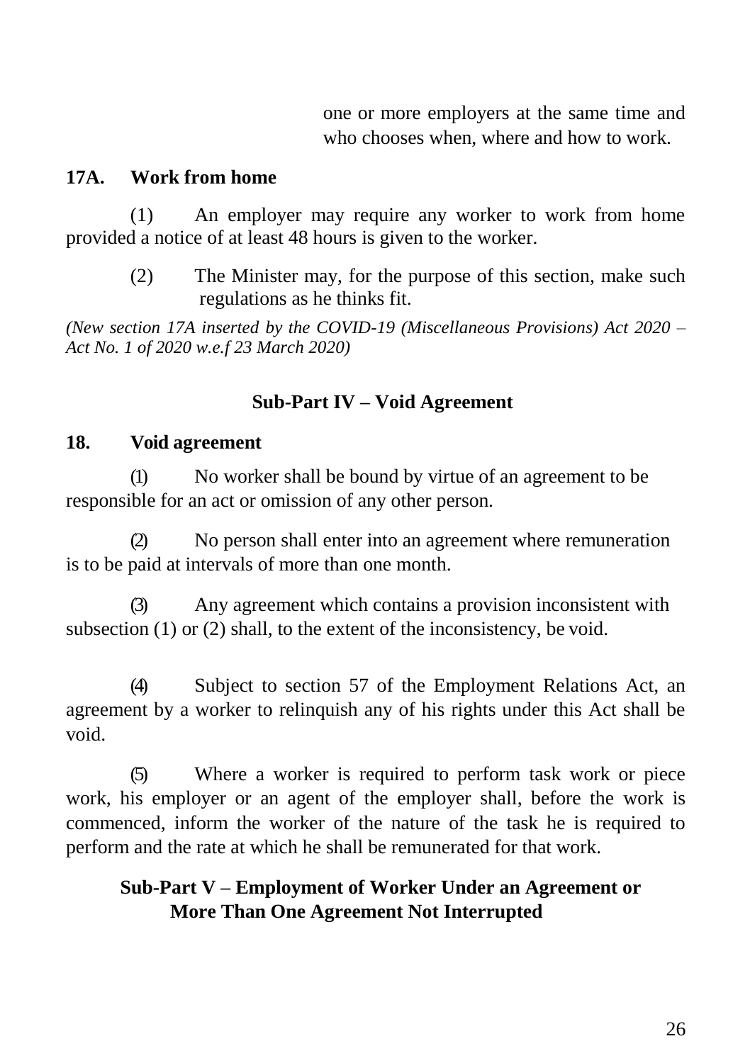one or more employers at the same time and who chooses when, where and how to work.

**17A. Work from home**

(1) An employer may require any worker to work from home provided a notice of at least 48 hours is given to the worker.

(2) The Minister may, for the purpose of this section, make such regulations as he thinks fit.

*(New section 17A inserted by the COVID-19 (Miscellaneous Provisions) Act 2020 – Act No. 1 of 2020 w.e.f 23 March 2020)*

## Sub-Part IV – Void Agreement

**18. Void agreement**

(1) No worker shall be bound by virtue of an agreement to be responsible for an act or omission of any other person.

(2) No person shall enter into an agreement where remuneration is to be paid at intervals of more than one month.

(3) Any agreement which contains a provision inconsistent with subsection (1) or (2) shall, to the extent of the inconsistency, be void.

(4) Subject to section 57 of the Employment Relations Act, an agreement by a worker to relinquish any of his rights under this Act shall be void.

(5) Where a worker is required to perform task work or piece work, his employer or an agent of the employer shall, before the work is commenced, inform the worker of the nature of the task he is required to perform and the rate at which he shall be remunerated for that work.

## Sub-Part V – Employment of Worker Under an Agreement or More Than One Agreement Not Interrupted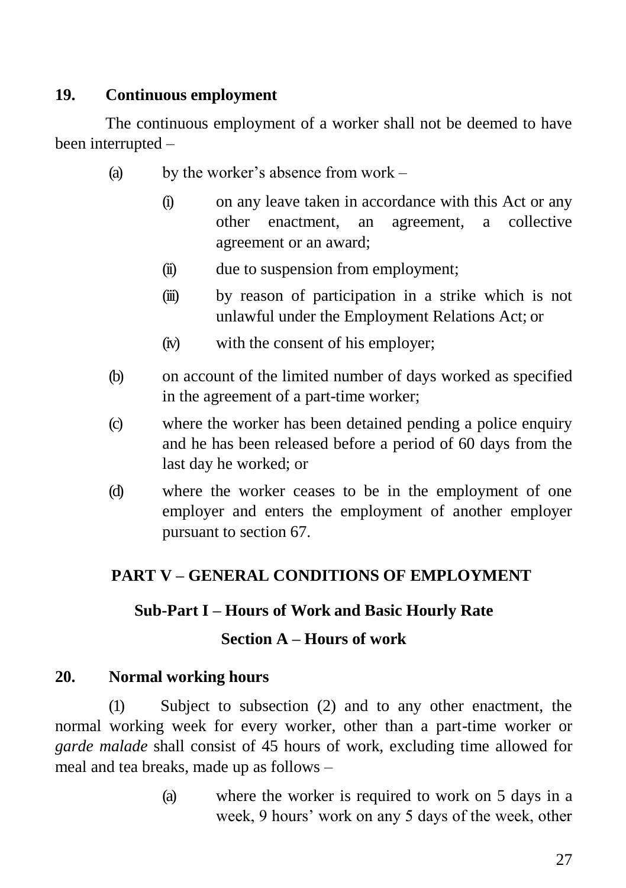### 19. Continuous employment

The continuous employment of a worker shall not be deemed to have been interrupted –

(a) by the worker's absence from work –

  (i) on any leave taken in accordance with this Act or any other enactment, an agreement, a collective agreement or an award;

  (ii) due to suspension from employment;

  (iii) by reason of participation in a strike which is not unlawful under the Employment Relations Act; or

  (iv) with the consent of his employer;

(b) on account of the limited number of days worked as specified in the agreement of a part-time worker;

(c) where the worker has been detained pending a police enquiry and he has been released before a period of 60 days from the last day he worked; or

(d) where the worker ceases to be in the employment of one employer and enters the employment of another employer pursuant to section 67.

## PART V – GENERAL CONDITIONS OF EMPLOYMENT

### Sub-Part I – Hours of Work and Basic Hourly Rate

### Section A – Hours of work

### 20. Normal working hours

(1) Subject to subsection (2) and to any other enactment, the normal working week for every worker, other than a part-time worker or *garde malade* shall consist of 45 hours of work, excluding time allowed for meal and tea breaks, made up as follows –

(a) where the worker is required to work on 5 days in a week, 9 hours' work on any 5 days of the week, other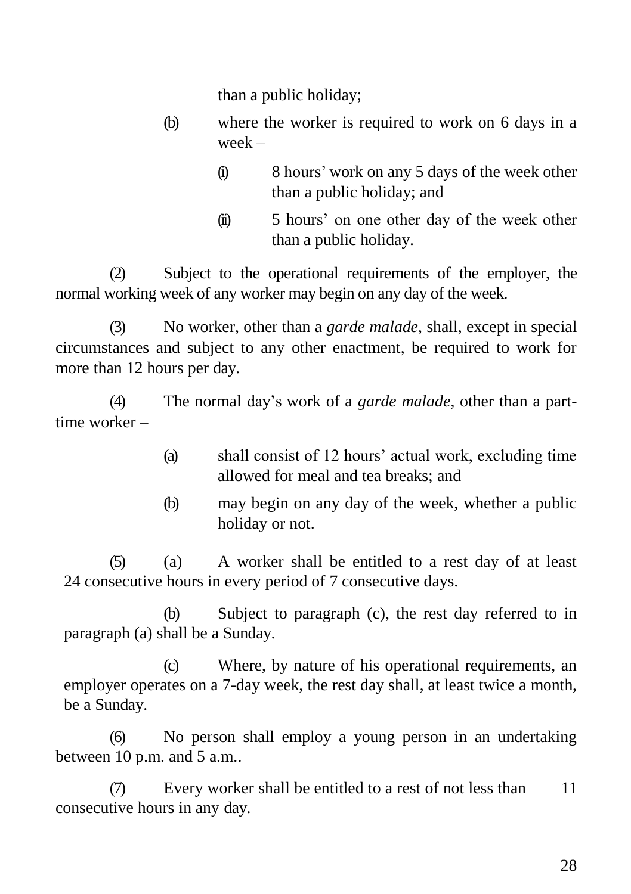than a public holiday;

(b) where the worker is required to work on 6 days in a week –

(i) 8 hours' work on any 5 days of the week other than a public holiday; and

(ii) 5 hours' on one other day of the week other than a public holiday.

(2) Subject to the operational requirements of the employer, the normal working week of any worker may begin on any day of the week.

(3) No worker, other than a *garde malade*, shall, except in special circumstances and subject to any other enactment, be required to work for more than 12 hours per day.

(4) The normal day's work of a *garde malade*, other than a part-time worker –

(a) shall consist of 12 hours' actual work, excluding time allowed for meal and tea breaks; and

(b) may begin on any day of the week, whether a public holiday or not.

(5) (a) A worker shall be entitled to a rest day of at least 24 consecutive hours in every period of 7 consecutive days.

(b) Subject to paragraph (c), the rest day referred to in paragraph (a) shall be a Sunday.

(c) Where, by nature of his operational requirements, an employer operates on a 7-day week, the rest day shall, at least twice a month, be a Sunday.

(6) No person shall employ a young person in an undertaking between 10 p.m. and 5 a.m..

(7) Every worker shall be entitled to a rest of not less than 11 consecutive hours in any day.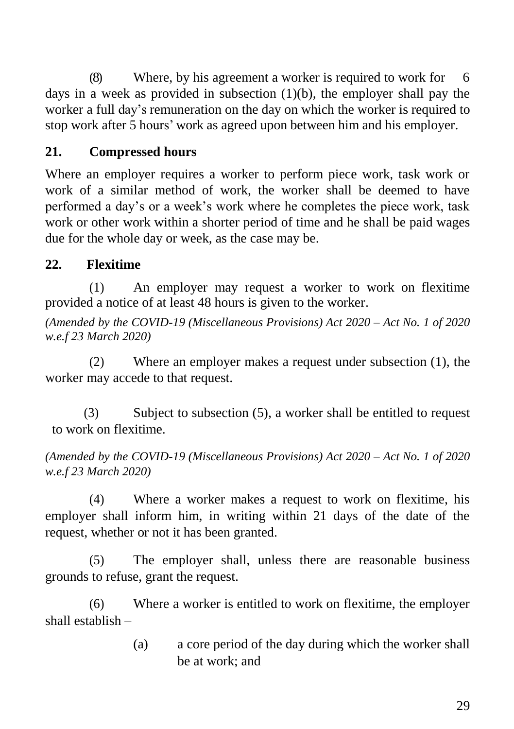(8) Where, by his agreement a worker is required to work for 6 days in a week as provided in subsection (1)(b), the employer shall pay the worker a full day's remuneration on the day on which the worker is required to stop work after 5 hours' work as agreed upon between him and his employer.

## 21. Compressed hours

Where an employer requires a worker to perform piece work, task work or work of a similar method of work, the worker shall be deemed to have performed a day's or a week's work where he completes the piece work, task work or other work within a shorter period of time and he shall be paid wages due for the whole day or week, as the case may be.

## 22. Flexitime

(1) An employer may request a worker to work on flexitime provided a notice of at least 48 hours is given to the worker.

*(Amended by the COVID-19 (Miscellaneous Provisions) Act 2020 – Act No. 1 of 2020 w.e.f 23 March 2020)*

(2) Where an employer makes a request under subsection (1), the worker may accede to that request.

(3) Subject to subsection (5), a worker shall be entitled to request to work on flexitime.

*(Amended by the COVID-19 (Miscellaneous Provisions) Act 2020 – Act No. 1 of 2020 w.e.f 23 March 2020)*

(4) Where a worker makes a request to work on flexitime, his employer shall inform him, in writing within 21 days of the date of the request, whether or not it has been granted.

(5) The employer shall, unless there are reasonable business grounds to refuse, grant the request.

(6) Where a worker is entitled to work on flexitime, the employer shall establish –

(a) a core period of the day during which the worker shall be at work; and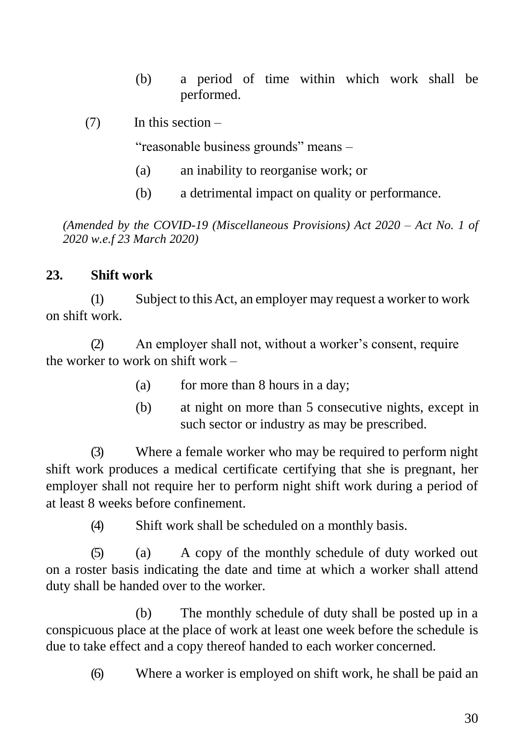(b) a period of time within which work shall be performed.

(7) In this section –

"reasonable business grounds" means –

(a) an inability to reorganise work; or

(b) a detrimental impact on quality or performance.

*(Amended by the COVID-19 (Miscellaneous Provisions) Act 2020 – Act No. 1 of 2020 w.e.f 23 March 2020)*

**23. Shift work**

(1) Subject to this Act, an employer may request a worker to work on shift work.

(2) An employer shall not, without a worker's consent, require the worker to work on shift work –

(a) for more than 8 hours in a day;

(b) at night on more than 5 consecutive nights, except in such sector or industry as may be prescribed.

(3) Where a female worker who may be required to perform night shift work produces a medical certificate certifying that she is pregnant, her employer shall not require her to perform night shift work during a period of at least 8 weeks before confinement.

(4) Shift work shall be scheduled on a monthly basis.

(5) (a) A copy of the monthly schedule of duty worked out on a roster basis indicating the date and time at which a worker shall attend duty shall be handed over to the worker.

(b) The monthly schedule of duty shall be posted up in a conspicuous place at the place of work at least one week before the schedule is due to take effect and a copy thereof handed to each worker concerned.

(6) Where a worker is employed on shift work, he shall be paid an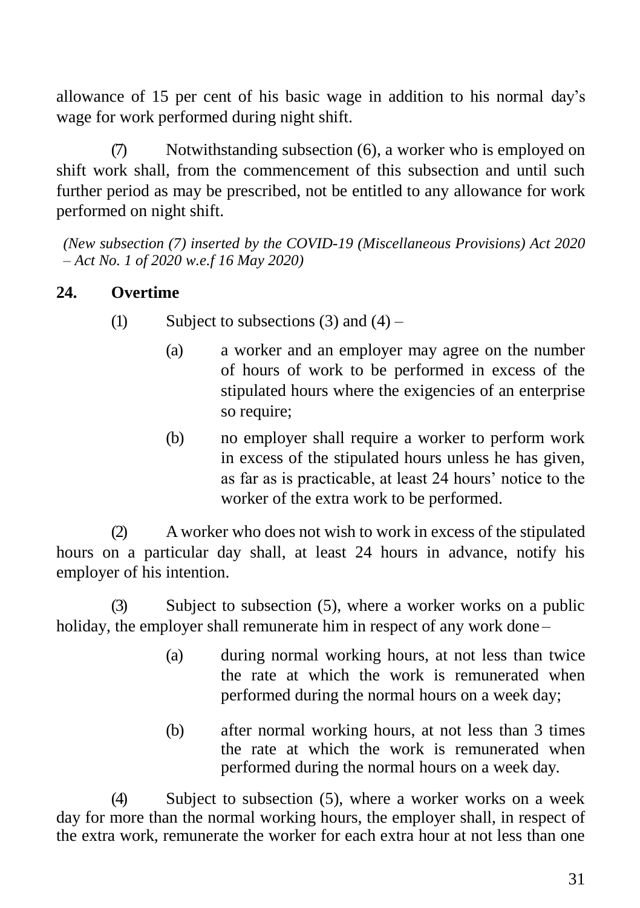allowance of 15 per cent of his basic wage in addition to his normal day's wage for work performed during night shift.

(7) Notwithstanding subsection (6), a worker who is employed on shift work shall, from the commencement of this subsection and until such further period as may be prescribed, not be entitled to any allowance for work performed on night shift.

*(New subsection (7) inserted by the COVID-19 (Miscellaneous Provisions) Act 2020 – Act No. 1 of 2020 w.e.f 16 May 2020)*

**24. Overtime**

(1) Subject to subsections (3) and (4) –

(a) a worker and an employer may agree on the number of hours of work to be performed in excess of the stipulated hours where the exigencies of an enterprise so require;

(b) no employer shall require a worker to perform work in excess of the stipulated hours unless he has given, as far as is practicable, at least 24 hours' notice to the worker of the extra work to be performed.

(2) A worker who does not wish to work in excess of the stipulated hours on a particular day shall, at least 24 hours in advance, notify his employer of his intention.

(3) Subject to subsection (5), where a worker works on a public holiday, the employer shall remunerate him in respect of any work done –

(a) during normal working hours, at not less than twice the rate at which the work is remunerated when performed during the normal hours on a week day;

(b) after normal working hours, at not less than 3 times the rate at which the work is remunerated when performed during the normal hours on a week day.

(4) Subject to subsection (5), where a worker works on a week day for more than the normal working hours, the employer shall, in respect of the extra work, remunerate the worker for each extra hour at not less than one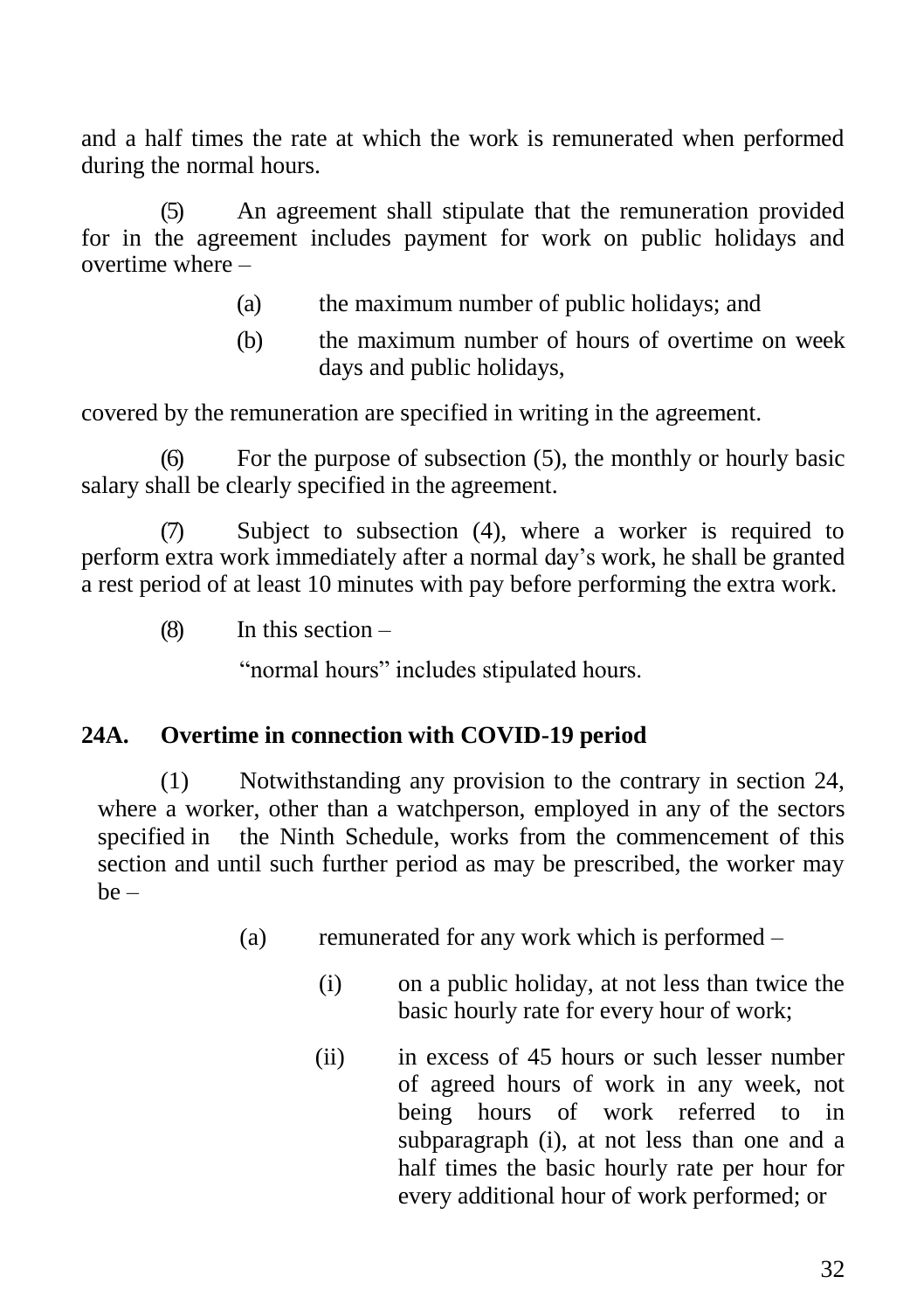and a half times the rate at which the work is remunerated when performed during the normal hours.

(5) An agreement shall stipulate that the remuneration provided for in the agreement includes payment for work on public holidays and overtime where –

> (a) the maximum number of public holidays; and
>
> (b) the maximum number of hours of overtime on week days and public holidays,

covered by the remuneration are specified in writing in the agreement.

(6) For the purpose of subsection (5), the monthly or hourly basic salary shall be clearly specified in the agreement.

(7) Subject to subsection (4), where a worker is required to perform extra work immediately after a normal day's work, he shall be granted a rest period of at least 10 minutes with pay before performing the extra work.

(8) In this section –

"normal hours" includes stipulated hours.

**24A. Overtime in connection with COVID-19 period**

(1) Notwithstanding any provision to the contrary in section 24, where a worker, other than a watchperson, employed in any of the sectors specified in the Ninth Schedule, works from the commencement of this section and until such further period as may be prescribed, the worker may be –

> (a) remunerated for any work which is performed –
>
> > (i) on a public holiday, at not less than twice the basic hourly rate for every hour of work;
> >
> > (ii) in excess of 45 hours or such lesser number of agreed hours of work in any week, not being hours of work referred to in subparagraph (i), at not less than one and a half times the basic hourly rate per hour for every additional hour of work performed; or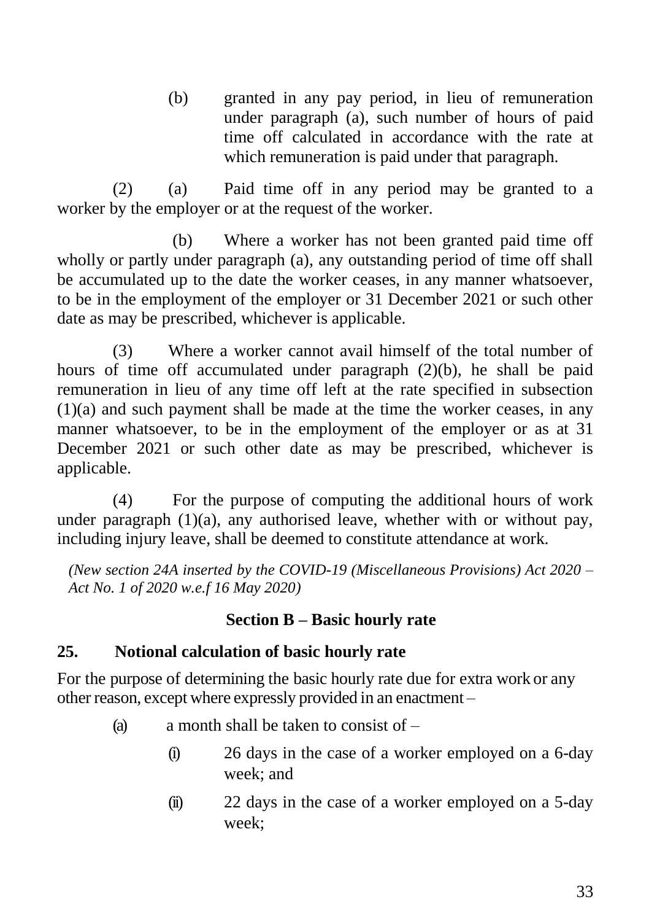(b) granted in any pay period, in lieu of remuneration under paragraph (a), such number of hours of paid time off calculated in accordance with the rate at which remuneration is paid under that paragraph.

(2) (a) Paid time off in any period may be granted to a worker by the employer or at the request of the worker.

(b) Where a worker has not been granted paid time off wholly or partly under paragraph (a), any outstanding period of time off shall be accumulated up to the date the worker ceases, in any manner whatsoever, to be in the employment of the employer or 31 December 2021 or such other date as may be prescribed, whichever is applicable.

(3) Where a worker cannot avail himself of the total number of hours of time off accumulated under paragraph (2)(b), he shall be paid remuneration in lieu of any time off left at the rate specified in subsection (1)(a) and such payment shall be made at the time the worker ceases, in any manner whatsoever, to be in the employment of the employer or as at 31 December 2021 or such other date as may be prescribed, whichever is applicable.

(4) For the purpose of computing the additional hours of work under paragraph (1)(a), any authorised leave, whether with or without pay, including injury leave, shall be deemed to constitute attendance at work.

*(New section 24A inserted by the COVID-19 (Miscellaneous Provisions) Act 2020 – Act No. 1 of 2020 w.e.f 16 May 2020)*

### Section B – Basic hourly rate

### 25. Notional calculation of basic hourly rate

For the purpose of determining the basic hourly rate due for extra work or any other reason, except where expressly provided in an enactment –

(a) a month shall be taken to consist of –

(i) 26 days in the case of a worker employed on a 6-day week; and

(ii) 22 days in the case of a worker employed on a 5-day week;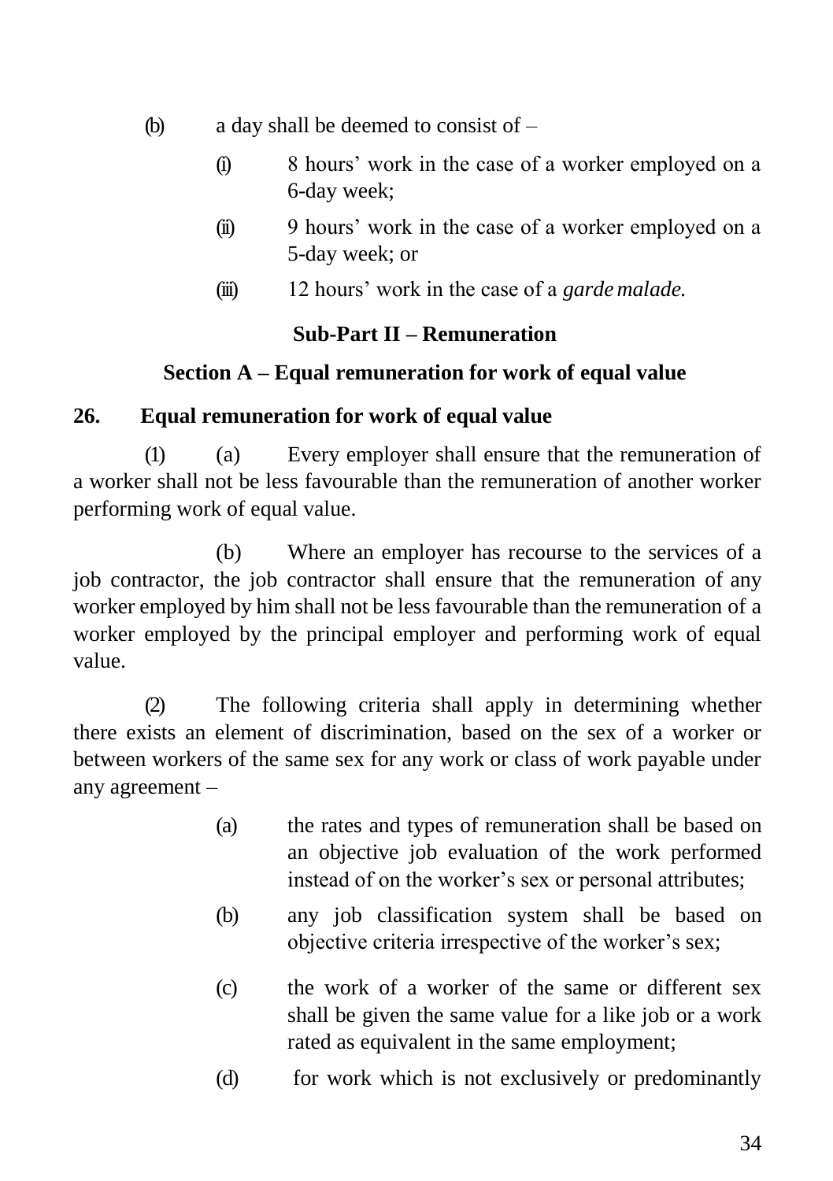(b) a day shall be deemed to consist of –

   (i) 8 hours' work in the case of a worker employed on a 6-day week;

   (ii) 9 hours' work in the case of a worker employed on a 5-day week; or

   (iii) 12 hours' work in the case of a *garde malade.*

### Sub-Part II – Remuneration

### Section A – Equal remuneration for work of equal value

**26. Equal remuneration for work of equal value**

(1) (a) Every employer shall ensure that the remuneration of a worker shall not be less favourable than the remuneration of another worker performing work of equal value.

(b) Where an employer has recourse to the services of a job contractor, the job contractor shall ensure that the remuneration of any worker employed by him shall not be less favourable than the remuneration of a worker employed by the principal employer and performing work of equal value.

(2) The following criteria shall apply in determining whether there exists an element of discrimination, based on the sex of a worker or between workers of the same sex for any work or class of work payable under any agreement –

   (a) the rates and types of remuneration shall be based on an objective job evaluation of the work performed instead of on the worker's sex or personal attributes;

   (b) any job classification system shall be based on objective criteria irrespective of the worker's sex;

   (c) the work of a worker of the same or different sex shall be given the same value for a like job or a work rated as equivalent in the same employment;

   (d) for work which is not exclusively or predominantly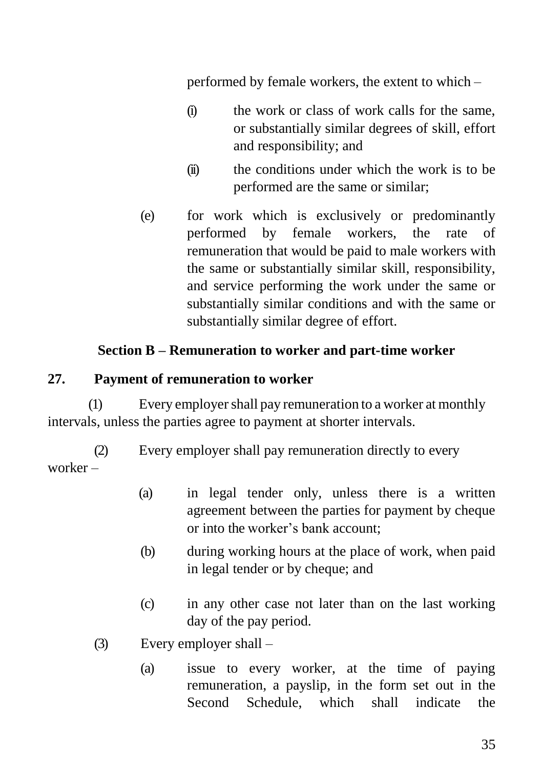performed by female workers, the extent to which –

(i) the work or class of work calls for the same, or substantially similar degrees of skill, effort and responsibility; and

(ii) the conditions under which the work is to be performed are the same or similar;

(e) for work which is exclusively or predominantly performed by female workers, the rate of remuneration that would be paid to male workers with the same or substantially similar skill, responsibility, and service performing the work under the same or substantially similar conditions and with the same or substantially similar degree of effort.

### Section B – Remuneration to worker and part-time worker

**27. Payment of remuneration to worker**

(1) Every employer shall pay remuneration to a worker at monthly intervals, unless the parties agree to payment at shorter intervals.

(2) Every employer shall pay remuneration directly to every worker –

(a) in legal tender only, unless there is a written agreement between the parties for payment by cheque or into the worker's bank account;

(b) during working hours at the place of work, when paid in legal tender or by cheque; and

(c) in any other case not later than on the last working day of the pay period.

(3) Every employer shall –

(a) issue to every worker, at the time of paying remuneration, a payslip, in the form set out in the Second Schedule, which shall indicate the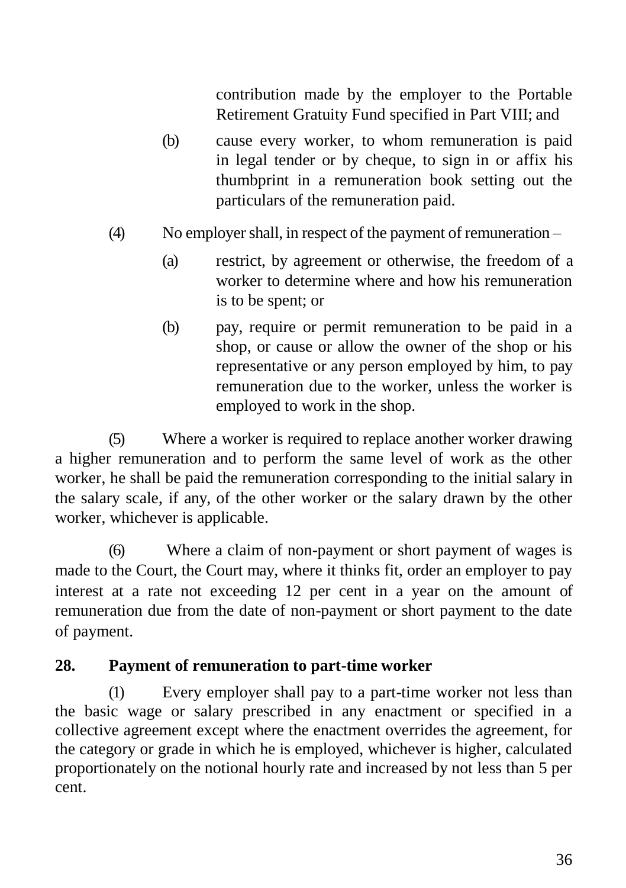contribution made by the employer to the Portable Retirement Gratuity Fund specified in Part VIII; and

(b) cause every worker, to whom remuneration is paid in legal tender or by cheque, to sign in or affix his thumbprint in a remuneration book setting out the particulars of the remuneration paid.

(4) No employer shall, in respect of the payment of remuneration –

(a) restrict, by agreement or otherwise, the freedom of a worker to determine where and how his remuneration is to be spent; or

(b) pay, require or permit remuneration to be paid in a shop, or cause or allow the owner of the shop or his representative or any person employed by him, to pay remuneration due to the worker, unless the worker is employed to work in the shop.

(5) Where a worker is required to replace another worker drawing a higher remuneration and to perform the same level of work as the other worker, he shall be paid the remuneration corresponding to the initial salary in the salary scale, if any, of the other worker or the salary drawn by the other worker, whichever is applicable.

(6) Where a claim of non-payment or short payment of wages is made to the Court, the Court may, where it thinks fit, order an employer to pay interest at a rate not exceeding 12 per cent in a year on the amount of remuneration due from the date of non-payment or short payment to the date of payment.

**28. Payment of remuneration to part-time worker**

(1) Every employer shall pay to a part-time worker not less than the basic wage or salary prescribed in any enactment or specified in a collective agreement except where the enactment overrides the agreement, for the category or grade in which he is employed, whichever is higher, calculated proportionately on the notional hourly rate and increased by not less than 5 per cent.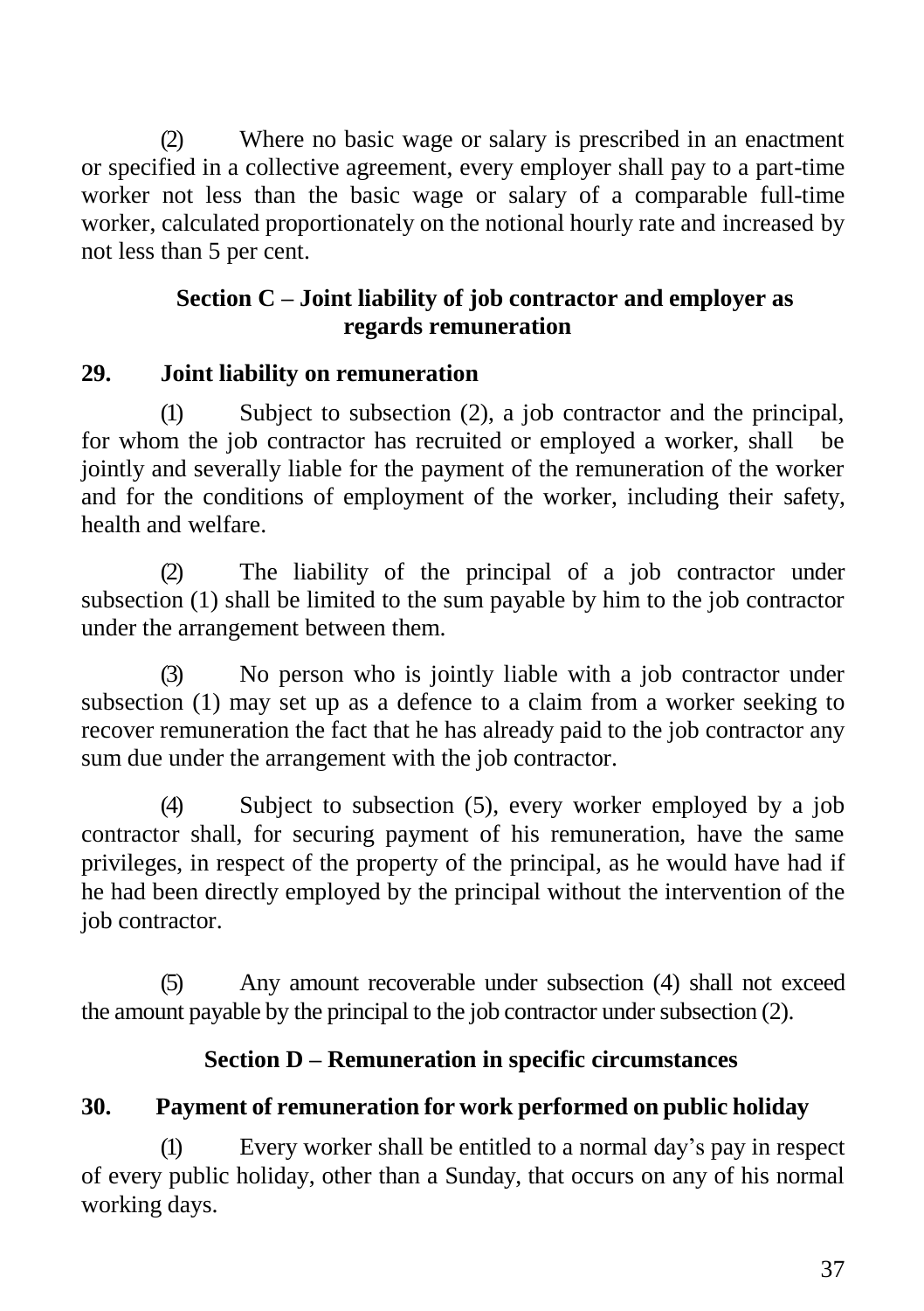(2) Where no basic wage or salary is prescribed in an enactment or specified in a collective agreement, every employer shall pay to a part-time worker not less than the basic wage or salary of a comparable full-time worker, calculated proportionately on the notional hourly rate and increased by not less than 5 per cent.

### Section C – Joint liability of job contractor and employer as regards remuneration

**29. Joint liability on remuneration**

(1) Subject to subsection (2), a job contractor and the principal, for whom the job contractor has recruited or employed a worker, shall be jointly and severally liable for the payment of the remuneration of the worker and for the conditions of employment of the worker, including their safety, health and welfare.

(2) The liability of the principal of a job contractor under subsection (1) shall be limited to the sum payable by him to the job contractor under the arrangement between them.

(3) No person who is jointly liable with a job contractor under subsection (1) may set up as a defence to a claim from a worker seeking to recover remuneration the fact that he has already paid to the job contractor any sum due under the arrangement with the job contractor.

(4) Subject to subsection (5), every worker employed by a job contractor shall, for securing payment of his remuneration, have the same privileges, in respect of the property of the principal, as he would have had if he had been directly employed by the principal without the intervention of the job contractor.

(5) Any amount recoverable under subsection (4) shall not exceed the amount payable by the principal to the job contractor under subsection (2).

### Section D – Remuneration in specific circumstances

**30. Payment of remuneration for work performed on public holiday**

(1) Every worker shall be entitled to a normal day's pay in respect of every public holiday, other than a Sunday, that occurs on any of his normal working days.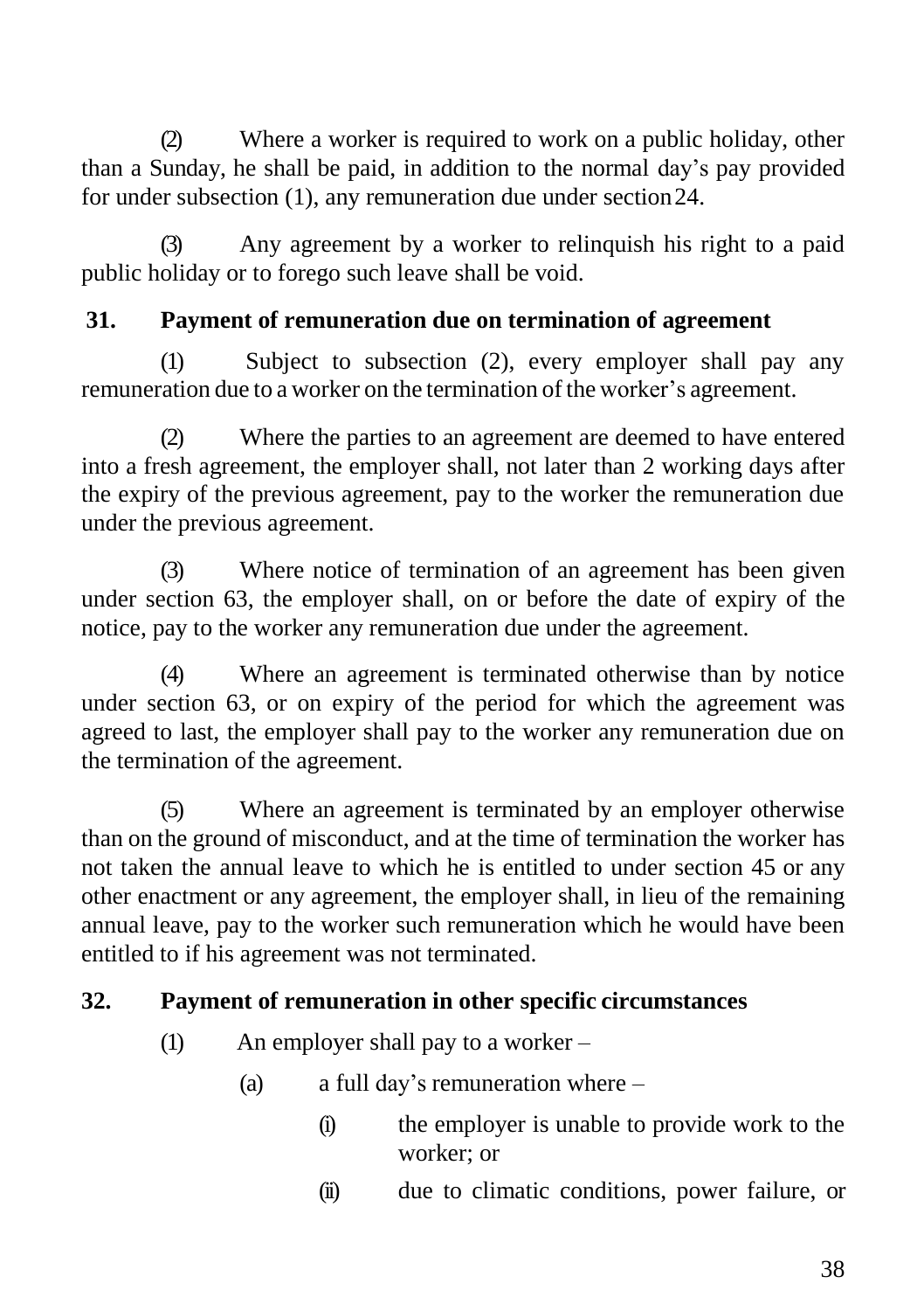(2) Where a worker is required to work on a public holiday, other than a Sunday, he shall be paid, in addition to the normal day's pay provided for under subsection (1), any remuneration due under section 24.

(3) Any agreement by a worker to relinquish his right to a paid public holiday or to forego such leave shall be void.

### 31. Payment of remuneration due on termination of agreement

(1) Subject to subsection (2), every employer shall pay any remuneration due to a worker on the termination of the worker's agreement.

(2) Where the parties to an agreement are deemed to have entered into a fresh agreement, the employer shall, not later than 2 working days after the expiry of the previous agreement, pay to the worker the remuneration due under the previous agreement.

(3) Where notice of termination of an agreement has been given under section 63, the employer shall, on or before the date of expiry of the notice, pay to the worker any remuneration due under the agreement.

(4) Where an agreement is terminated otherwise than by notice under section 63, or on expiry of the period for which the agreement was agreed to last, the employer shall pay to the worker any remuneration due on the termination of the agreement.

(5) Where an agreement is terminated by an employer otherwise than on the ground of misconduct, and at the time of termination the worker has not taken the annual leave to which he is entitled to under section 45 or any other enactment or any agreement, the employer shall, in lieu of the remaining annual leave, pay to the worker such remuneration which he would have been entitled to if his agreement was not terminated.

### 32. Payment of remuneration in other specific circumstances

(1) An employer shall pay to a worker –

(a) a full day's remuneration where –

(i) the employer is unable to provide work to the worker; or

(ii) due to climatic conditions, power failure, or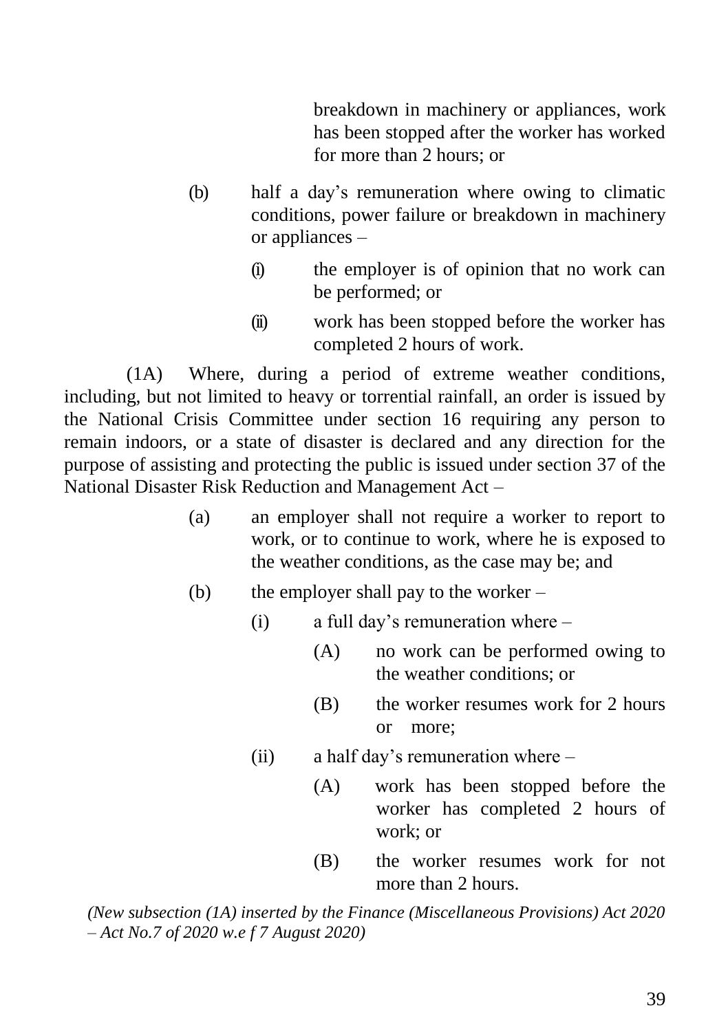breakdown in machinery or appliances, work has been stopped after the worker has worked for more than 2 hours; or

(b) half a day's remuneration where owing to climatic conditions, power failure or breakdown in machinery or appliances –

(i) the employer is of opinion that no work can be performed; or

(ii) work has been stopped before the worker has completed 2 hours of work.

(1A) Where, during a period of extreme weather conditions, including, but not limited to heavy or torrential rainfall, an order is issued by the National Crisis Committee under section 16 requiring any person to remain indoors, or a state of disaster is declared and any direction for the purpose of assisting and protecting the public is issued under section 37 of the National Disaster Risk Reduction and Management Act –

(a) an employer shall not require a worker to report to work, or to continue to work, where he is exposed to the weather conditions, as the case may be; and

(b) the employer shall pay to the worker –

(i) a full day's remuneration where –

(A) no work can be performed owing to the weather conditions; or

(B) the worker resumes work for 2 hours or more;

(ii) a half day's remuneration where –

(A) work has been stopped before the worker has completed 2 hours of work; or

(B) the worker resumes work for not more than 2 hours.

*(New subsection (1A) inserted by the Finance (Miscellaneous Provisions) Act 2020 – Act No.7 of 2020 w.e f 7 August 2020)*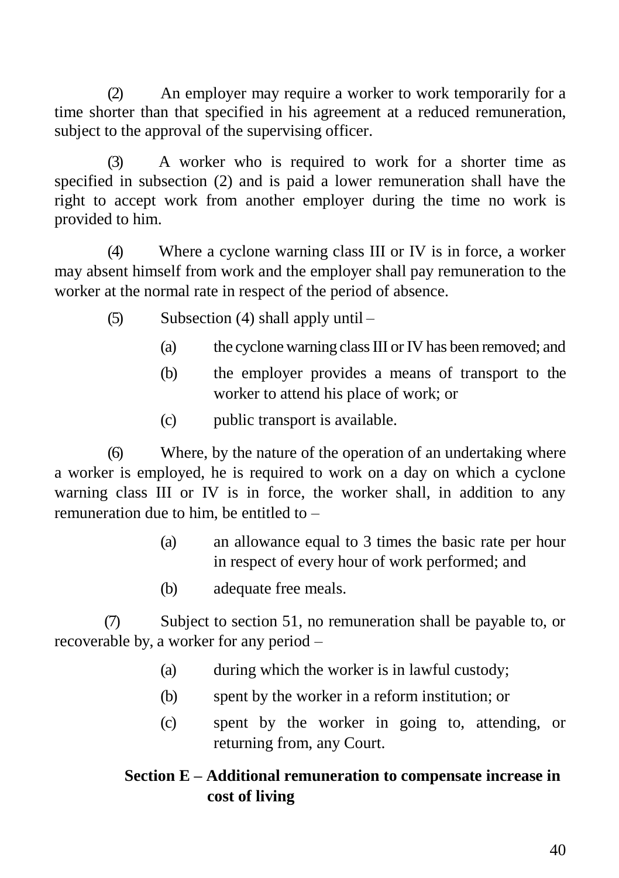(2) An employer may require a worker to work temporarily for a time shorter than that specified in his agreement at a reduced remuneration, subject to the approval of the supervising officer.

(3) A worker who is required to work for a shorter time as specified in subsection (2) and is paid a lower remuneration shall have the right to accept work from another employer during the time no work is provided to him.

(4) Where a cyclone warning class III or IV is in force, a worker may absent himself from work and the employer shall pay remuneration to the worker at the normal rate in respect of the period of absence.

(5) Subsection (4) shall apply until –

- (a) the cyclone warning class III or IV has been removed; and
- (b) the employer provides a means of transport to the worker to attend his place of work; or
- (c) public transport is available.

(6) Where, by the nature of the operation of an undertaking where a worker is employed, he is required to work on a day on which a cyclone warning class III or IV is in force, the worker shall, in addition to any remuneration due to him, be entitled to –

- (a) an allowance equal to 3 times the basic rate per hour in respect of every hour of work performed; and
- (b) adequate free meals.

(7) Subject to section 51, no remuneration shall be payable to, or recoverable by, a worker for any period –

- (a) during which the worker is in lawful custody;
- (b) spent by the worker in a reform institution; or
- (c) spent by the worker in going to, attending, or returning from, any Court.

### Section E – Additional remuneration to compensate increase in cost of living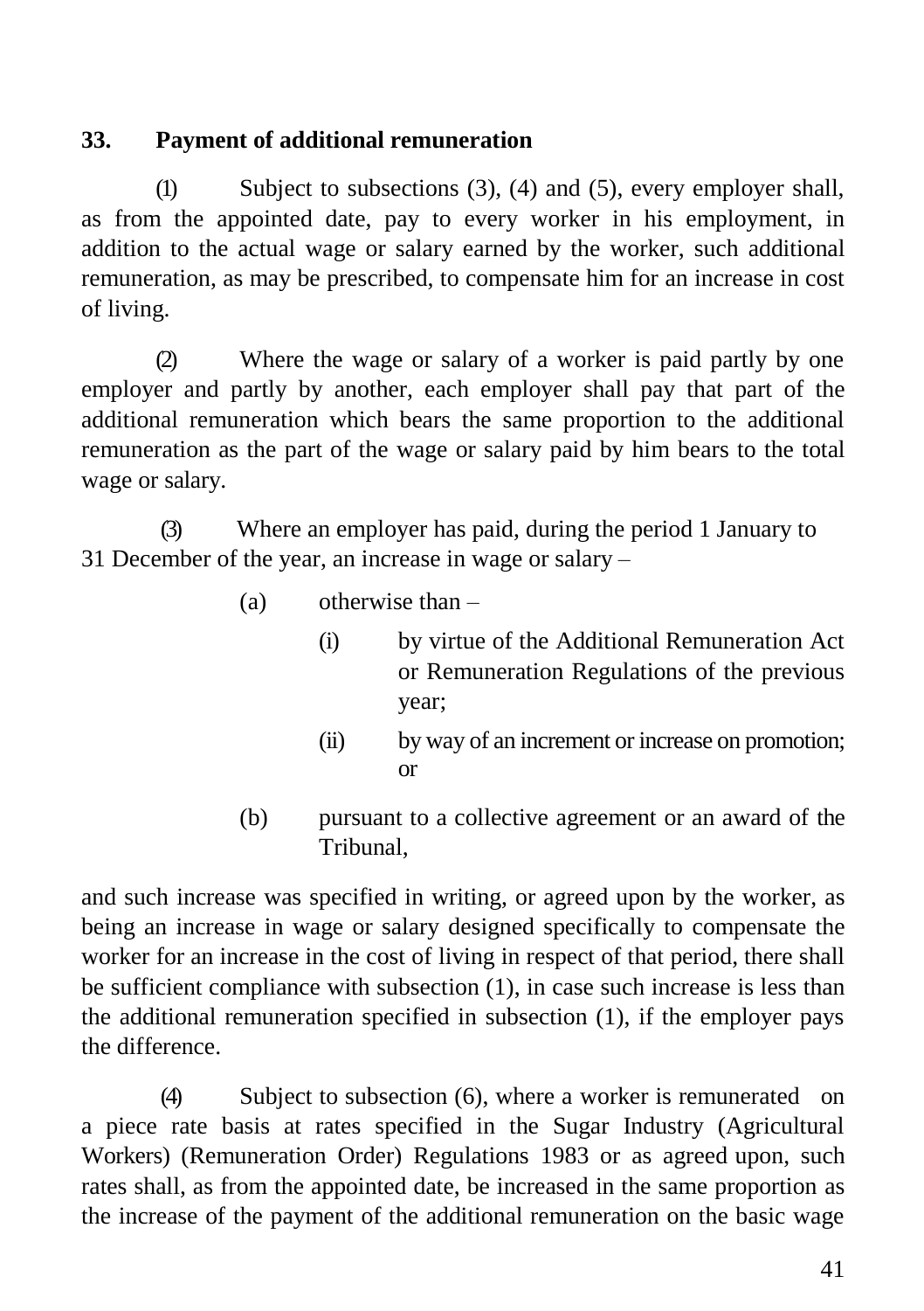### 33. Payment of additional remuneration

(1) Subject to subsections (3), (4) and (5), every employer shall, as from the appointed date, pay to every worker in his employment, in addition to the actual wage or salary earned by the worker, such additional remuneration, as may be prescribed, to compensate him for an increase in cost of living.

(2) Where the wage or salary of a worker is paid partly by one employer and partly by another, each employer shall pay that part of the additional remuneration which bears the same proportion to the additional remuneration as the part of the wage or salary paid by him bears to the total wage or salary.

(3) Where an employer has paid, during the period 1 January to 31 December of the year, an increase in wage or salary –

- (a) otherwise than –
  - (i) by virtue of the Additional Remuneration Act or Remuneration Regulations of the previous year;
  - (ii) by way of an increment or increase on promotion; or
- (b) pursuant to a collective agreement or an award of the Tribunal,

and such increase was specified in writing, or agreed upon by the worker, as being an increase in wage or salary designed specifically to compensate the worker for an increase in the cost of living in respect of that period, there shall be sufficient compliance with subsection (1), in case such increase is less than the additional remuneration specified in subsection (1), if the employer pays the difference.

(4) Subject to subsection (6), where a worker is remunerated on a piece rate basis at rates specified in the Sugar Industry (Agricultural Workers) (Remuneration Order) Regulations 1983 or as agreed upon, such rates shall, as from the appointed date, be increased in the same proportion as the increase of the payment of the additional remuneration on the basic wage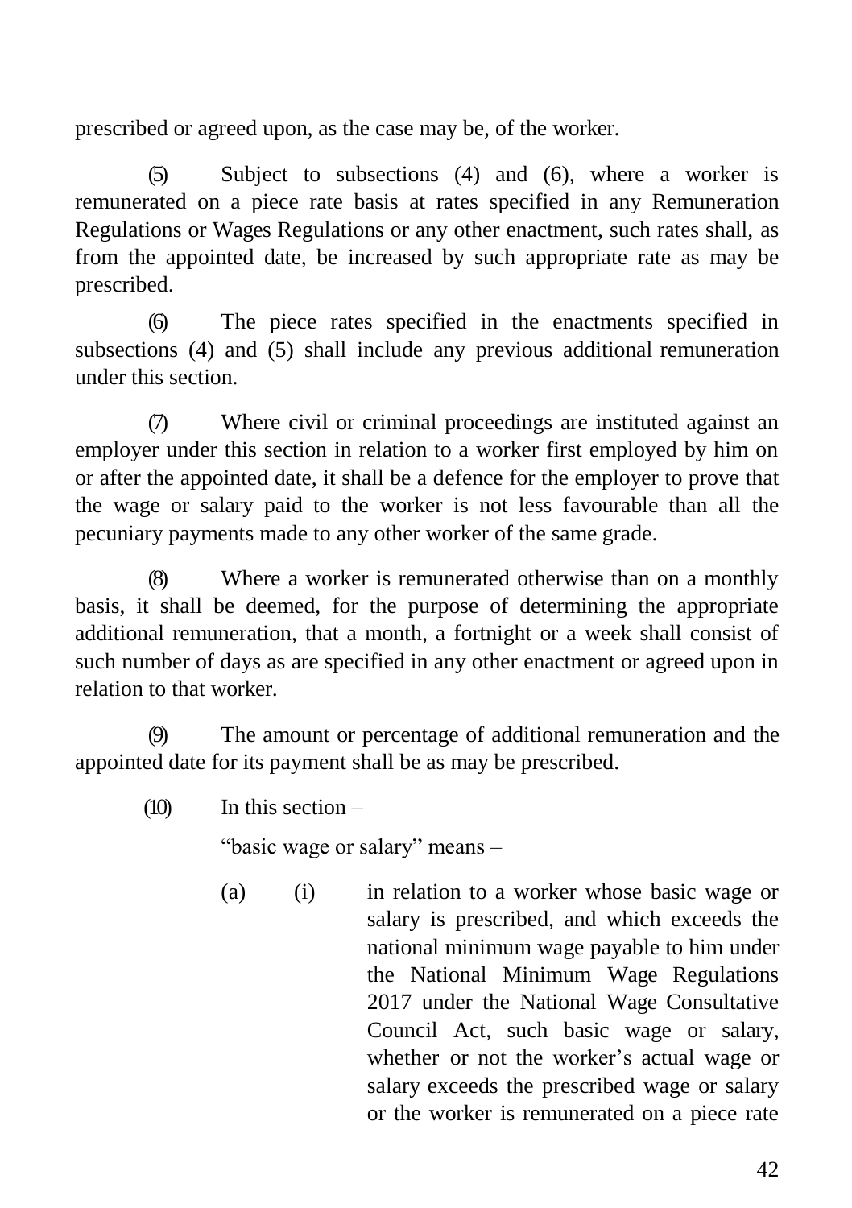prescribed or agreed upon, as the case may be, of the worker.

(5) Subject to subsections (4) and (6), where a worker is remunerated on a piece rate basis at rates specified in any Remuneration Regulations or Wages Regulations or any other enactment, such rates shall, as from the appointed date, be increased by such appropriate rate as may be prescribed.

(6) The piece rates specified in the enactments specified in subsections (4) and (5) shall include any previous additional remuneration under this section.

(7) Where civil or criminal proceedings are instituted against an employer under this section in relation to a worker first employed by him on or after the appointed date, it shall be a defence for the employer to prove that the wage or salary paid to the worker is not less favourable than all the pecuniary payments made to any other worker of the same grade.

(8) Where a worker is remunerated otherwise than on a monthly basis, it shall be deemed, for the purpose of determining the appropriate additional remuneration, that a month, a fortnight or a week shall consist of such number of days as are specified in any other enactment or agreed upon in relation to that worker.

(9) The amount or percentage of additional remuneration and the appointed date for its payment shall be as may be prescribed.

(10) In this section –

"basic wage or salary" means –

(a) (i) in relation to a worker whose basic wage or salary is prescribed, and which exceeds the national minimum wage payable to him under the National Minimum Wage Regulations 2017 under the National Wage Consultative Council Act, such basic wage or salary, whether or not the worker's actual wage or salary exceeds the prescribed wage or salary or the worker is remunerated on a piece rate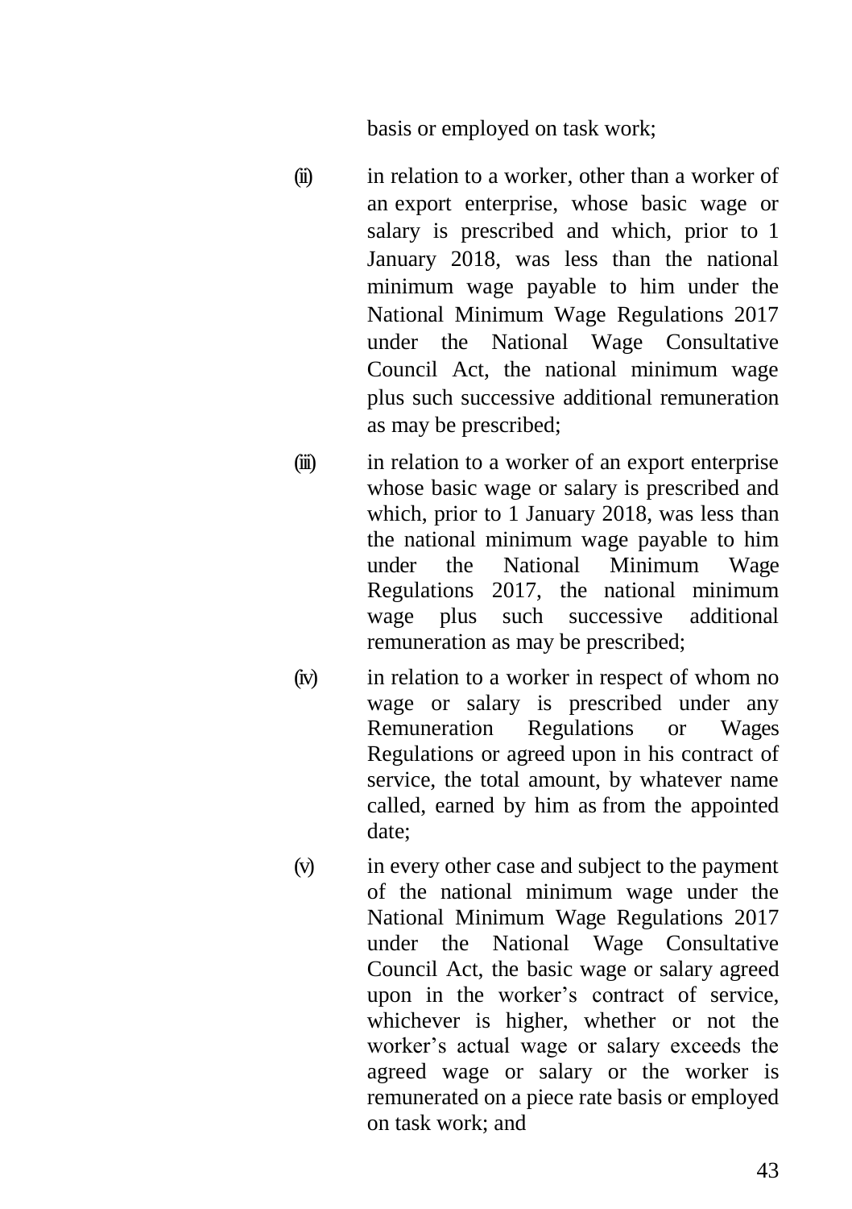basis or employed on task work;

(ii) in relation to a worker, other than a worker of an export enterprise, whose basic wage or salary is prescribed and which, prior to 1 January 2018, was less than the national minimum wage payable to him under the National Minimum Wage Regulations 2017 under the National Wage Consultative Council Act, the national minimum wage plus such successive additional remuneration as may be prescribed;

(iii) in relation to a worker of an export enterprise whose basic wage or salary is prescribed and which, prior to 1 January 2018, was less than the national minimum wage payable to him under the National Minimum Wage Regulations 2017, the national minimum wage plus such successive additional remuneration as may be prescribed;

(iv) in relation to a worker in respect of whom no wage or salary is prescribed under any Remuneration Regulations or Wages Regulations or agreed upon in his contract of service, the total amount, by whatever name called, earned by him as from the appointed date;

(v) in every other case and subject to the payment of the national minimum wage under the National Minimum Wage Regulations 2017 under the National Wage Consultative Council Act, the basic wage or salary agreed upon in the worker's contract of service, whichever is higher, whether or not the worker's actual wage or salary exceeds the agreed wage or salary or the worker is remunerated on a piece rate basis or employed on task work; and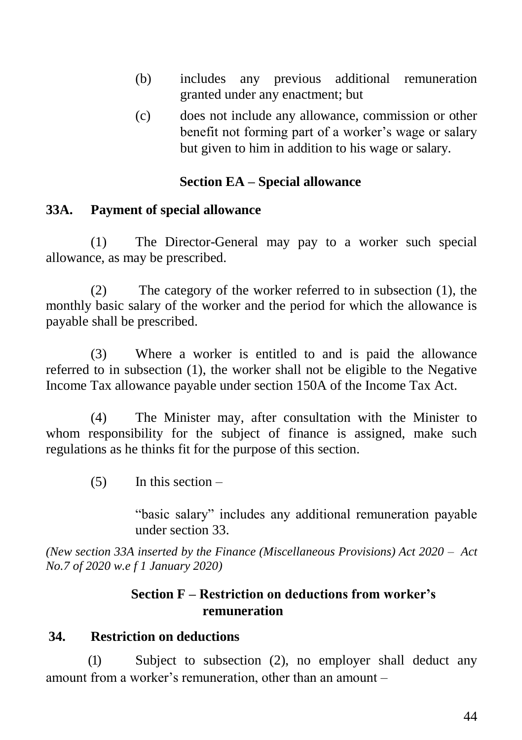(b) includes any previous additional remuneration granted under any enactment; but

(c) does not include any allowance, commission or other benefit not forming part of a worker's wage or salary but given to him in addition to his wage or salary.

### Section EA – Special allowance

#### 33A. Payment of special allowance

(1) The Director-General may pay to a worker such special allowance, as may be prescribed.

(2) The category of the worker referred to in subsection (1), the monthly basic salary of the worker and the period for which the allowance is payable shall be prescribed.

(3) Where a worker is entitled to and is paid the allowance referred to in subsection (1), the worker shall not be eligible to the Negative Income Tax allowance payable under section 150A of the Income Tax Act.

(4) The Minister may, after consultation with the Minister to whom responsibility for the subject of finance is assigned, make such regulations as he thinks fit for the purpose of this section.

(5) In this section –

"basic salary" includes any additional remuneration payable under section 33.

*(New section 33A inserted by the Finance (Miscellaneous Provisions) Act 2020 – Act No.7 of 2020 w.e f 1 January 2020)*

### Section F – Restriction on deductions from worker's remuneration

#### 34. Restriction on deductions

(1) Subject to subsection (2), no employer shall deduct any amount from a worker's remuneration, other than an amount –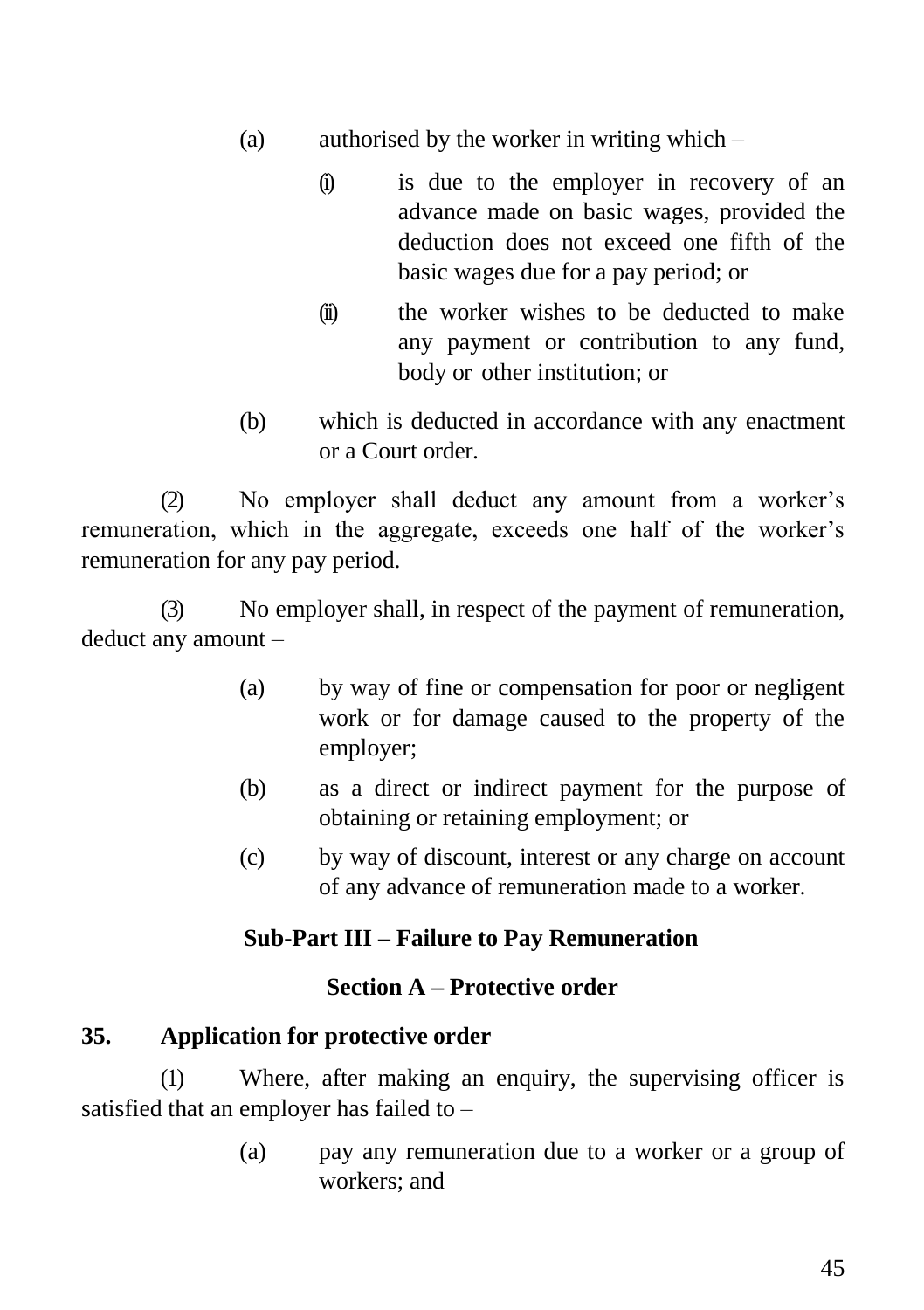(a) authorised by the worker in writing which –

(i) is due to the employer in recovery of an advance made on basic wages, provided the deduction does not exceed one fifth of the basic wages due for a pay period; or

(ii) the worker wishes to be deducted to make any payment or contribution to any fund, body or other institution; or

(b) which is deducted in accordance with any enactment or a Court order.

(2) No employer shall deduct any amount from a worker's remuneration, which in the aggregate, exceeds one half of the worker's remuneration for any pay period.

(3) No employer shall, in respect of the payment of remuneration, deduct any amount –

(a) by way of fine or compensation for poor or negligent work or for damage caused to the property of the employer;

(b) as a direct or indirect payment for the purpose of obtaining or retaining employment; or

(c) by way of discount, interest or any charge on account of any advance of remuneration made to a worker.

## Sub-Part III – Failure to Pay Remuneration

### Section A – Protective order

**35. Application for protective order**

(1) Where, after making an enquiry, the supervising officer is satisfied that an employer has failed to –

(a) pay any remuneration due to a worker or a group of workers; and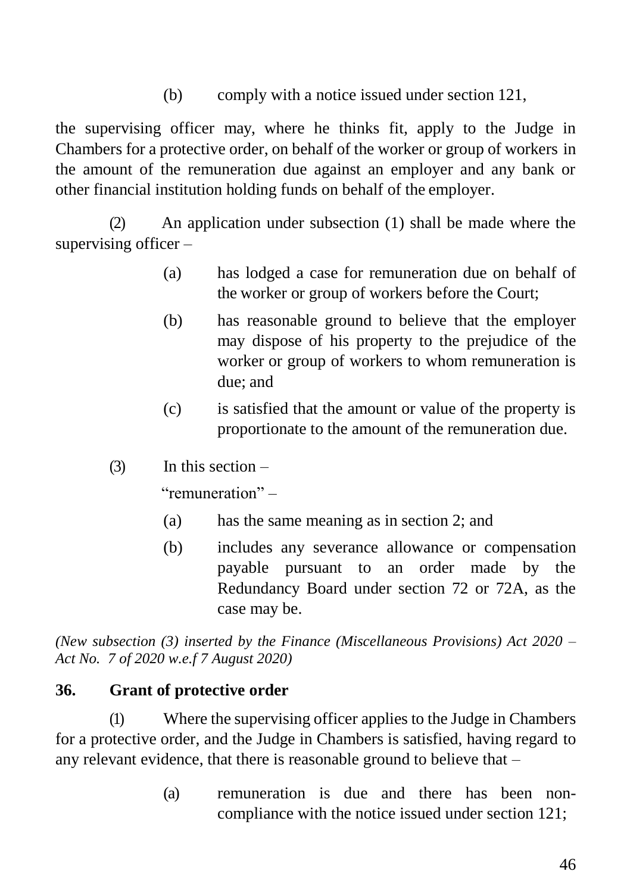(b) comply with a notice issued under section 121,

the supervising officer may, where he thinks fit, apply to the Judge in Chambers for a protective order, on behalf of the worker or group of workers in the amount of the remuneration due against an employer and any bank or other financial institution holding funds on behalf of the employer.

(2) An application under subsection (1) shall be made where the supervising officer –

(a) has lodged a case for remuneration due on behalf of the worker or group of workers before the Court;

(b) has reasonable ground to believe that the employer may dispose of his property to the prejudice of the worker or group of workers to whom remuneration is due; and

(c) is satisfied that the amount or value of the property is proportionate to the amount of the remuneration due.

(3) In this section –

"remuneration" –

(a) has the same meaning as in section 2; and

(b) includes any severance allowance or compensation payable pursuant to an order made by the Redundancy Board under section 72 or 72A, as the case may be.

*(New subsection (3) inserted by the Finance (Miscellaneous Provisions) Act 2020 – Act No. 7 of 2020 w.e.f 7 August 2020)*

**36. Grant of protective order**

(1) Where the supervising officer applies to the Judge in Chambers for a protective order, and the Judge in Chambers is satisfied, having regard to any relevant evidence, that there is reasonable ground to believe that –

(a) remuneration is due and there has been non-compliance with the notice issued under section 121;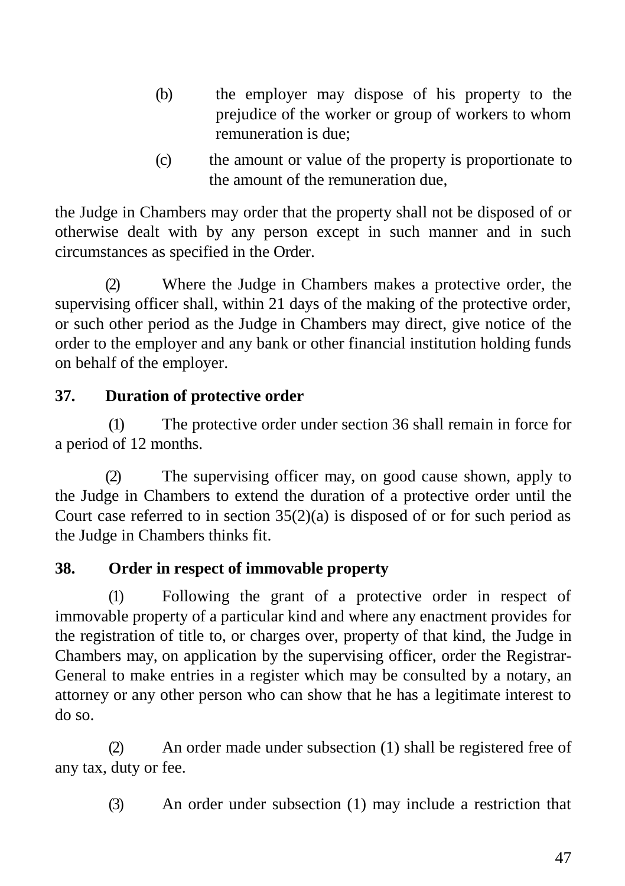(b) the employer may dispose of his property to the prejudice of the worker or group of workers to whom remuneration is due;

(c) the amount or value of the property is proportionate to the amount of the remuneration due,

the Judge in Chambers may order that the property shall not be disposed of or otherwise dealt with by any person except in such manner and in such circumstances as specified in the Order.

(2) Where the Judge in Chambers makes a protective order, the supervising officer shall, within 21 days of the making of the protective order, or such other period as the Judge in Chambers may direct, give notice of the order to the employer and any bank or other financial institution holding funds on behalf of the employer.

**37. Duration of protective order**

(1) The protective order under section 36 shall remain in force for a period of 12 months.

(2) The supervising officer may, on good cause shown, apply to the Judge in Chambers to extend the duration of a protective order until the Court case referred to in section 35(2)(a) is disposed of or for such period as the Judge in Chambers thinks fit.

**38. Order in respect of immovable property**

(1) Following the grant of a protective order in respect of immovable property of a particular kind and where any enactment provides for the registration of title to, or charges over, property of that kind, the Judge in Chambers may, on application by the supervising officer, order the Registrar-General to make entries in a register which may be consulted by a notary, an attorney or any other person who can show that he has a legitimate interest to do so.

(2) An order made under subsection (1) shall be registered free of any tax, duty or fee.

(3) An order under subsection (1) may include a restriction that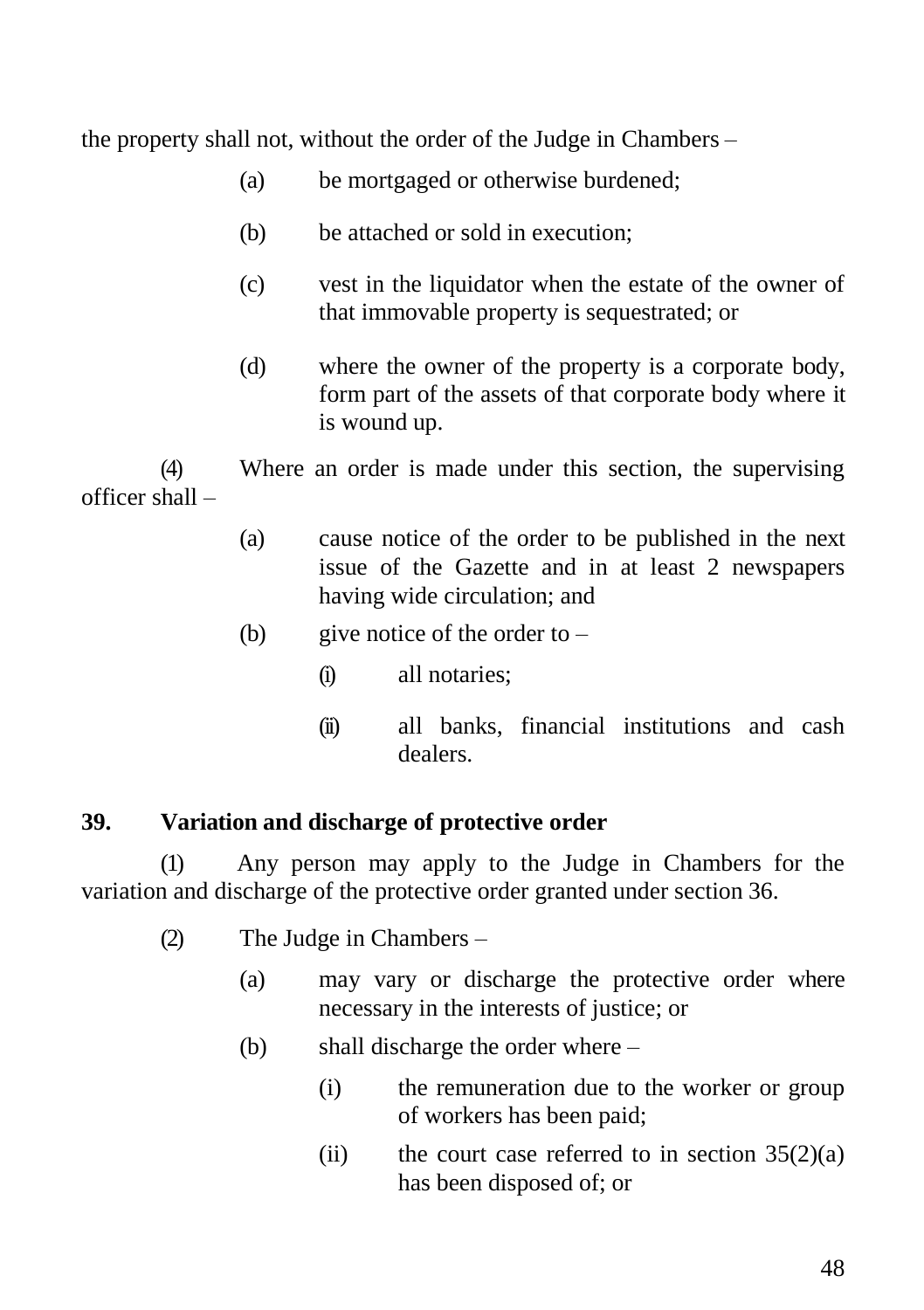the property shall not, without the order of the Judge in Chambers –

(a) be mortgaged or otherwise burdened;

(b) be attached or sold in execution;

(c) vest in the liquidator when the estate of the owner of that immovable property is sequestrated; or

(d) where the owner of the property is a corporate body, form part of the assets of that corporate body where it is wound up.

(4) Where an order is made under this section, the supervising officer shall –

(a) cause notice of the order to be published in the next issue of the Gazette and in at least 2 newspapers having wide circulation; and

(b) give notice of the order to –

(i) all notaries;

(ii) all banks, financial institutions and cash dealers.

**39. Variation and discharge of protective order**

(1) Any person may apply to the Judge in Chambers for the variation and discharge of the protective order granted under section 36.

(2) The Judge in Chambers –

(a) may vary or discharge the protective order where necessary in the interests of justice; or

(b) shall discharge the order where –

(i) the remuneration due to the worker or group of workers has been paid;

(ii) the court case referred to in section 35(2)(a) has been disposed of; or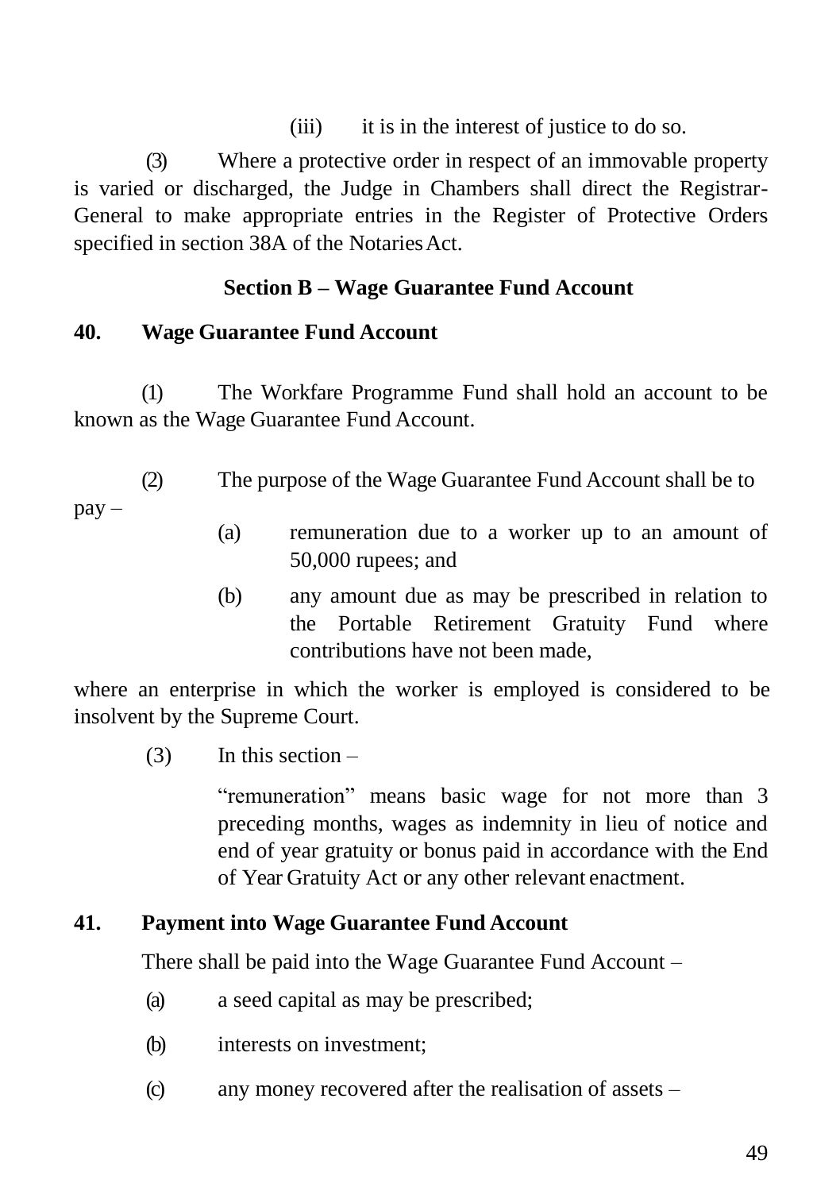(iii) it is in the interest of justice to do so.

(3) Where a protective order in respect of an immovable property is varied or discharged, the Judge in Chambers shall direct the Registrar-General to make appropriate entries in the Register of Protective Orders specified in section 38A of the Notaries Act.

### Section B – Wage Guarantee Fund Account

**40. Wage Guarantee Fund Account**

(1) The Workfare Programme Fund shall hold an account to be known as the Wage Guarantee Fund Account.

(2) The purpose of the Wage Guarantee Fund Account shall be to pay –

(a) remuneration due to a worker up to an amount of 50,000 rupees; and

(b) any amount due as may be prescribed in relation to the Portable Retirement Gratuity Fund where contributions have not been made,

where an enterprise in which the worker is employed is considered to be insolvent by the Supreme Court.

(3) In this section –

"remuneration" means basic wage for not more than 3 preceding months, wages as indemnity in lieu of notice and end of year gratuity or bonus paid in accordance with the End of Year Gratuity Act or any other relevant enactment.

**41. Payment into Wage Guarantee Fund Account**

There shall be paid into the Wage Guarantee Fund Account –

(a) a seed capital as may be prescribed;

(b) interests on investment;

(c) any money recovered after the realisation of assets –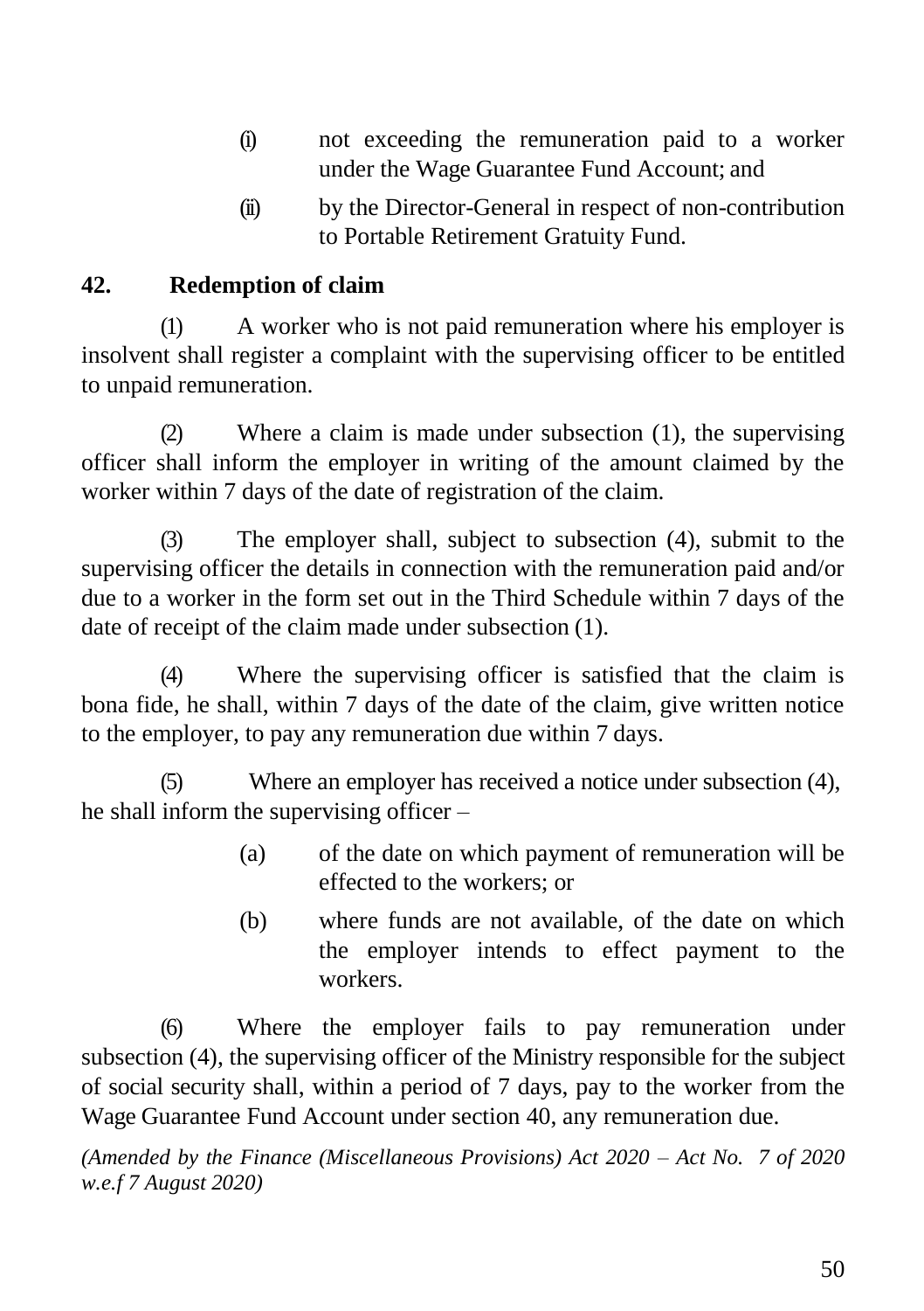(i) not exceeding the remuneration paid to a worker under the Wage Guarantee Fund Account; and

(ii) by the Director-General in respect of non-contribution to Portable Retirement Gratuity Fund.

## 42. Redemption of claim

(1) A worker who is not paid remuneration where his employer is insolvent shall register a complaint with the supervising officer to be entitled to unpaid remuneration.

(2) Where a claim is made under subsection (1), the supervising officer shall inform the employer in writing of the amount claimed by the worker within 7 days of the date of registration of the claim.

(3) The employer shall, subject to subsection (4), submit to the supervising officer the details in connection with the remuneration paid and/or due to a worker in the form set out in the Third Schedule within 7 days of the date of receipt of the claim made under subsection (1).

(4) Where the supervising officer is satisfied that the claim is bona fide, he shall, within 7 days of the date of the claim, give written notice to the employer, to pay any remuneration due within 7 days.

(5) Where an employer has received a notice under subsection (4), he shall inform the supervising officer –

(a) of the date on which payment of remuneration will be effected to the workers; or

(b) where funds are not available, of the date on which the employer intends to effect payment to the workers.

(6) Where the employer fails to pay remuneration under subsection (4), the supervising officer of the Ministry responsible for the subject of social security shall, within a period of 7 days, pay to the worker from the Wage Guarantee Fund Account under section 40, any remuneration due.

*(Amended by the Finance (Miscellaneous Provisions) Act 2020 – Act No. 7 of 2020 w.e.f 7 August 2020)*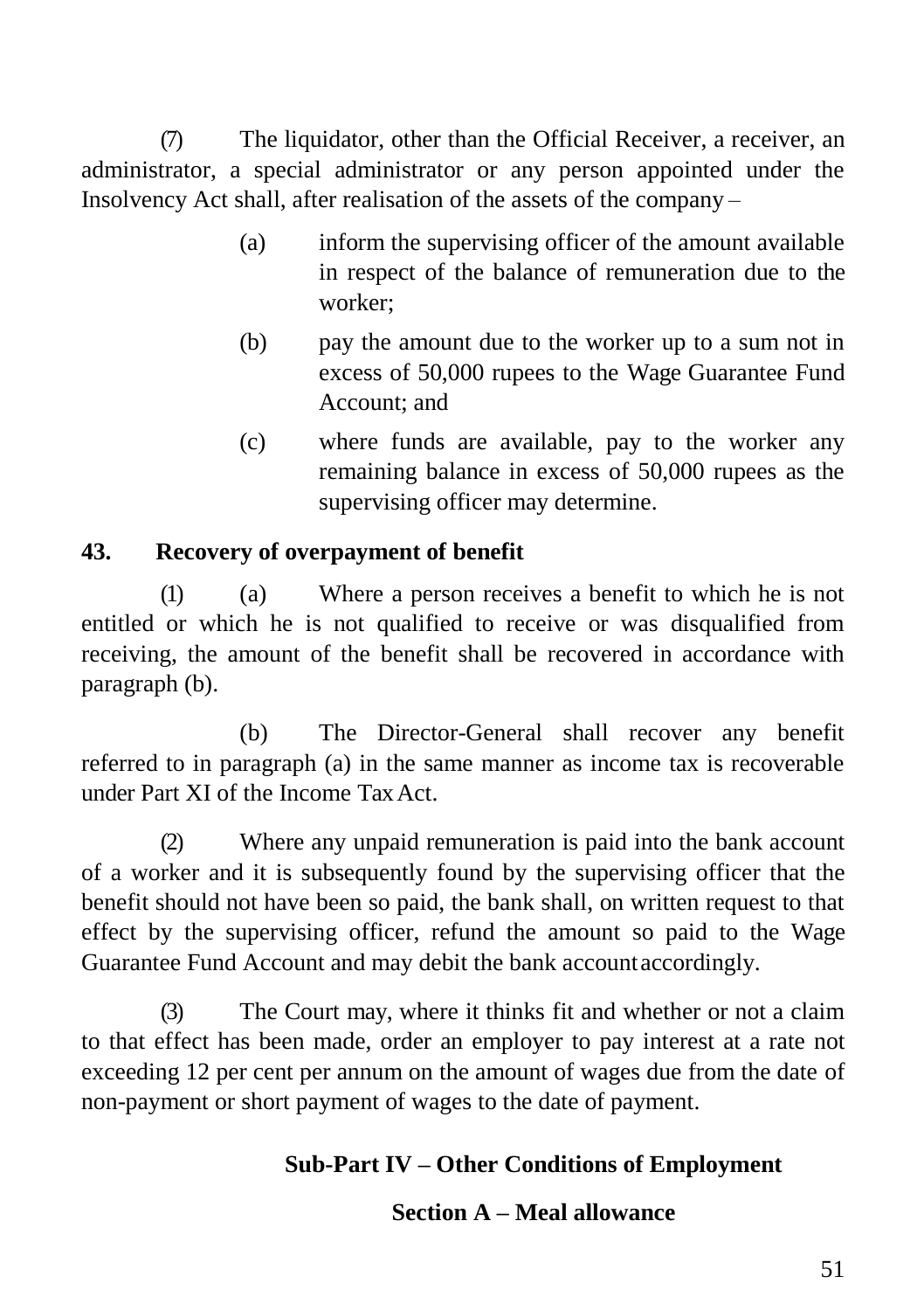(7) The liquidator, other than the Official Receiver, a receiver, an administrator, a special administrator or any person appointed under the Insolvency Act shall, after realisation of the assets of the company –

(a) inform the supervising officer of the amount available in respect of the balance of remuneration due to the worker;

(b) pay the amount due to the worker up to a sum not in excess of 50,000 rupees to the Wage Guarantee Fund Account; and

(c) where funds are available, pay to the worker any remaining balance in excess of 50,000 rupees as the supervising officer may determine.

**43. Recovery of overpayment of benefit**

(1) (a) Where a person receives a benefit to which he is not entitled or which he is not qualified to receive or was disqualified from receiving, the amount of the benefit shall be recovered in accordance with paragraph (b).

(b) The Director-General shall recover any benefit referred to in paragraph (a) in the same manner as income tax is recoverable under Part XI of the Income Tax Act.

(2) Where any unpaid remuneration is paid into the bank account of a worker and it is subsequently found by the supervising officer that the benefit should not have been so paid, the bank shall, on written request to that effect by the supervising officer, refund the amount so paid to the Wage Guarantee Fund Account and may debit the bank account accordingly.

(3) The Court may, where it thinks fit and whether or not a claim to that effect has been made, order an employer to pay interest at a rate not exceeding 12 per cent per annum on the amount of wages due from the date of non-payment or short payment of wages to the date of payment.

## Sub-Part IV – Other Conditions of Employment

### Section A – Meal allowance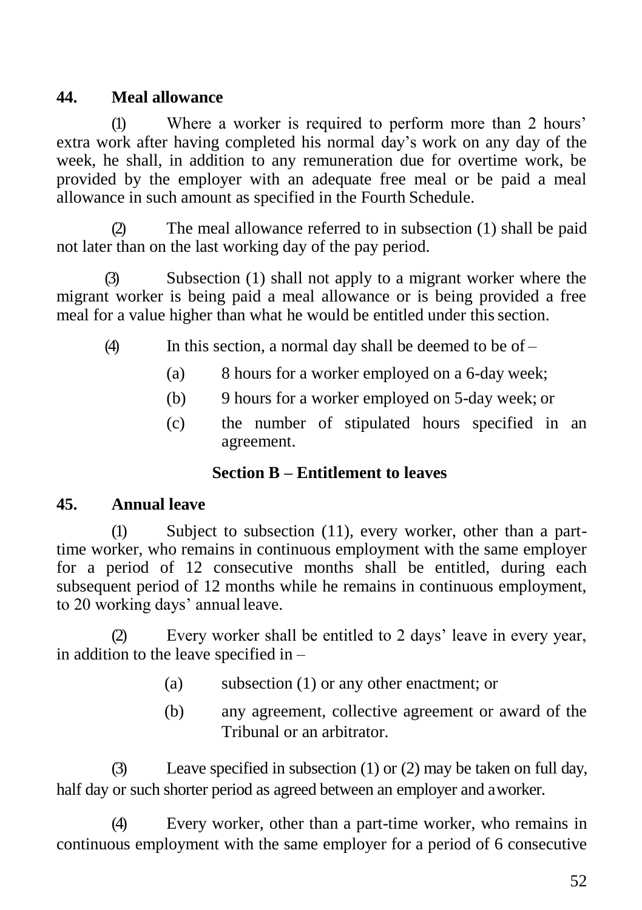### 44. Meal allowance

(1) Where a worker is required to perform more than 2 hours' extra work after having completed his normal day's work on any day of the week, he shall, in addition to any remuneration due for overtime work, be provided by the employer with an adequate free meal or be paid a meal allowance in such amount as specified in the Fourth Schedule.

(2) The meal allowance referred to in subsection (1) shall be paid not later than on the last working day of the pay period.

(3) Subsection (1) shall not apply to a migrant worker where the migrant worker is being paid a meal allowance or is being provided a free meal for a value higher than what he would be entitled under this section.

(4) In this section, a normal day shall be deemed to be of –

- (a) 8 hours for a worker employed on a 6-day week;
- (b) 9 hours for a worker employed on 5-day week; or
- (c) the number of stipulated hours specified in an agreement.

## Section B – Entitlement to leaves

### 45. Annual leave

(1) Subject to subsection (11), every worker, other than a part-time worker, who remains in continuous employment with the same employer for a period of 12 consecutive months shall be entitled, during each subsequent period of 12 months while he remains in continuous employment, to 20 working days' annual leave.

(2) Every worker shall be entitled to 2 days' leave in every year, in addition to the leave specified in –

- (a) subsection (1) or any other enactment; or
- (b) any agreement, collective agreement or award of the Tribunal or an arbitrator.

(3) Leave specified in subsection (1) or (2) may be taken on full day, half day or such shorter period as agreed between an employer and a worker.

(4) Every worker, other than a part-time worker, who remains in continuous employment with the same employer for a period of 6 consecutive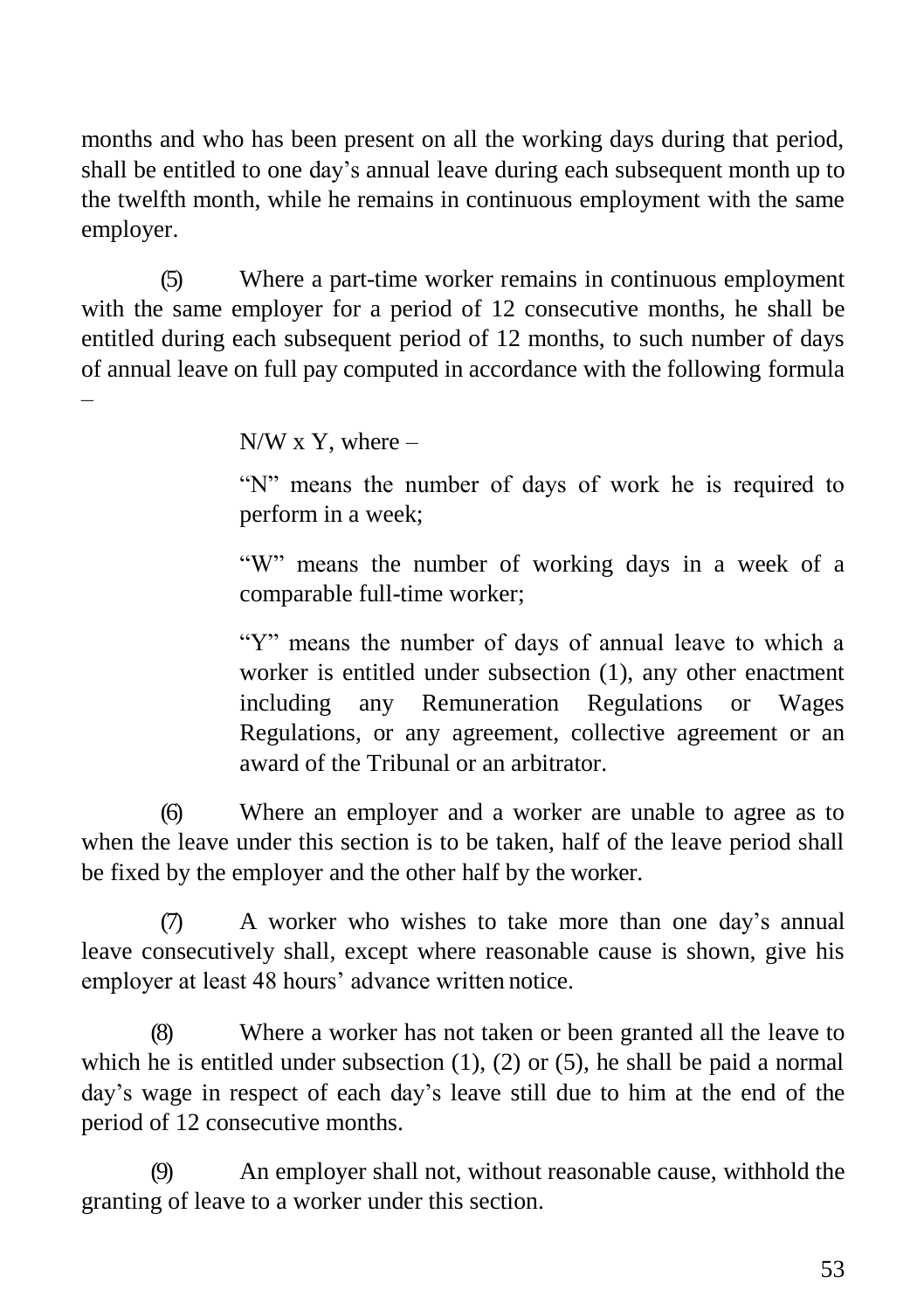months and who has been present on all the working days during that period, shall be entitled to one day's annual leave during each subsequent month up to the twelfth month, while he remains in continuous employment with the same employer.

(5) Where a part-time worker remains in continuous employment with the same employer for a period of 12 consecutive months, he shall be entitled during each subsequent period of 12 months, to such number of days of annual leave on full pay computed in accordance with the following formula –

> $N/W \times Y$, where –
>
> "N" means the number of days of work he is required to perform in a week;
>
> "W" means the number of working days in a week of a comparable full-time worker;
>
> "Y" means the number of days of annual leave to which a worker is entitled under subsection (1), any other enactment including any Remuneration Regulations or Wages Regulations, or any agreement, collective agreement or an award of the Tribunal or an arbitrator.

(6) Where an employer and a worker are unable to agree as to when the leave under this section is to be taken, half of the leave period shall be fixed by the employer and the other half by the worker.

(7) A worker who wishes to take more than one day's annual leave consecutively shall, except where reasonable cause is shown, give his employer at least 48 hours' advance written notice.

(8) Where a worker has not taken or been granted all the leave to which he is entitled under subsection (1), (2) or (5), he shall be paid a normal day's wage in respect of each day's leave still due to him at the end of the period of 12 consecutive months.

(9) An employer shall not, without reasonable cause, withhold the granting of leave to a worker under this section.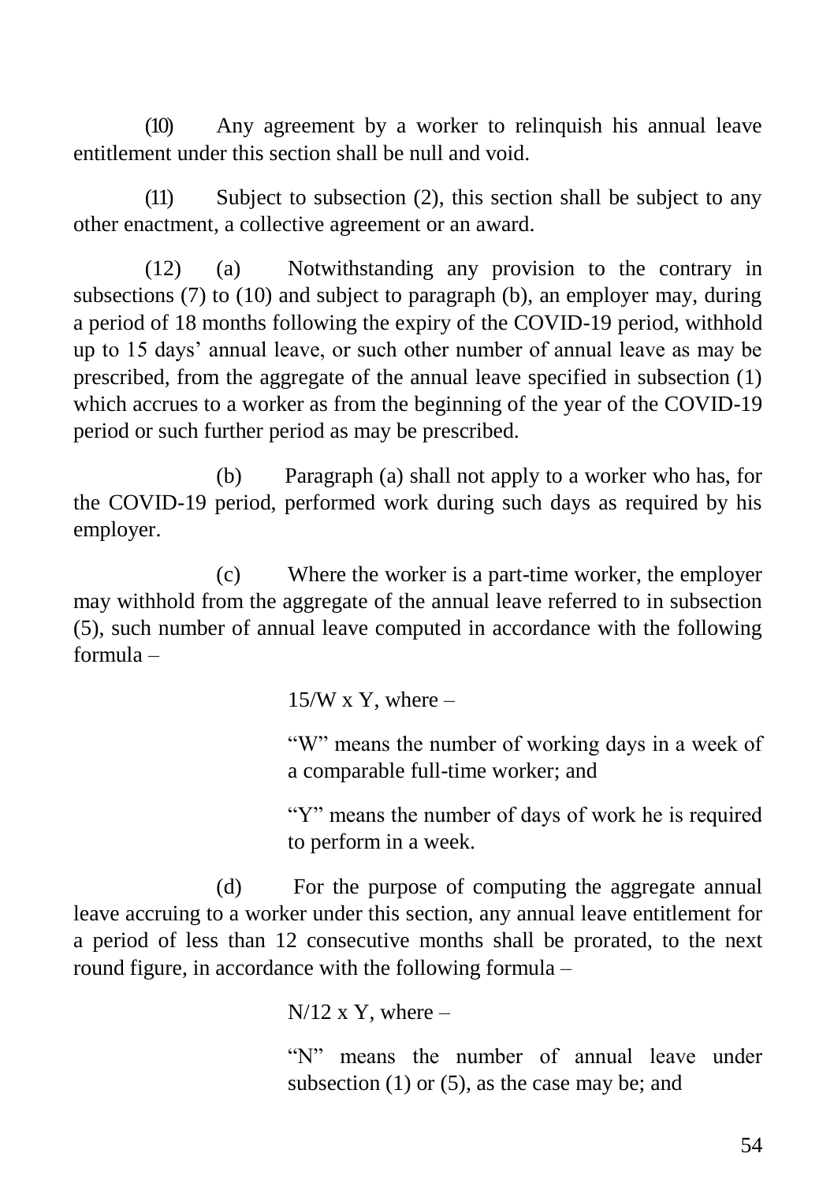(10) Any agreement by a worker to relinquish his annual leave entitlement under this section shall be null and void.

(11) Subject to subsection (2), this section shall be subject to any other enactment, a collective agreement or an award.

(12) (a) Notwithstanding any provision to the contrary in subsections (7) to (10) and subject to paragraph (b), an employer may, during a period of 18 months following the expiry of the COVID-19 period, withhold up to 15 days' annual leave, or such other number of annual leave as may be prescribed, from the aggregate of the annual leave specified in subsection (1) which accrues to a worker as from the beginning of the year of the COVID-19 period or such further period as may be prescribed.

(b) Paragraph (a) shall not apply to a worker who has, for the COVID-19 period, performed work during such days as required by his employer.

(c) Where the worker is a part-time worker, the employer may withhold from the aggregate of the annual leave referred to in subsection (5), such number of annual leave computed in accordance with the following formula –

$15/W \times Y$, where –

"W" means the number of working days in a week of a comparable full-time worker; and

"Y" means the number of days of work he is required to perform in a week.

(d) For the purpose of computing the aggregate annual leave accruing to a worker under this section, any annual leave entitlement for a period of less than 12 consecutive months shall be prorated, to the next round figure, in accordance with the following formula –

$N/12 \times Y$, where –

"N" means the number of annual leave under subsection (1) or (5), as the case may be; and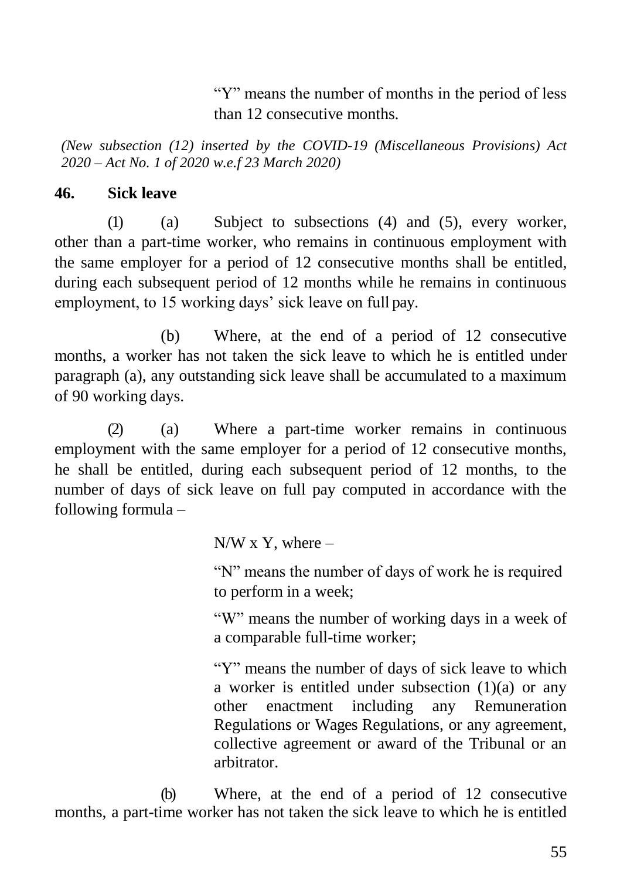"Y" means the number of months in the period of less than 12 consecutive months.

*(New subsection (12) inserted by the COVID-19 (Miscellaneous Provisions) Act 2020 – Act No. 1 of 2020 w.e.f 23 March 2020)*

## 46. Sick leave

(1) (a) Subject to subsections (4) and (5), every worker, other than a part-time worker, who remains in continuous employment with the same employer for a period of 12 consecutive months shall be entitled, during each subsequent period of 12 months while he remains in continuous employment, to 15 working days' sick leave on full pay.

(b) Where, at the end of a period of 12 consecutive months, a worker has not taken the sick leave to which he is entitled under paragraph (a), any outstanding sick leave shall be accumulated to a maximum of 90 working days.

(2) (a) Where a part-time worker remains in continuous employment with the same employer for a period of 12 consecutive months, he shall be entitled, during each subsequent period of 12 months, to the number of days of sick leave on full pay computed in accordance with the following formula –

$N/W \times Y$, where –

"N" means the number of days of work he is required to perform in a week;

"W" means the number of working days in a week of a comparable full-time worker;

"Y" means the number of days of sick leave to which a worker is entitled under subsection (1)(a) or any other enactment including any Remuneration Regulations or Wages Regulations, or any agreement, collective agreement or award of the Tribunal or an arbitrator.

(b) Where, at the end of a period of 12 consecutive months, a part-time worker has not taken the sick leave to which he is entitled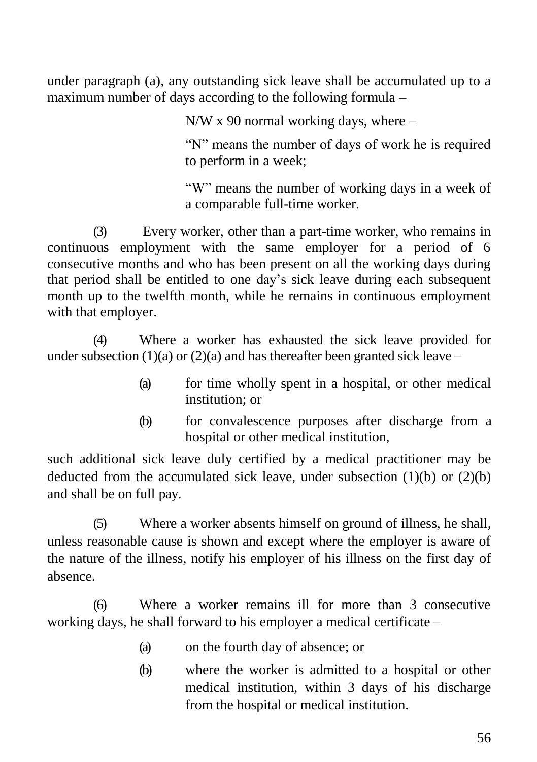under paragraph (a), any outstanding sick leave shall be accumulated up to a maximum number of days according to the following formula –

> $N/W \times 90$ normal working days, where –
>
> "N" means the number of days of work he is required to perform in a week;
>
> "W" means the number of working days in a week of a comparable full-time worker.

(3) Every worker, other than a part-time worker, who remains in continuous employment with the same employer for a period of 6 consecutive months and who has been present on all the working days during that period shall be entitled to one day's sick leave during each subsequent month up to the twelfth month, while he remains in continuous employment with that employer.

(4) Where a worker has exhausted the sick leave provided for under subsection (1)(a) or (2)(a) and has thereafter been granted sick leave –

> (a) for time wholly spent in a hospital, or other medical institution; or
>
> (b) for convalescence purposes after discharge from a hospital or other medical institution,

such additional sick leave duly certified by a medical practitioner may be deducted from the accumulated sick leave, under subsection (1)(b) or (2)(b) and shall be on full pay.

(5) Where a worker absents himself on ground of illness, he shall, unless reasonable cause is shown and except where the employer is aware of the nature of the illness, notify his employer of his illness on the first day of absence.

(6) Where a worker remains ill for more than 3 consecutive working days, he shall forward to his employer a medical certificate –

> (a) on the fourth day of absence; or
>
> (b) where the worker is admitted to a hospital or other medical institution, within 3 days of his discharge from the hospital or medical institution.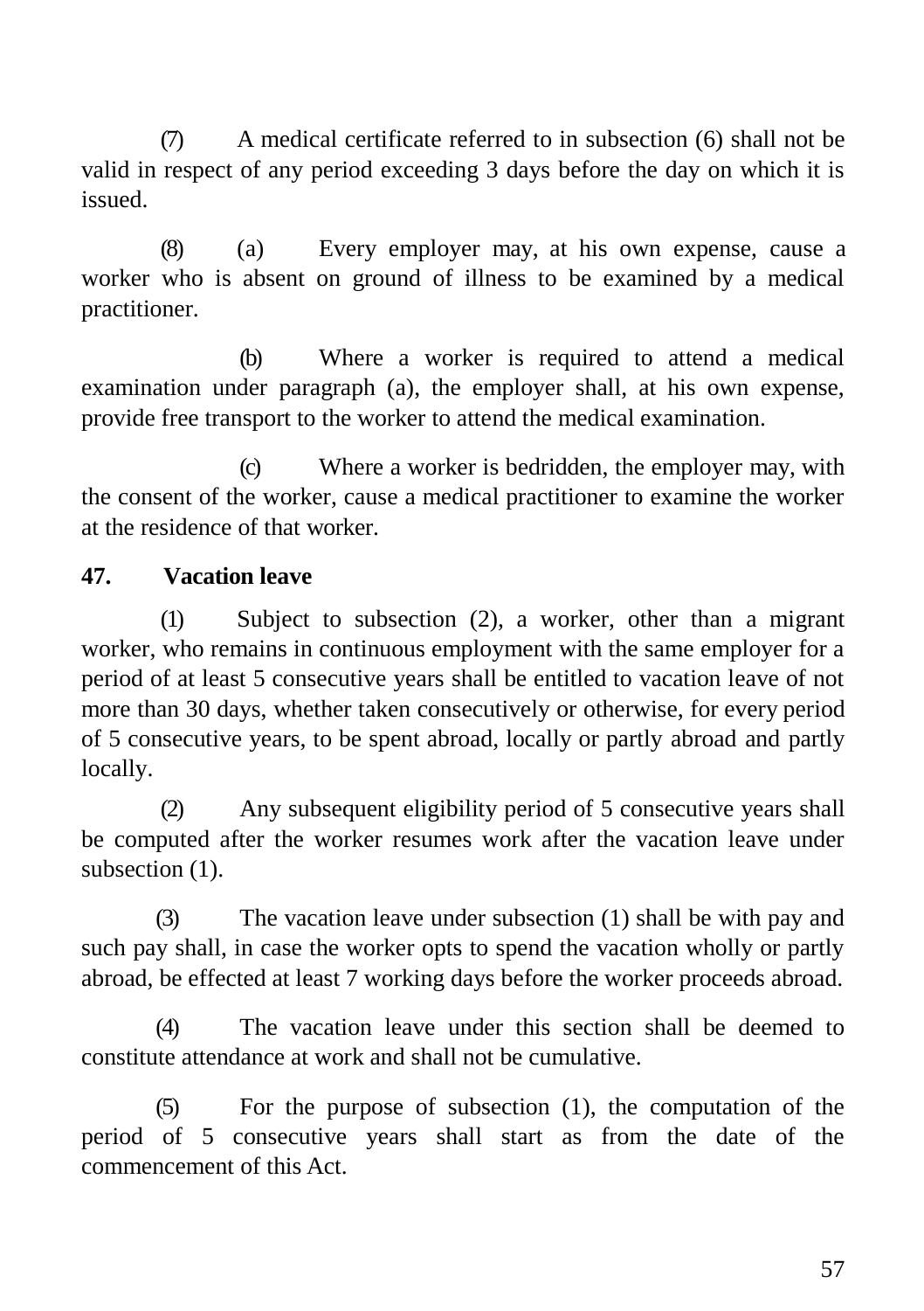(7) A medical certificate referred to in subsection (6) shall not be valid in respect of any period exceeding 3 days before the day on which it is issued.

(8) (a) Every employer may, at his own expense, cause a worker who is absent on ground of illness to be examined by a medical practitioner.

(b) Where a worker is required to attend a medical examination under paragraph (a), the employer shall, at his own expense, provide free transport to the worker to attend the medical examination.

(c) Where a worker is bedridden, the employer may, with the consent of the worker, cause a medical practitioner to examine the worker at the residence of that worker.

**47. Vacation leave**

(1) Subject to subsection (2), a worker, other than a migrant worker, who remains in continuous employment with the same employer for a period of at least 5 consecutive years shall be entitled to vacation leave of not more than 30 days, whether taken consecutively or otherwise, for every period of 5 consecutive years, to be spent abroad, locally or partly abroad and partly locally.

(2) Any subsequent eligibility period of 5 consecutive years shall be computed after the worker resumes work after the vacation leave under subsection (1).

(3) The vacation leave under subsection (1) shall be with pay and such pay shall, in case the worker opts to spend the vacation wholly or partly abroad, be effected at least 7 working days before the worker proceeds abroad.

(4) The vacation leave under this section shall be deemed to constitute attendance at work and shall not be cumulative.

(5) For the purpose of subsection (1), the computation of the period of 5 consecutive years shall start as from the date of the commencement of this Act.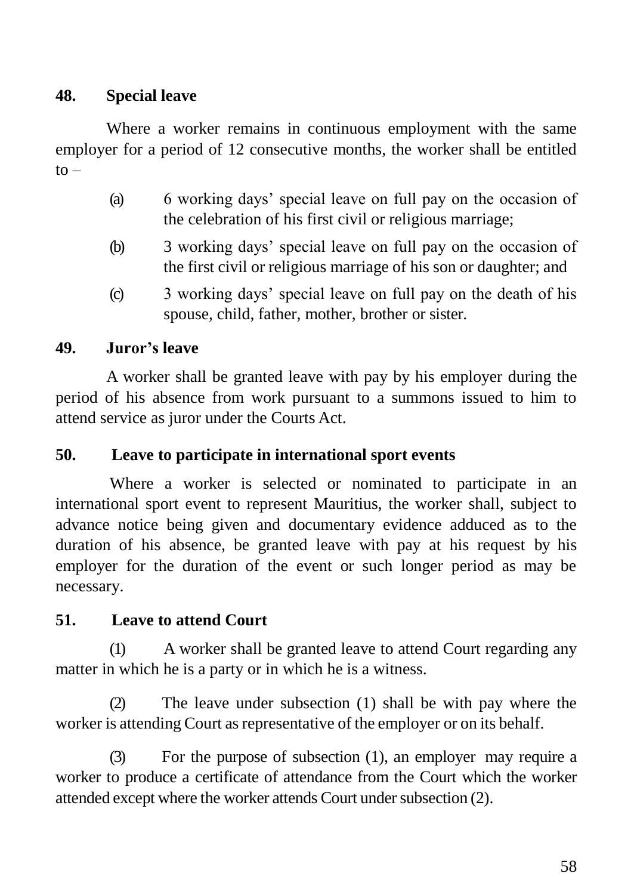**48. Special leave**

Where a worker remains in continuous employment with the same employer for a period of 12 consecutive months, the worker shall be entitled to –

(a) 6 working days' special leave on full pay on the occasion of the celebration of his first civil or religious marriage;

(b) 3 working days' special leave on full pay on the occasion of the first civil or religious marriage of his son or daughter; and

(c) 3 working days' special leave on full pay on the death of his spouse, child, father, mother, brother or sister.

**49. Juror's leave**

A worker shall be granted leave with pay by his employer during the period of his absence from work pursuant to a summons issued to him to attend service as juror under the Courts Act.

**50. Leave to participate in international sport events**

Where a worker is selected or nominated to participate in an international sport event to represent Mauritius, the worker shall, subject to advance notice being given and documentary evidence adduced as to the duration of his absence, be granted leave with pay at his request by his employer for the duration of the event or such longer period as may be necessary.

**51. Leave to attend Court**

(1) A worker shall be granted leave to attend Court regarding any matter in which he is a party or in which he is a witness.

(2) The leave under subsection (1) shall be with pay where the worker is attending Court as representative of the employer or on its behalf.

(3) For the purpose of subsection (1), an employer may require a worker to produce a certificate of attendance from the Court which the worker attended except where the worker attends Court under subsection (2).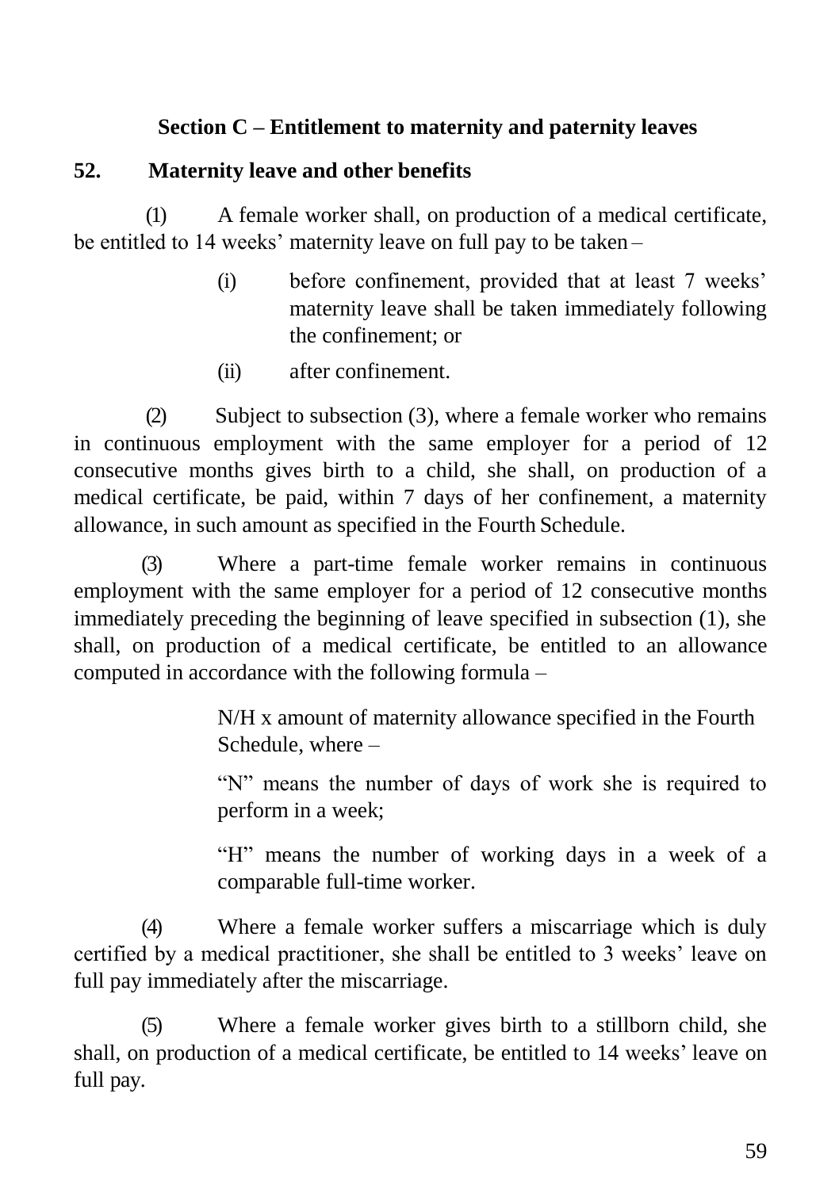### Section C – Entitlement to maternity and paternity leaves

**52. Maternity leave and other benefits**

(1) A female worker shall, on production of a medical certificate, be entitled to 14 weeks' maternity leave on full pay to be taken –

> (i) before confinement, provided that at least 7 weeks' maternity leave shall be taken immediately following the confinement; or
>
> (ii) after confinement.

(2) Subject to subsection (3), where a female worker who remains in continuous employment with the same employer for a period of 12 consecutive months gives birth to a child, she shall, on production of a medical certificate, be paid, within 7 days of her confinement, a maternity allowance, in such amount as specified in the Fourth Schedule.

(3) Where a part-time female worker remains in continuous employment with the same employer for a period of 12 consecutive months immediately preceding the beginning of leave specified in subsection (1), she shall, on production of a medical certificate, be entitled to an allowance computed in accordance with the following formula –

> N/H x amount of maternity allowance specified in the Fourth Schedule, where –
>
> "N" means the number of days of work she is required to perform in a week;
>
> "H" means the number of working days in a week of a comparable full-time worker.

(4) Where a female worker suffers a miscarriage which is duly certified by a medical practitioner, she shall be entitled to 3 weeks' leave on full pay immediately after the miscarriage.

(5) Where a female worker gives birth to a stillborn child, she shall, on production of a medical certificate, be entitled to 14 weeks' leave on full pay.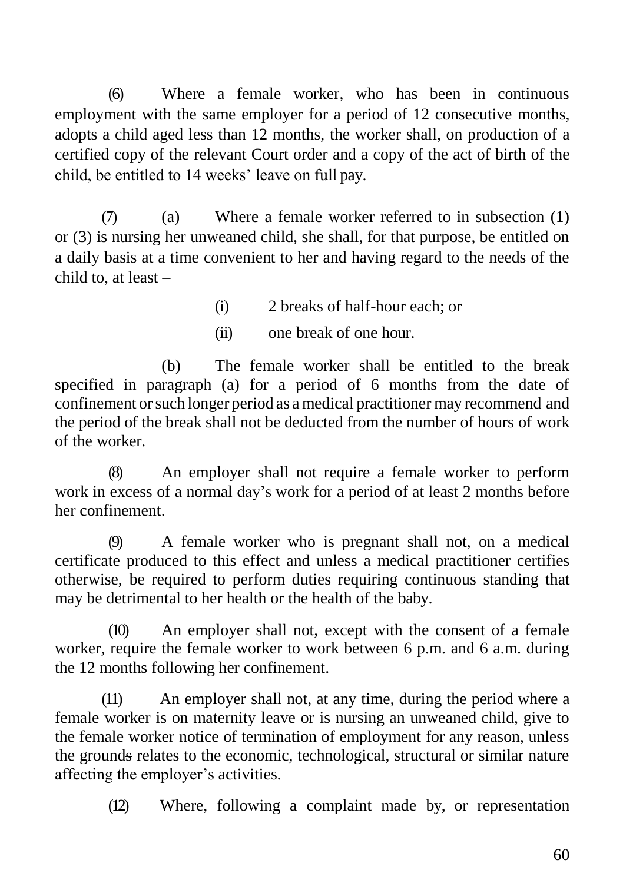(6) Where a female worker, who has been in continuous employment with the same employer for a period of 12 consecutive months, adopts a child aged less than 12 months, the worker shall, on production of a certified copy of the relevant Court order and a copy of the act of birth of the child, be entitled to 14 weeks' leave on full pay.

(7) (a) Where a female worker referred to in subsection (1) or (3) is nursing her unweaned child, she shall, for that purpose, be entitled on a daily basis at a time convenient to her and having regard to the needs of the child to, at least –

(i) 2 breaks of half-hour each; or

(ii) one break of one hour.

(b) The female worker shall be entitled to the break specified in paragraph (a) for a period of 6 months from the date of confinement or such longer period as a medical practitioner may recommend and the period of the break shall not be deducted from the number of hours of work of the worker.

(8) An employer shall not require a female worker to perform work in excess of a normal day's work for a period of at least 2 months before her confinement.

(9) A female worker who is pregnant shall not, on a medical certificate produced to this effect and unless a medical practitioner certifies otherwise, be required to perform duties requiring continuous standing that may be detrimental to her health or the health of the baby.

(10) An employer shall not, except with the consent of a female worker, require the female worker to work between 6 p.m. and 6 a.m. during the 12 months following her confinement.

(11) An employer shall not, at any time, during the period where a female worker is on maternity leave or is nursing an unweaned child, give to the female worker notice of termination of employment for any reason, unless the grounds relates to the economic, technological, structural or similar nature affecting the employer's activities.

(12) Where, following a complaint made by, or representation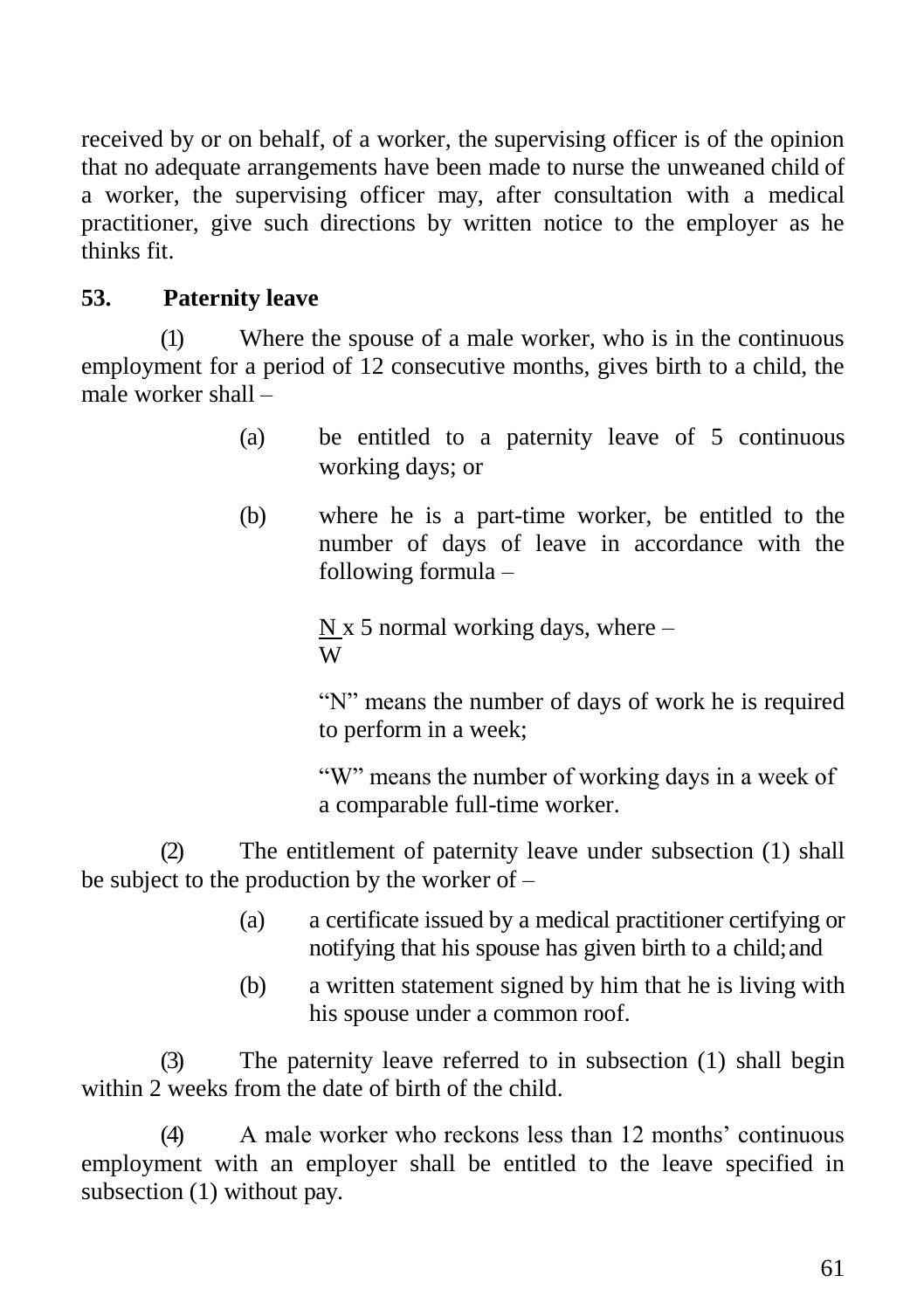received by or on behalf, of a worker, the supervising officer is of the opinion that no adequate arrangements have been made to nurse the unweaned child of a worker, the supervising officer may, after consultation with a medical practitioner, give such directions by written notice to the employer as he thinks fit.

**53. Paternity leave**

(1) Where the spouse of a male worker, who is in the continuous employment for a period of 12 consecutive months, gives birth to a child, the male worker shall –

(a) be entitled to a paternity leave of 5 continuous working days; or

(b) where he is a part-time worker, be entitled to the number of days of leave in accordance with the following formula –

$\frac{N}{W}$ x 5 normal working days, where –

"N" means the number of days of work he is required to perform in a week;

"W" means the number of working days in a week of a comparable full-time worker.

(2) The entitlement of paternity leave under subsection (1) shall be subject to the production by the worker of –

(a) a certificate issued by a medical practitioner certifying or notifying that his spouse has given birth to a child; and

(b) a written statement signed by him that he is living with his spouse under a common roof.

(3) The paternity leave referred to in subsection (1) shall begin within 2 weeks from the date of birth of the child.

(4) A male worker who reckons less than 12 months' continuous employment with an employer shall be entitled to the leave specified in subsection (1) without pay.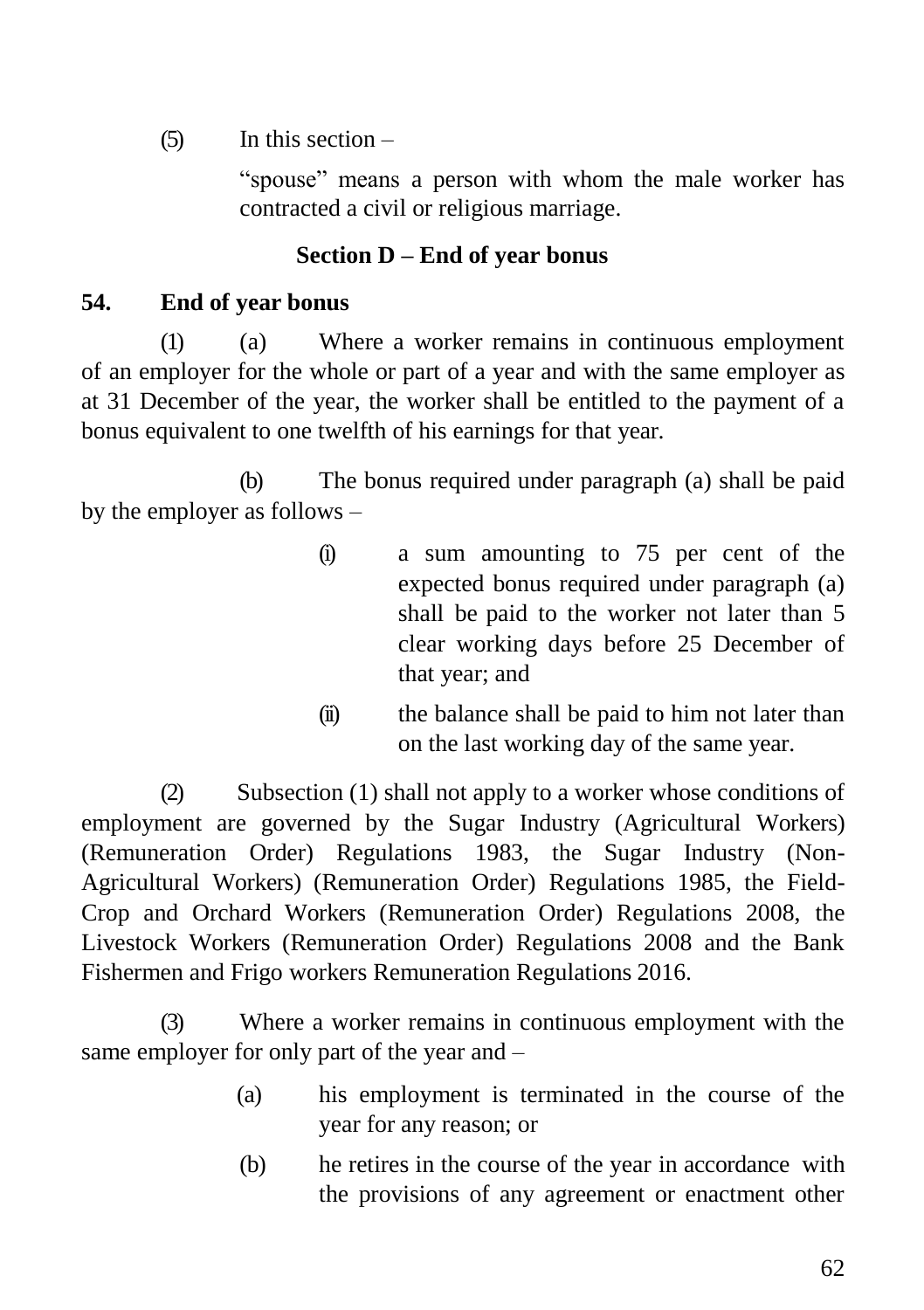(5) In this section –

"spouse" means a person with whom the male worker has contracted a civil or religious marriage.

## Section D – End of year bonus

### 54. End of year bonus

(1) (a) Where a worker remains in continuous employment of an employer for the whole or part of a year and with the same employer as at 31 December of the year, the worker shall be entitled to the payment of a bonus equivalent to one twelfth of his earnings for that year.

(b) The bonus required under paragraph (a) shall be paid by the employer as follows –

- (i) a sum amounting to 75 per cent of the expected bonus required under paragraph (a) shall be paid to the worker not later than 5 clear working days before 25 December of that year; and
- (ii) the balance shall be paid to him not later than on the last working day of the same year.

(2) Subsection (1) shall not apply to a worker whose conditions of employment are governed by the Sugar Industry (Agricultural Workers) (Remuneration Order) Regulations 1983, the Sugar Industry (Non-Agricultural Workers) (Remuneration Order) Regulations 1985, the Field-Crop and Orchard Workers (Remuneration Order) Regulations 2008, the Livestock Workers (Remuneration Order) Regulations 2008 and the Bank Fishermen and Frigo workers Remuneration Regulations 2016.

(3) Where a worker remains in continuous employment with the same employer for only part of the year and –

- (a) his employment is terminated in the course of the year for any reason; or
- (b) he retires in the course of the year in accordance with the provisions of any agreement or enactment other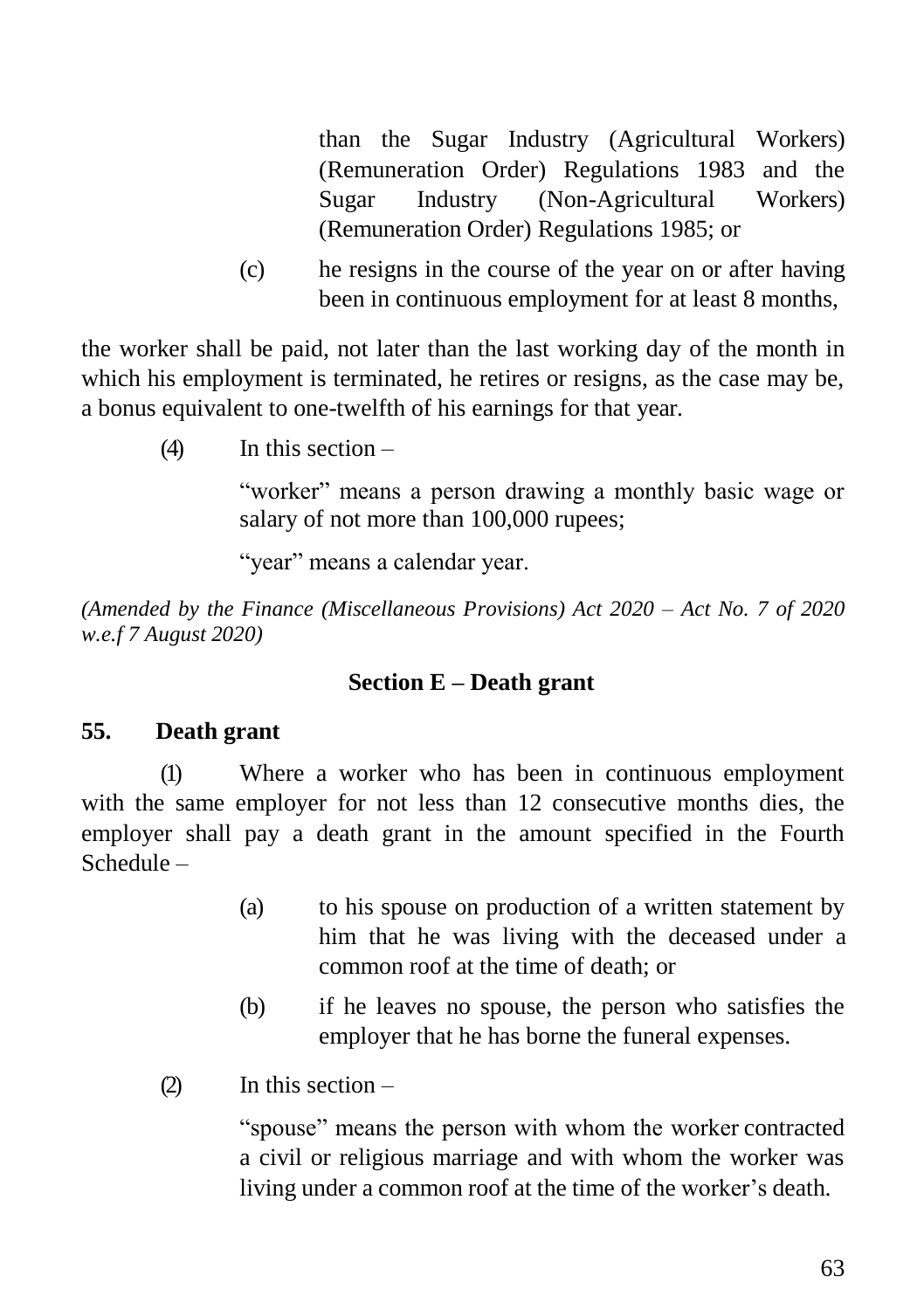than the Sugar Industry (Agricultural Workers) (Remuneration Order) Regulations 1983 and the Sugar Industry (Non-Agricultural Workers) (Remuneration Order) Regulations 1985; or

(c) he resigns in the course of the year on or after having been in continuous employment for at least 8 months,

the worker shall be paid, not later than the last working day of the month in which his employment is terminated, he retires or resigns, as the case may be, a bonus equivalent to one-twelfth of his earnings for that year.

(4) In this section –

"worker" means a person drawing a monthly basic wage or salary of not more than 100,000 rupees;

"year" means a calendar year.

*(Amended by the Finance (Miscellaneous Provisions) Act 2020 – Act No. 7 of 2020 w.e.f 7 August 2020)*

### Section E – Death grant

**55. Death grant**

(1) Where a worker who has been in continuous employment with the same employer for not less than 12 consecutive months dies, the employer shall pay a death grant in the amount specified in the Fourth Schedule –

(a) to his spouse on production of a written statement by him that he was living with the deceased under a common roof at the time of death; or

(b) if he leaves no spouse, the person who satisfies the employer that he has borne the funeral expenses.

(2) In this section –

"spouse" means the person with whom the worker contracted a civil or religious marriage and with whom the worker was living under a common roof at the time of the worker's death.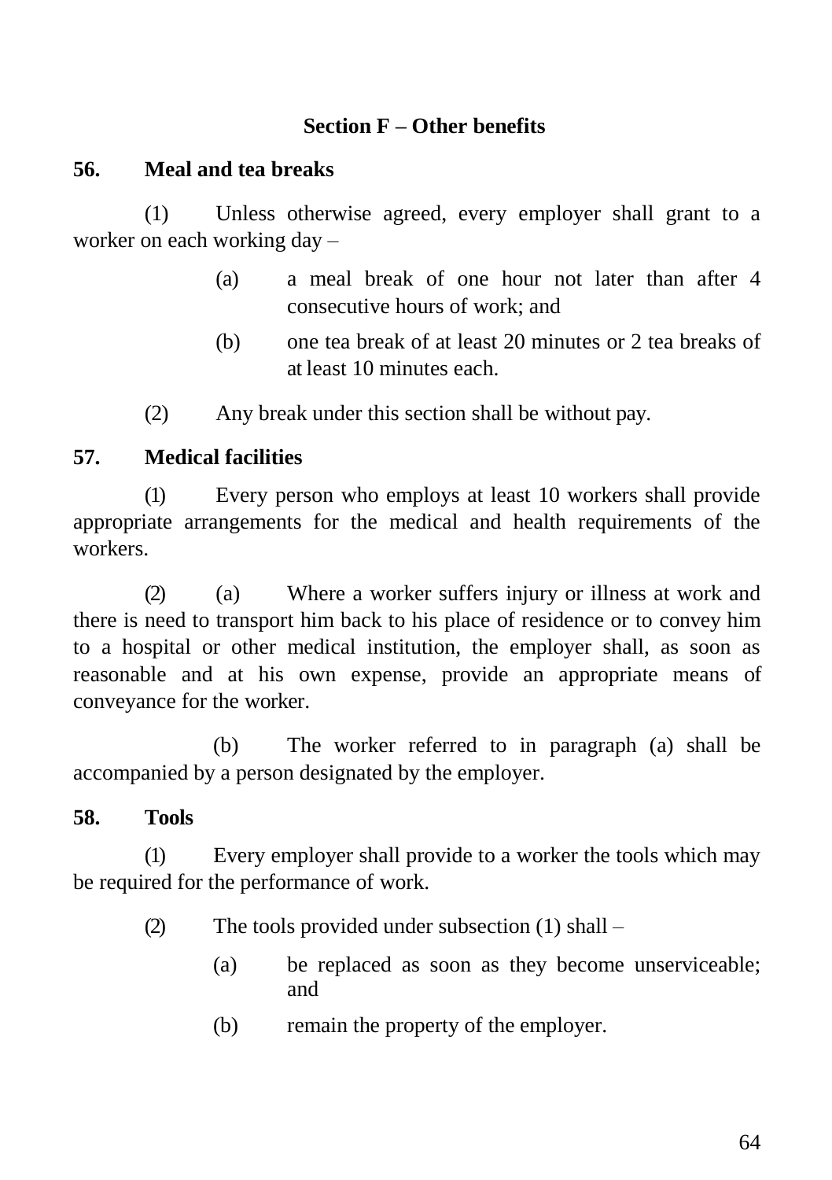## Section F – Other benefits

### 56. Meal and tea breaks

(1) Unless otherwise agreed, every employer shall grant to a worker on each working day –

- (a) a meal break of one hour not later than after 4 consecutive hours of work; and
- (b) one tea break of at least 20 minutes or 2 tea breaks of at least 10 minutes each.

(2) Any break under this section shall be without pay.

### 57. Medical facilities

(1) Every person who employs at least 10 workers shall provide appropriate arrangements for the medical and health requirements of the workers.

(2) (a) Where a worker suffers injury or illness at work and there is need to transport him back to his place of residence or to convey him to a hospital or other medical institution, the employer shall, as soon as reasonable and at his own expense, provide an appropriate means of conveyance for the worker.

(b) The worker referred to in paragraph (a) shall be accompanied by a person designated by the employer.

### 58. Tools

(1) Every employer shall provide to a worker the tools which may be required for the performance of work.

(2) The tools provided under subsection (1) shall –

- (a) be replaced as soon as they become unserviceable; and
- (b) remain the property of the employer.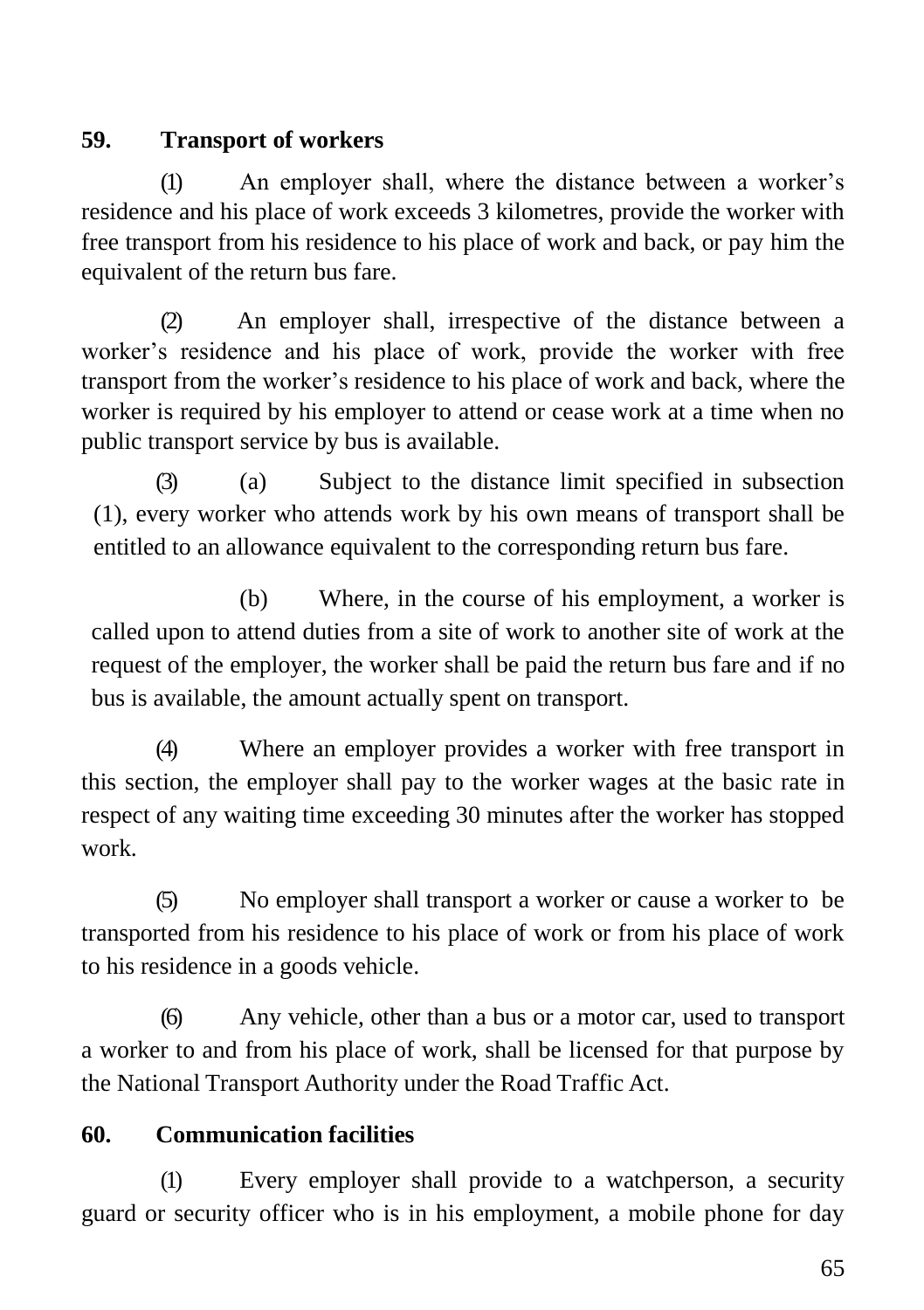**59. Transport of workers**

(1) An employer shall, where the distance between a worker's residence and his place of work exceeds 3 kilometres, provide the worker with free transport from his residence to his place of work and back, or pay him the equivalent of the return bus fare.

(2) An employer shall, irrespective of the distance between a worker's residence and his place of work, provide the worker with free transport from the worker's residence to his place of work and back, where the worker is required by his employer to attend or cease work at a time when no public transport service by bus is available.

(3) (a) Subject to the distance limit specified in subsection (1), every worker who attends work by his own means of transport shall be entitled to an allowance equivalent to the corresponding return bus fare.

(b) Where, in the course of his employment, a worker is called upon to attend duties from a site of work to another site of work at the request of the employer, the worker shall be paid the return bus fare and if no bus is available, the amount actually spent on transport.

(4) Where an employer provides a worker with free transport in this section, the employer shall pay to the worker wages at the basic rate in respect of any waiting time exceeding 30 minutes after the worker has stopped work.

(5) No employer shall transport a worker or cause a worker to be transported from his residence to his place of work or from his place of work to his residence in a goods vehicle.

(6) Any vehicle, other than a bus or a motor car, used to transport a worker to and from his place of work, shall be licensed for that purpose by the National Transport Authority under the Road Traffic Act.

**60. Communication facilities**

(1) Every employer shall provide to a watchperson, a security guard or security officer who is in his employment, a mobile phone for day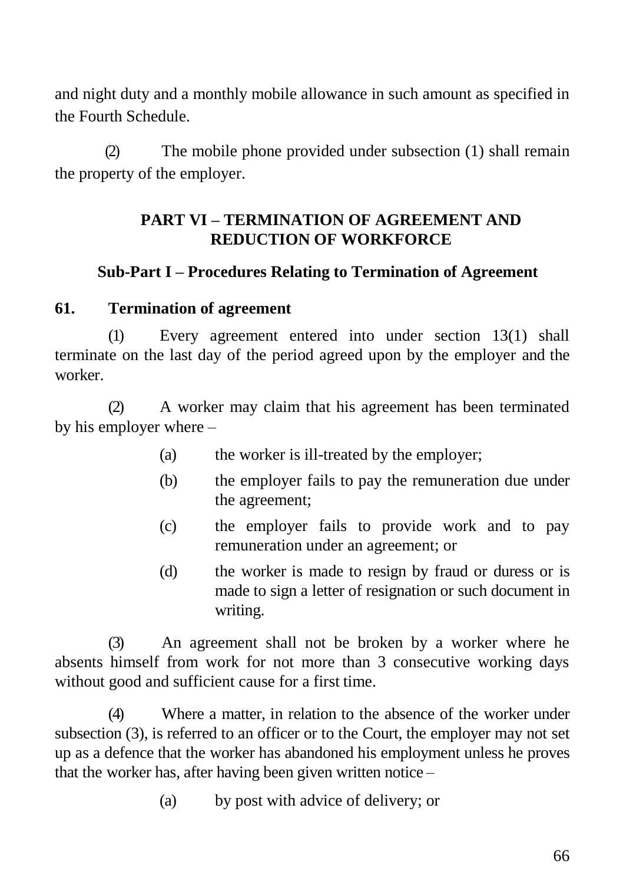and night duty and a monthly mobile allowance in such amount as specified in the Fourth Schedule.

(2) The mobile phone provided under subsection (1) shall remain the property of the employer.

## PART VI – TERMINATION OF AGREEMENT AND REDUCTION OF WORKFORCE

### Sub-Part I – Procedures Relating to Termination of Agreement

**61. Termination of agreement**

(1) Every agreement entered into under section 13(1) shall terminate on the last day of the period agreed upon by the employer and the worker.

(2) A worker may claim that his agreement has been terminated by his employer where –

(a) the worker is ill-treated by the employer;

(b) the employer fails to pay the remuneration due under the agreement;

(c) the employer fails to provide work and to pay remuneration under an agreement; or

(d) the worker is made to resign by fraud or duress or is made to sign a letter of resignation or such document in writing.

(3) An agreement shall not be broken by a worker where he absents himself from work for not more than 3 consecutive working days without good and sufficient cause for a first time.

(4) Where a matter, in relation to the absence of the worker under subsection (3), is referred to an officer or to the Court, the employer may not set up as a defence that the worker has abandoned his employment unless he proves that the worker has, after having been given written notice –

(a) by post with advice of delivery; or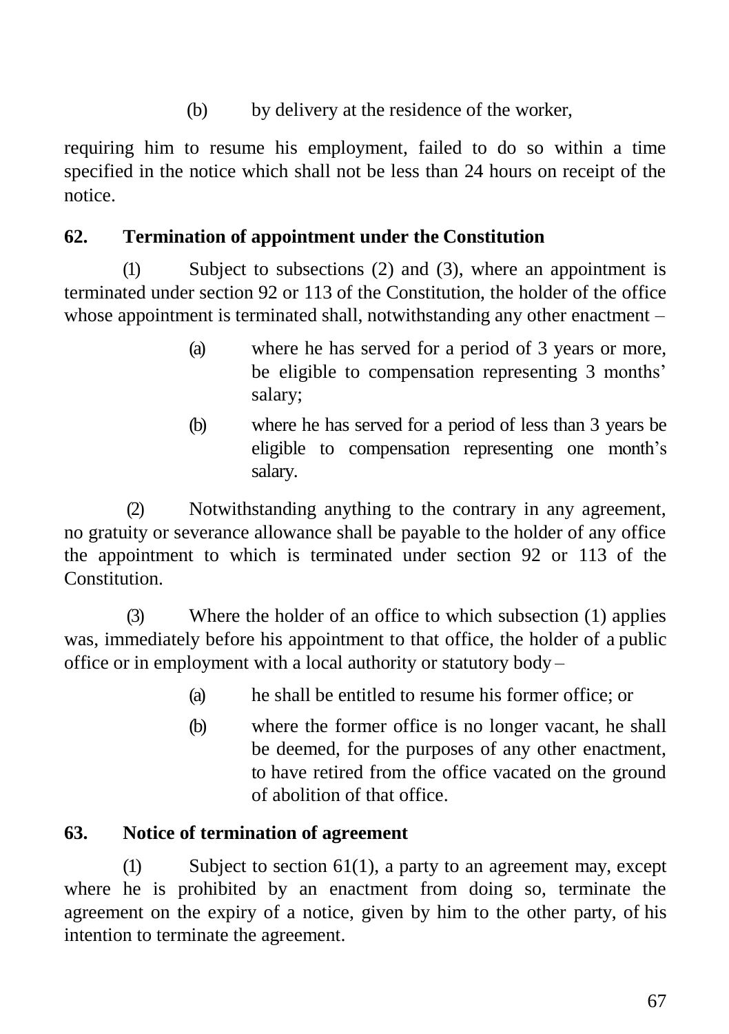(b) by delivery at the residence of the worker,

requiring him to resume his employment, failed to do so within a time specified in the notice which shall not be less than 24 hours on receipt of the notice.

### 62. Termination of appointment under the Constitution

(1) Subject to subsections (2) and (3), where an appointment is terminated under section 92 or 113 of the Constitution, the holder of the office whose appointment is terminated shall, notwithstanding any other enactment –

(a) where he has served for a period of 3 years or more, be eligible to compensation representing 3 months' salary;

(b) where he has served for a period of less than 3 years be eligible to compensation representing one month's salary.

(2) Notwithstanding anything to the contrary in any agreement, no gratuity or severance allowance shall be payable to the holder of any office the appointment to which is terminated under section 92 or 113 of the Constitution.

(3) Where the holder of an office to which subsection (1) applies was, immediately before his appointment to that office, the holder of a public office or in employment with a local authority or statutory body –

(a) he shall be entitled to resume his former office; or

(b) where the former office is no longer vacant, he shall be deemed, for the purposes of any other enactment, to have retired from the office vacated on the ground of abolition of that office.

### 63. Notice of termination of agreement

(1) Subject to section 61(1), a party to an agreement may, except where he is prohibited by an enactment from doing so, terminate the agreement on the expiry of a notice, given by him to the other party, of his intention to terminate the agreement.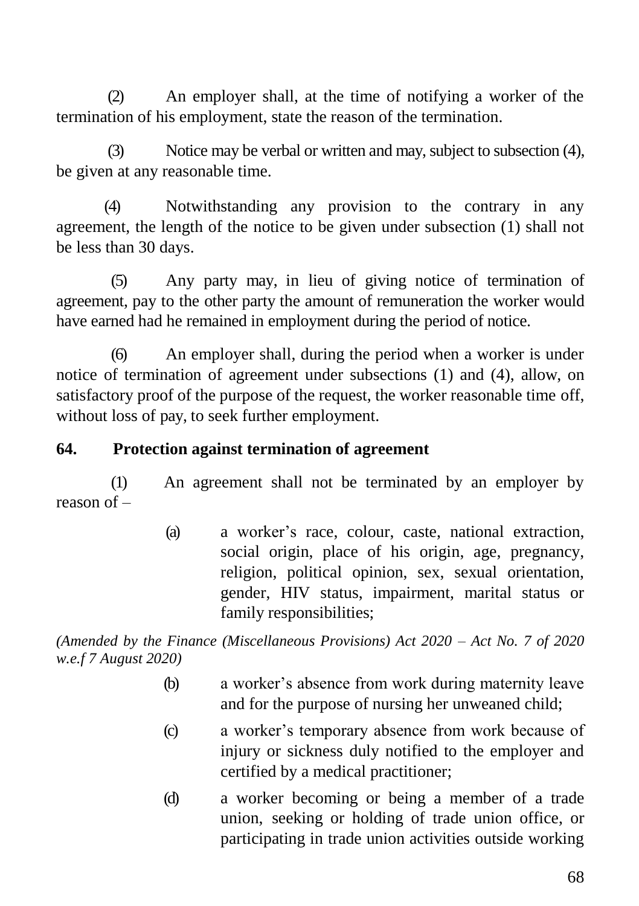(2) An employer shall, at the time of notifying a worker of the termination of his employment, state the reason of the termination.

(3) Notice may be verbal or written and may, subject to subsection (4), be given at any reasonable time.

(4) Notwithstanding any provision to the contrary in any agreement, the length of the notice to be given under subsection (1) shall not be less than 30 days.

(5) Any party may, in lieu of giving notice of termination of agreement, pay to the other party the amount of remuneration the worker would have earned had he remained in employment during the period of notice.

(6) An employer shall, during the period when a worker is under notice of termination of agreement under subsections (1) and (4), allow, on satisfactory proof of the purpose of the request, the worker reasonable time off, without loss of pay, to seek further employment.

### 64. Protection against termination of agreement

(1) An agreement shall not be terminated by an employer by reason of –

- (a) a worker's race, colour, caste, national extraction, social origin, place of his origin, age, pregnancy, religion, political opinion, sex, sexual orientation, gender, HIV status, impairment, marital status or family responsibilities;

*(Amended by the Finance (Miscellaneous Provisions) Act 2020 – Act No. 7 of 2020 w.e.f 7 August 2020)*

- (b) a worker's absence from work during maternity leave and for the purpose of nursing her unweaned child;
- (c) a worker's temporary absence from work because of injury or sickness duly notified to the employer and certified by a medical practitioner;
- (d) a worker becoming or being a member of a trade union, seeking or holding of trade union office, or participating in trade union activities outside working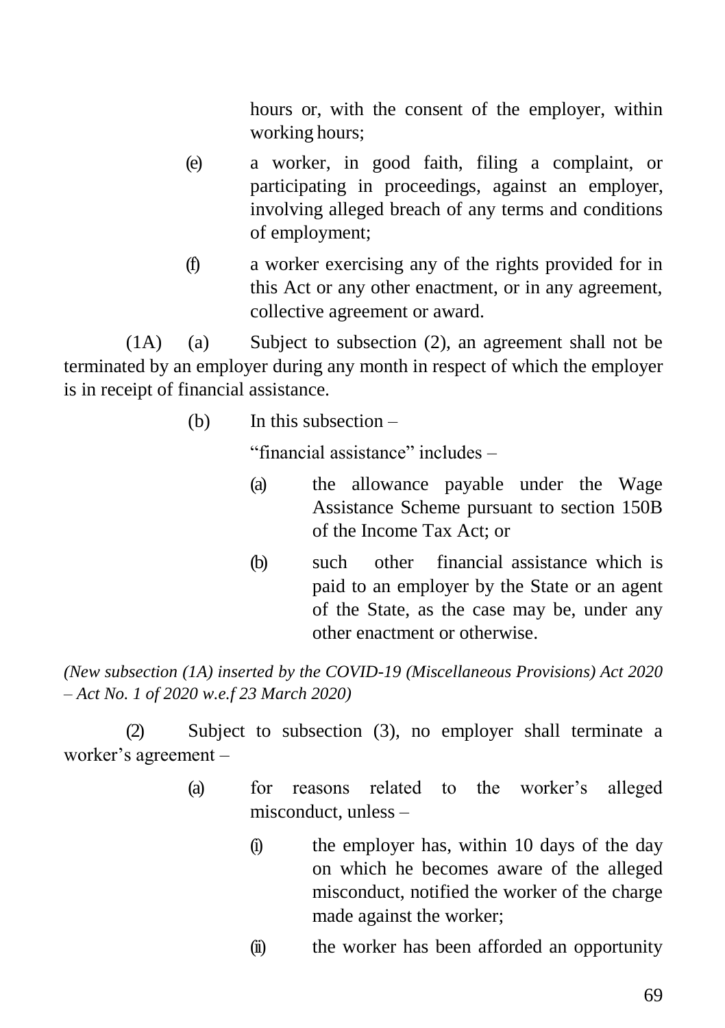hours or, with the consent of the employer, within working hours;

(e) a worker, in good faith, filing a complaint, or participating in proceedings, against an employer, involving alleged breach of any terms and conditions of employment;

(f) a worker exercising any of the rights provided for in this Act or any other enactment, or in any agreement, collective agreement or award.

(1A) (a) Subject to subsection (2), an agreement shall not be terminated by an employer during any month in respect of which the employer is in receipt of financial assistance.

(b) In this subsection –

"financial assistance" includes –

(a) the allowance payable under the Wage Assistance Scheme pursuant to section 150B of the Income Tax Act; or

(b) such other financial assistance which is paid to an employer by the State or an agent of the State, as the case may be, under any other enactment or otherwise.

*(New subsection (1A) inserted by the COVID-19 (Miscellaneous Provisions) Act 2020 – Act No. 1 of 2020 w.e.f 23 March 2020)*

(2) Subject to subsection (3), no employer shall terminate a worker's agreement –

(a) for reasons related to the worker's alleged misconduct, unless –

(i) the employer has, within 10 days of the day on which he becomes aware of the alleged misconduct, notified the worker of the charge made against the worker;

(ii) the worker has been afforded an opportunity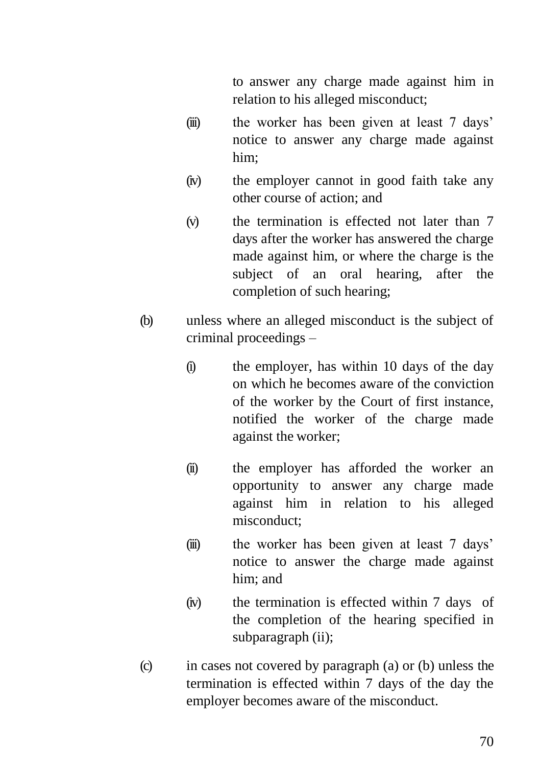to answer any charge made against him in relation to his alleged misconduct;

(iii) the worker has been given at least 7 days' notice to answer any charge made against him;

(iv) the employer cannot in good faith take any other course of action; and

(v) the termination is effected not later than 7 days after the worker has answered the charge made against him, or where the charge is the subject of an oral hearing, after the completion of such hearing;

(b) unless where an alleged misconduct is the subject of criminal proceedings –

(i) the employer, has within 10 days of the day on which he becomes aware of the conviction of the worker by the Court of first instance, notified the worker of the charge made against the worker;

(ii) the employer has afforded the worker an opportunity to answer any charge made against him in relation to his alleged misconduct;

(iii) the worker has been given at least 7 days' notice to answer the charge made against him; and

(iv) the termination is effected within 7 days of the completion of the hearing specified in subparagraph (ii);

(c) in cases not covered by paragraph (a) or (b) unless the termination is effected within 7 days of the day the employer becomes aware of the misconduct.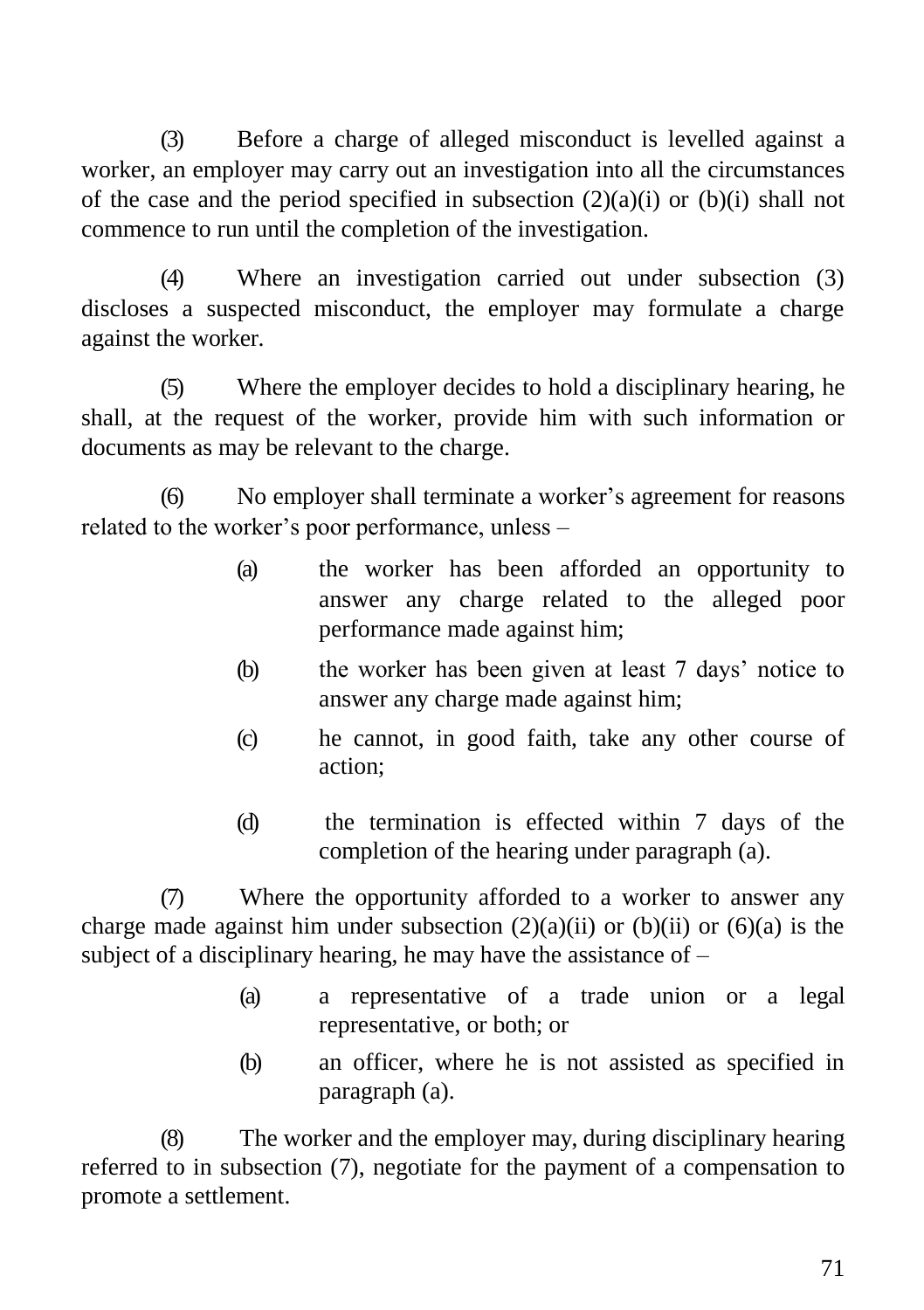(3) Before a charge of alleged misconduct is levelled against a worker, an employer may carry out an investigation into all the circumstances of the case and the period specified in subsection (2)(a)(i) or (b)(i) shall not commence to run until the completion of the investigation.

(4) Where an investigation carried out under subsection (3) discloses a suspected misconduct, the employer may formulate a charge against the worker.

(5) Where the employer decides to hold a disciplinary hearing, he shall, at the request of the worker, provide him with such information or documents as may be relevant to the charge.

(6) No employer shall terminate a worker's agreement for reasons related to the worker's poor performance, unless –

(a) the worker has been afforded an opportunity to answer any charge related to the alleged poor performance made against him;

(b) the worker has been given at least 7 days' notice to answer any charge made against him;

(c) he cannot, in good faith, take any other course of action;

(d) the termination is effected within 7 days of the completion of the hearing under paragraph (a).

(7) Where the opportunity afforded to a worker to answer any charge made against him under subsection (2)(a)(ii) or (b)(ii) or (6)(a) is the subject of a disciplinary hearing, he may have the assistance of –

(a) a representative of a trade union or a legal representative, or both; or

(b) an officer, where he is not assisted as specified in paragraph (a).

(8) The worker and the employer may, during disciplinary hearing referred to in subsection (7), negotiate for the payment of a compensation to promote a settlement.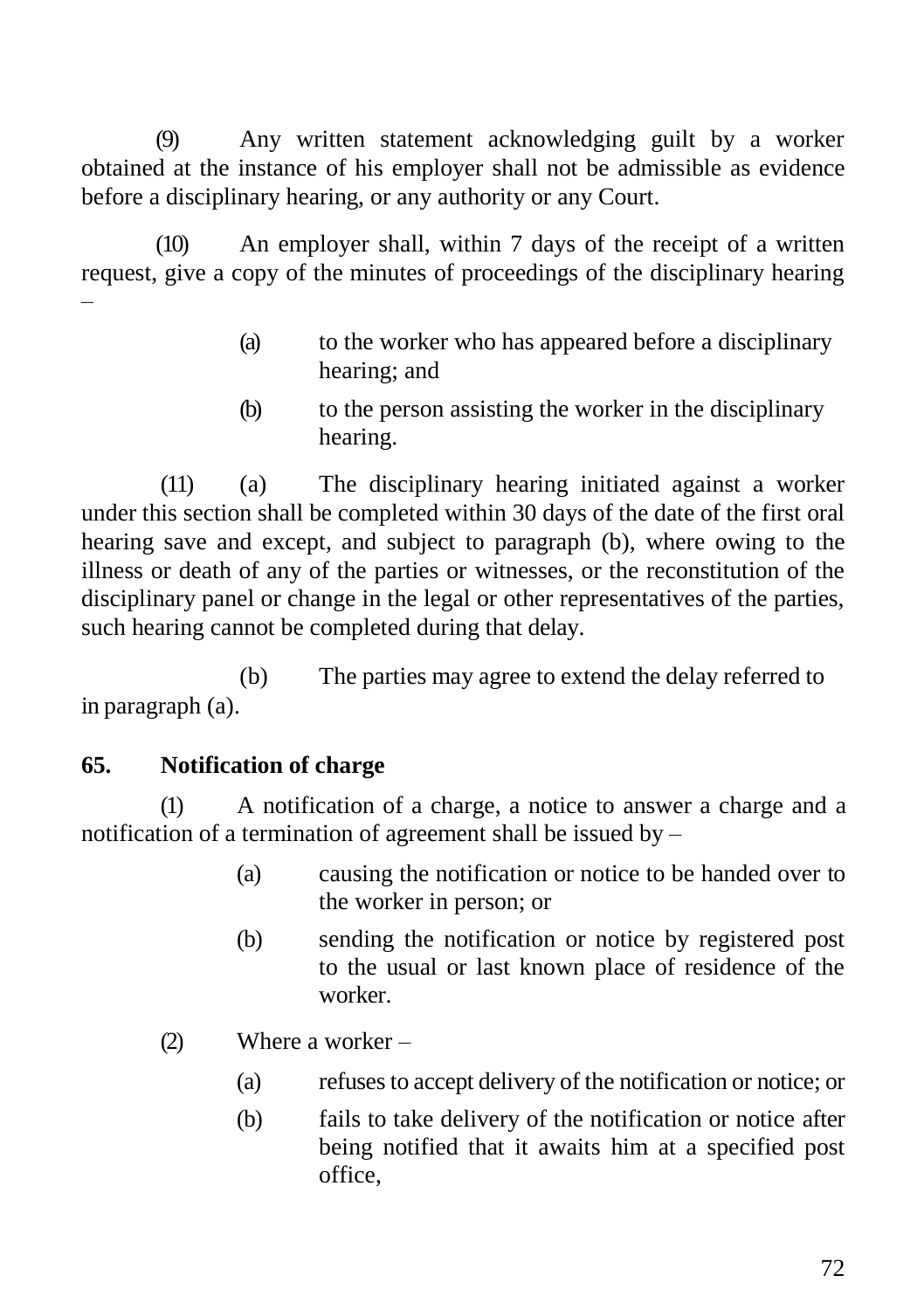(9) Any written statement acknowledging guilt by a worker obtained at the instance of his employer shall not be admissible as evidence before a disciplinary hearing, or any authority or any Court.

(10) An employer shall, within 7 days of the receipt of a written request, give a copy of the minutes of proceedings of the disciplinary hearing –

(a) to the worker who has appeared before a disciplinary hearing; and

(b) to the person assisting the worker in the disciplinary hearing.

(11) (a) The disciplinary hearing initiated against a worker under this section shall be completed within 30 days of the date of the first oral hearing save and except, and subject to paragraph (b), where owing to the illness or death of any of the parties or witnesses, or the reconstitution of the disciplinary panel or change in the legal or other representatives of the parties, such hearing cannot be completed during that delay.

(b) The parties may agree to extend the delay referred to in paragraph (a).

**65. Notification of charge**

(1) A notification of a charge, a notice to answer a charge and a notification of a termination of agreement shall be issued by –

(a) causing the notification or notice to be handed over to the worker in person; or

(b) sending the notification or notice by registered post to the usual or last known place of residence of the worker.

(2) Where a worker –

(a) refuses to accept delivery of the notification or notice; or

(b) fails to take delivery of the notification or notice after being notified that it awaits him at a specified post office,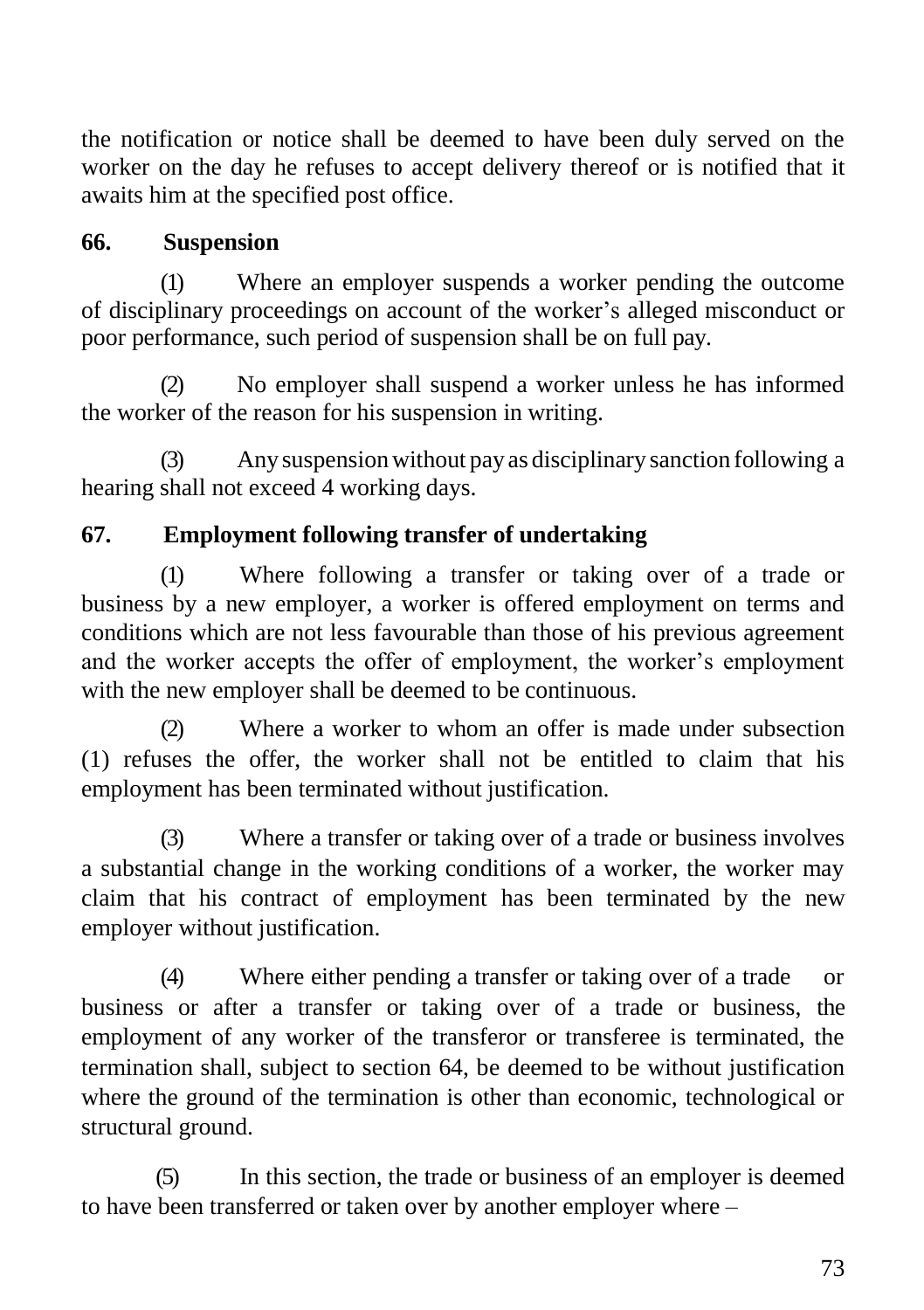the notification or notice shall be deemed to have been duly served on the worker on the day he refuses to accept delivery thereof or is notified that it awaits him at the specified post office.

### 66. Suspension

(1) Where an employer suspends a worker pending the outcome of disciplinary proceedings on account of the worker's alleged misconduct or poor performance, such period of suspension shall be on full pay.

(2) No employer shall suspend a worker unless he has informed the worker of the reason for his suspension in writing.

(3) Any suspension without pay as disciplinary sanction following a hearing shall not exceed 4 working days.

### 67. Employment following transfer of undertaking

(1) Where following a transfer or taking over of a trade or business by a new employer, a worker is offered employment on terms and conditions which are not less favourable than those of his previous agreement and the worker accepts the offer of employment, the worker's employment with the new employer shall be deemed to be continuous.

(2) Where a worker to whom an offer is made under subsection (1) refuses the offer, the worker shall not be entitled to claim that his employment has been terminated without justification.

(3) Where a transfer or taking over of a trade or business involves a substantial change in the working conditions of a worker, the worker may claim that his contract of employment has been terminated by the new employer without justification.

(4) Where either pending a transfer or taking over of a trade or business or after a transfer or taking over of a trade or business, the employment of any worker of the transferor or transferee is terminated, the termination shall, subject to section 64, be deemed to be without justification where the ground of the termination is other than economic, technological or structural ground.

(5) In this section, the trade or business of an employer is deemed to have been transferred or taken over by another employer where –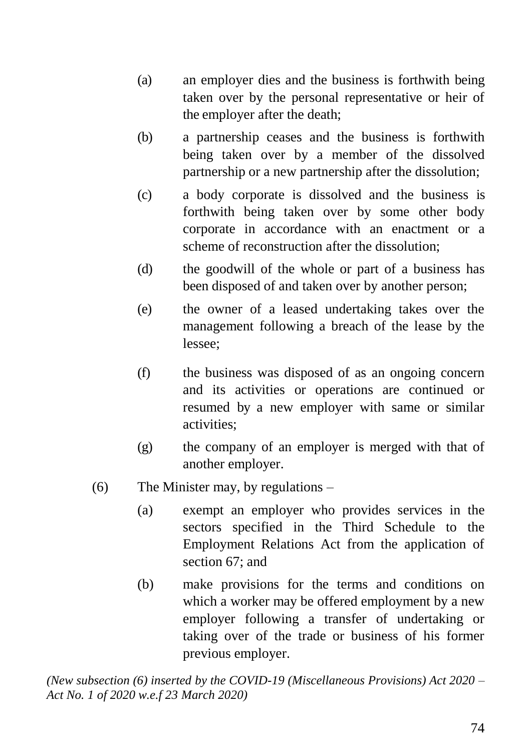(a) an employer dies and the business is forthwith being taken over by the personal representative or heir of the employer after the death;

(b) a partnership ceases and the business is forthwith being taken over by a member of the dissolved partnership or a new partnership after the dissolution;

(c) a body corporate is dissolved and the business is forthwith being taken over by some other body corporate in accordance with an enactment or a scheme of reconstruction after the dissolution;

(d) the goodwill of the whole or part of a business has been disposed of and taken over by another person;

(e) the owner of a leased undertaking takes over the management following a breach of the lease by the lessee;

(f) the business was disposed of as an ongoing concern and its activities or operations are continued or resumed by a new employer with same or similar activities;

(g) the company of an employer is merged with that of another employer.

(6) The Minister may, by regulations –

(a) exempt an employer who provides services in the sectors specified in the Third Schedule to the Employment Relations Act from the application of section 67; and

(b) make provisions for the terms and conditions on which a worker may be offered employment by a new employer following a transfer of undertaking or taking over of the trade or business of his former previous employer.

*(New subsection (6) inserted by the COVID-19 (Miscellaneous Provisions) Act 2020 – Act No. 1 of 2020 w.e.f 23 March 2020)*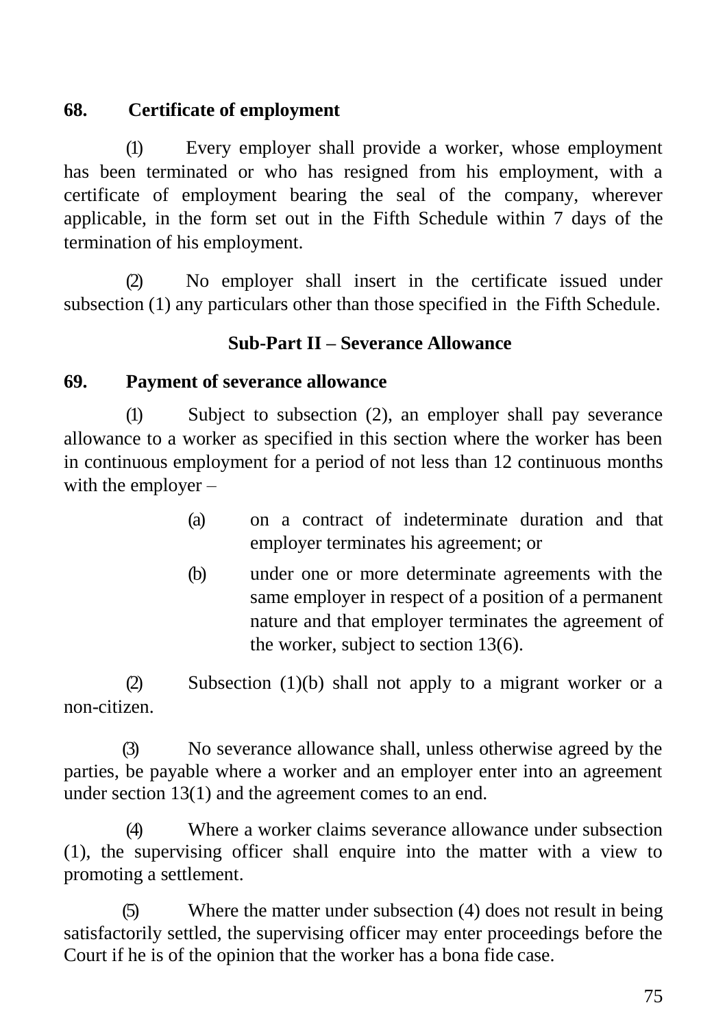**68. Certificate of employment**

(1) Every employer shall provide a worker, whose employment has been terminated or who has resigned from his employment, with a certificate of employment bearing the seal of the company, wherever applicable, in the form set out in the Fifth Schedule within 7 days of the termination of his employment.

(2) No employer shall insert in the certificate issued under subsection (1) any particulars other than those specified in the Fifth Schedule.

**Sub-Part II – Severance Allowance**

**69. Payment of severance allowance**

(1) Subject to subsection (2), an employer shall pay severance allowance to a worker as specified in this section where the worker has been in continuous employment for a period of not less than 12 continuous months with the employer –

(a) on a contract of indeterminate duration and that employer terminates his agreement; or

(b) under one or more determinate agreements with the same employer in respect of a position of a permanent nature and that employer terminates the agreement of the worker, subject to section 13(6).

(2) Subsection (1)(b) shall not apply to a migrant worker or a non-citizen.

(3) No severance allowance shall, unless otherwise agreed by the parties, be payable where a worker and an employer enter into an agreement under section 13(1) and the agreement comes to an end.

(4) Where a worker claims severance allowance under subsection (1), the supervising officer shall enquire into the matter with a view to promoting a settlement.

(5) Where the matter under subsection (4) does not result in being satisfactorily settled, the supervising officer may enter proceedings before the Court if he is of the opinion that the worker has a bona fide case.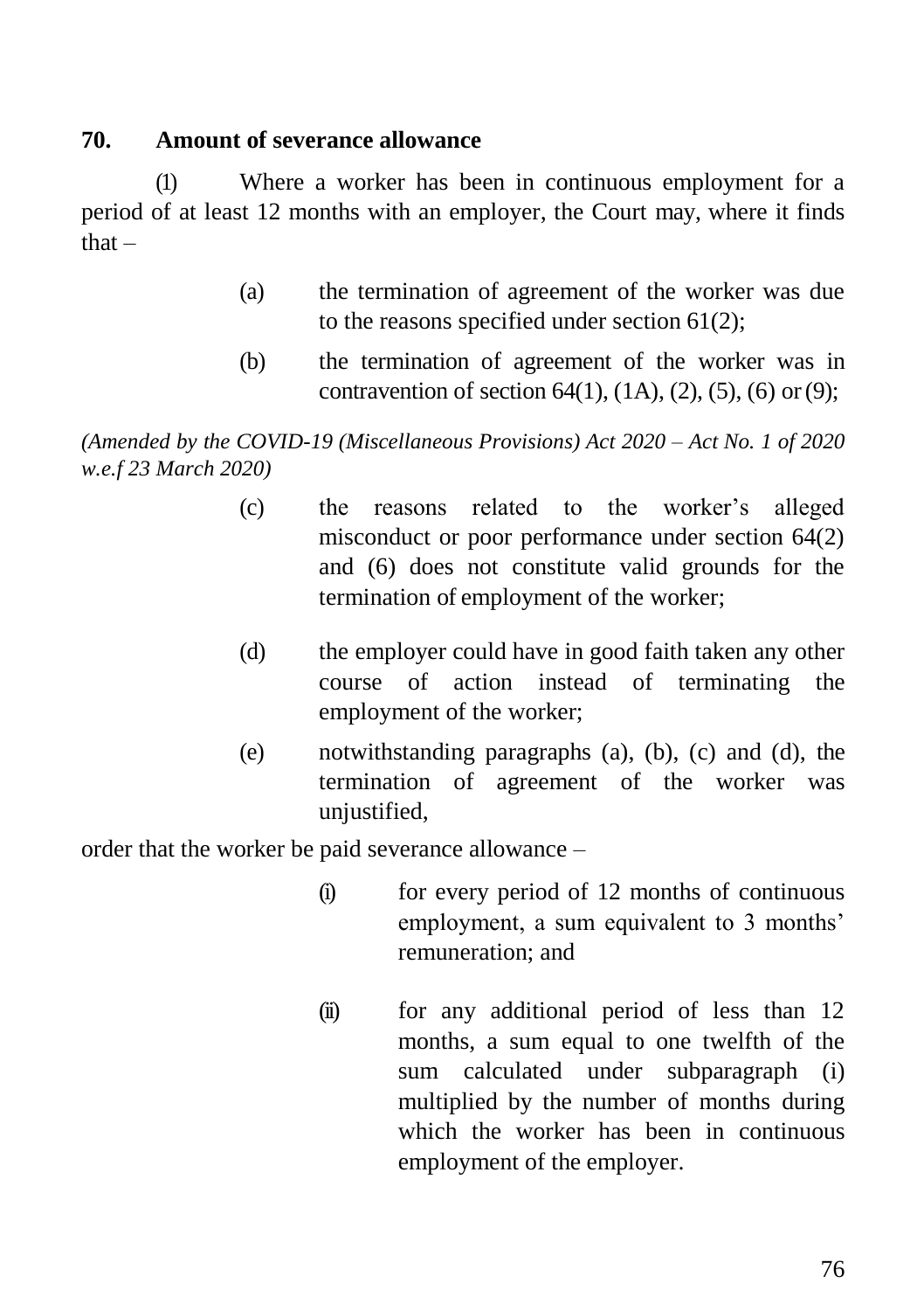**70. Amount of severance allowance**

(1) Where a worker has been in continuous employment for a period of at least 12 months with an employer, the Court may, where it finds that –

(a) the termination of agreement of the worker was due to the reasons specified under section 61(2);

(b) the termination of agreement of the worker was in contravention of section 64(1), (1A), (2), (5), (6) or (9);

*(Amended by the COVID-19 (Miscellaneous Provisions) Act 2020 – Act No. 1 of 2020 w.e.f 23 March 2020)*

(c) the reasons related to the worker's alleged misconduct or poor performance under section 64(2) and (6) does not constitute valid grounds for the termination of employment of the worker;

(d) the employer could have in good faith taken any other course of action instead of terminating the employment of the worker;

(e) notwithstanding paragraphs (a), (b), (c) and (d), the termination of agreement of the worker was unjustified,

order that the worker be paid severance allowance –

(i) for every period of 12 months of continuous employment, a sum equivalent to 3 months' remuneration; and

(ii) for any additional period of less than 12 months, a sum equal to one twelfth of the sum calculated under subparagraph (i) multiplied by the number of months during which the worker has been in continuous employment of the employer.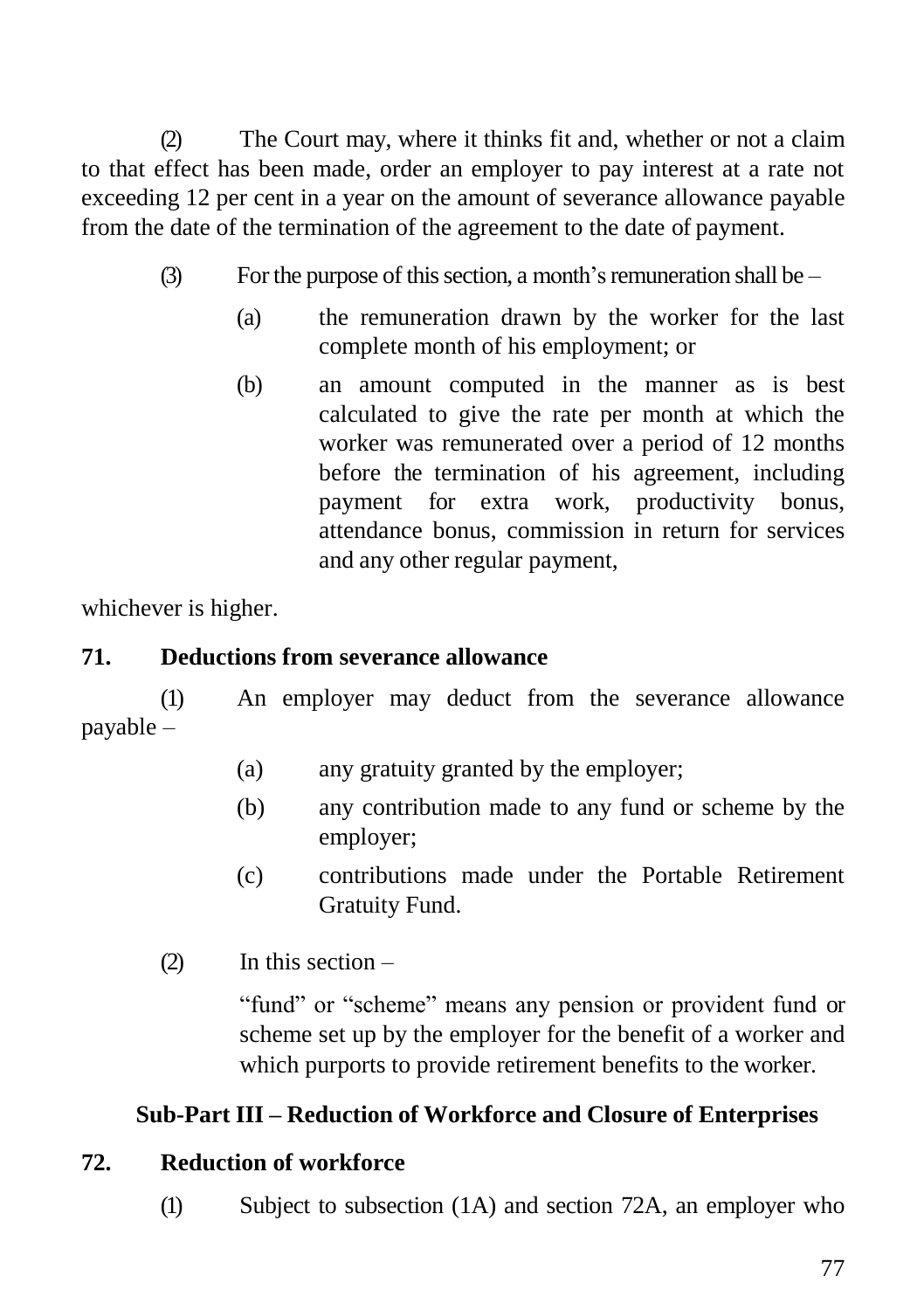(2) The Court may, where it thinks fit and, whether or not a claim to that effect has been made, order an employer to pay interest at a rate not exceeding 12 per cent in a year on the amount of severance allowance payable from the date of the termination of the agreement to the date of payment.

(3) For the purpose of this section, a month's remuneration shall be –

(a) the remuneration drawn by the worker for the last complete month of his employment; or

(b) an amount computed in the manner as is best calculated to give the rate per month at which the worker was remunerated over a period of 12 months before the termination of his agreement, including payment for extra work, productivity bonus, attendance bonus, commission in return for services and any other regular payment,

whichever is higher.

## 71. Deductions from severance allowance

(1) An employer may deduct from the severance allowance payable –

(a) any gratuity granted by the employer;

(b) any contribution made to any fund or scheme by the employer;

(c) contributions made under the Portable Retirement Gratuity Fund.

(2) In this section –

"fund" or "scheme" means any pension or provident fund or scheme set up by the employer for the benefit of a worker and which purports to provide retirement benefits to the worker.

### Sub-Part III – Reduction of Workforce and Closure of Enterprises

## 72. Reduction of workforce

(1) Subject to subsection (1A) and section 72A, an employer who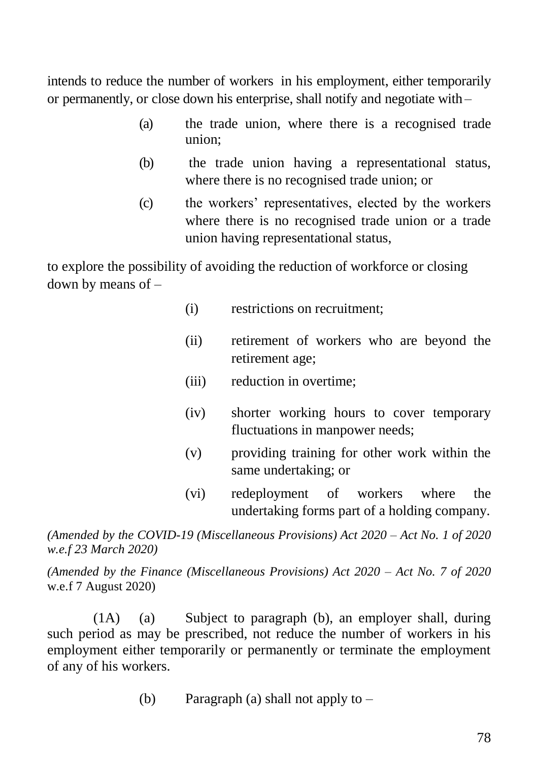intends to reduce the number of workers in his employment, either temporarily or permanently, or close down his enterprise, shall notify and negotiate with –

(a) the trade union, where there is a recognised trade union;

(b) the trade union having a representational status, where there is no recognised trade union; or

(c) the workers' representatives, elected by the workers where there is no recognised trade union or a trade union having representational status,

to explore the possibility of avoiding the reduction of workforce or closing down by means of –

(i) restrictions on recruitment;

(ii) retirement of workers who are beyond the retirement age;

(iii) reduction in overtime;

(iv) shorter working hours to cover temporary fluctuations in manpower needs;

(v) providing training for other work within the same undertaking; or

(vi) redeployment of workers where the undertaking forms part of a holding company.

*(Amended by the COVID-19 (Miscellaneous Provisions) Act 2020 – Act No. 1 of 2020 w.e.f 23 March 2020)*

*(Amended by the Finance (Miscellaneous Provisions) Act 2020 – Act No. 7 of 2020* w.e.f 7 August 2020)

(1A) (a) Subject to paragraph (b), an employer shall, during such period as may be prescribed, not reduce the number of workers in his employment either temporarily or permanently or terminate the employment of any of his workers.

(b) Paragraph (a) shall not apply to –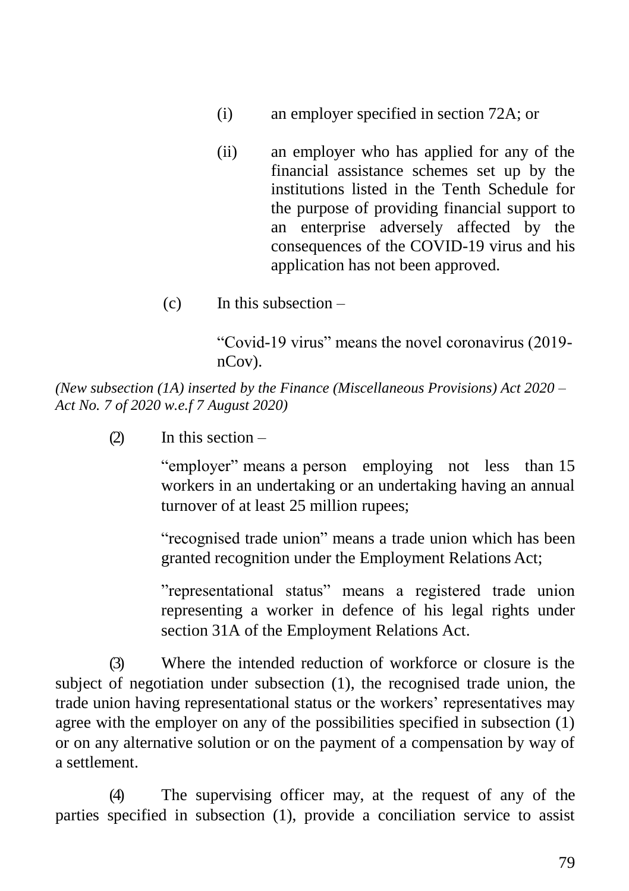(i) an employer specified in section 72A; or

(ii) an employer who has applied for any of the financial assistance schemes set up by the institutions listed in the Tenth Schedule for the purpose of providing financial support to an enterprise adversely affected by the consequences of the COVID-19 virus and his application has not been approved.

(c) In this subsection –

"Covid-19 virus" means the novel coronavirus (2019-nCov).

*(New subsection (1A) inserted by the Finance (Miscellaneous Provisions) Act 2020 – Act No. 7 of 2020 w.e.f 7 August 2020)*

(2) In this section –

"employer" means a person employing not less than 15 workers in an undertaking or an undertaking having an annual turnover of at least 25 million rupees;

"recognised trade union" means a trade union which has been granted recognition under the Employment Relations Act;

"representational status" means a registered trade union representing a worker in defence of his legal rights under section 31A of the Employment Relations Act.

(3) Where the intended reduction of workforce or closure is the subject of negotiation under subsection (1), the recognised trade union, the trade union having representational status or the workers' representatives may agree with the employer on any of the possibilities specified in subsection (1) or on any alternative solution or on the payment of a compensation by way of a settlement.

(4) The supervising officer may, at the request of any of the parties specified in subsection (1), provide a conciliation service to assist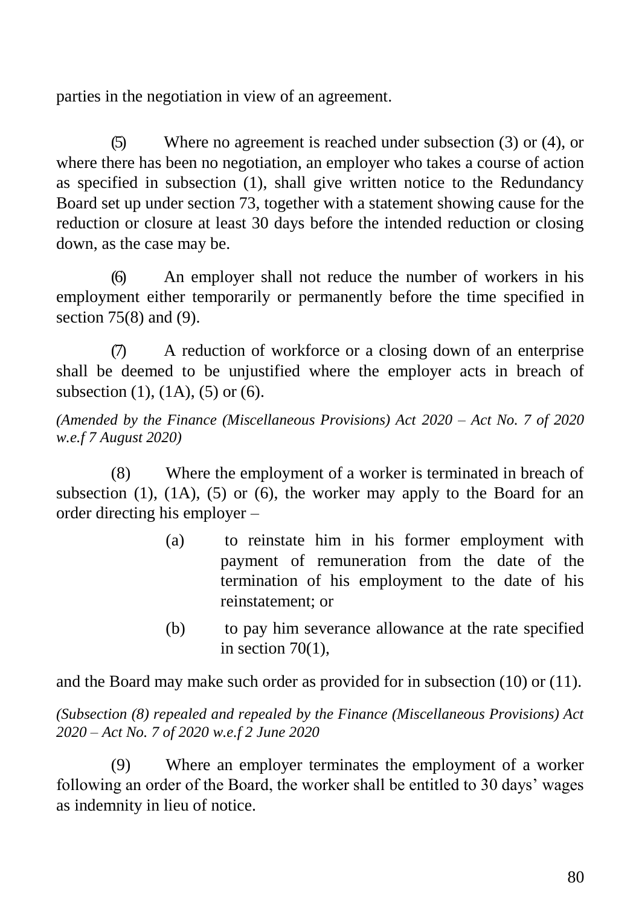parties in the negotiation in view of an agreement.

(5) Where no agreement is reached under subsection (3) or (4), or where there has been no negotiation, an employer who takes a course of action as specified in subsection (1), shall give written notice to the Redundancy Board set up under section 73, together with a statement showing cause for the reduction or closure at least 30 days before the intended reduction or closing down, as the case may be.

(6) An employer shall not reduce the number of workers in his employment either temporarily or permanently before the time specified in section 75(8) and (9).

(7) A reduction of workforce or a closing down of an enterprise shall be deemed to be unjustified where the employer acts in breach of subsection (1), (1A), (5) or (6).

*(Amended by the Finance (Miscellaneous Provisions) Act 2020 – Act No. 7 of 2020 w.e.f 7 August 2020)*

(8) Where the employment of a worker is terminated in breach of subsection (1), (1A), (5) or (6), the worker may apply to the Board for an order directing his employer –

(a) to reinstate him in his former employment with payment of remuneration from the date of the termination of his employment to the date of his reinstatement; or

(b) to pay him severance allowance at the rate specified in section 70(1),

and the Board may make such order as provided for in subsection (10) or (11).

*(Subsection (8) repealed and repealed by the Finance (Miscellaneous Provisions) Act 2020 – Act No. 7 of 2020 w.e.f 2 June 2020*

(9) Where an employer terminates the employment of a worker following an order of the Board, the worker shall be entitled to 30 days' wages as indemnity in lieu of notice.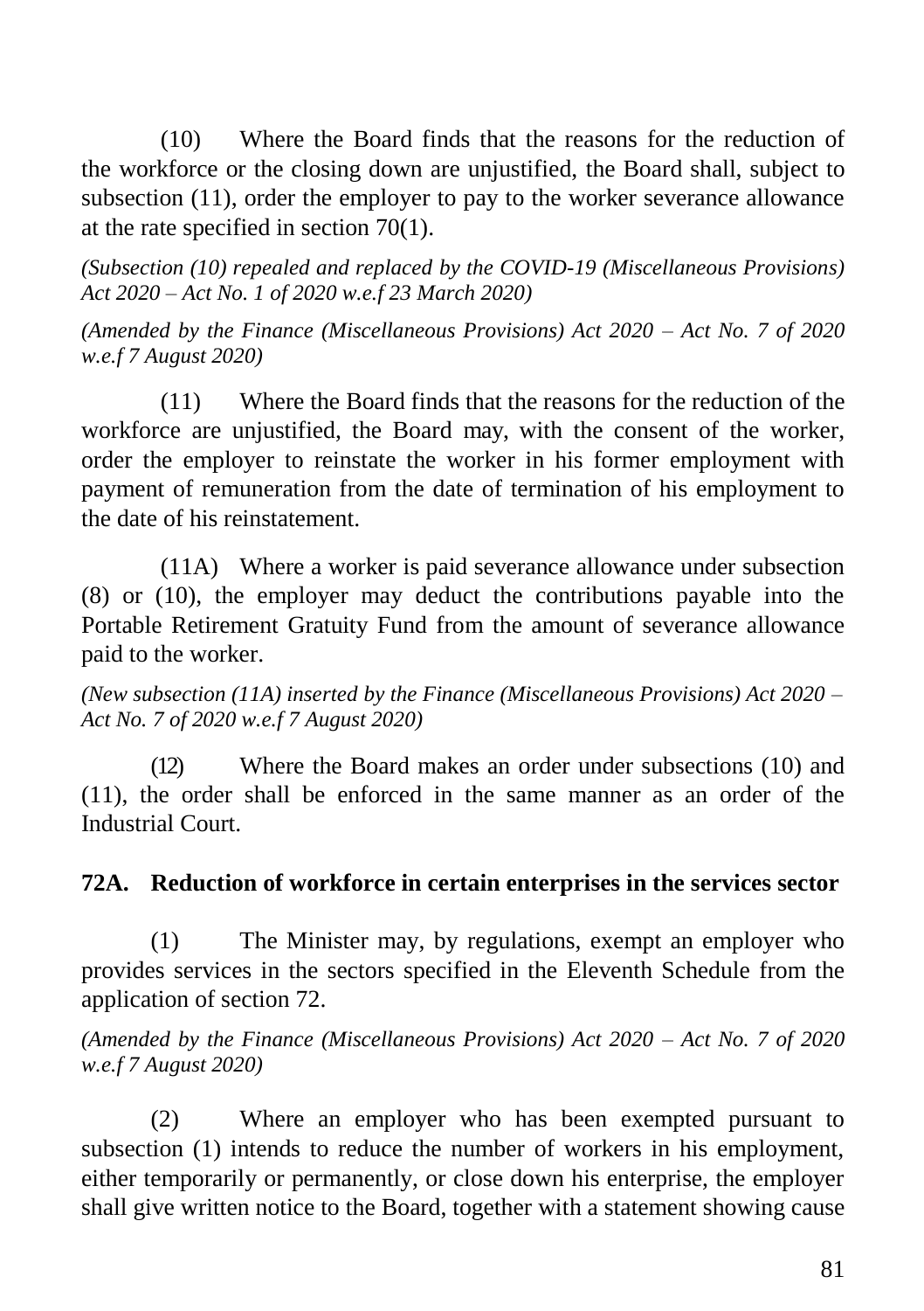(10) Where the Board finds that the reasons for the reduction of the workforce or the closing down are unjustified, the Board shall, subject to subsection (11), order the employer to pay to the worker severance allowance at the rate specified in section 70(1).

*(Subsection (10) repealed and replaced by the COVID-19 (Miscellaneous Provisions) Act 2020 – Act No. 1 of 2020 w.e.f 23 March 2020)*

*(Amended by the Finance (Miscellaneous Provisions) Act 2020 – Act No. 7 of 2020 w.e.f 7 August 2020)*

(11) Where the Board finds that the reasons for the reduction of the workforce are unjustified, the Board may, with the consent of the worker, order the employer to reinstate the worker in his former employment with payment of remuneration from the date of termination of his employment to the date of his reinstatement.

(11A) Where a worker is paid severance allowance under subsection (8) or (10), the employer may deduct the contributions payable into the Portable Retirement Gratuity Fund from the amount of severance allowance paid to the worker.

*(New subsection (11A) inserted by the Finance (Miscellaneous Provisions) Act 2020 – Act No. 7 of 2020 w.e.f 7 August 2020)*

(12) Where the Board makes an order under subsections (10) and (11), the order shall be enforced in the same manner as an order of the Industrial Court.

### 72A. Reduction of workforce in certain enterprises in the services sector

(1) The Minister may, by regulations, exempt an employer who provides services in the sectors specified in the Eleventh Schedule from the application of section 72.

*(Amended by the Finance (Miscellaneous Provisions) Act 2020 – Act No. 7 of 2020 w.e.f 7 August 2020)*

(2) Where an employer who has been exempted pursuant to subsection (1) intends to reduce the number of workers in his employment, either temporarily or permanently, or close down his enterprise, the employer shall give written notice to the Board, together with a statement showing cause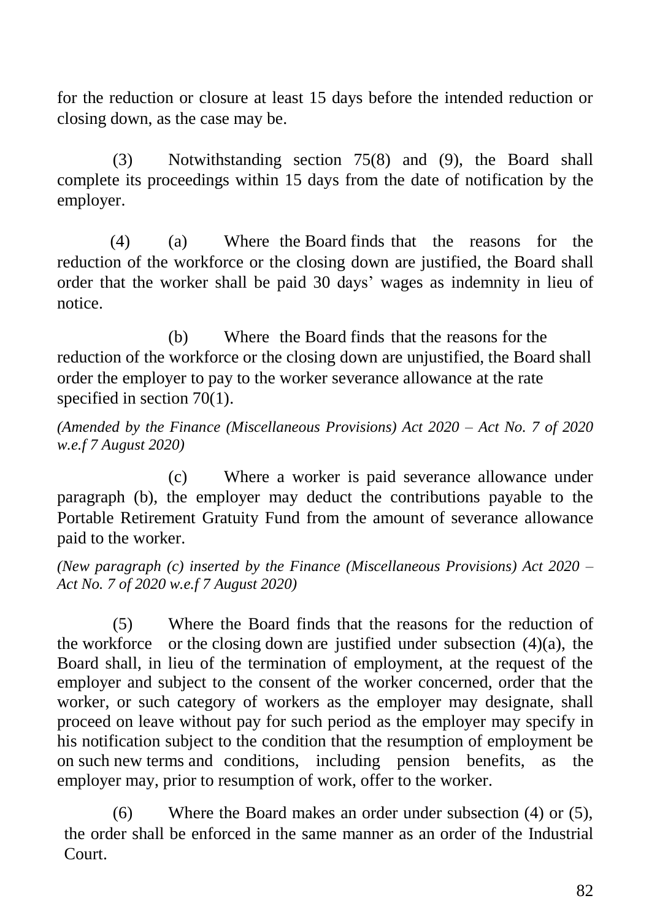for the reduction or closure at least 15 days before the intended reduction or closing down, as the case may be.

(3) Notwithstanding section 75(8) and (9), the Board shall complete its proceedings within 15 days from the date of notification by the employer.

(4) (a) Where the Board finds that the reasons for the reduction of the workforce or the closing down are justified, the Board shall order that the worker shall be paid 30 days' wages as indemnity in lieu of notice.

(b) Where the Board finds that the reasons for the reduction of the workforce or the closing down are unjustified, the Board shall order the employer to pay to the worker severance allowance at the rate specified in section 70(1).

*(Amended by the Finance (Miscellaneous Provisions) Act 2020 – Act No. 7 of 2020 w.e.f 7 August 2020)*

(c) Where a worker is paid severance allowance under paragraph (b), the employer may deduct the contributions payable to the Portable Retirement Gratuity Fund from the amount of severance allowance paid to the worker.

*(New paragraph (c) inserted by the Finance (Miscellaneous Provisions) Act 2020 – Act No. 7 of 2020 w.e.f 7 August 2020)*

(5) Where the Board finds that the reasons for the reduction of the workforce or the closing down are justified under subsection (4)(a), the Board shall, in lieu of the termination of employment, at the request of the employer and subject to the consent of the worker concerned, order that the worker, or such category of workers as the employer may designate, shall proceed on leave without pay for such period as the employer may specify in his notification subject to the condition that the resumption of employment be on such new terms and conditions, including pension benefits, as the employer may, prior to resumption of work, offer to the worker.

(6) Where the Board makes an order under subsection (4) or (5), the order shall be enforced in the same manner as an order of the Industrial Court.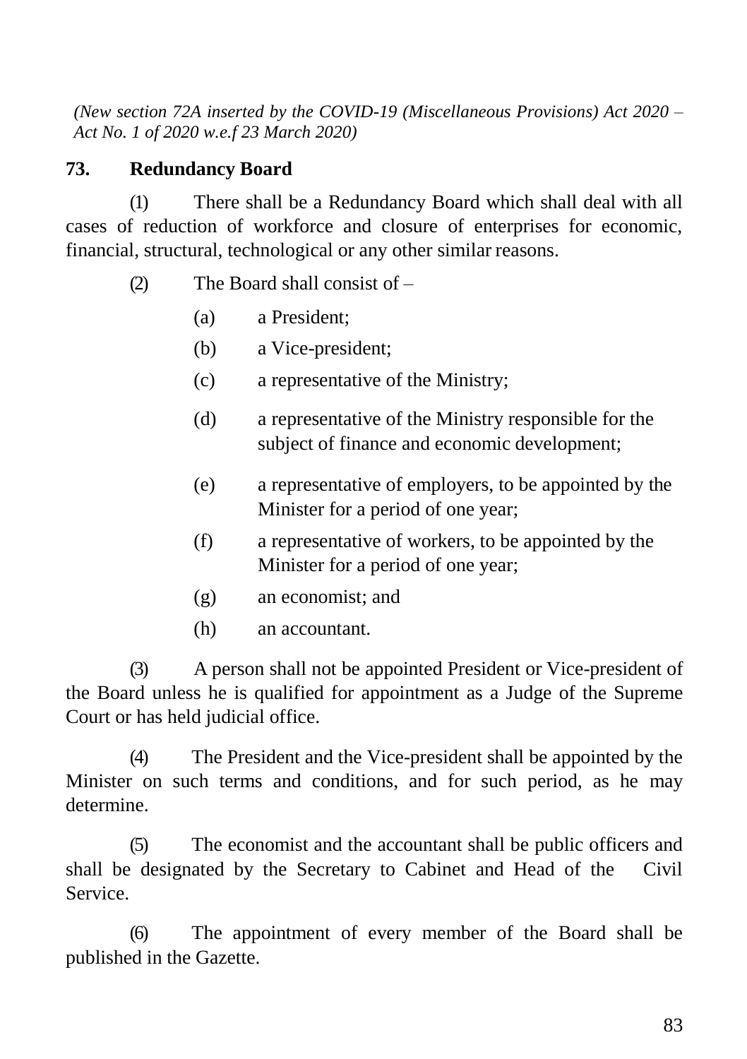*(New section 72A inserted by the COVID-19 (Miscellaneous Provisions) Act 2020 – Act No. 1 of 2020 w.e.f 23 March 2020)*

## 73. Redundancy Board

(1) There shall be a Redundancy Board which shall deal with all cases of reduction of workforce and closure of enterprises for economic, financial, structural, technological or any other similar reasons.

(2) The Board shall consist of –

(a) a President;

(b) a Vice-president;

(c) a representative of the Ministry;

(d) a representative of the Ministry responsible for the subject of finance and economic development;

(e) a representative of employers, to be appointed by the Minister for a period of one year;

(f) a representative of workers, to be appointed by the Minister for a period of one year;

(g) an economist; and

(h) an accountant.

(3) A person shall not be appointed President or Vice-president of the Board unless he is qualified for appointment as a Judge of the Supreme Court or has held judicial office.

(4) The President and the Vice-president shall be appointed by the Minister on such terms and conditions, and for such period, as he may determine.

(5) The economist and the accountant shall be public officers and shall be designated by the Secretary to Cabinet and Head of the Civil Service.

(6) The appointment of every member of the Board shall be published in the Gazette.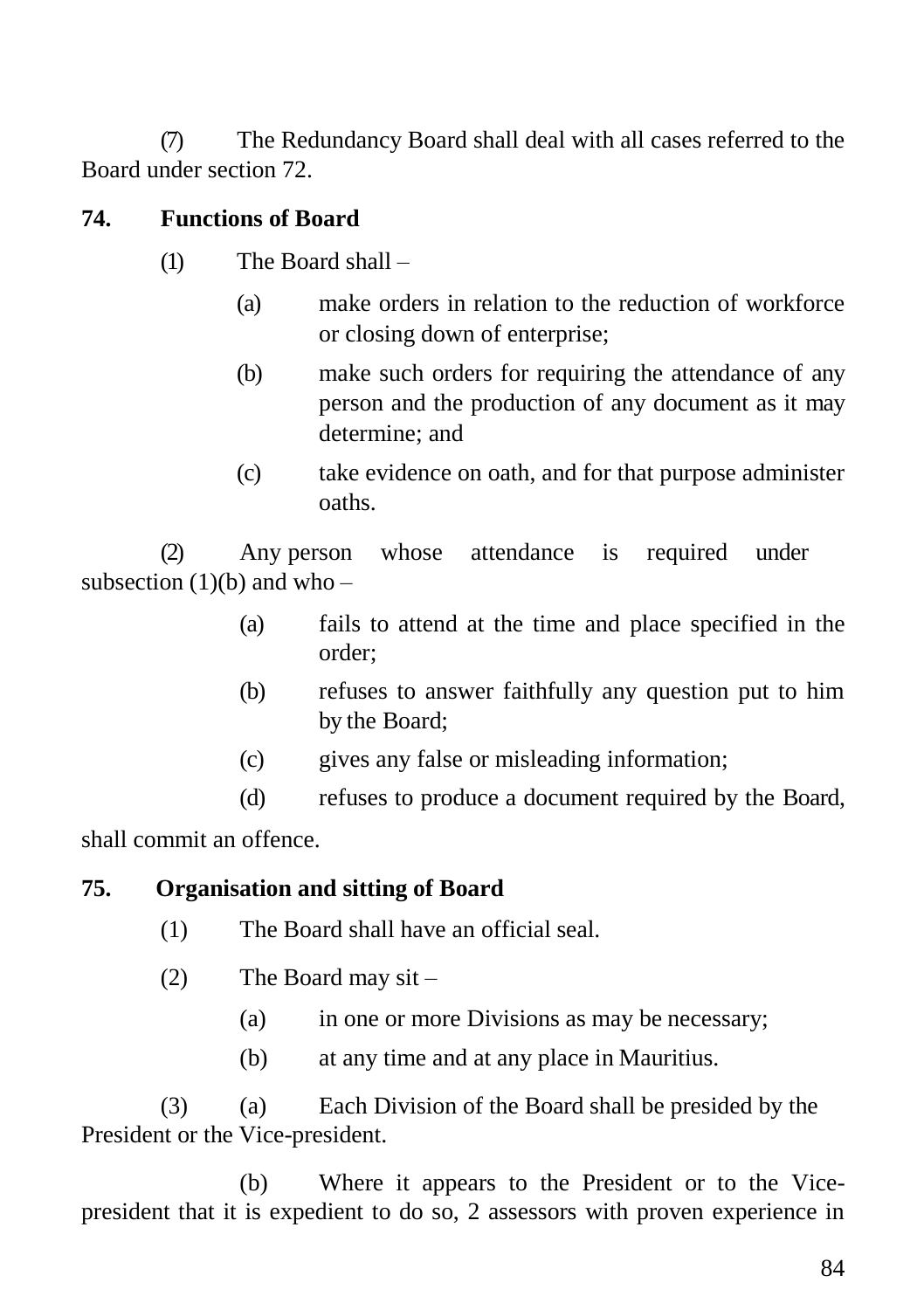(7) The Redundancy Board shall deal with all cases referred to the Board under section 72.

**74. Functions of Board**

(1) The Board shall –

(a) make orders in relation to the reduction of workforce or closing down of enterprise;

(b) make such orders for requiring the attendance of any person and the production of any document as it may determine; and

(c) take evidence on oath, and for that purpose administer oaths.

(2) Any person whose attendance is required under subsection (1)(b) and who –

(a) fails to attend at the time and place specified in the order;

(b) refuses to answer faithfully any question put to him by the Board;

(c) gives any false or misleading information;

(d) refuses to produce a document required by the Board,

shall commit an offence.

**75. Organisation and sitting of Board**

(1) The Board shall have an official seal.

(2) The Board may sit –

(a) in one or more Divisions as may be necessary;

(b) at any time and at any place in Mauritius.

(3) (a) Each Division of the Board shall be presided by the President or the Vice-president.

(b) Where it appears to the President or to the Vice-president that it is expedient to do so, 2 assessors with proven experience in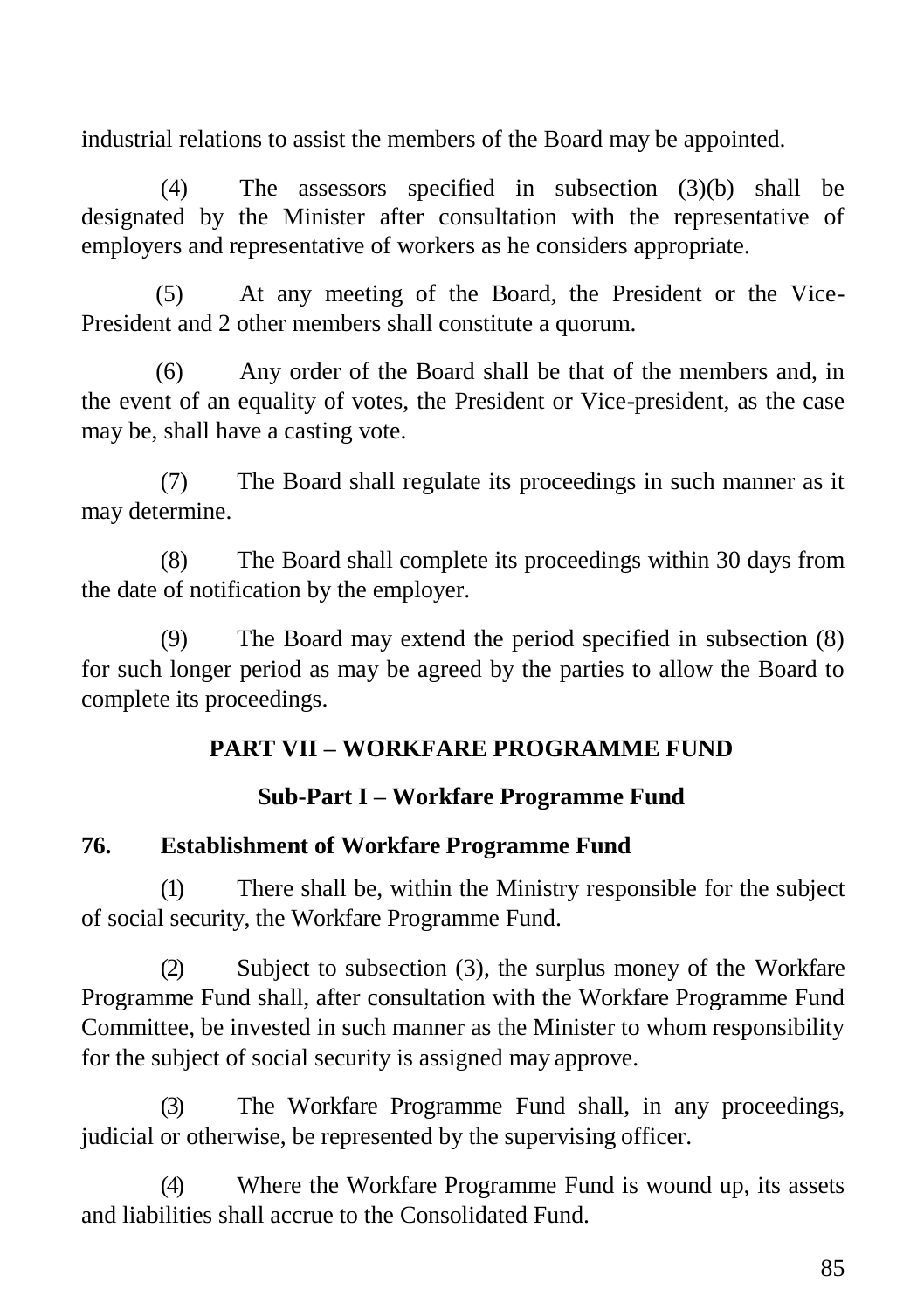industrial relations to assist the members of the Board may be appointed.

(4) The assessors specified in subsection (3)(b) shall be designated by the Minister after consultation with the representative of employers and representative of workers as he considers appropriate.

(5) At any meeting of the Board, the President or the Vice-President and 2 other members shall constitute a quorum.

(6) Any order of the Board shall be that of the members and, in the event of an equality of votes, the President or Vice-president, as the case may be, shall have a casting vote.

(7) The Board shall regulate its proceedings in such manner as it may determine.

(8) The Board shall complete its proceedings within 30 days from the date of notification by the employer.

(9) The Board may extend the period specified in subsection (8) for such longer period as may be agreed by the parties to allow the Board to complete its proceedings.

## PART VII – WORKFARE PROGRAMME FUND

### Sub-Part I – Workfare Programme Fund

**76. Establishment of Workfare Programme Fund**

(1) There shall be, within the Ministry responsible for the subject of social security, the Workfare Programme Fund.

(2) Subject to subsection (3), the surplus money of the Workfare Programme Fund shall, after consultation with the Workfare Programme Fund Committee, be invested in such manner as the Minister to whom responsibility for the subject of social security is assigned may approve.

(3) The Workfare Programme Fund shall, in any proceedings, judicial or otherwise, be represented by the supervising officer.

(4) Where the Workfare Programme Fund is wound up, its assets and liabilities shall accrue to the Consolidated Fund.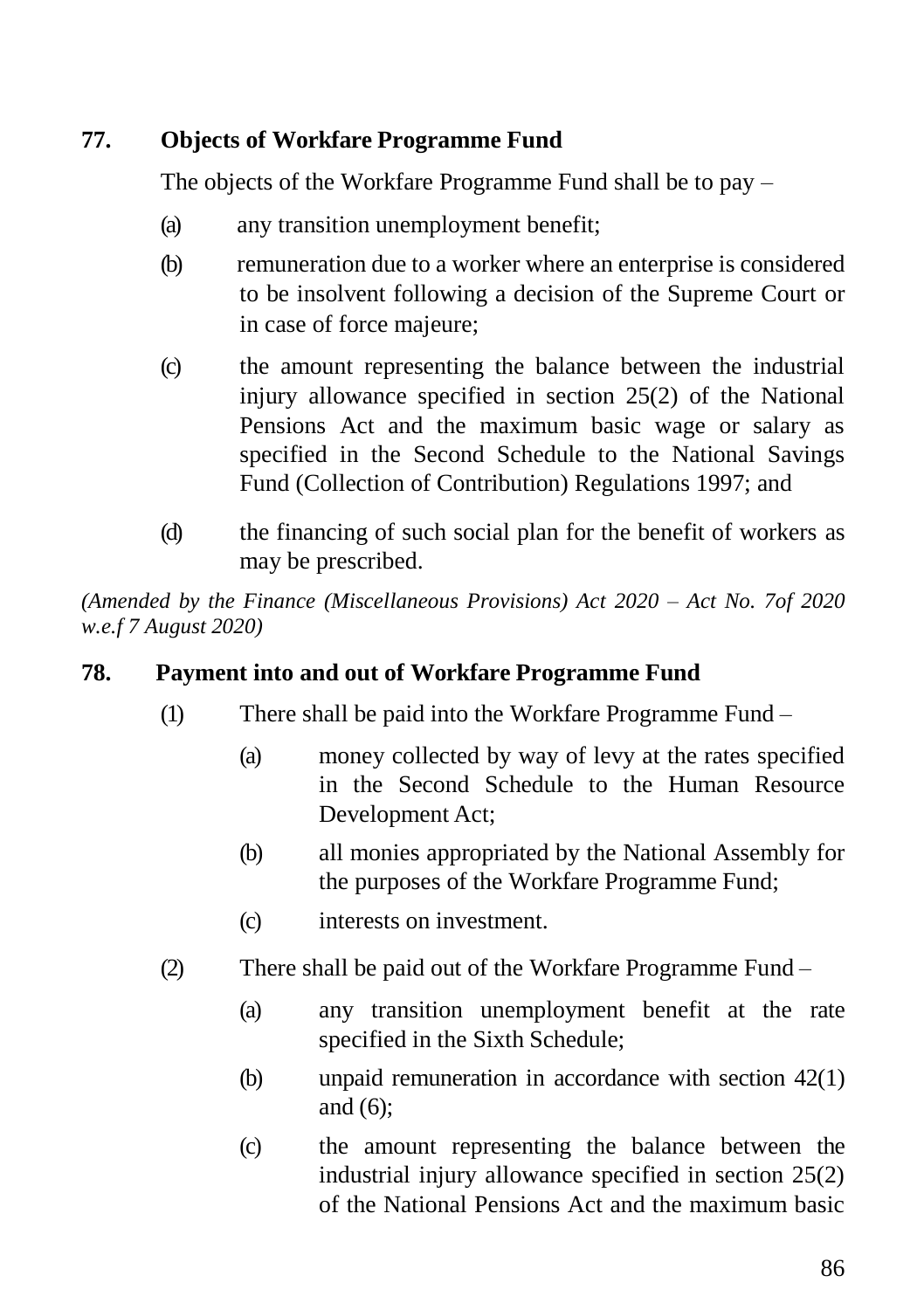### 77. Objects of Workfare Programme Fund

The objects of the Workfare Programme Fund shall be to pay –

(a) any transition unemployment benefit;

(b) remuneration due to a worker where an enterprise is considered to be insolvent following a decision of the Supreme Court or in case of force majeure;

(c) the amount representing the balance between the industrial injury allowance specified in section 25(2) of the National Pensions Act and the maximum basic wage or salary as specified in the Second Schedule to the National Savings Fund (Collection of Contribution) Regulations 1997; and

(d) the financing of such social plan for the benefit of workers as may be prescribed.

*(Amended by the Finance (Miscellaneous Provisions) Act 2020 – Act No. 7of 2020 w.e.f 7 August 2020)*

### 78. Payment into and out of Workfare Programme Fund

(1) There shall be paid into the Workfare Programme Fund –

(a) money collected by way of levy at the rates specified in the Second Schedule to the Human Resource Development Act;

(b) all monies appropriated by the National Assembly for the purposes of the Workfare Programme Fund;

(c) interests on investment.

(2) There shall be paid out of the Workfare Programme Fund –

(a) any transition unemployment benefit at the rate specified in the Sixth Schedule;

(b) unpaid remuneration in accordance with section 42(1) and (6);

(c) the amount representing the balance between the industrial injury allowance specified in section 25(2) of the National Pensions Act and the maximum basic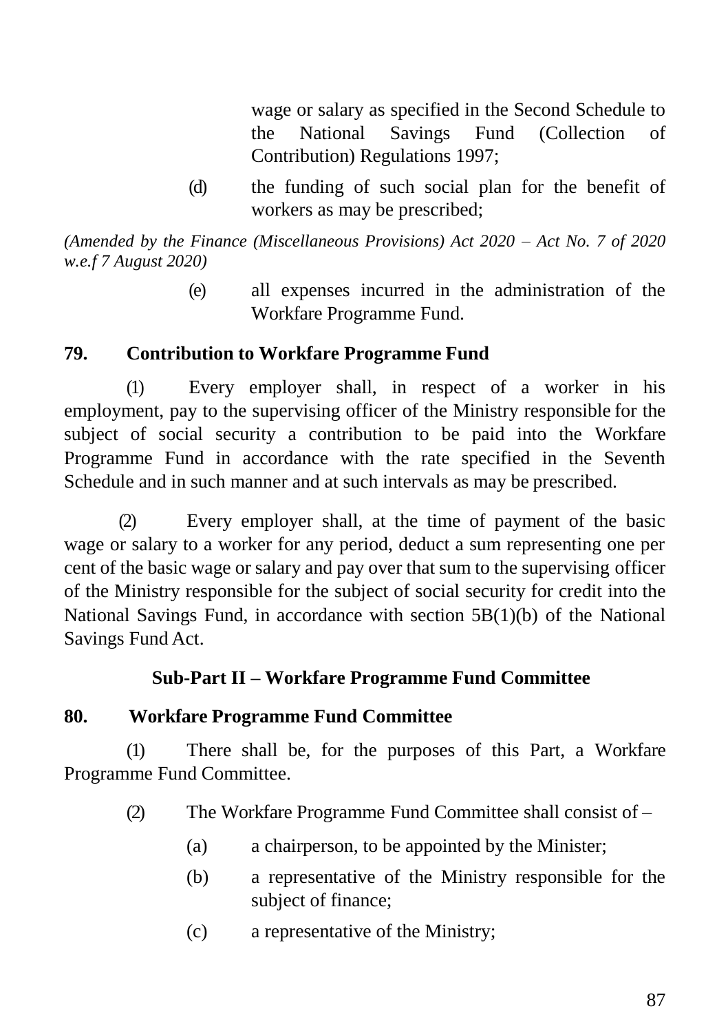wage or salary as specified in the Second Schedule to the National Savings Fund (Collection of Contribution) Regulations 1997;

(d) the funding of such social plan for the benefit of workers as may be prescribed;

*(Amended by the Finance (Miscellaneous Provisions) Act 2020 – Act No. 7 of 2020 w.e.f 7 August 2020)*

(e) all expenses incurred in the administration of the Workfare Programme Fund.

**79. Contribution to Workfare Programme Fund**

(1) Every employer shall, in respect of a worker in his employment, pay to the supervising officer of the Ministry responsible for the subject of social security a contribution to be paid into the Workfare Programme Fund in accordance with the rate specified in the Seventh Schedule and in such manner and at such intervals as may be prescribed.

(2) Every employer shall, at the time of payment of the basic wage or salary to a worker for any period, deduct a sum representing one per cent of the basic wage or salary and pay over that sum to the supervising officer of the Ministry responsible for the subject of social security for credit into the National Savings Fund, in accordance with section 5B(1)(b) of the National Savings Fund Act.

## Sub-Part II – Workfare Programme Fund Committee

**80. Workfare Programme Fund Committee**

(1) There shall be, for the purposes of this Part, a Workfare Programme Fund Committee.

(2) The Workfare Programme Fund Committee shall consist of –

(a) a chairperson, to be appointed by the Minister;

(b) a representative of the Ministry responsible for the subject of finance;

(c) a representative of the Ministry;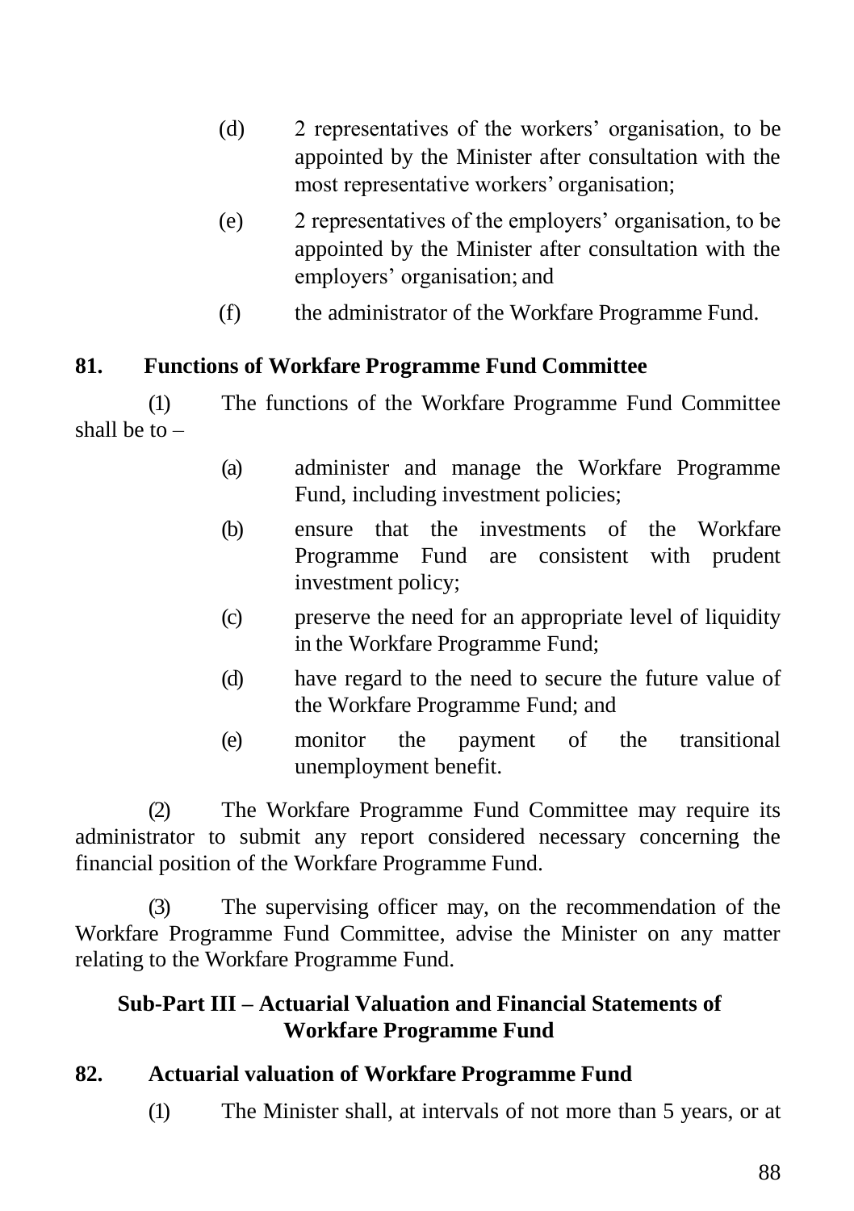(d) 2 representatives of the workers' organisation, to be appointed by the Minister after consultation with the most representative workers' organisation;

(e) 2 representatives of the employers' organisation, to be appointed by the Minister after consultation with the employers' organisation; and

(f) the administrator of the Workfare Programme Fund.

**81. Functions of Workfare Programme Fund Committee**

(1) The functions of the Workfare Programme Fund Committee shall be to –

(a) administer and manage the Workfare Programme Fund, including investment policies;

(b) ensure that the investments of the Workfare Programme Fund are consistent with prudent investment policy;

(c) preserve the need for an appropriate level of liquidity in the Workfare Programme Fund;

(d) have regard to the need to secure the future value of the Workfare Programme Fund; and

(e) monitor the payment of the transitional unemployment benefit.

(2) The Workfare Programme Fund Committee may require its administrator to submit any report considered necessary concerning the financial position of the Workfare Programme Fund.

(3) The supervising officer may, on the recommendation of the Workfare Programme Fund Committee, advise the Minister on any matter relating to the Workfare Programme Fund.

## Sub-Part III – Actuarial Valuation and Financial Statements of Workfare Programme Fund

**82. Actuarial valuation of Workfare Programme Fund**

(1) The Minister shall, at intervals of not more than 5 years, or at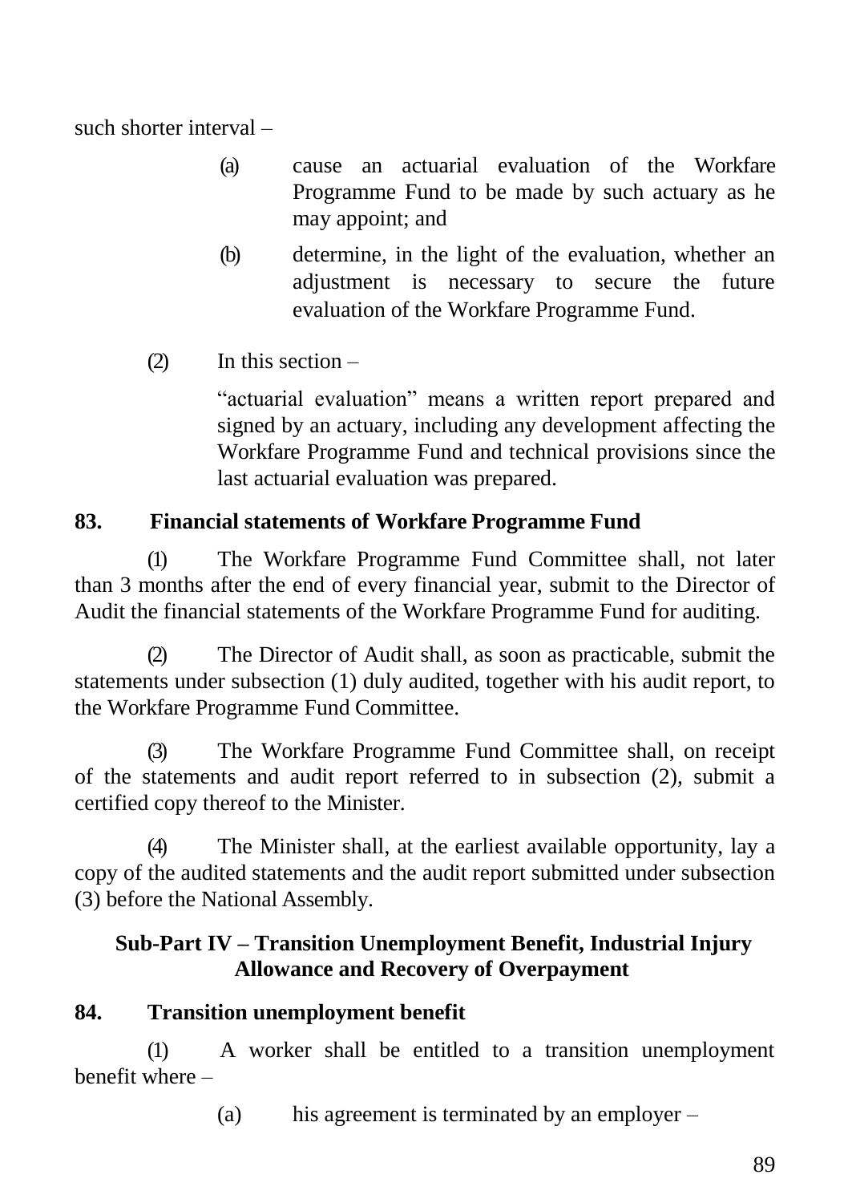such shorter interval –

(a) cause an actuarial evaluation of the Workfare Programme Fund to be made by such actuary as he may appoint; and

(b) determine, in the light of the evaluation, whether an adjustment is necessary to secure the future evaluation of the Workfare Programme Fund.

(2) In this section –

"actuarial evaluation" means a written report prepared and signed by an actuary, including any development affecting the Workfare Programme Fund and technical provisions since the last actuarial evaluation was prepared.

**83. Financial statements of Workfare Programme Fund**

(1) The Workfare Programme Fund Committee shall, not later than 3 months after the end of every financial year, submit to the Director of Audit the financial statements of the Workfare Programme Fund for auditing.

(2) The Director of Audit shall, as soon as practicable, submit the statements under subsection (1) duly audited, together with his audit report, to the Workfare Programme Fund Committee.

(3) The Workfare Programme Fund Committee shall, on receipt of the statements and audit report referred to in subsection (2), submit a certified copy thereof to the Minister.

(4) The Minister shall, at the earliest available opportunity, lay a copy of the audited statements and the audit report submitted under subsection (3) before the National Assembly.

**Sub-Part IV – Transition Unemployment Benefit, Industrial Injury Allowance and Recovery of Overpayment**

**84. Transition unemployment benefit**

(1) A worker shall be entitled to a transition unemployment benefit where –

(a) his agreement is terminated by an employer –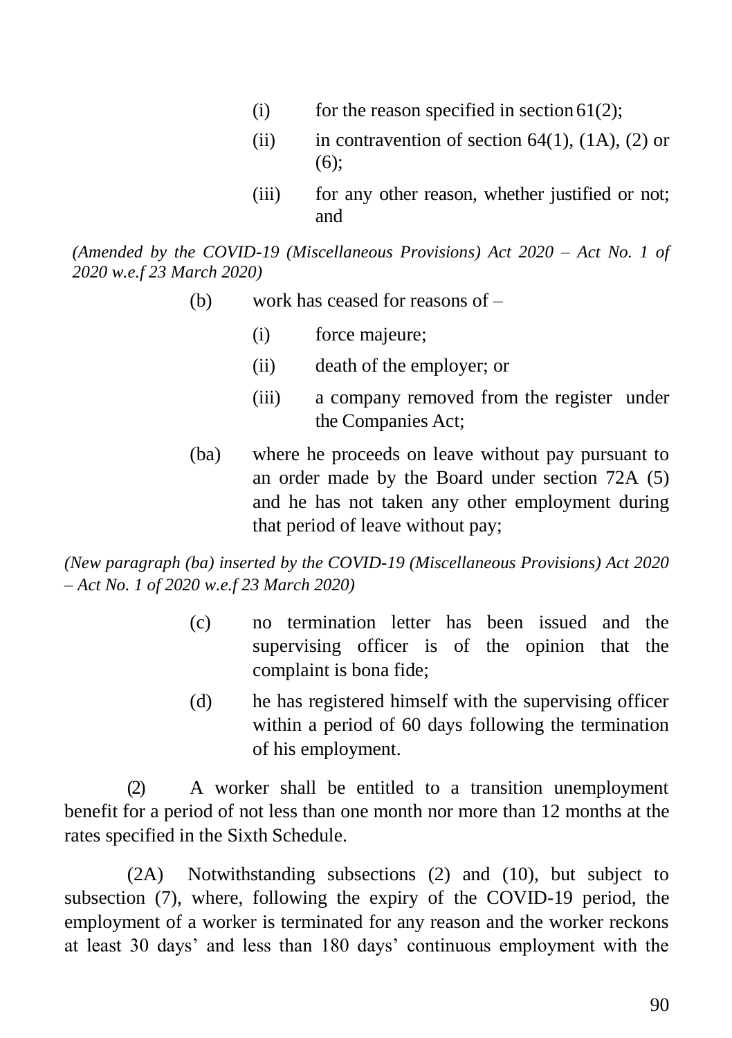(i) for the reason specified in section 61(2);

(ii) in contravention of section 64(1), (1A), (2) or (6);

(iii) for any other reason, whether justified or not; and

*(Amended by the COVID-19 (Miscellaneous Provisions) Act 2020 – Act No. 1 of 2020 w.e.f 23 March 2020)*

(b) work has ceased for reasons of –

(i) force majeure;

(ii) death of the employer; or

(iii) a company removed from the register under the Companies Act;

(ba) where he proceeds on leave without pay pursuant to an order made by the Board under section 72A (5) and he has not taken any other employment during that period of leave without pay;

*(New paragraph (ba) inserted by the COVID-19 (Miscellaneous Provisions) Act 2020 – Act No. 1 of 2020 w.e.f 23 March 2020)*

(c) no termination letter has been issued and the supervising officer is of the opinion that the complaint is bona fide;

(d) he has registered himself with the supervising officer within a period of 60 days following the termination of his employment.

(2) A worker shall be entitled to a transition unemployment benefit for a period of not less than one month nor more than 12 months at the rates specified in the Sixth Schedule.

(2A) Notwithstanding subsections (2) and (10), but subject to subsection (7), where, following the expiry of the COVID-19 period, the employment of a worker is terminated for any reason and the worker reckons at least 30 days' and less than 180 days' continuous employment with the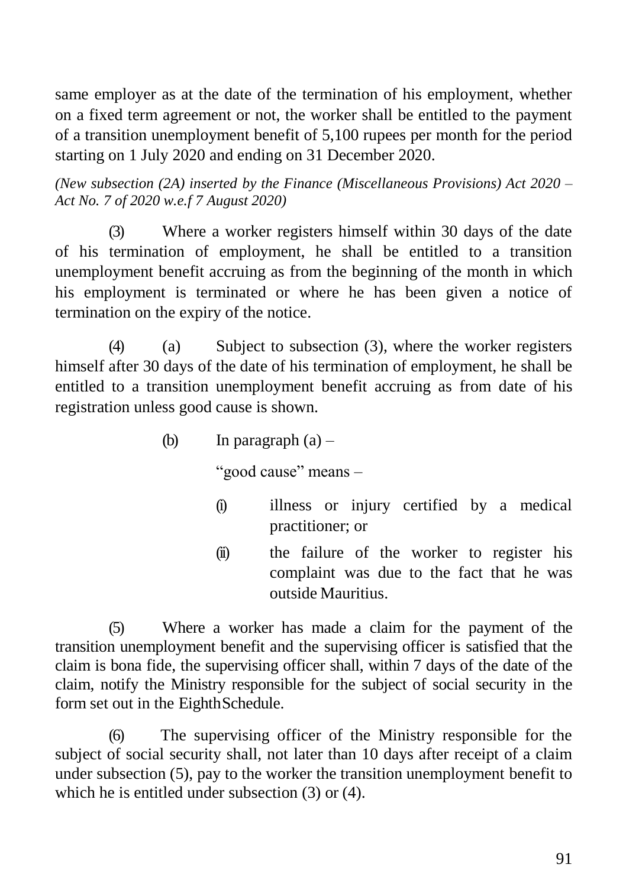same employer as at the date of the termination of his employment, whether on a fixed term agreement or not, the worker shall be entitled to the payment of a transition unemployment benefit of 5,100 rupees per month for the period starting on 1 July 2020 and ending on 31 December 2020.

*(New subsection (2A) inserted by the Finance (Miscellaneous Provisions) Act 2020 – Act No. 7 of 2020 w.e.f 7 August 2020)*

(3) Where a worker registers himself within 30 days of the date of his termination of employment, he shall be entitled to a transition unemployment benefit accruing as from the beginning of the month in which his employment is terminated or where he has been given a notice of termination on the expiry of the notice.

(4) (a) Subject to subsection (3), where the worker registers himself after 30 days of the date of his termination of employment, he shall be entitled to a transition unemployment benefit accruing as from date of his registration unless good cause is shown.

(b) In paragraph (a) –

"good cause" means –

(i) illness or injury certified by a medical practitioner; or

(ii) the failure of the worker to register his complaint was due to the fact that he was outside Mauritius.

(5) Where a worker has made a claim for the payment of the transition unemployment benefit and the supervising officer is satisfied that the claim is bona fide, the supervising officer shall, within 7 days of the date of the claim, notify the Ministry responsible for the subject of social security in the form set out in the Eighth Schedule.

(6) The supervising officer of the Ministry responsible for the subject of social security shall, not later than 10 days after receipt of a claim under subsection (5), pay to the worker the transition unemployment benefit to which he is entitled under subsection (3) or (4).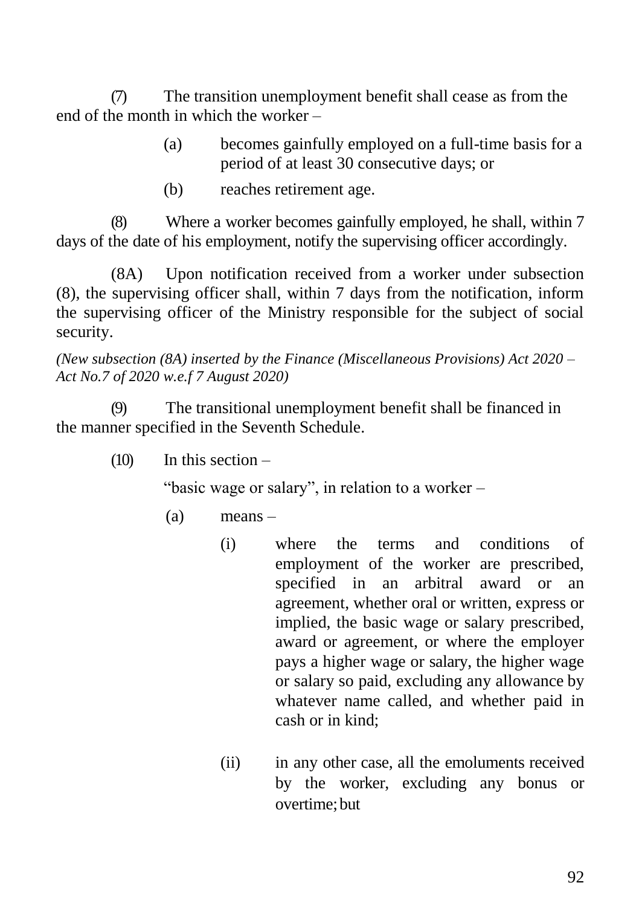(7) The transition unemployment benefit shall cease as from the end of the month in which the worker –

> (a) becomes gainfully employed on a full-time basis for a period of at least 30 consecutive days; or
>
> (b) reaches retirement age.

(8) Where a worker becomes gainfully employed, he shall, within 7 days of the date of his employment, notify the supervising officer accordingly.

(8A) Upon notification received from a worker under subsection (8), the supervising officer shall, within 7 days from the notification, inform the supervising officer of the Ministry responsible for the subject of social security.

*(New subsection (8A) inserted by the Finance (Miscellaneous Provisions) Act 2020 – Act No.7 of 2020 w.e.f 7 August 2020)*

(9) The transitional unemployment benefit shall be financed in the manner specified in the Seventh Schedule.

(10) In this section –

"basic wage or salary", in relation to a worker –

> (a) means –
>
> > (i) where the terms and conditions of employment of the worker are prescribed, specified in an arbitral award or an agreement, whether oral or written, express or implied, the basic wage or salary prescribed, award or agreement, or where the employer pays a higher wage or salary, the higher wage or salary so paid, excluding any allowance by whatever name called, and whether paid in cash or in kind;
> >
> > (ii) in any other case, all the emoluments received by the worker, excluding any bonus or overtime; but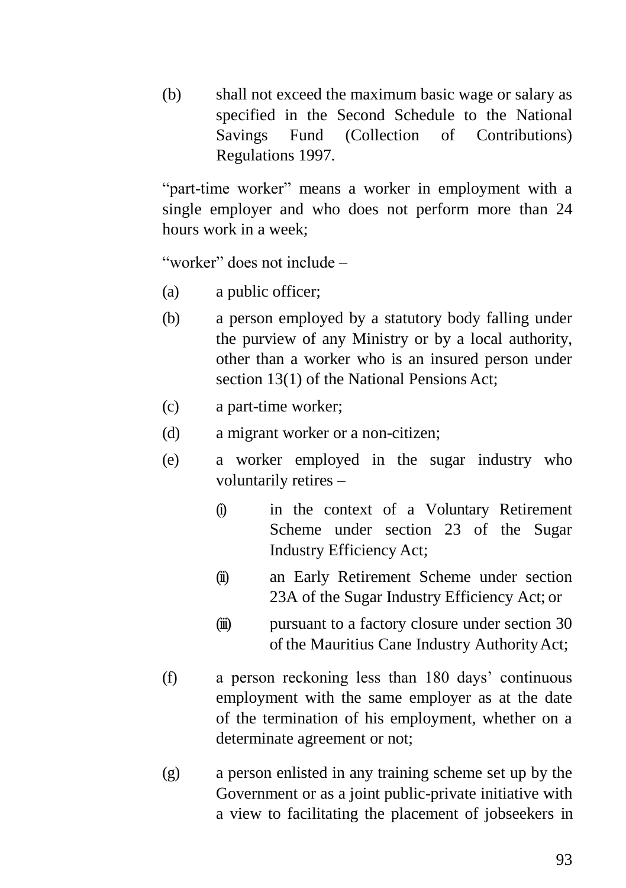(b) shall not exceed the maximum basic wage or salary as specified in the Second Schedule to the National Savings Fund (Collection of Contributions) Regulations 1997.

"part-time worker" means a worker in employment with a single employer and who does not perform more than 24 hours work in a week;

"worker" does not include –

(a) a public officer;

(b) a person employed by a statutory body falling under the purview of any Ministry or by a local authority, other than a worker who is an insured person under section 13(1) of the National Pensions Act;

(c) a part-time worker;

(d) a migrant worker or a non-citizen;

(e) a worker employed in the sugar industry who voluntarily retires –

  (i) in the context of a Voluntary Retirement Scheme under section 23 of the Sugar Industry Efficiency Act;

  (ii) an Early Retirement Scheme under section 23A of the Sugar Industry Efficiency Act; or

  (iii) pursuant to a factory closure under section 30 of the Mauritius Cane Industry Authority Act;

(f) a person reckoning less than 180 days' continuous employment with the same employer as at the date of the termination of his employment, whether on a determinate agreement or not;

(g) a person enlisted in any training scheme set up by the Government or as a joint public-private initiative with a view to facilitating the placement of jobseekers in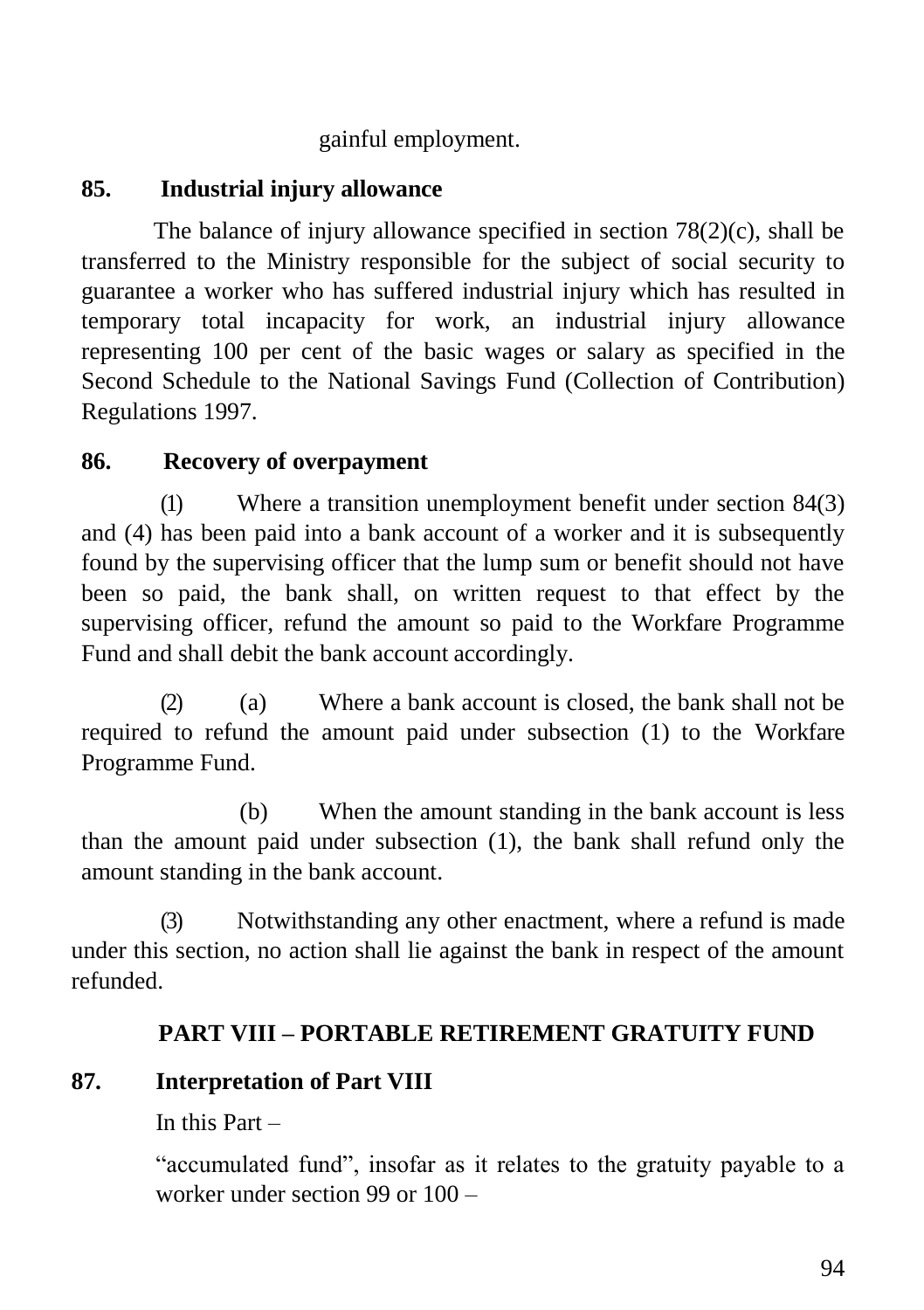gainful employment.

**85. Industrial injury allowance**

The balance of injury allowance specified in section 78(2)(c), shall be transferred to the Ministry responsible for the subject of social security to guarantee a worker who has suffered industrial injury which has resulted in temporary total incapacity for work, an industrial injury allowance representing 100 per cent of the basic wages or salary as specified in the Second Schedule to the National Savings Fund (Collection of Contribution) Regulations 1997.

**86. Recovery of overpayment**

(1) Where a transition unemployment benefit under section 84(3) and (4) has been paid into a bank account of a worker and it is subsequently found by the supervising officer that the lump sum or benefit should not have been so paid, the bank shall, on written request to that effect by the supervising officer, refund the amount so paid to the Workfare Programme Fund and shall debit the bank account accordingly.

(2) (a) Where a bank account is closed, the bank shall not be required to refund the amount paid under subsection (1) to the Workfare Programme Fund.

(b) When the amount standing in the bank account is less than the amount paid under subsection (1), the bank shall refund only the amount standing in the bank account.

(3) Notwithstanding any other enactment, where a refund is made under this section, no action shall lie against the bank in respect of the amount refunded.

## PART VIII – PORTABLE RETIREMENT GRATUITY FUND

**87. Interpretation of Part VIII**

In this Part –

"accumulated fund", insofar as it relates to the gratuity payable to a worker under section 99 or 100 –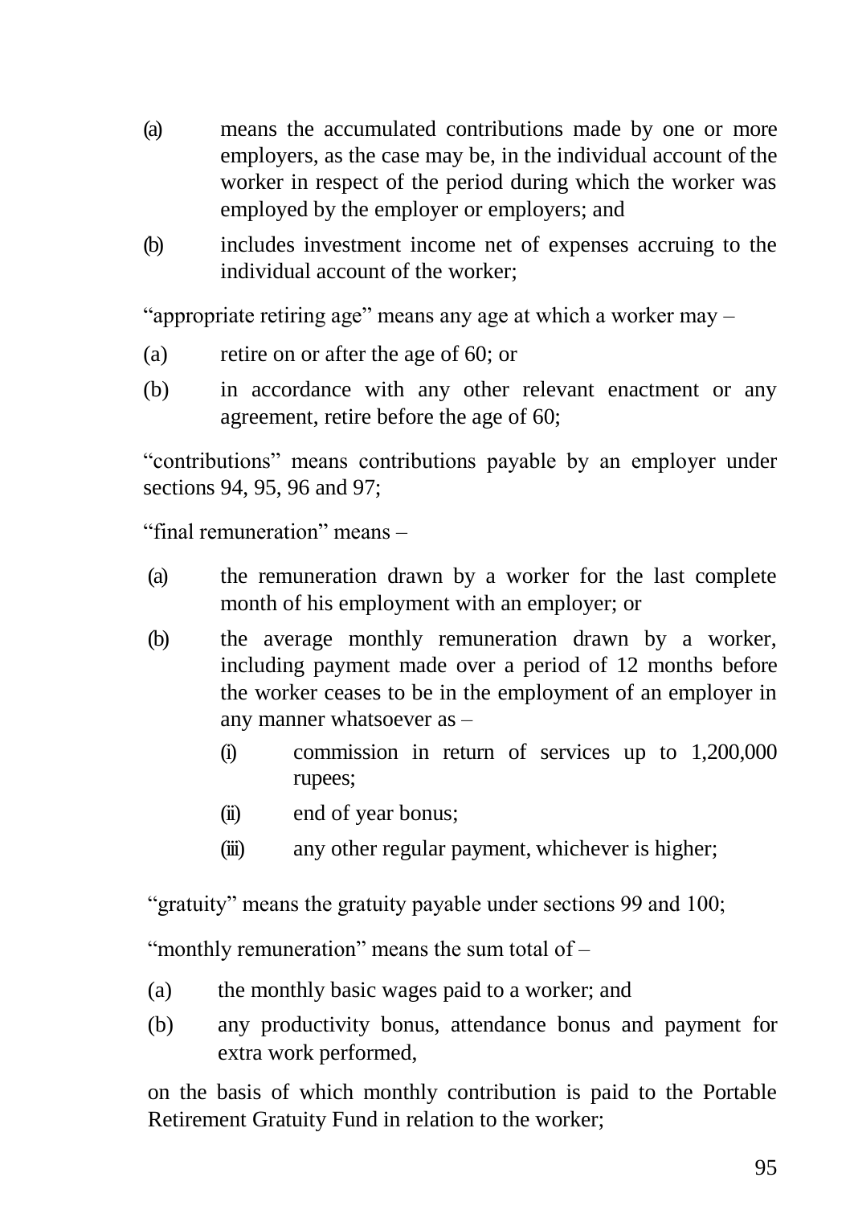(a) means the accumulated contributions made by one or more employers, as the case may be, in the individual account of the worker in respect of the period during which the worker was employed by the employer or employers; and

(b) includes investment income net of expenses accruing to the individual account of the worker;

"appropriate retiring age" means any age at which a worker may –

(a) retire on or after the age of 60; or

(b) in accordance with any other relevant enactment or any agreement, retire before the age of 60;

"contributions" means contributions payable by an employer under sections 94, 95, 96 and 97;

"final remuneration" means –

(a) the remuneration drawn by a worker for the last complete month of his employment with an employer; or

(b) the average monthly remuneration drawn by a worker, including payment made over a period of 12 months before the worker ceases to be in the employment of an employer in any manner whatsoever as –

  (i) commission in return of services up to 1,200,000 rupees;

  (ii) end of year bonus;

  (iii) any other regular payment, whichever is higher;

"gratuity" means the gratuity payable under sections 99 and 100;

"monthly remuneration" means the sum total of –

(a) the monthly basic wages paid to a worker; and

(b) any productivity bonus, attendance bonus and payment for extra work performed,

on the basis of which monthly contribution is paid to the Portable Retirement Gratuity Fund in relation to the worker;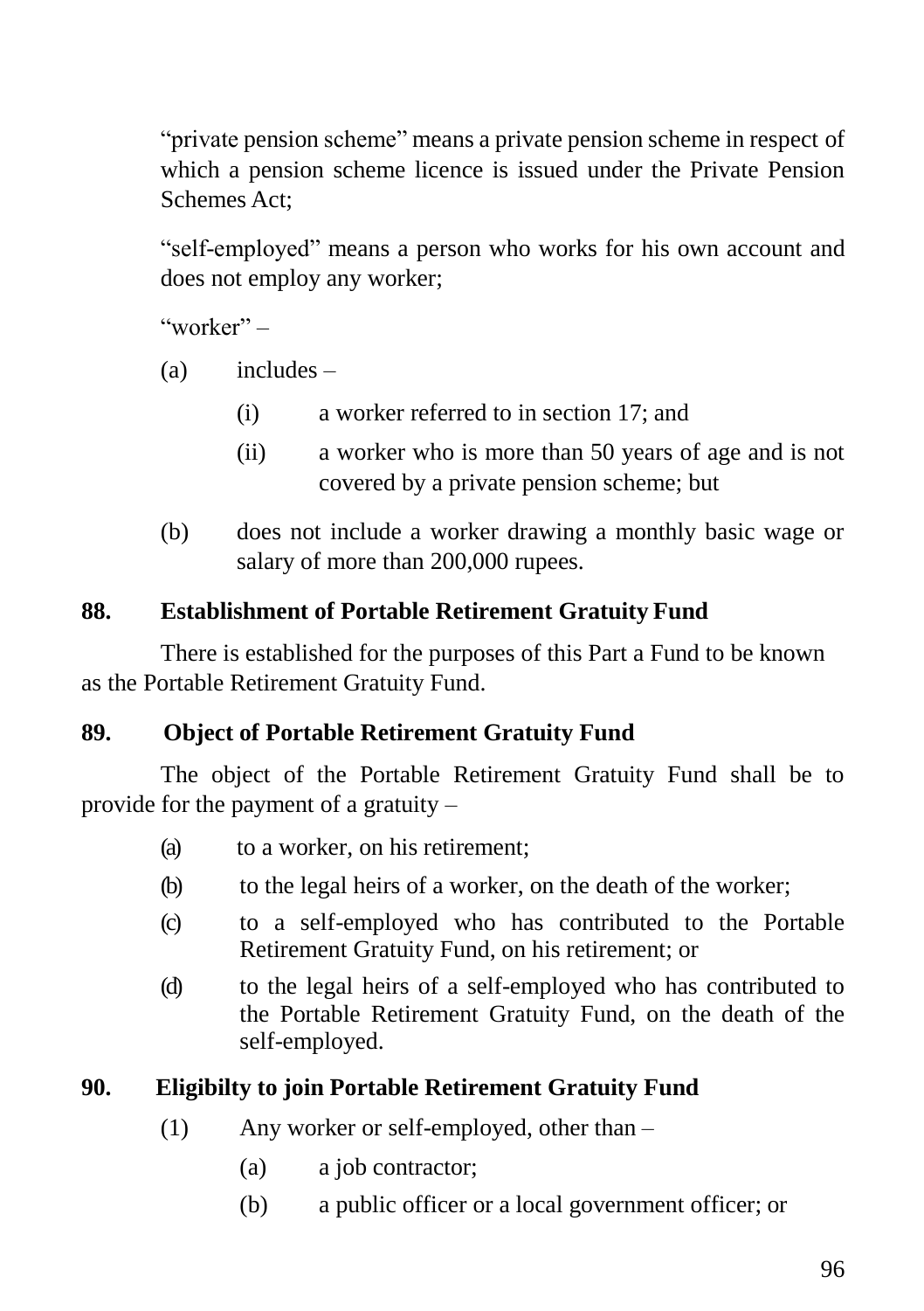"private pension scheme" means a private pension scheme in respect of which a pension scheme licence is issued under the Private Pension Schemes Act;

"self-employed" means a person who works for his own account and does not employ any worker;

"worker" –

(a) includes –

(i) a worker referred to in section 17; and

(ii) a worker who is more than 50 years of age and is not covered by a private pension scheme; but

(b) does not include a worker drawing a monthly basic wage or salary of more than 200,000 rupees.

### 88. Establishment of Portable Retirement Gratuity Fund

There is established for the purposes of this Part a Fund to be known as the Portable Retirement Gratuity Fund.

### 89. Object of Portable Retirement Gratuity Fund

The object of the Portable Retirement Gratuity Fund shall be to provide for the payment of a gratuity –

(a) to a worker, on his retirement;

(b) to the legal heirs of a worker, on the death of the worker;

(c) to a self-employed who has contributed to the Portable Retirement Gratuity Fund, on his retirement; or

(d) to the legal heirs of a self-employed who has contributed to the Portable Retirement Gratuity Fund, on the death of the self-employed.

### 90. Eligibilty to join Portable Retirement Gratuity Fund

(1) Any worker or self-employed, other than –

(a) a job contractor;

(b) a public officer or a local government officer; or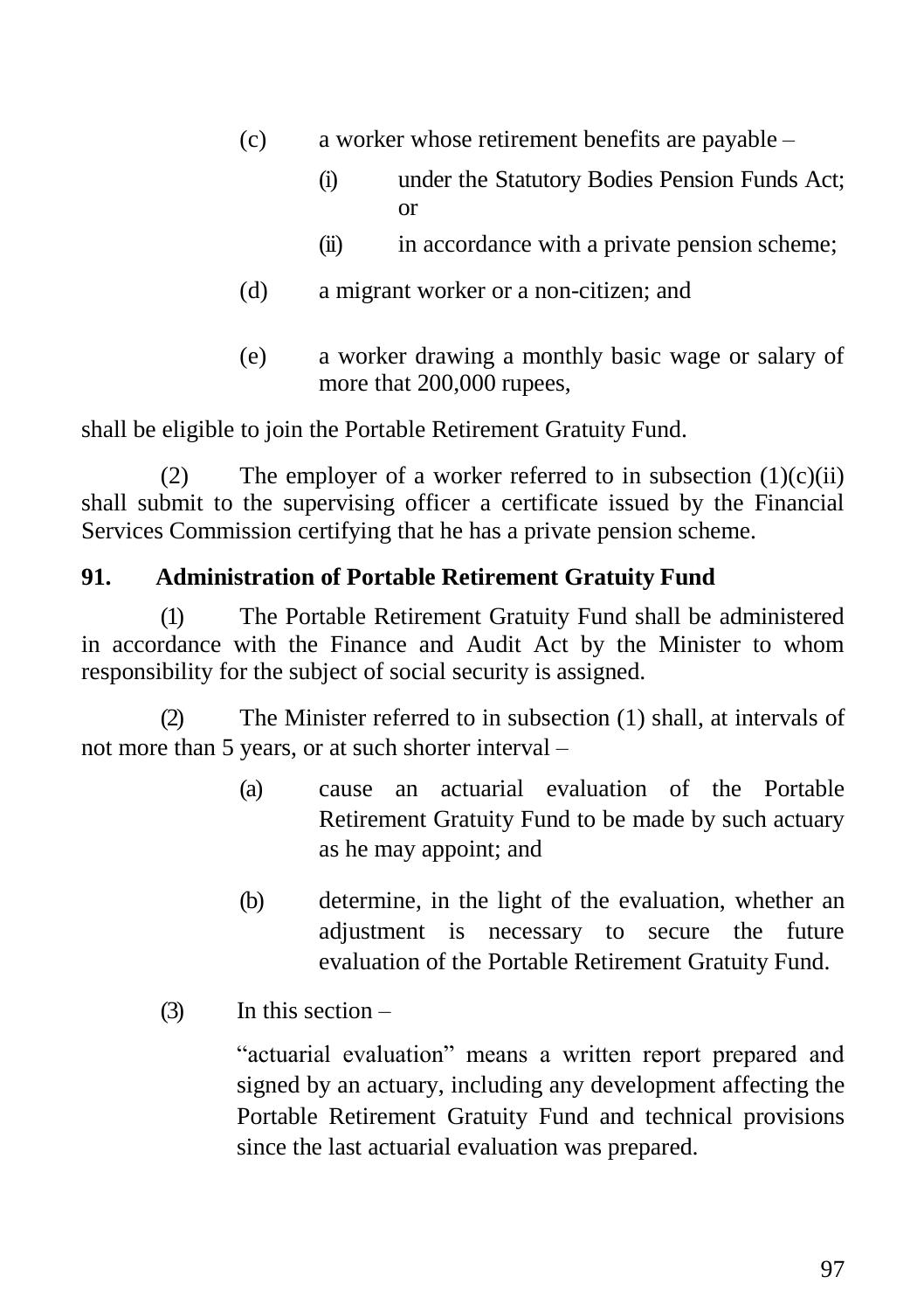(c) a worker whose retirement benefits are payable –

(i) under the Statutory Bodies Pension Funds Act; or

(ii) in accordance with a private pension scheme;

(d) a migrant worker or a non-citizen; and

(e) a worker drawing a monthly basic wage or salary of more that 200,000 rupees,

shall be eligible to join the Portable Retirement Gratuity Fund.

(2) The employer of a worker referred to in subsection (1)(c)(ii) shall submit to the supervising officer a certificate issued by the Financial Services Commission certifying that he has a private pension scheme.

**91. Administration of Portable Retirement Gratuity Fund**

(1) The Portable Retirement Gratuity Fund shall be administered in accordance with the Finance and Audit Act by the Minister to whom responsibility for the subject of social security is assigned.

(2) The Minister referred to in subsection (1) shall, at intervals of not more than 5 years, or at such shorter interval –

(a) cause an actuarial evaluation of the Portable Retirement Gratuity Fund to be made by such actuary as he may appoint; and

(b) determine, in the light of the evaluation, whether an adjustment is necessary to secure the future evaluation of the Portable Retirement Gratuity Fund.

(3) In this section –

"actuarial evaluation" means a written report prepared and signed by an actuary, including any development affecting the Portable Retirement Gratuity Fund and technical provisions since the last actuarial evaluation was prepared.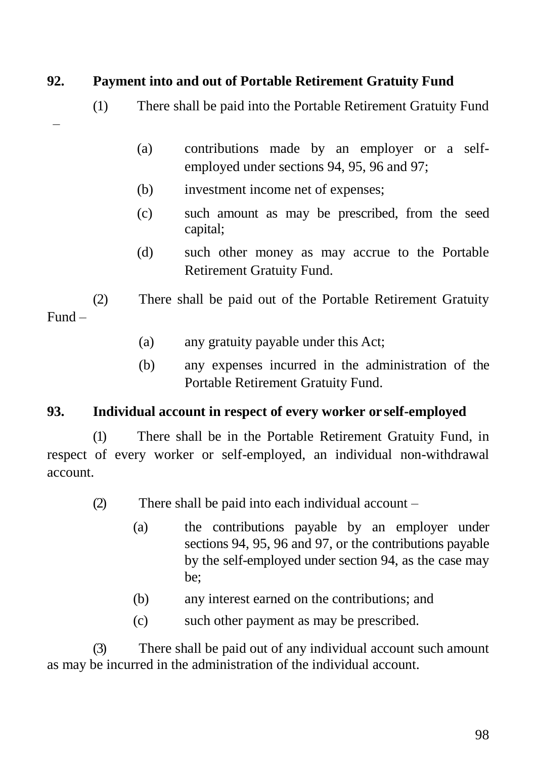**92. Payment into and out of Portable Retirement Gratuity Fund**

(1) There shall be paid into the Portable Retirement Gratuity Fund –

(a) contributions made by an employer or a self-employed under sections 94, 95, 96 and 97;

(b) investment income net of expenses;

(c) such amount as may be prescribed, from the seed capital;

(d) such other money as may accrue to the Portable Retirement Gratuity Fund.

(2) There shall be paid out of the Portable Retirement Gratuity Fund –

(a) any gratuity payable under this Act;

(b) any expenses incurred in the administration of the Portable Retirement Gratuity Fund.

**93. Individual account in respect of every worker or self-employed**

(1) There shall be in the Portable Retirement Gratuity Fund, in respect of every worker or self-employed, an individual non-withdrawal account.

(2) There shall be paid into each individual account –

(a) the contributions payable by an employer under sections 94, 95, 96 and 97, or the contributions payable by the self-employed under section 94, as the case may be;

(b) any interest earned on the contributions; and

(c) such other payment as may be prescribed.

(3) There shall be paid out of any individual account such amount as may be incurred in the administration of the individual account.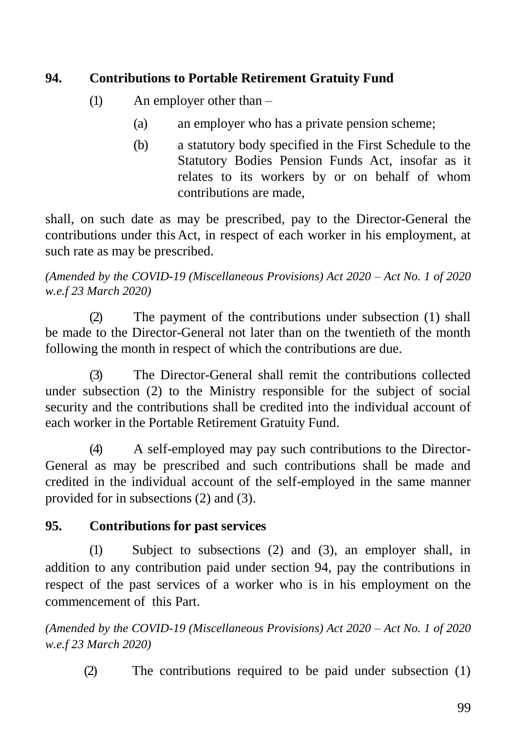### 94. Contributions to Portable Retirement Gratuity Fund

(1) An employer other than –

(a) an employer who has a private pension scheme;

(b) a statutory body specified in the First Schedule to the Statutory Bodies Pension Funds Act, insofar as it relates to its workers by or on behalf of whom contributions are made,

shall, on such date as may be prescribed, pay to the Director-General the contributions under this Act, in respect of each worker in his employment, at such rate as may be prescribed.

*(Amended by the COVID-19 (Miscellaneous Provisions) Act 2020 – Act No. 1 of 2020 w.e.f 23 March 2020)*

(2) The payment of the contributions under subsection (1) shall be made to the Director-General not later than on the twentieth of the month following the month in respect of which the contributions are due.

(3) The Director-General shall remit the contributions collected under subsection (2) to the Ministry responsible for the subject of social security and the contributions shall be credited into the individual account of each worker in the Portable Retirement Gratuity Fund.

(4) A self-employed may pay such contributions to the Director-General as may be prescribed and such contributions shall be made and credited in the individual account of the self-employed in the same manner provided for in subsections (2) and (3).

### 95. Contributions for past services

(1) Subject to subsections (2) and (3), an employer shall, in addition to any contribution paid under section 94, pay the contributions in respect of the past services of a worker who is in his employment on the commencement of this Part.

*(Amended by the COVID-19 (Miscellaneous Provisions) Act 2020 – Act No. 1 of 2020 w.e.f 23 March 2020)*

(2) The contributions required to be paid under subsection (1)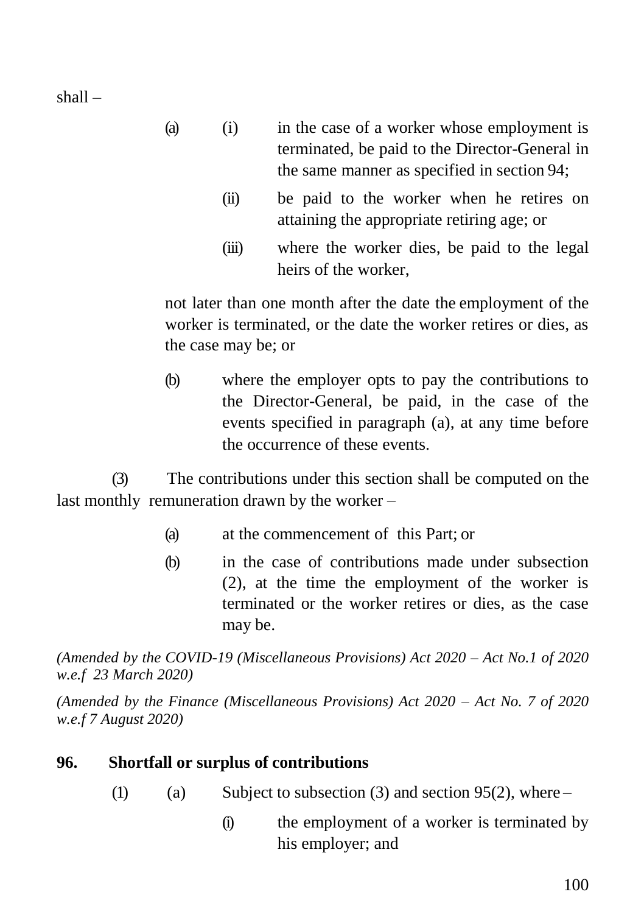shall –

(a) (i) in the case of a worker whose employment is terminated, be paid to the Director-General in the same manner as specified in section 94;

(ii) be paid to the worker when he retires on attaining the appropriate retiring age; or

(iii) where the worker dies, be paid to the legal heirs of the worker,

not later than one month after the date the employment of the worker is terminated, or the date the worker retires or dies, as the case may be; or

(b) where the employer opts to pay the contributions to the Director-General, be paid, in the case of the events specified in paragraph (a), at any time before the occurrence of these events.

(3) The contributions under this section shall be computed on the last monthly remuneration drawn by the worker –

(a) at the commencement of this Part; or

(b) in the case of contributions made under subsection (2), at the time the employment of the worker is terminated or the worker retires or dies, as the case may be.

*(Amended by the COVID-19 (Miscellaneous Provisions) Act 2020 – Act No.1 of 2020 w.e.f 23 March 2020)*

*(Amended by the Finance (Miscellaneous Provisions) Act 2020 – Act No. 7 of 2020 w.e.f 7 August 2020)*

**96. Shortfall or surplus of contributions**

(1) (a) Subject to subsection (3) and section 95(2), where –

(i) the employment of a worker is terminated by his employer; and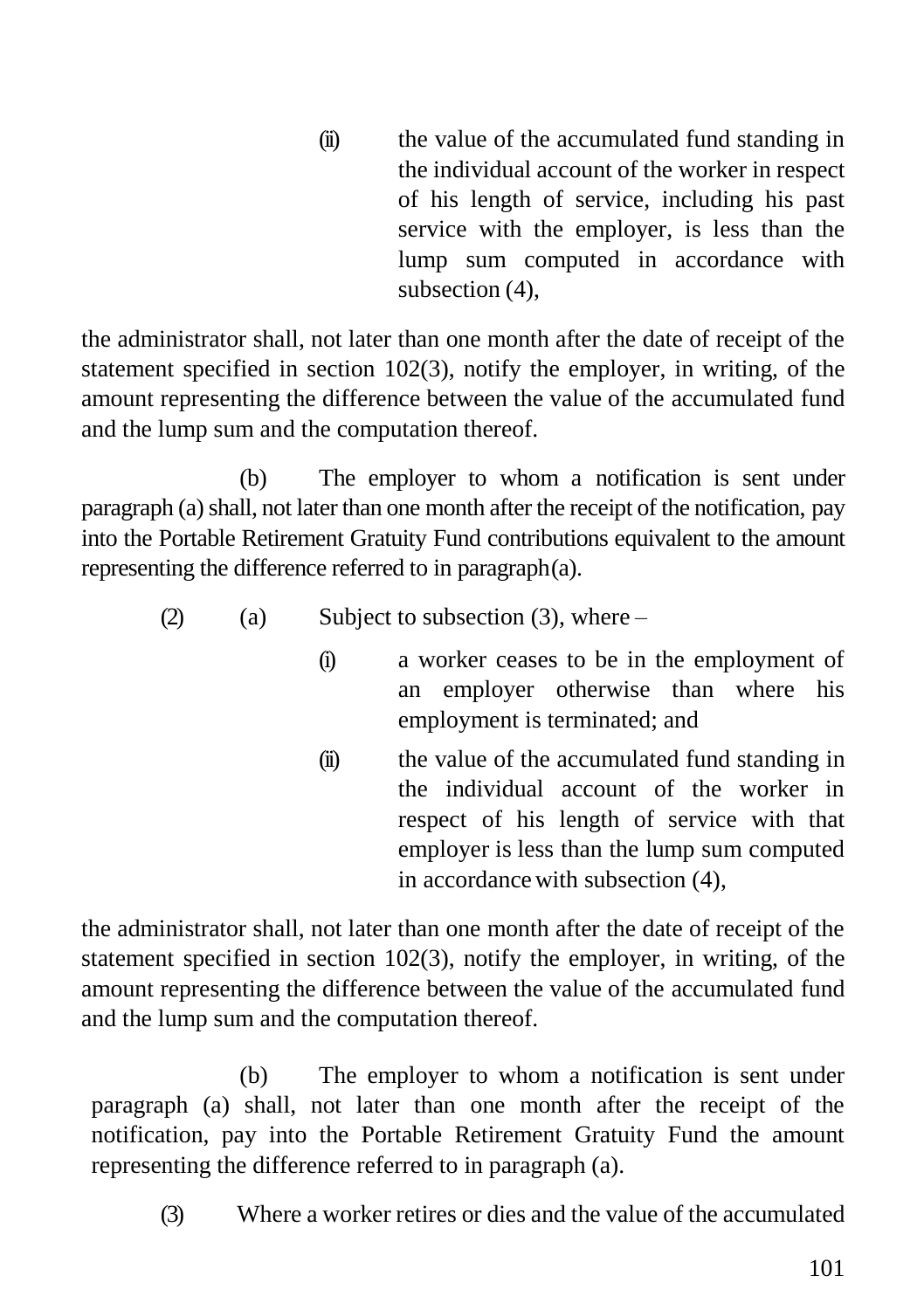(ii) the value of the accumulated fund standing in the individual account of the worker in respect of his length of service, including his past service with the employer, is less than the lump sum computed in accordance with subsection (4),

the administrator shall, not later than one month after the date of receipt of the statement specified in section 102(3), notify the employer, in writing, of the amount representing the difference between the value of the accumulated fund and the lump sum and the computation thereof.

(b) The employer to whom a notification is sent under paragraph (a) shall, not later than one month after the receipt of the notification, pay into the Portable Retirement Gratuity Fund contributions equivalent to the amount representing the difference referred to in paragraph (a).

(2) (a) Subject to subsection (3), where –

(i) a worker ceases to be in the employment of an employer otherwise than where his employment is terminated; and

(ii) the value of the accumulated fund standing in the individual account of the worker in respect of his length of service with that employer is less than the lump sum computed in accordance with subsection (4),

the administrator shall, not later than one month after the date of receipt of the statement specified in section 102(3), notify the employer, in writing, of the amount representing the difference between the value of the accumulated fund and the lump sum and the computation thereof.

(b) The employer to whom a notification is sent under paragraph (a) shall, not later than one month after the receipt of the notification, pay into the Portable Retirement Gratuity Fund the amount representing the difference referred to in paragraph (a).

(3) Where a worker retires or dies and the value of the accumulated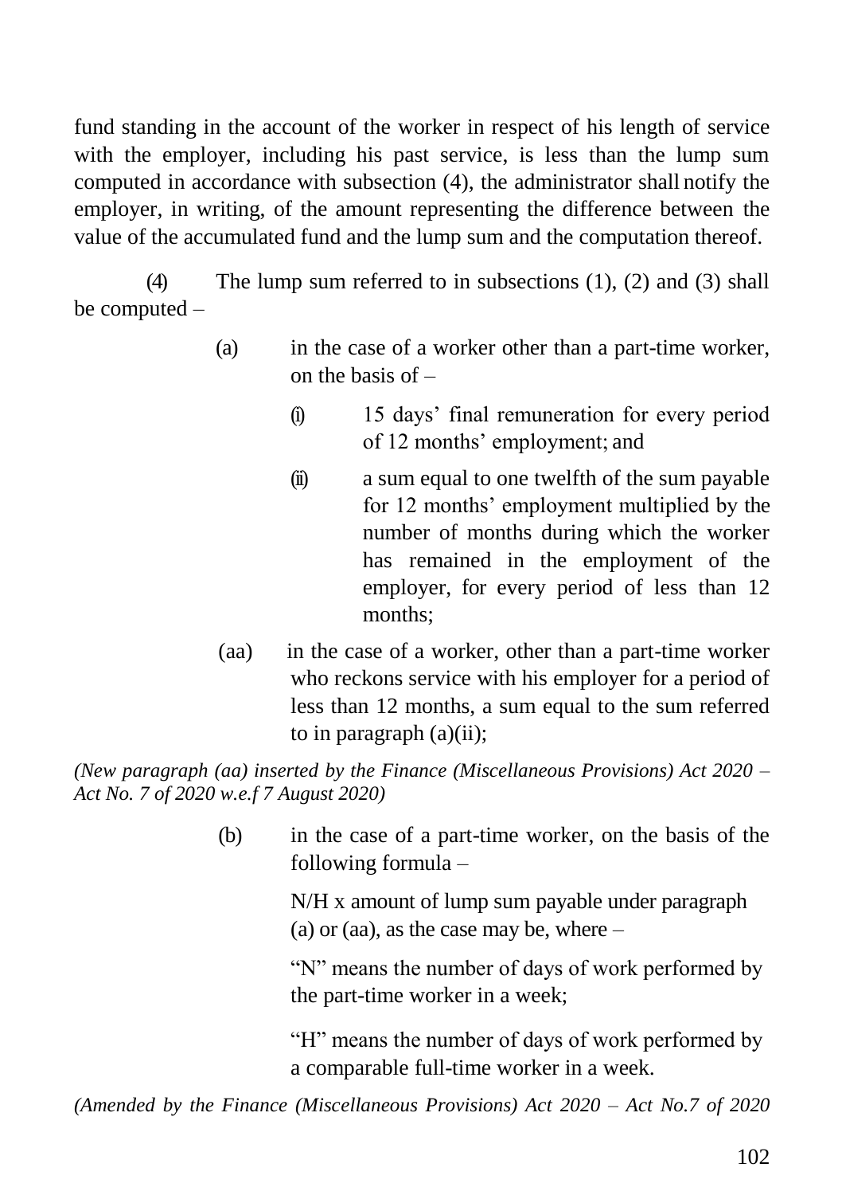fund standing in the account of the worker in respect of his length of service with the employer, including his past service, is less than the lump sum computed in accordance with subsection (4), the administrator shall notify the employer, in writing, of the amount representing the difference between the value of the accumulated fund and the lump sum and the computation thereof.

(4) The lump sum referred to in subsections (1), (2) and (3) shall be computed –

(a) in the case of a worker other than a part-time worker, on the basis of –

(i) 15 days' final remuneration for every period of 12 months' employment; and

(ii) a sum equal to one twelfth of the sum payable for 12 months' employment multiplied by the number of months during which the worker has remained in the employment of the employer, for every period of less than 12 months;

(aa) in the case of a worker, other than a part-time worker who reckons service with his employer for a period of less than 12 months, a sum equal to the sum referred to in paragraph (a)(ii);

*(New paragraph (aa) inserted by the Finance (Miscellaneous Provisions) Act 2020 – Act No. 7 of 2020 w.e.f 7 August 2020)*

(b) in the case of a part-time worker, on the basis of the following formula –

N/H x amount of lump sum payable under paragraph (a) or (aa), as the case may be, where –

"N" means the number of days of work performed by the part-time worker in a week;

"H" means the number of days of work performed by a comparable full-time worker in a week.

*(Amended by the Finance (Miscellaneous Provisions) Act 2020 – Act No.7 of 2020*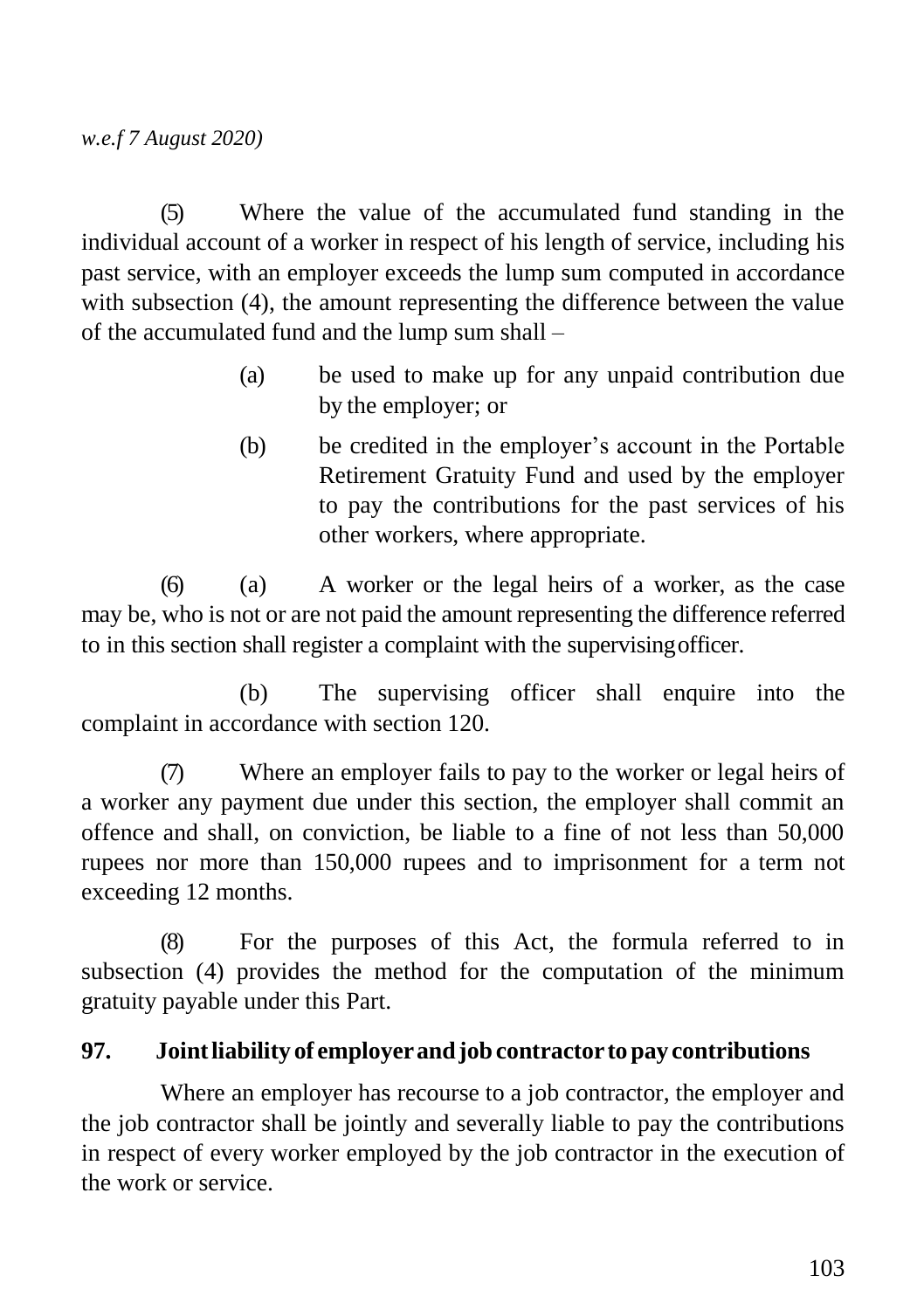*w.e.f 7 August 2020)*

(5) Where the value of the accumulated fund standing in the individual account of a worker in respect of his length of service, including his past service, with an employer exceeds the lump sum computed in accordance with subsection (4), the amount representing the difference between the value of the accumulated fund and the lump sum shall –

(a) be used to make up for any unpaid contribution due by the employer; or

(b) be credited in the employer's account in the Portable Retirement Gratuity Fund and used by the employer to pay the contributions for the past services of his other workers, where appropriate.

(6) (a) A worker or the legal heirs of a worker, as the case may be, who is not or are not paid the amount representing the difference referred to in this section shall register a complaint with the supervising officer.

(b) The supervising officer shall enquire into the complaint in accordance with section 120.

(7) Where an employer fails to pay to the worker or legal heirs of a worker any payment due under this section, the employer shall commit an offence and shall, on conviction, be liable to a fine of not less than 50,000 rupees nor more than 150,000 rupees and to imprisonment for a term not exceeding 12 months.

(8) For the purposes of this Act, the formula referred to in subsection (4) provides the method for the computation of the minimum gratuity payable under this Part.

### 97. Joint liability of employer and job contractor to pay contributions

Where an employer has recourse to a job contractor, the employer and the job contractor shall be jointly and severally liable to pay the contributions in respect of every worker employed by the job contractor in the execution of the work or service.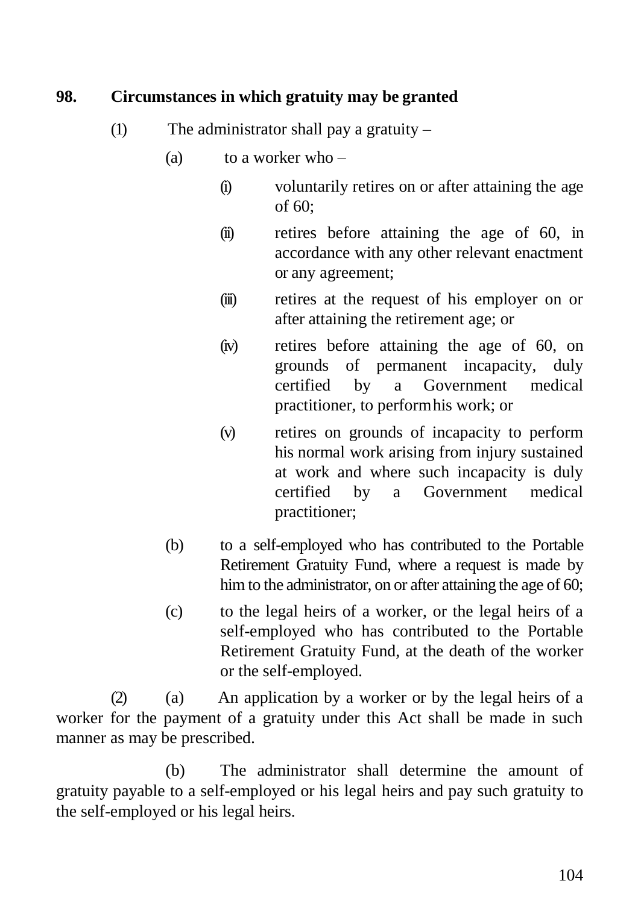**98. Circumstances in which gratuity may be granted**

(1) The administrator shall pay a gratuity –

(a) to a worker who –

(i) voluntarily retires on or after attaining the age of 60;

(ii) retires before attaining the age of 60, in accordance with any other relevant enactment or any agreement;

(iii) retires at the request of his employer on or after attaining the retirement age; or

(iv) retires before attaining the age of 60, on grounds of permanent incapacity, duly certified by a Government medical practitioner, to perform his work; or

(v) retires on grounds of incapacity to perform his normal work arising from injury sustained at work and where such incapacity is duly certified by a Government medical practitioner;

(b) to a self-employed who has contributed to the Portable Retirement Gratuity Fund, where a request is made by him to the administrator, on or after attaining the age of 60;

(c) to the legal heirs of a worker, or the legal heirs of a self-employed who has contributed to the Portable Retirement Gratuity Fund, at the death of the worker or the self-employed.

(2) (a) An application by a worker or by the legal heirs of a worker for the payment of a gratuity under this Act shall be made in such manner as may be prescribed.

(b) The administrator shall determine the amount of gratuity payable to a self-employed or his legal heirs and pay such gratuity to the self-employed or his legal heirs.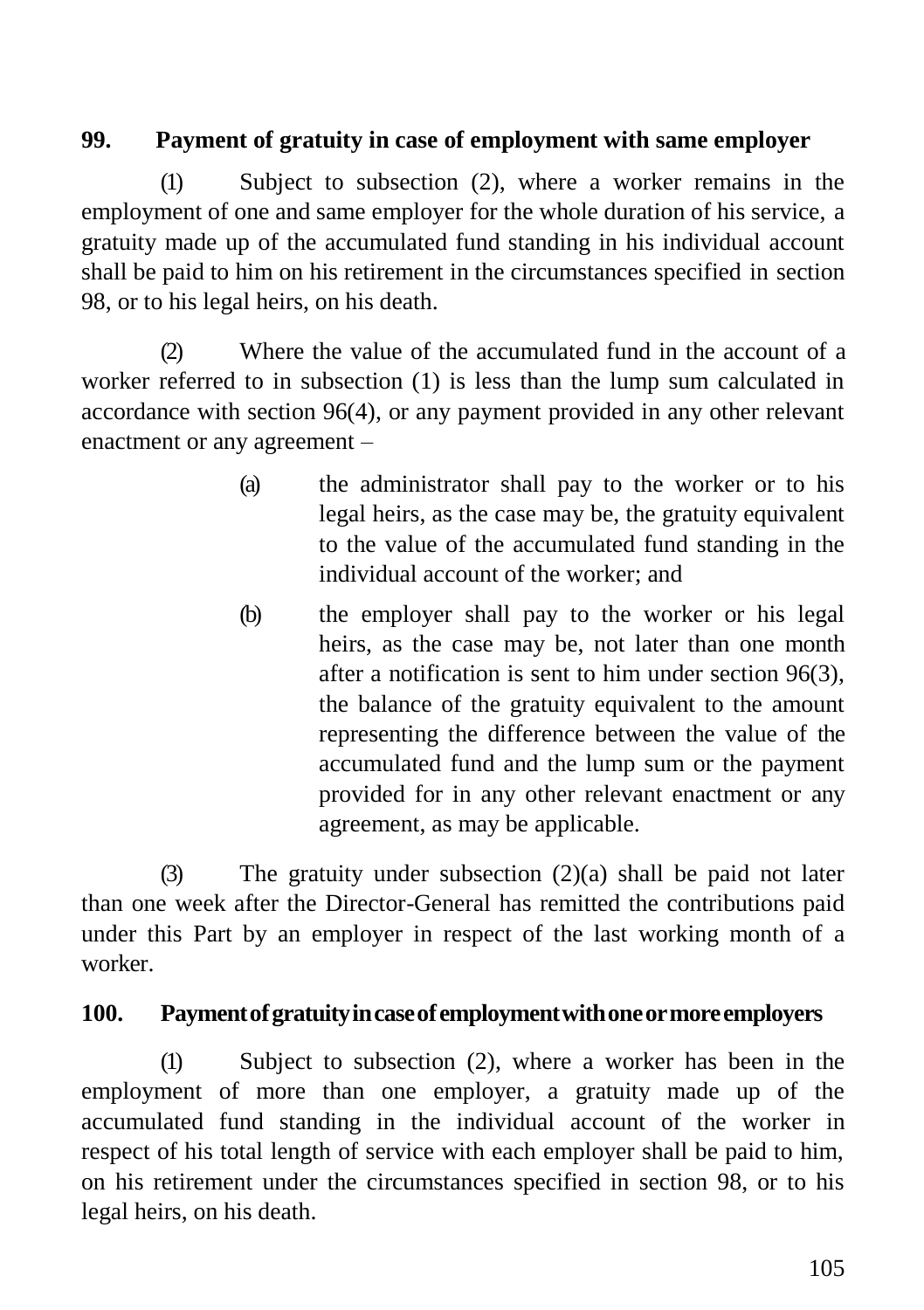**99. Payment of gratuity in case of employment with same employer**

(1) Subject to subsection (2), where a worker remains in the employment of one and same employer for the whole duration of his service, a gratuity made up of the accumulated fund standing in his individual account shall be paid to him on his retirement in the circumstances specified in section 98, or to his legal heirs, on his death.

(2) Where the value of the accumulated fund in the account of a worker referred to in subsection (1) is less than the lump sum calculated in accordance with section 96(4), or any payment provided in any other relevant enactment or any agreement –

> (a) the administrator shall pay to the worker or to his legal heirs, as the case may be, the gratuity equivalent to the value of the accumulated fund standing in the individual account of the worker; and
>
> (b) the employer shall pay to the worker or his legal heirs, as the case may be, not later than one month after a notification is sent to him under section 96(3), the balance of the gratuity equivalent to the amount representing the difference between the value of the accumulated fund and the lump sum or the payment provided for in any other relevant enactment or any agreement, as may be applicable.

(3) The gratuity under subsection (2)(a) shall be paid not later than one week after the Director-General has remitted the contributions paid under this Part by an employer in respect of the last working month of a worker.

**100. Payment of gratuity in case of employment with one or more employers**

(1) Subject to subsection (2), where a worker has been in the employment of more than one employer, a gratuity made up of the accumulated fund standing in the individual account of the worker in respect of his total length of service with each employer shall be paid to him, on his retirement under the circumstances specified in section 98, or to his legal heirs, on his death.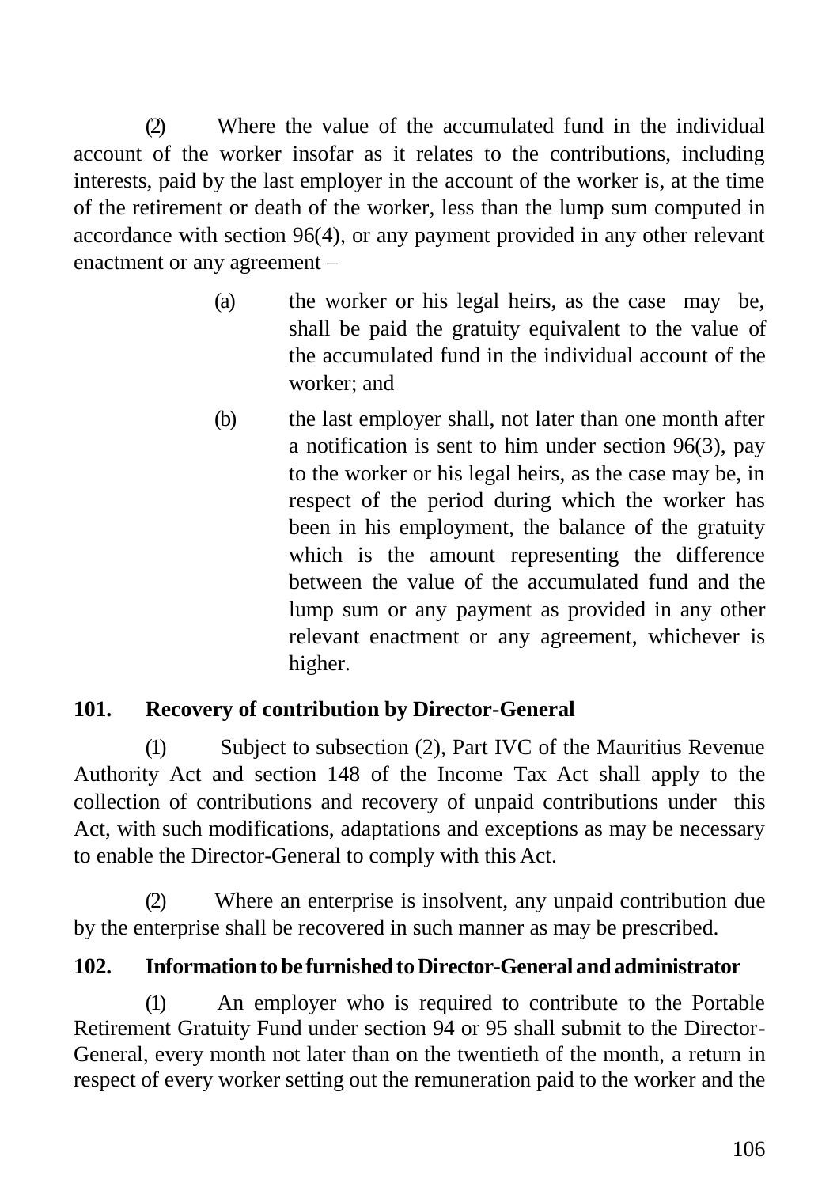(2) Where the value of the accumulated fund in the individual account of the worker insofar as it relates to the contributions, including interests, paid by the last employer in the account of the worker is, at the time of the retirement or death of the worker, less than the lump sum computed in accordance with section 96(4), or any payment provided in any other relevant enactment or any agreement –

(a) the worker or his legal heirs, as the case may be, shall be paid the gratuity equivalent to the value of the accumulated fund in the individual account of the worker; and

(b) the last employer shall, not later than one month after a notification is sent to him under section 96(3), pay to the worker or his legal heirs, as the case may be, in respect of the period during which the worker has been in his employment, the balance of the gratuity which is the amount representing the difference between the value of the accumulated fund and the lump sum or any payment as provided in any other relevant enactment or any agreement, whichever is higher.

**101. Recovery of contribution by Director-General**

(1) Subject to subsection (2), Part IVC of the Mauritius Revenue Authority Act and section 148 of the Income Tax Act shall apply to the collection of contributions and recovery of unpaid contributions under this Act, with such modifications, adaptations and exceptions as may be necessary to enable the Director-General to comply with this Act.

(2) Where an enterprise is insolvent, any unpaid contribution due by the enterprise shall be recovered in such manner as may be prescribed.

**102. Information to be furnished to Director-General and administrator**

(1) An employer who is required to contribute to the Portable Retirement Gratuity Fund under section 94 or 95 shall submit to the Director-General, every month not later than on the twentieth of the month, a return in respect of every worker setting out the remuneration paid to the worker and the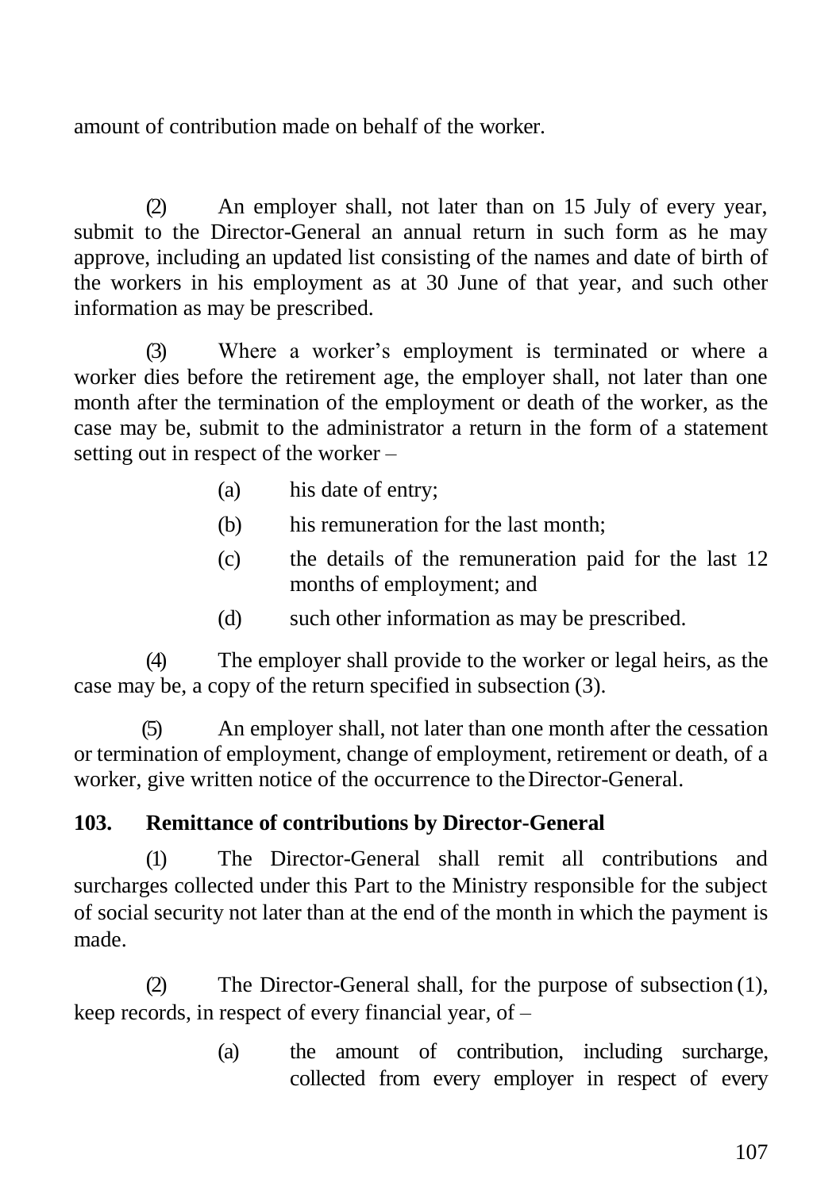amount of contribution made on behalf of the worker.

(2) An employer shall, not later than on 15 July of every year, submit to the Director-General an annual return in such form as he may approve, including an updated list consisting of the names and date of birth of the workers in his employment as at 30 June of that year, and such other information as may be prescribed.

(3) Where a worker's employment is terminated or where a worker dies before the retirement age, the employer shall, not later than one month after the termination of the employment or death of the worker, as the case may be, submit to the administrator a return in the form of a statement setting out in respect of the worker –

- (a) his date of entry;
- (b) his remuneration for the last month;
- (c) the details of the remuneration paid for the last 12 months of employment; and
- (d) such other information as may be prescribed.

(4) The employer shall provide to the worker or legal heirs, as the case may be, a copy of the return specified in subsection (3).

(5) An employer shall, not later than one month after the cessation or termination of employment, change of employment, retirement or death, of a worker, give written notice of the occurrence to the Director-General.

**103. Remittance of contributions by Director-General**

(1) The Director-General shall remit all contributions and surcharges collected under this Part to the Ministry responsible for the subject of social security not later than at the end of the month in which the payment is made.

(2) The Director-General shall, for the purpose of subsection (1), keep records, in respect of every financial year, of –

- (a) the amount of contribution, including surcharge, collected from every employer in respect of every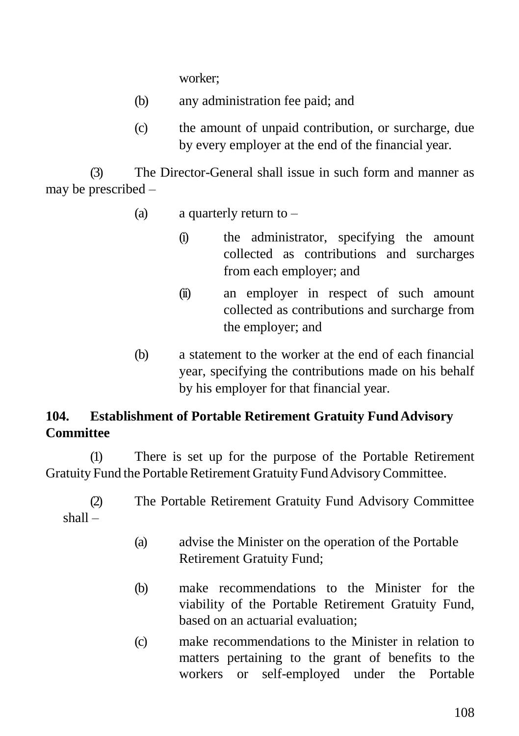worker;

(b) any administration fee paid; and

(c) the amount of unpaid contribution, or surcharge, due by every employer at the end of the financial year.

(3) The Director-General shall issue in such form and manner as may be prescribed –

(a) a quarterly return to –

(i) the administrator, specifying the amount collected as contributions and surcharges from each employer; and

(ii) an employer in respect of such amount collected as contributions and surcharge from the employer; and

(b) a statement to the worker at the end of each financial year, specifying the contributions made on his behalf by his employer for that financial year.

**104. Establishment of Portable Retirement Gratuity Fund Advisory Committee**

(1) There is set up for the purpose of the Portable Retirement Gratuity Fund the Portable Retirement Gratuity Fund Advisory Committee.

(2) The Portable Retirement Gratuity Fund Advisory Committee shall –

(a) advise the Minister on the operation of the Portable Retirement Gratuity Fund;

(b) make recommendations to the Minister for the viability of the Portable Retirement Gratuity Fund, based on an actuarial evaluation;

(c) make recommendations to the Minister in relation to matters pertaining to the grant of benefits to the workers or self-employed under the Portable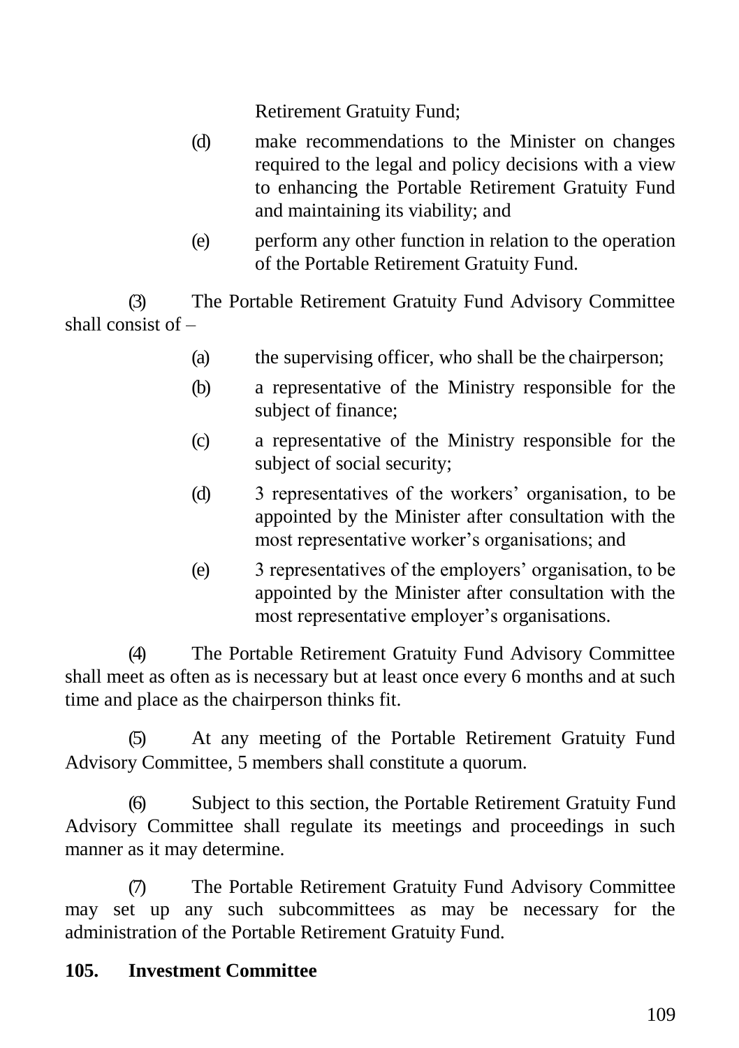Retirement Gratuity Fund;

(d) make recommendations to the Minister on changes required to the legal and policy decisions with a view to enhancing the Portable Retirement Gratuity Fund and maintaining its viability; and

(e) perform any other function in relation to the operation of the Portable Retirement Gratuity Fund.

(3) The Portable Retirement Gratuity Fund Advisory Committee shall consist of –

(a) the supervising officer, who shall be the chairperson;

(b) a representative of the Ministry responsible for the subject of finance;

(c) a representative of the Ministry responsible for the subject of social security;

(d) 3 representatives of the workers' organisation, to be appointed by the Minister after consultation with the most representative worker's organisations; and

(e) 3 representatives of the employers' organisation, to be appointed by the Minister after consultation with the most representative employer's organisations.

(4) The Portable Retirement Gratuity Fund Advisory Committee shall meet as often as is necessary but at least once every 6 months and at such time and place as the chairperson thinks fit.

(5) At any meeting of the Portable Retirement Gratuity Fund Advisory Committee, 5 members shall constitute a quorum.

(6) Subject to this section, the Portable Retirement Gratuity Fund Advisory Committee shall regulate its meetings and proceedings in such manner as it may determine.

(7) The Portable Retirement Gratuity Fund Advisory Committee may set up any such subcommittees as may be necessary for the administration of the Portable Retirement Gratuity Fund.

**105. Investment Committee**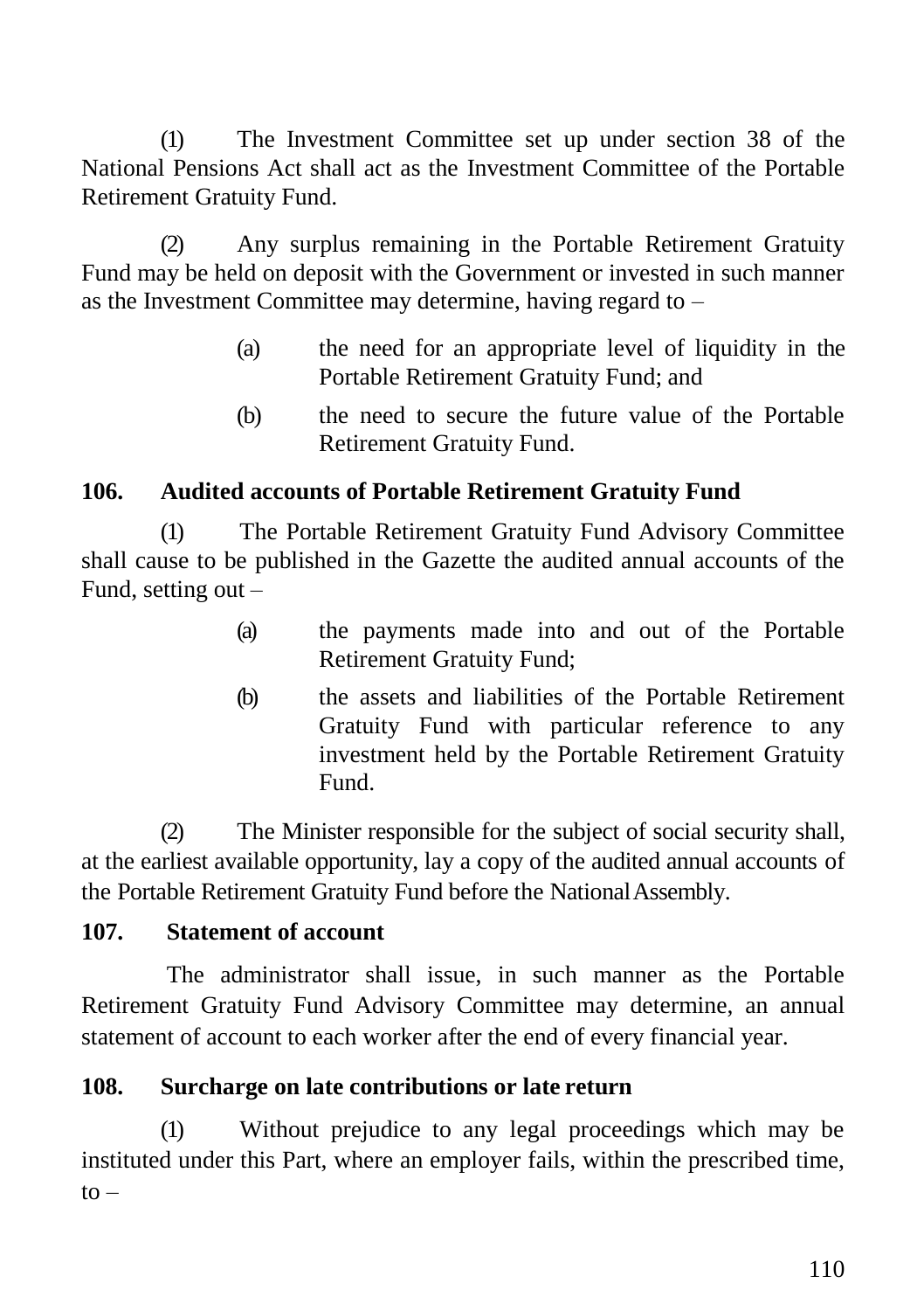(1) The Investment Committee set up under section 38 of the National Pensions Act shall act as the Investment Committee of the Portable Retirement Gratuity Fund.

(2) Any surplus remaining in the Portable Retirement Gratuity Fund may be held on deposit with the Government or invested in such manner as the Investment Committee may determine, having regard to –

> (a) the need for an appropriate level of liquidity in the Portable Retirement Gratuity Fund; and
>
> (b) the need to secure the future value of the Portable Retirement Gratuity Fund.

### 106. Audited accounts of Portable Retirement Gratuity Fund

(1) The Portable Retirement Gratuity Fund Advisory Committee shall cause to be published in the Gazette the audited annual accounts of the Fund, setting out –

> (a) the payments made into and out of the Portable Retirement Gratuity Fund;
>
> (b) the assets and liabilities of the Portable Retirement Gratuity Fund with particular reference to any investment held by the Portable Retirement Gratuity Fund.

(2) The Minister responsible for the subject of social security shall, at the earliest available opportunity, lay a copy of the audited annual accounts of the Portable Retirement Gratuity Fund before the National Assembly.

### 107. Statement of account

The administrator shall issue, in such manner as the Portable Retirement Gratuity Fund Advisory Committee may determine, an annual statement of account to each worker after the end of every financial year.

### 108. Surcharge on late contributions or late return

(1) Without prejudice to any legal proceedings which may be instituted under this Part, where an employer fails, within the prescribed time, to –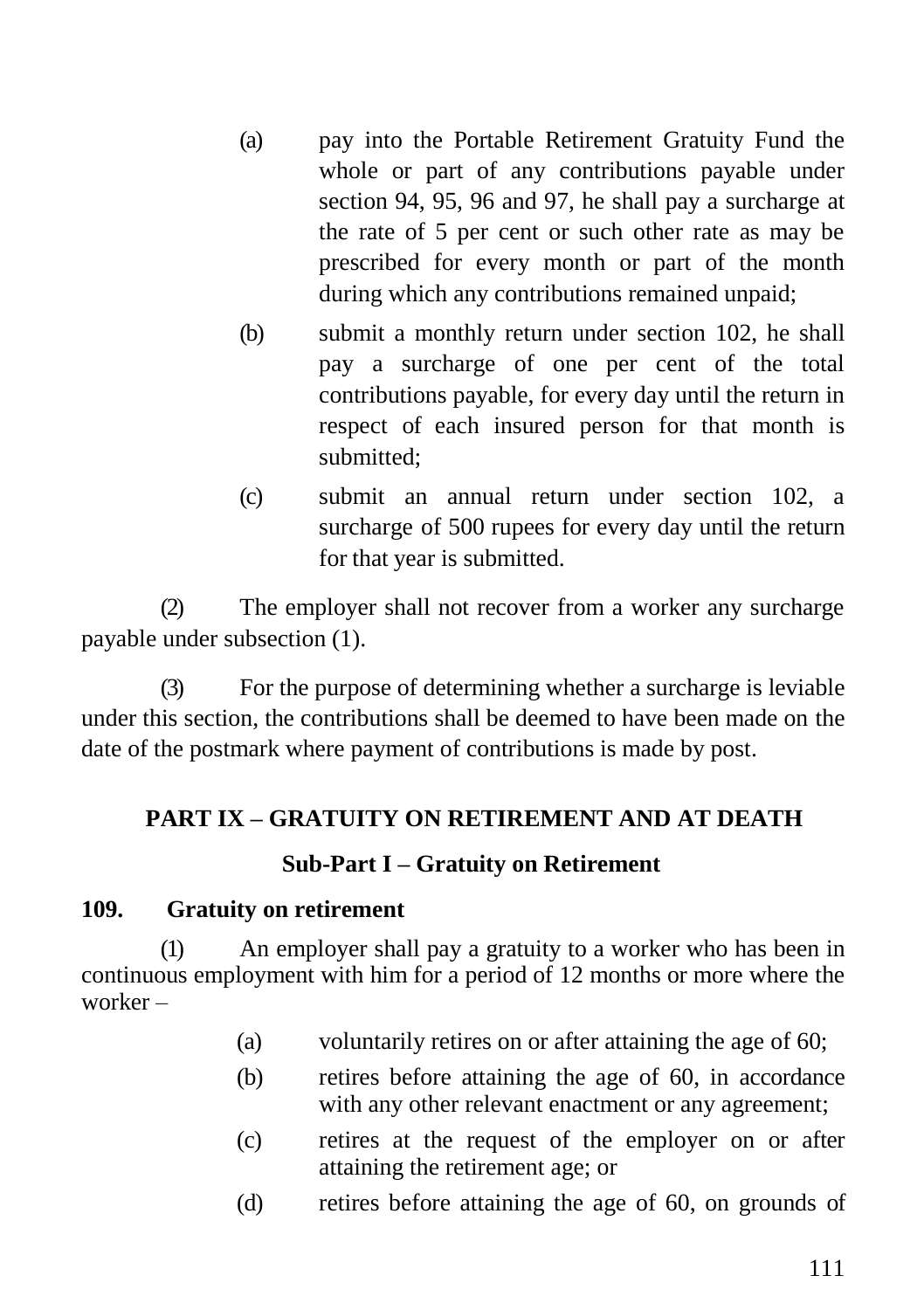(a) pay into the Portable Retirement Gratuity Fund the whole or part of any contributions payable under section 94, 95, 96 and 97, he shall pay a surcharge at the rate of 5 per cent or such other rate as may be prescribed for every month or part of the month during which any contributions remained unpaid;

(b) submit a monthly return under section 102, he shall pay a surcharge of one per cent of the total contributions payable, for every day until the return in respect of each insured person for that month is submitted;

(c) submit an annual return under section 102, a surcharge of 500 rupees for every day until the return for that year is submitted.

(2) The employer shall not recover from a worker any surcharge payable under subsection (1).

(3) For the purpose of determining whether a surcharge is leviable under this section, the contributions shall be deemed to have been made on the date of the postmark where payment of contributions is made by post.

## PART IX – GRATUITY ON RETIREMENT AND AT DEATH

### Sub-Part I – Gratuity on Retirement

**109. Gratuity on retirement**

(1) An employer shall pay a gratuity to a worker who has been in continuous employment with him for a period of 12 months or more where the worker –

(a) voluntarily retires on or after attaining the age of 60;

(b) retires before attaining the age of 60, in accordance with any other relevant enactment or any agreement;

(c) retires at the request of the employer on or after attaining the retirement age; or

(d) retires before attaining the age of 60, on grounds of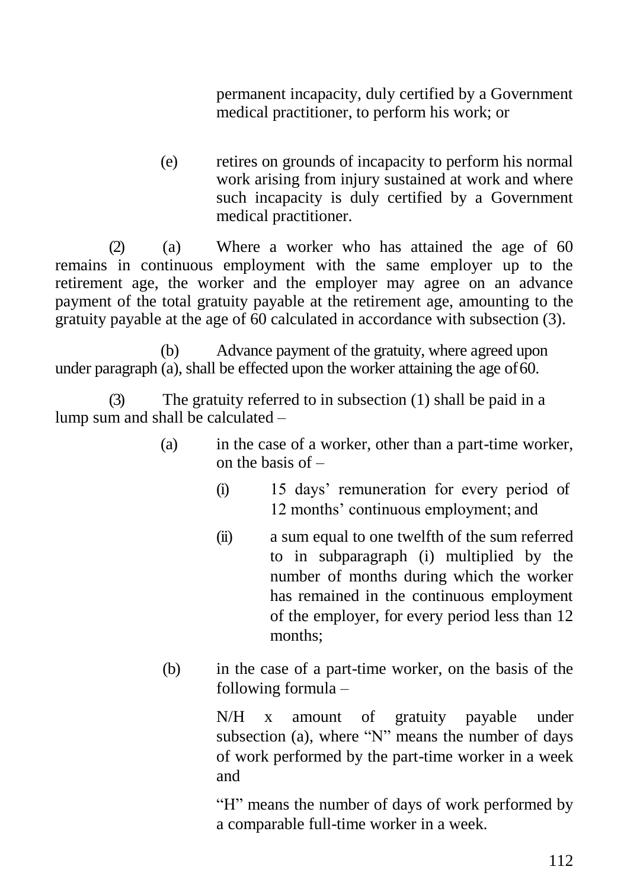permanent incapacity, duly certified by a Government medical practitioner, to perform his work; or

(e) retires on grounds of incapacity to perform his normal work arising from injury sustained at work and where such incapacity is duly certified by a Government medical practitioner.

(2) (a) Where a worker who has attained the age of 60 remains in continuous employment with the same employer up to the retirement age, the worker and the employer may agree on an advance payment of the total gratuity payable at the retirement age, amounting to the gratuity payable at the age of 60 calculated in accordance with subsection (3).

(b) Advance payment of the gratuity, where agreed upon under paragraph (a), shall be effected upon the worker attaining the age of 60.

(3) The gratuity referred to in subsection (1) shall be paid in a lump sum and shall be calculated –

(a) in the case of a worker, other than a part-time worker, on the basis of –

(i) 15 days' remuneration for every period of 12 months' continuous employment; and

(ii) a sum equal to one twelfth of the sum referred to in subparagraph (i) multiplied by the number of months during which the worker has remained in the continuous employment of the employer, for every period less than 12 months;

(b) in the case of a part-time worker, on the basis of the following formula –

N/H x amount of gratuity payable under subsection (a), where "N" means the number of days of work performed by the part-time worker in a week and

"H" means the number of days of work performed by a comparable full-time worker in a week.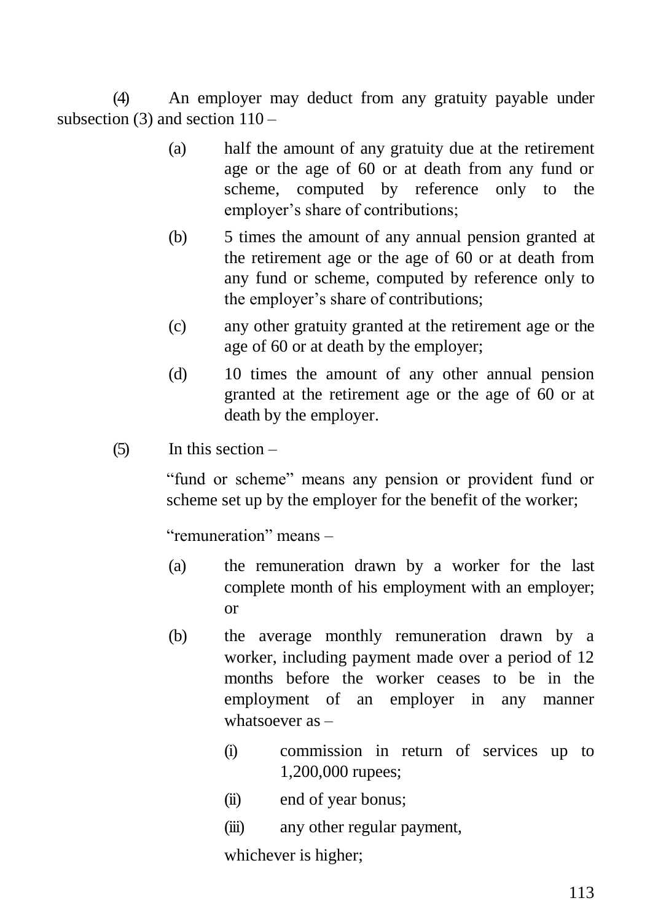(4) An employer may deduct from any gratuity payable under subsection (3) and section 110 –

- (a) half the amount of any gratuity due at the retirement age or the age of 60 or at death from any fund or scheme, computed by reference only to the employer's share of contributions;
- (b) 5 times the amount of any annual pension granted at the retirement age or the age of 60 or at death from any fund or scheme, computed by reference only to the employer's share of contributions;
- (c) any other gratuity granted at the retirement age or the age of 60 or at death by the employer;
- (d) 10 times the amount of any other annual pension granted at the retirement age or the age of 60 or at death by the employer.

(5) In this section –

"fund or scheme" means any pension or provident fund or scheme set up by the employer for the benefit of the worker;

"remuneration" means –

- (a) the remuneration drawn by a worker for the last complete month of his employment with an employer; or
- (b) the average monthly remuneration drawn by a worker, including payment made over a period of 12 months before the worker ceases to be in the employment of an employer in any manner whatsoever as –
  - (i) commission in return of services up to 1,200,000 rupees;
  - (ii) end of year bonus;
  - (iii) any other regular payment,

  whichever is higher;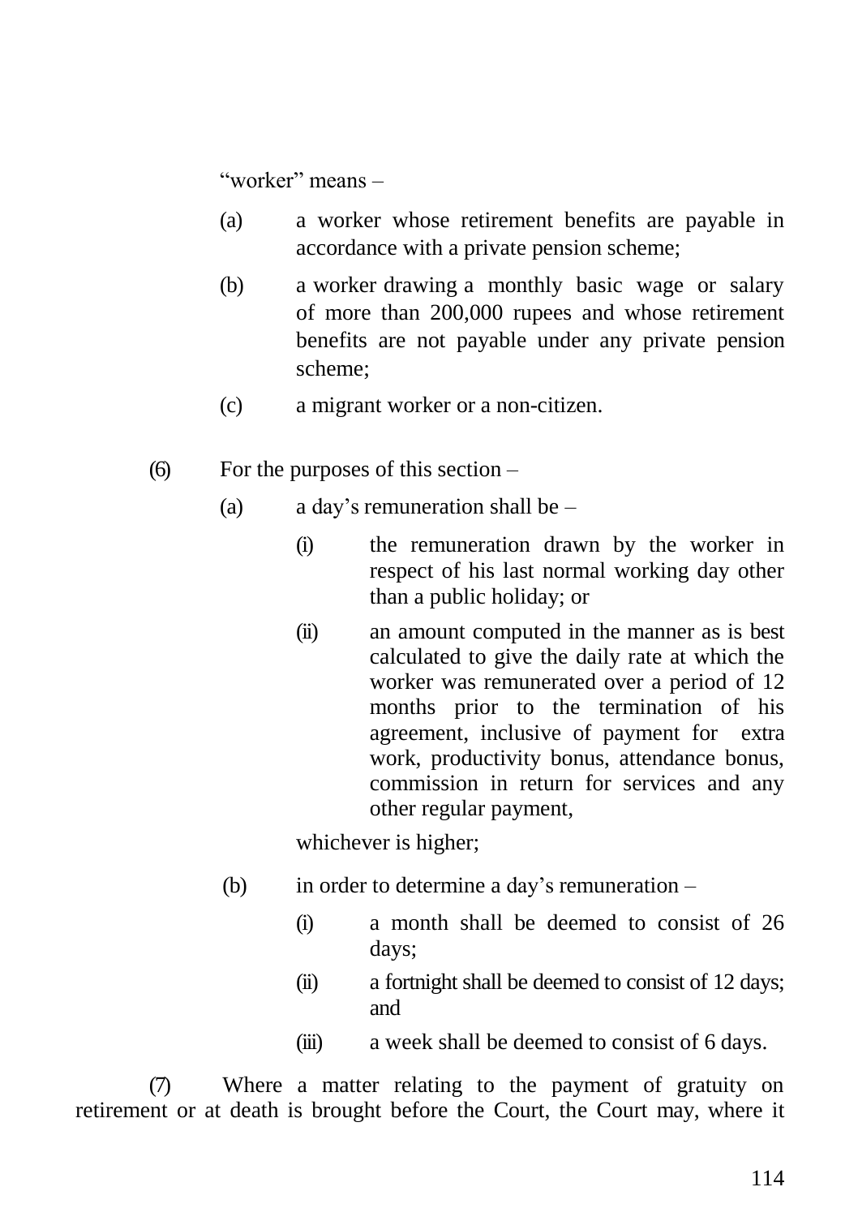"worker" means –

(a) a worker whose retirement benefits are payable in accordance with a private pension scheme;

(b) a worker drawing a monthly basic wage or salary of more than 200,000 rupees and whose retirement benefits are not payable under any private pension scheme;

(c) a migrant worker or a non-citizen.

(6) For the purposes of this section –

(a) a day's remuneration shall be –

(i) the remuneration drawn by the worker in respect of his last normal working day other than a public holiday; or

(ii) an amount computed in the manner as is best calculated to give the daily rate at which the worker was remunerated over a period of 12 months prior to the termination of his agreement, inclusive of payment for extra work, productivity bonus, attendance bonus, commission in return for services and any other regular payment,

whichever is higher;

(b) in order to determine a day's remuneration –

(i) a month shall be deemed to consist of 26 days;

(ii) a fortnight shall be deemed to consist of 12 days; and

(iii) a week shall be deemed to consist of 6 days.

(7) Where a matter relating to the payment of gratuity on retirement or at death is brought before the Court, the Court may, where it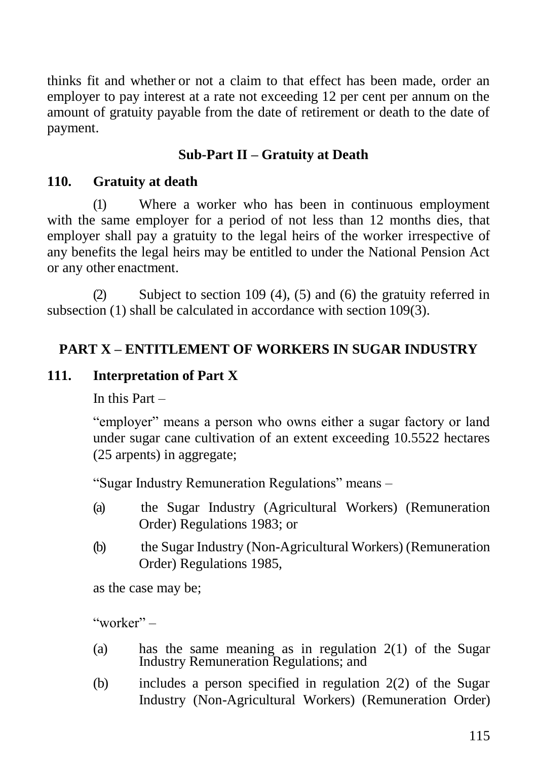thinks fit and whether or not a claim to that effect has been made, order an employer to pay interest at a rate not exceeding 12 per cent per annum on the amount of gratuity payable from the date of retirement or death to the date of payment.

### Sub-Part II – Gratuity at Death

### 110. Gratuity at death

(1) Where a worker who has been in continuous employment with the same employer for a period of not less than 12 months dies, that employer shall pay a gratuity to the legal heirs of the worker irrespective of any benefits the legal heirs may be entitled to under the National Pension Act or any other enactment.

(2) Subject to section 109 (4), (5) and (6) the gratuity referred in subsection (1) shall be calculated in accordance with section 109(3).

## PART X – ENTITLEMENT OF WORKERS IN SUGAR INDUSTRY

### 111. Interpretation of Part X

In this Part –

"employer" means a person who owns either a sugar factory or land under sugar cane cultivation of an extent exceeding 10.5522 hectares (25 arpents) in aggregate;

"Sugar Industry Remuneration Regulations" means –

(a) the Sugar Industry (Agricultural Workers) (Remuneration Order) Regulations 1983; or

(b) the Sugar Industry (Non-Agricultural Workers) (Remuneration Order) Regulations 1985,

as the case may be;

"worker" –

(a) has the same meaning as in regulation 2(1) of the Sugar Industry Remuneration Regulations; and

(b) includes a person specified in regulation 2(2) of the Sugar Industry (Non-Agricultural Workers) (Remuneration Order)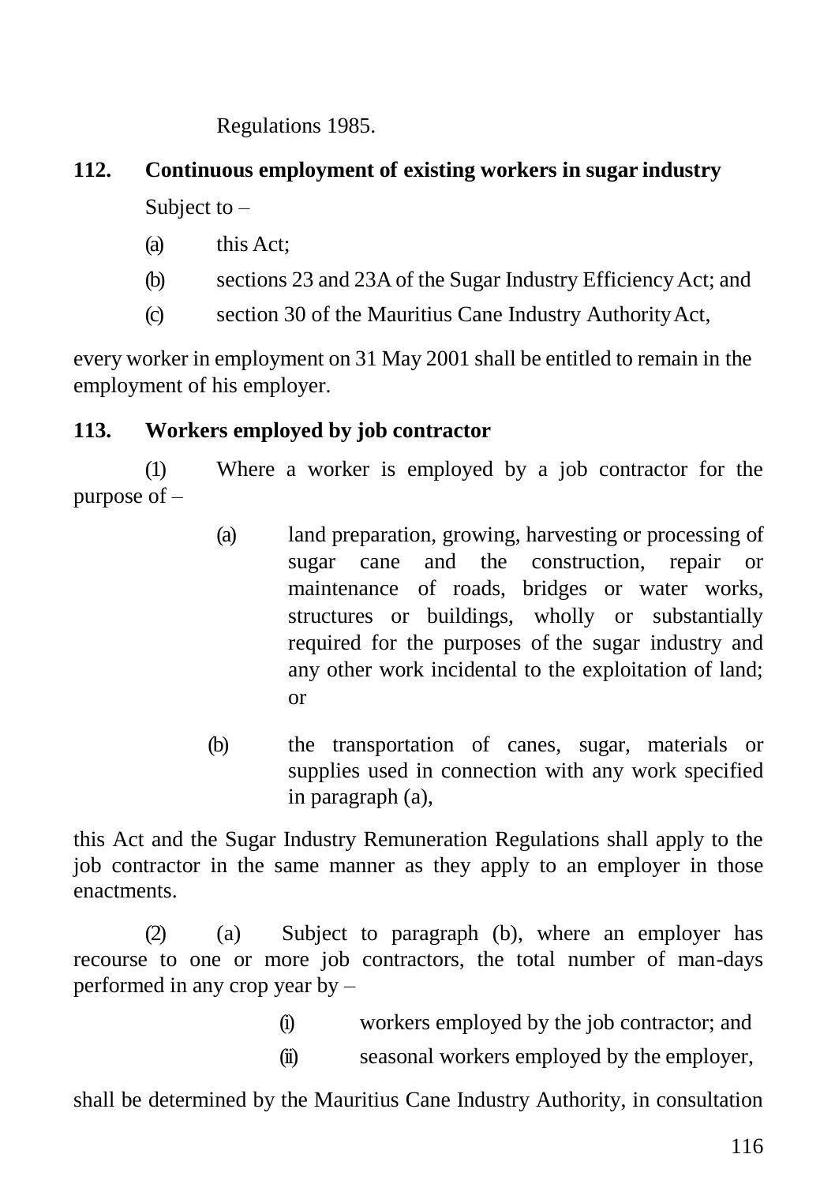Regulations 1985.

**112. Continuous employment of existing workers in sugar industry**

Subject to –

(a) this Act;

(b) sections 23 and 23A of the Sugar Industry Efficiency Act; and

(c) section 30 of the Mauritius Cane Industry Authority Act,

every worker in employment on 31 May 2001 shall be entitled to remain in the employment of his employer.

**113. Workers employed by job contractor**

(1) Where a worker is employed by a job contractor for the purpose of –

(a) land preparation, growing, harvesting or processing of sugar cane and the construction, repair or maintenance of roads, bridges or water works, structures or buildings, wholly or substantially required for the purposes of the sugar industry and any other work incidental to the exploitation of land; or

(b) the transportation of canes, sugar, materials or supplies used in connection with any work specified in paragraph (a),

this Act and the Sugar Industry Remuneration Regulations shall apply to the job contractor in the same manner as they apply to an employer in those enactments.

(2) (a) Subject to paragraph (b), where an employer has recourse to one or more job contractors, the total number of man-days performed in any crop year by –

(i) workers employed by the job contractor; and

(ii) seasonal workers employed by the employer,

shall be determined by the Mauritius Cane Industry Authority, in consultation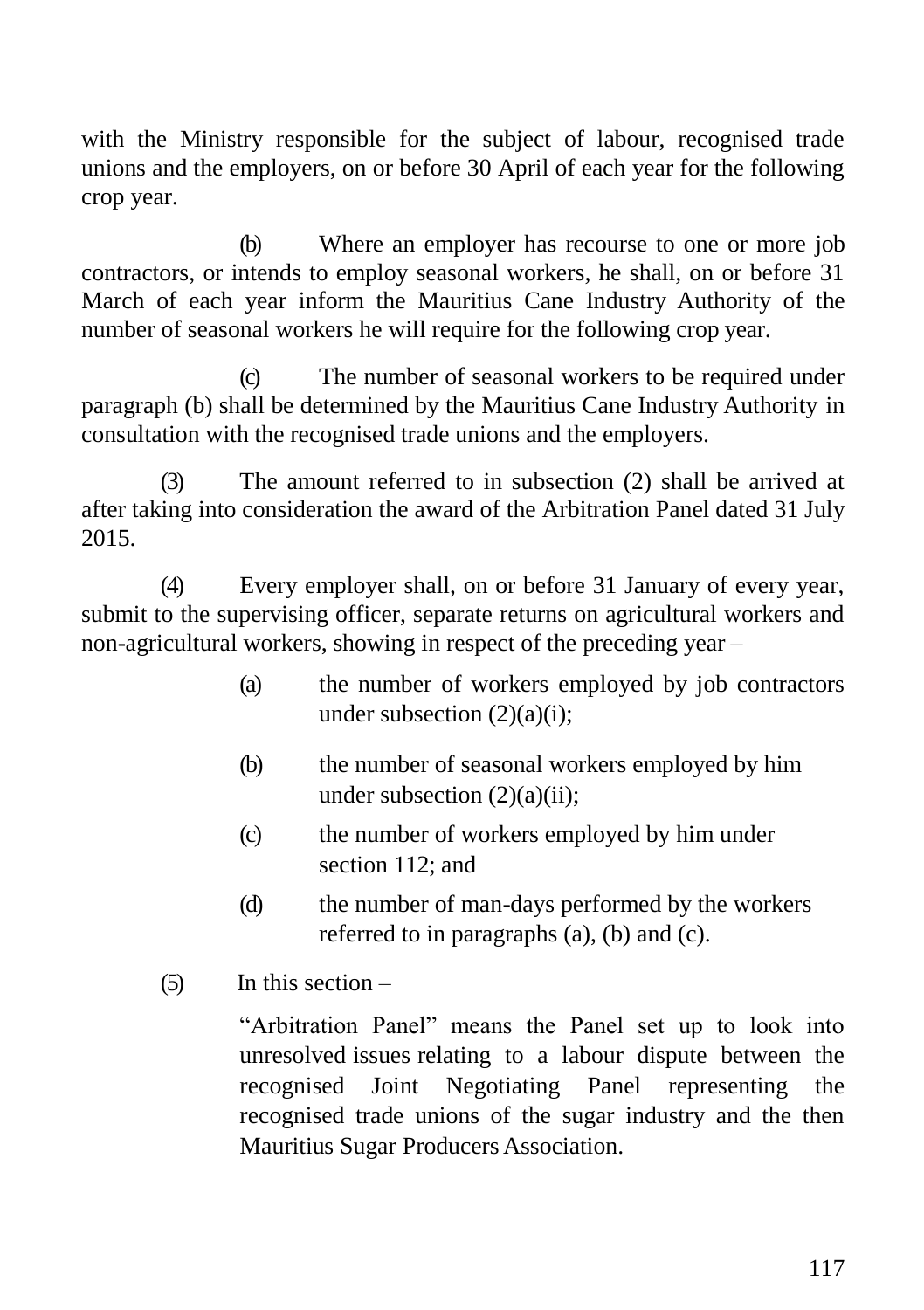with the Ministry responsible for the subject of labour, recognised trade unions and the employers, on or before 30 April of each year for the following crop year.

(b) Where an employer has recourse to one or more job contractors, or intends to employ seasonal workers, he shall, on or before 31 March of each year inform the Mauritius Cane Industry Authority of the number of seasonal workers he will require for the following crop year.

(c) The number of seasonal workers to be required under paragraph (b) shall be determined by the Mauritius Cane Industry Authority in consultation with the recognised trade unions and the employers.

(3) The amount referred to in subsection (2) shall be arrived at after taking into consideration the award of the Arbitration Panel dated 31 July 2015.

(4) Every employer shall, on or before 31 January of every year, submit to the supervising officer, separate returns on agricultural workers and non-agricultural workers, showing in respect of the preceding year –

(a) the number of workers employed by job contractors under subsection (2)(a)(i);

(b) the number of seasonal workers employed by him under subsection (2)(a)(ii);

(c) the number of workers employed by him under section 112; and

(d) the number of man-days performed by the workers referred to in paragraphs (a), (b) and (c).

(5) In this section –

"Arbitration Panel" means the Panel set up to look into unresolved issues relating to a labour dispute between the recognised Joint Negotiating Panel representing the recognised trade unions of the sugar industry and the then Mauritius Sugar Producers Association.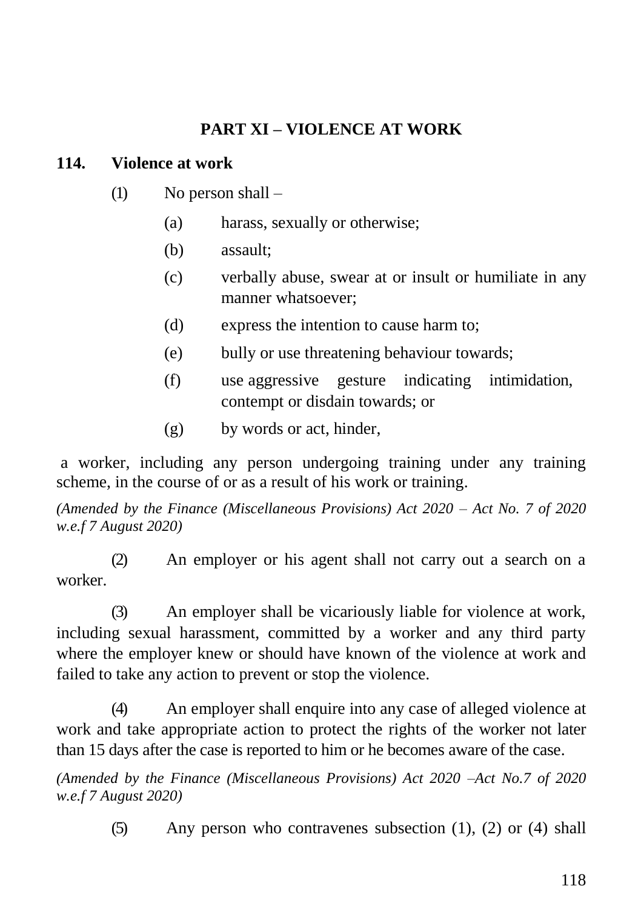## PART XI – VIOLENCE AT WORK

### 114. Violence at work

(1) No person shall –

(a) harass, sexually or otherwise;

(b) assault;

(c) verbally abuse, swear at or insult or humiliate in any manner whatsoever;

(d) express the intention to cause harm to;

(e) bully or use threatening behaviour towards;

(f) use aggressive gesture indicating intimidation, contempt or disdain towards; or

(g) by words or act, hinder,

a worker, including any person undergoing training under any training scheme, in the course of or as a result of his work or training.

*(Amended by the Finance (Miscellaneous Provisions) Act 2020 – Act No. 7 of 2020 w.e.f 7 August 2020)*

(2) An employer or his agent shall not carry out a search on a worker.

(3) An employer shall be vicariously liable for violence at work, including sexual harassment, committed by a worker and any third party where the employer knew or should have known of the violence at work and failed to take any action to prevent or stop the violence.

(4) An employer shall enquire into any case of alleged violence at work and take appropriate action to protect the rights of the worker not later than 15 days after the case is reported to him or he becomes aware of the case.

*(Amended by the Finance (Miscellaneous Provisions) Act 2020 –Act No.7 of 2020 w.e.f 7 August 2020)*

(5) Any person who contravenes subsection (1), (2) or (4) shall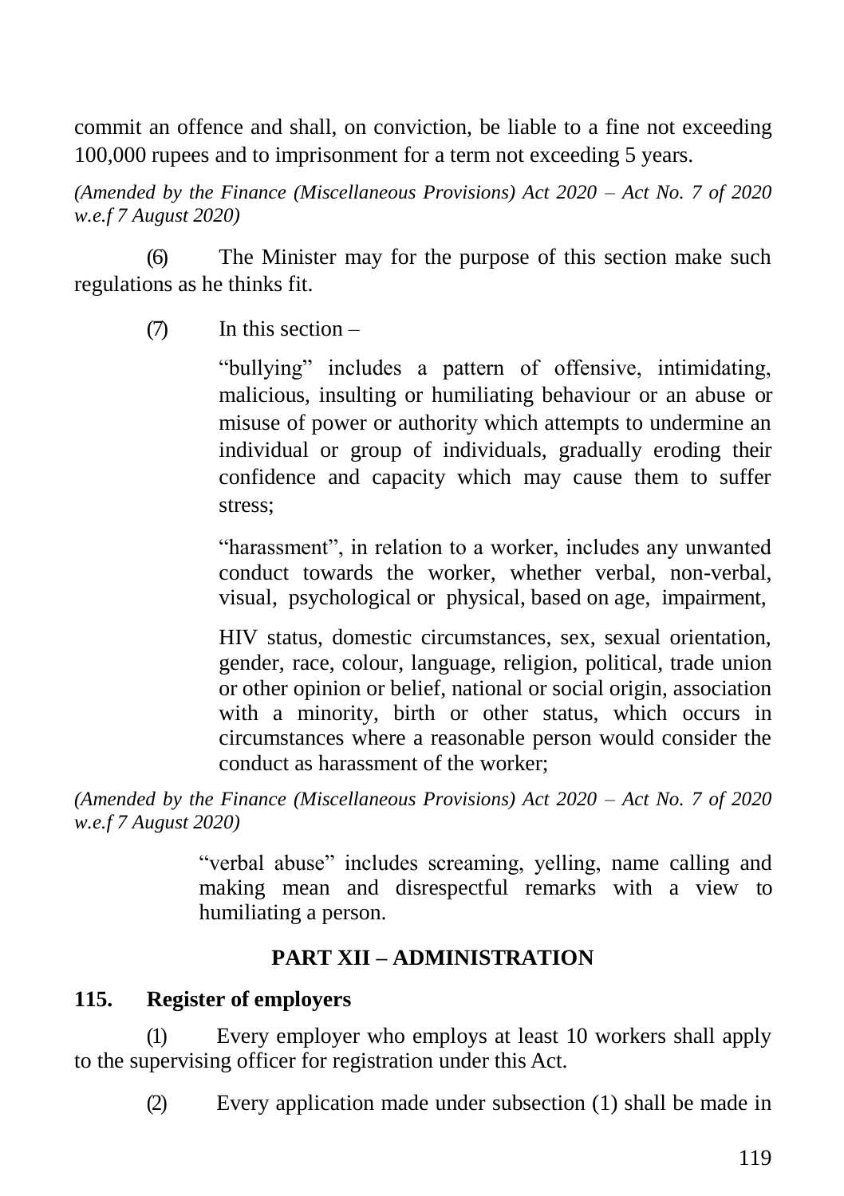commit an offence and shall, on conviction, be liable to a fine not exceeding 100,000 rupees and to imprisonment for a term not exceeding 5 years.

*(Amended by the Finance (Miscellaneous Provisions) Act 2020 – Act No. 7 of 2020 w.e.f 7 August 2020)*

(6) The Minister may for the purpose of this section make such regulations as he thinks fit.

(7) In this section –

"bullying" includes a pattern of offensive, intimidating, malicious, insulting or humiliating behaviour or an abuse or misuse of power or authority which attempts to undermine an individual or group of individuals, gradually eroding their confidence and capacity which may cause them to suffer stress;

"harassment", in relation to a worker, includes any unwanted conduct towards the worker, whether verbal, non-verbal, visual, psychological or physical, based on age, impairment, HIV status, domestic circumstances, sex, sexual orientation, gender, race, colour, language, religion, political, trade union or other opinion or belief, national or social origin, association with a minority, birth or other status, which occurs in circumstances where a reasonable person would consider the conduct as harassment of the worker;

*(Amended by the Finance (Miscellaneous Provisions) Act 2020 – Act No. 7 of 2020 w.e.f 7 August 2020)*

"verbal abuse" includes screaming, yelling, name calling and making mean and disrespectful remarks with a view to humiliating a person.

## PART XII – ADMINISTRATION

### 115. Register of employers

(1) Every employer who employs at least 10 workers shall apply to the supervising officer for registration under this Act.

(2) Every application made under subsection (1) shall be made in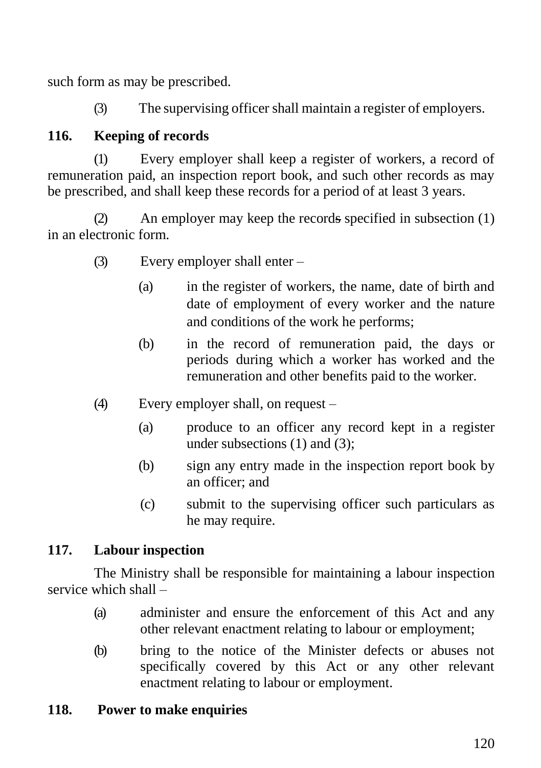such form as may be prescribed.

(3) The supervising officer shall maintain a register of employers.

## 116. Keeping of records

(1) Every employer shall keep a register of workers, a record of remuneration paid, an inspection report book, and such other records as may be prescribed, and shall keep these records for a period of at least 3 years.

(2) An employer may keep the records specified in subsection (1) in an electronic form.

(3) Every employer shall enter –

(a) in the register of workers, the name, date of birth and date of employment of every worker and the nature and conditions of the work he performs;

(b) in the record of remuneration paid, the days or periods during which a worker has worked and the remuneration and other benefits paid to the worker.

(4) Every employer shall, on request –

(a) produce to an officer any record kept in a register under subsections (1) and (3);

(b) sign any entry made in the inspection report book by an officer; and

(c) submit to the supervising officer such particulars as he may require.

## 117. Labour inspection

The Ministry shall be responsible for maintaining a labour inspection service which shall –

(a) administer and ensure the enforcement of this Act and any other relevant enactment relating to labour or employment;

(b) bring to the notice of the Minister defects or abuses not specifically covered by this Act or any other relevant enactment relating to labour or employment.

## 118. Power to make enquiries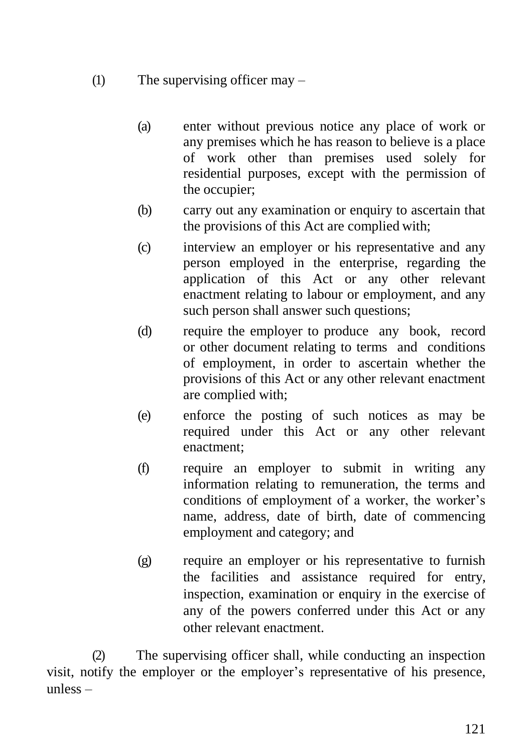(1) The supervising officer may –

(a) enter without previous notice any place of work or any premises which he has reason to believe is a place of work other than premises used solely for residential purposes, except with the permission of the occupier;

(b) carry out any examination or enquiry to ascertain that the provisions of this Act are complied with;

(c) interview an employer or his representative and any person employed in the enterprise, regarding the application of this Act or any other relevant enactment relating to labour or employment, and any such person shall answer such questions;

(d) require the employer to produce any book, record or other document relating to terms and conditions of employment, in order to ascertain whether the provisions of this Act or any other relevant enactment are complied with;

(e) enforce the posting of such notices as may be required under this Act or any other relevant enactment;

(f) require an employer to submit in writing any information relating to remuneration, the terms and conditions of employment of a worker, the worker's name, address, date of birth, date of commencing employment and category; and

(g) require an employer or his representative to furnish the facilities and assistance required for entry, inspection, examination or enquiry in the exercise of any of the powers conferred under this Act or any other relevant enactment.

(2) The supervising officer shall, while conducting an inspection visit, notify the employer or the employer's representative of his presence, unless –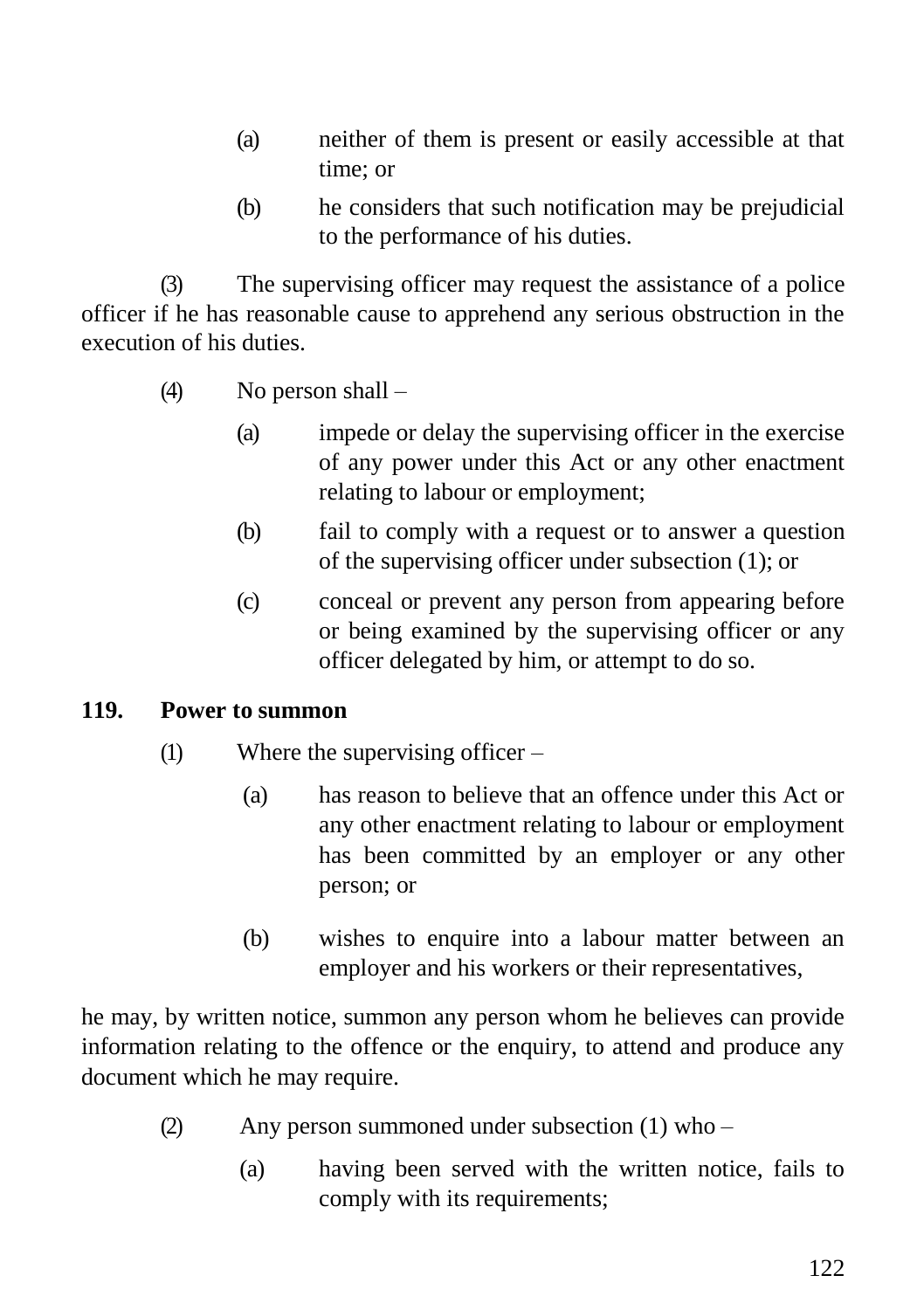(a) neither of them is present or easily accessible at that time; or

(b) he considers that such notification may be prejudicial to the performance of his duties.

(3) The supervising officer may request the assistance of a police officer if he has reasonable cause to apprehend any serious obstruction in the execution of his duties.

(4) No person shall –

(a) impede or delay the supervising officer in the exercise of any power under this Act or any other enactment relating to labour or employment;

(b) fail to comply with a request or to answer a question of the supervising officer under subsection (1); or

(c) conceal or prevent any person from appearing before or being examined by the supervising officer or any officer delegated by him, or attempt to do so.

**119. Power to summon**

(1) Where the supervising officer –

(a) has reason to believe that an offence under this Act or any other enactment relating to labour or employment has been committed by an employer or any other person; or

(b) wishes to enquire into a labour matter between an employer and his workers or their representatives,

he may, by written notice, summon any person whom he believes can provide information relating to the offence or the enquiry, to attend and produce any document which he may require.

(2) Any person summoned under subsection (1) who –

(a) having been served with the written notice, fails to comply with its requirements;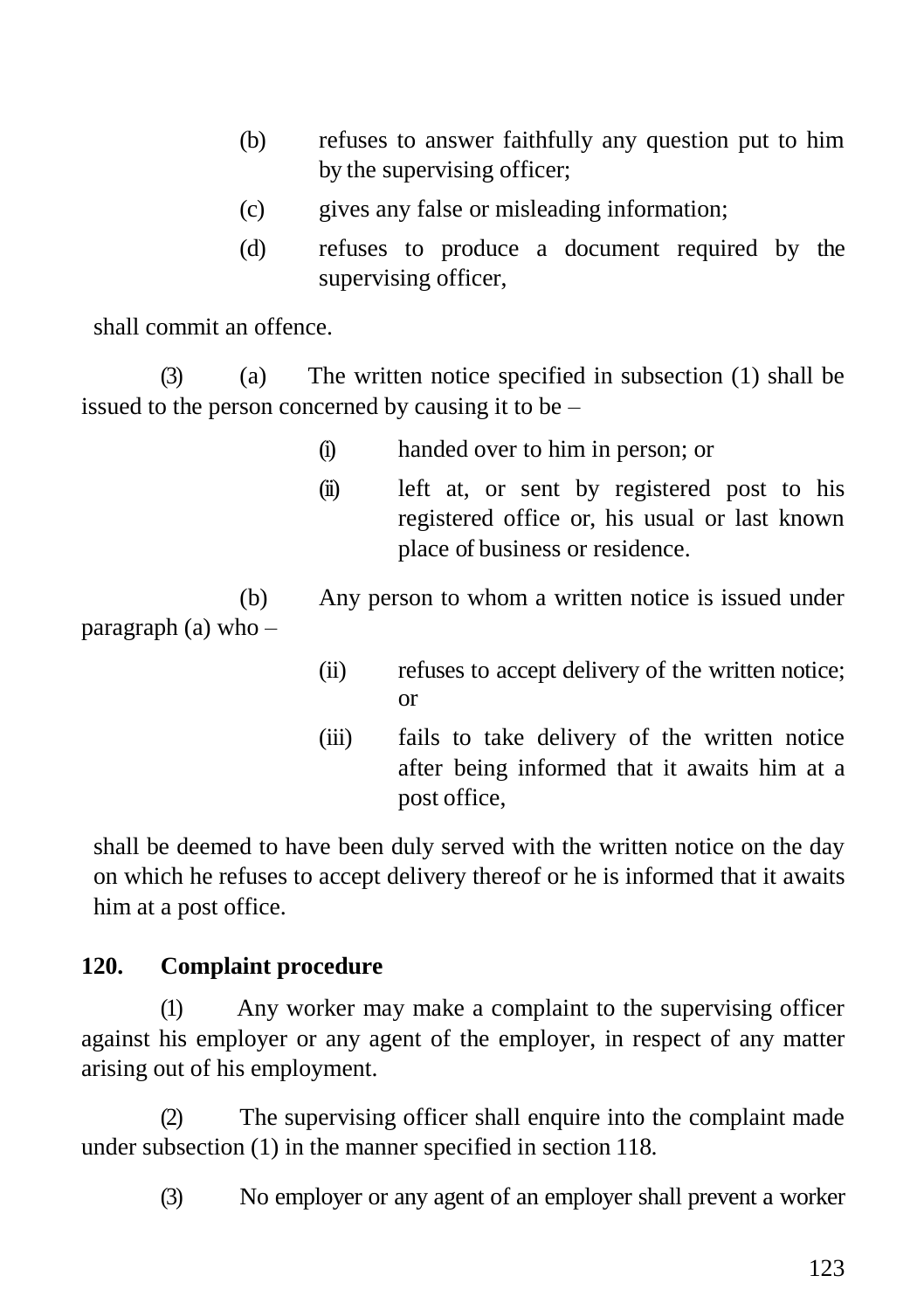(b) refuses to answer faithfully any question put to him by the supervising officer;

(c) gives any false or misleading information;

(d) refuses to produce a document required by the supervising officer,

shall commit an offence.

(3) (a) The written notice specified in subsection (1) shall be issued to the person concerned by causing it to be –

(i) handed over to him in person; or

(ii) left at, or sent by registered post to his registered office or, his usual or last known place of business or residence.

(b) Any person to whom a written notice is issued under paragraph (a) who –

(ii) refuses to accept delivery of the written notice; or

(iii) fails to take delivery of the written notice after being informed that it awaits him at a post office,

shall be deemed to have been duly served with the written notice on the day on which he refuses to accept delivery thereof or he is informed that it awaits him at a post office.

### 120. Complaint procedure

(1) Any worker may make a complaint to the supervising officer against his employer or any agent of the employer, in respect of any matter arising out of his employment.

(2) The supervising officer shall enquire into the complaint made under subsection (1) in the manner specified in section 118.

(3) No employer or any agent of an employer shall prevent a worker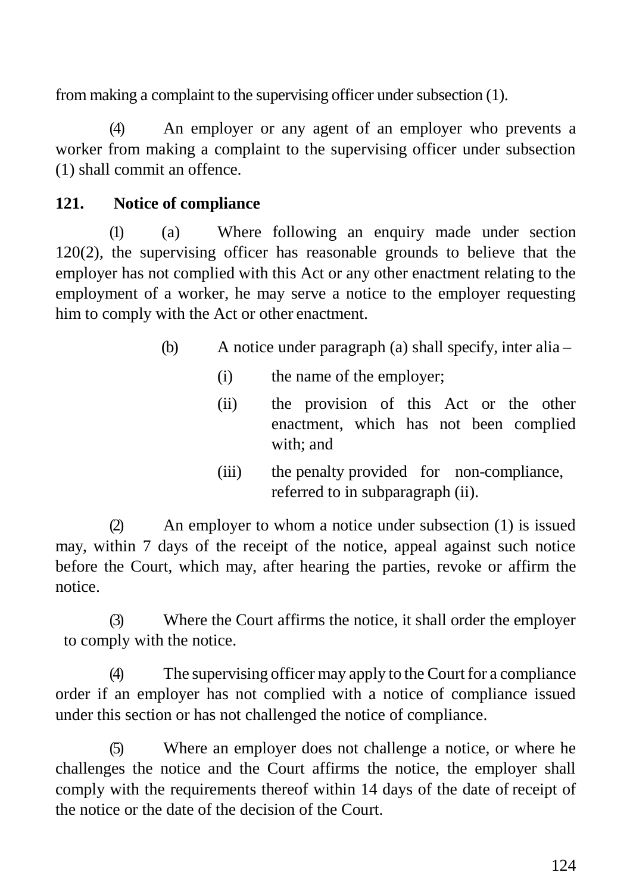from making a complaint to the supervising officer under subsection (1).

(4) An employer or any agent of an employer who prevents a worker from making a complaint to the supervising officer under subsection (1) shall commit an offence.

**121. Notice of compliance**

(1) (a) Where following an enquiry made under section 120(2), the supervising officer has reasonable grounds to believe that the employer has not complied with this Act or any other enactment relating to the employment of a worker, he may serve a notice to the employer requesting him to comply with the Act or other enactment.

(b) A notice under paragraph (a) shall specify, inter alia –

(i) the name of the employer;

(ii) the provision of this Act or the other enactment, which has not been complied with; and

(iii) the penalty provided for non-compliance, referred to in subparagraph (ii).

(2) An employer to whom a notice under subsection (1) is issued may, within 7 days of the receipt of the notice, appeal against such notice before the Court, which may, after hearing the parties, revoke or affirm the notice.

(3) Where the Court affirms the notice, it shall order the employer to comply with the notice.

(4) The supervising officer may apply to the Court for a compliance order if an employer has not complied with a notice of compliance issued under this section or has not challenged the notice of compliance.

(5) Where an employer does not challenge a notice, or where he challenges the notice and the Court affirms the notice, the employer shall comply with the requirements thereof within 14 days of the date of receipt of the notice or the date of the decision of the Court.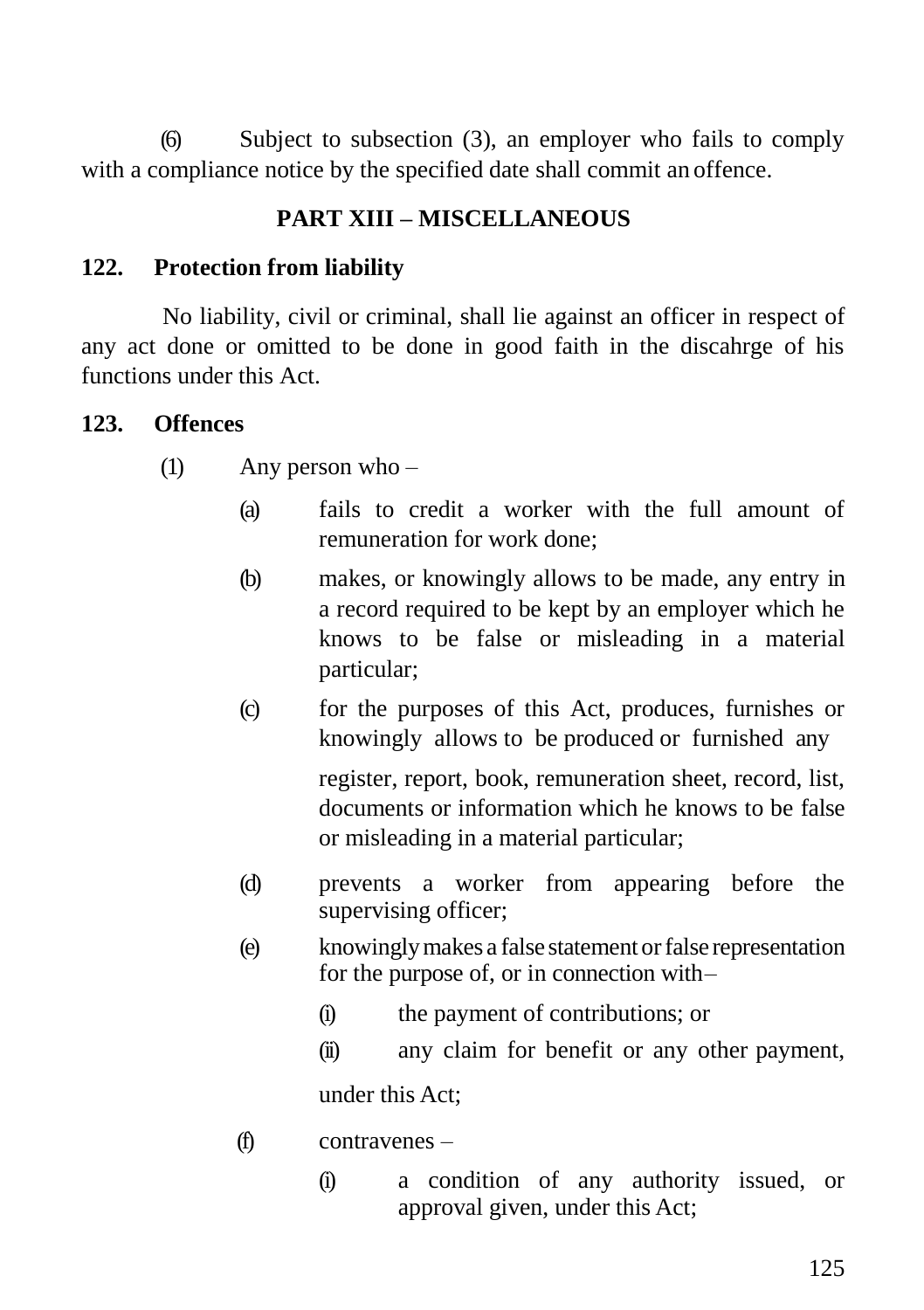(6) Subject to subsection (3), an employer who fails to comply with a compliance notice by the specified date shall commit an offence.

## PART XIII – MISCELLANEOUS

### 122. Protection from liability

No liability, civil or criminal, shall lie against an officer in respect of any act done or omitted to be done in good faith in the discahrge of his functions under this Act.

### 123. Offences

(1) Any person who –

(a) fails to credit a worker with the full amount of remuneration for work done;

(b) makes, or knowingly allows to be made, any entry in a record required to be kept by an employer which he knows to be false or misleading in a material particular;

(c) for the purposes of this Act, produces, furnishes or knowingly allows to be produced or furnished any register, report, book, remuneration sheet, record, list, documents or information which he knows to be false or misleading in a material particular;

(d) prevents a worker from appearing before the supervising officer;

(e) knowingly makes a false statement or false representation for the purpose of, or in connection with–

(i) the payment of contributions; or

(ii) any claim for benefit or any other payment,

under this Act;

(f) contravenes –

(i) a condition of any authority issued, or approval given, under this Act;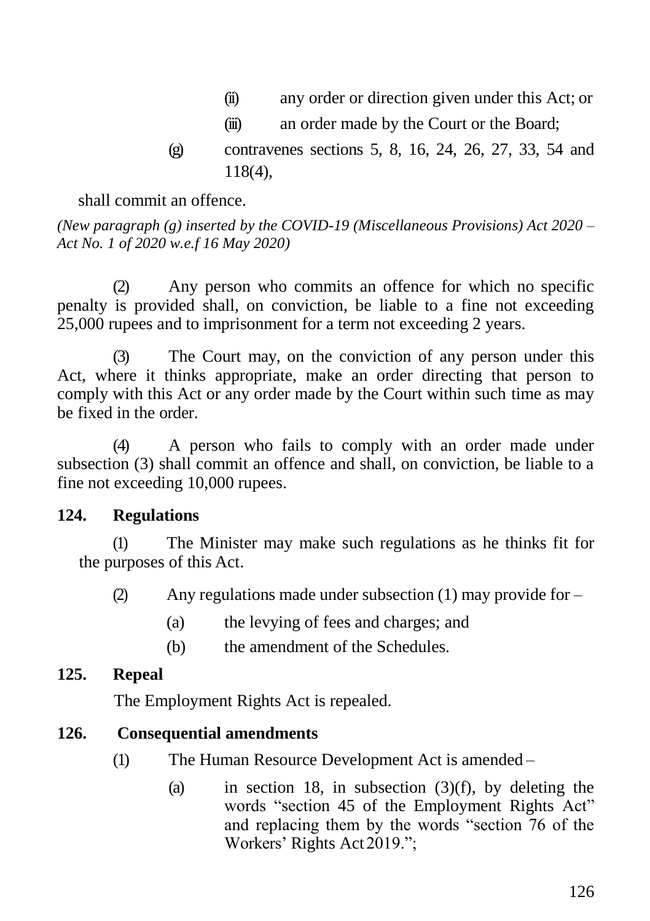(ii) any order or direction given under this Act; or

(iii) an order made by the Court or the Board;

(g) contravenes sections 5, 8, 16, 24, 26, 27, 33, 54 and 118(4),

shall commit an offence.

*(New paragraph (g) inserted by the COVID-19 (Miscellaneous Provisions) Act 2020 – Act No. 1 of 2020 w.e.f 16 May 2020)*

(2) Any person who commits an offence for which no specific penalty is provided shall, on conviction, be liable to a fine not exceeding 25,000 rupees and to imprisonment for a term not exceeding 2 years.

(3) The Court may, on the conviction of any person under this Act, where it thinks appropriate, make an order directing that person to comply with this Act or any order made by the Court within such time as may be fixed in the order.

(4) A person who fails to comply with an order made under subsection (3) shall commit an offence and shall, on conviction, be liable to a fine not exceeding 10,000 rupees.

**124. Regulations**

(1) The Minister may make such regulations as he thinks fit for the purposes of this Act.

(2) Any regulations made under subsection (1) may provide for –

(a) the levying of fees and charges; and

(b) the amendment of the Schedules.

**125. Repeal**

The Employment Rights Act is repealed.

**126. Consequential amendments**

(1) The Human Resource Development Act is amended –

(a) in section 18, in subsection (3)(f), by deleting the words "section 45 of the Employment Rights Act" and replacing them by the words "section 76 of the Workers' Rights Act 2019.";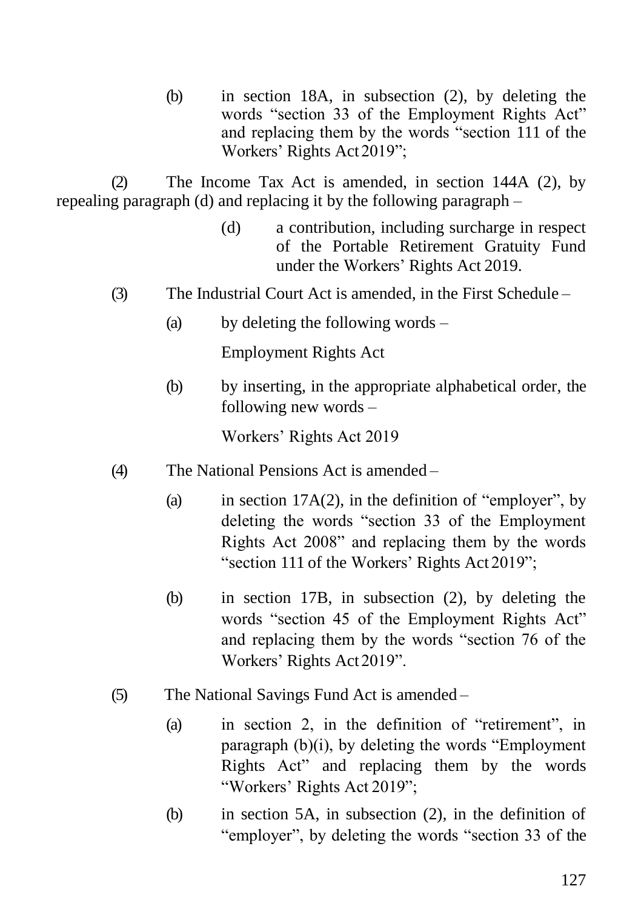(b) in section 18A, in subsection (2), by deleting the words "section 33 of the Employment Rights Act" and replacing them by the words "section 111 of the Workers' Rights Act 2019";

(2) The Income Tax Act is amended, in section 144A (2), by repealing paragraph (d) and replacing it by the following paragraph –

> (d) a contribution, including surcharge in respect of the Portable Retirement Gratuity Fund under the Workers' Rights Act 2019.

(3) The Industrial Court Act is amended, in the First Schedule –

(a) by deleting the following words –

Employment Rights Act

(b) by inserting, in the appropriate alphabetical order, the following new words –

Workers' Rights Act 2019

(4) The National Pensions Act is amended –

(a) in section 17A(2), in the definition of "employer", by deleting the words "section 33 of the Employment Rights Act 2008" and replacing them by the words "section 111 of the Workers' Rights Act 2019";

(b) in section 17B, in subsection (2), by deleting the words "section 45 of the Employment Rights Act" and replacing them by the words "section 76 of the Workers' Rights Act 2019".

(5) The National Savings Fund Act is amended –

(a) in section 2, in the definition of "retirement", in paragraph (b)(i), by deleting the words "Employment Rights Act" and replacing them by the words "Workers' Rights Act 2019";

(b) in section 5A, in subsection (2), in the definition of "employer", by deleting the words "section 33 of the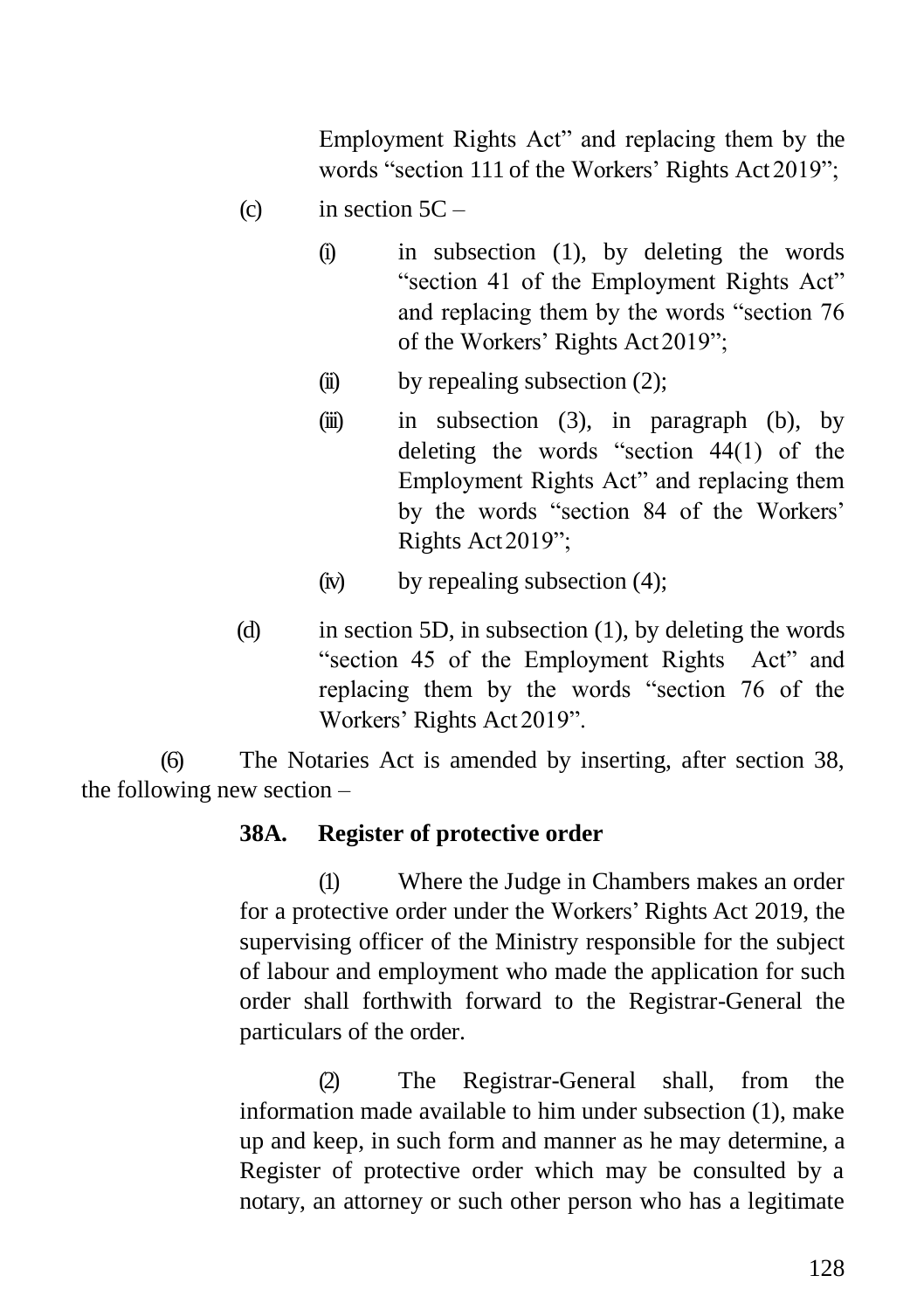Employment Rights Act" and replacing them by the words "section 111 of the Workers' Rights Act 2019";

(c) in section 5C –

(i) in subsection (1), by deleting the words "section 41 of the Employment Rights Act" and replacing them by the words "section 76 of the Workers' Rights Act 2019";

(ii) by repealing subsection (2);

(iii) in subsection (3), in paragraph (b), by deleting the words "section 44(1) of the Employment Rights Act" and replacing them by the words "section 84 of the Workers' Rights Act 2019";

(iv) by repealing subsection (4);

(d) in section 5D, in subsection (1), by deleting the words "section 45 of the Employment Rights Act" and replacing them by the words "section 76 of the Workers' Rights Act 2019".

(6) The Notaries Act is amended by inserting, after section 38, the following new section –

**38A. Register of protective order**

(1) Where the Judge in Chambers makes an order for a protective order under the Workers' Rights Act 2019, the supervising officer of the Ministry responsible for the subject of labour and employment who made the application for such order shall forthwith forward to the Registrar-General the particulars of the order.

(2) The Registrar-General shall, from the information made available to him under subsection (1), make up and keep, in such form and manner as he may determine, a Register of protective order which may be consulted by a notary, an attorney or such other person who has a legitimate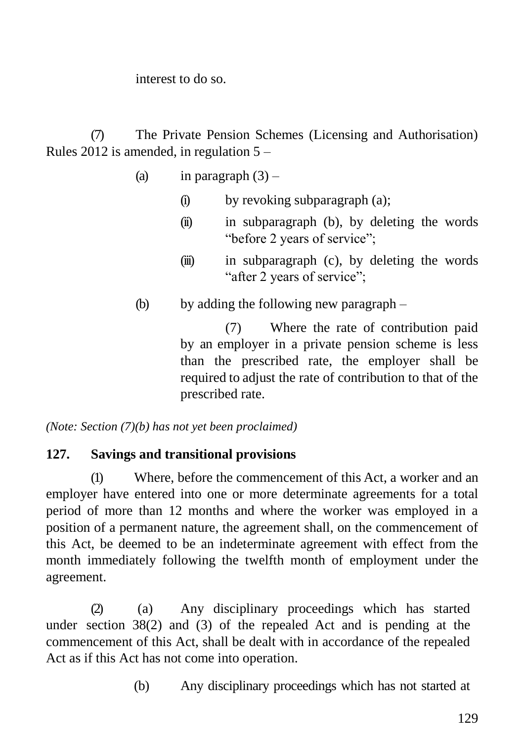interest to do so.

(7) The Private Pension Schemes (Licensing and Authorisation) Rules 2012 is amended, in regulation 5 –

(a) in paragraph (3) –

(i) by revoking subparagraph (a);

(ii) in subparagraph (b), by deleting the words "before 2 years of service";

(iii) in subparagraph (c), by deleting the words "after 2 years of service";

(b) by adding the following new paragraph –

(7) Where the rate of contribution paid by an employer in a private pension scheme is less than the prescribed rate, the employer shall be required to adjust the rate of contribution to that of the prescribed rate.

*(Note: Section (7)(b) has not yet been proclaimed)*

**127. Savings and transitional provisions**

(1) Where, before the commencement of this Act, a worker and an employer have entered into one or more determinate agreements for a total period of more than 12 months and where the worker was employed in a position of a permanent nature, the agreement shall, on the commencement of this Act, be deemed to be an indeterminate agreement with effect from the month immediately following the twelfth month of employment under the agreement.

(2) (a) Any disciplinary proceedings which has started under section 38(2) and (3) of the repealed Act and is pending at the commencement of this Act, shall be dealt with in accordance of the repealed Act as if this Act has not come into operation.

(b) Any disciplinary proceedings which has not started at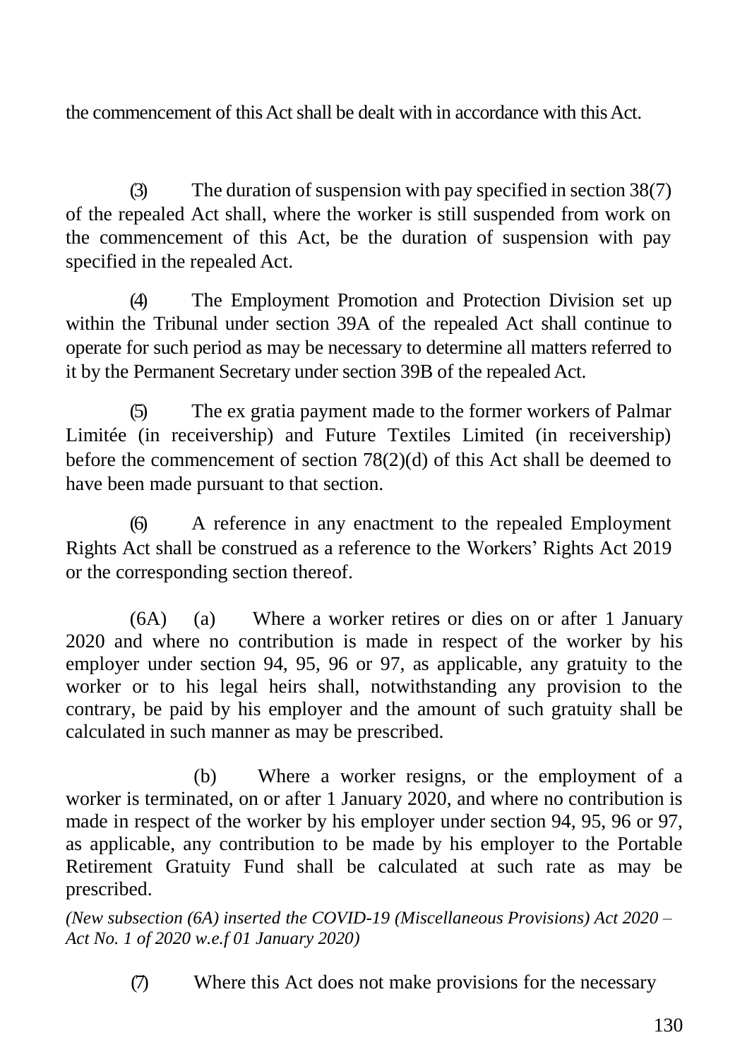the commencement of this Act shall be dealt with in accordance with this Act.

(3) The duration of suspension with pay specified in section 38(7) of the repealed Act shall, where the worker is still suspended from work on the commencement of this Act, be the duration of suspension with pay specified in the repealed Act.

(4) The Employment Promotion and Protection Division set up within the Tribunal under section 39A of the repealed Act shall continue to operate for such period as may be necessary to determine all matters referred to it by the Permanent Secretary under section 39B of the repealed Act.

(5) The ex gratia payment made to the former workers of Palmar Limitée (in receivership) and Future Textiles Limited (in receivership) before the commencement of section 78(2)(d) of this Act shall be deemed to have been made pursuant to that section.

(6) A reference in any enactment to the repealed Employment Rights Act shall be construed as a reference to the Workers' Rights Act 2019 or the corresponding section thereof.

(6A) (a) Where a worker retires or dies on or after 1 January 2020 and where no contribution is made in respect of the worker by his employer under section 94, 95, 96 or 97, as applicable, any gratuity to the worker or to his legal heirs shall, notwithstanding any provision to the contrary, be paid by his employer and the amount of such gratuity shall be calculated in such manner as may be prescribed.

(b) Where a worker resigns, or the employment of a worker is terminated, on or after 1 January 2020, and where no contribution is made in respect of the worker by his employer under section 94, 95, 96 or 97, as applicable, any contribution to be made by his employer to the Portable Retirement Gratuity Fund shall be calculated at such rate as may be prescribed.

*(New subsection (6A) inserted the COVID-19 (Miscellaneous Provisions) Act 2020 – Act No. 1 of 2020 w.e.f 01 January 2020)*

(7) Where this Act does not make provisions for the necessary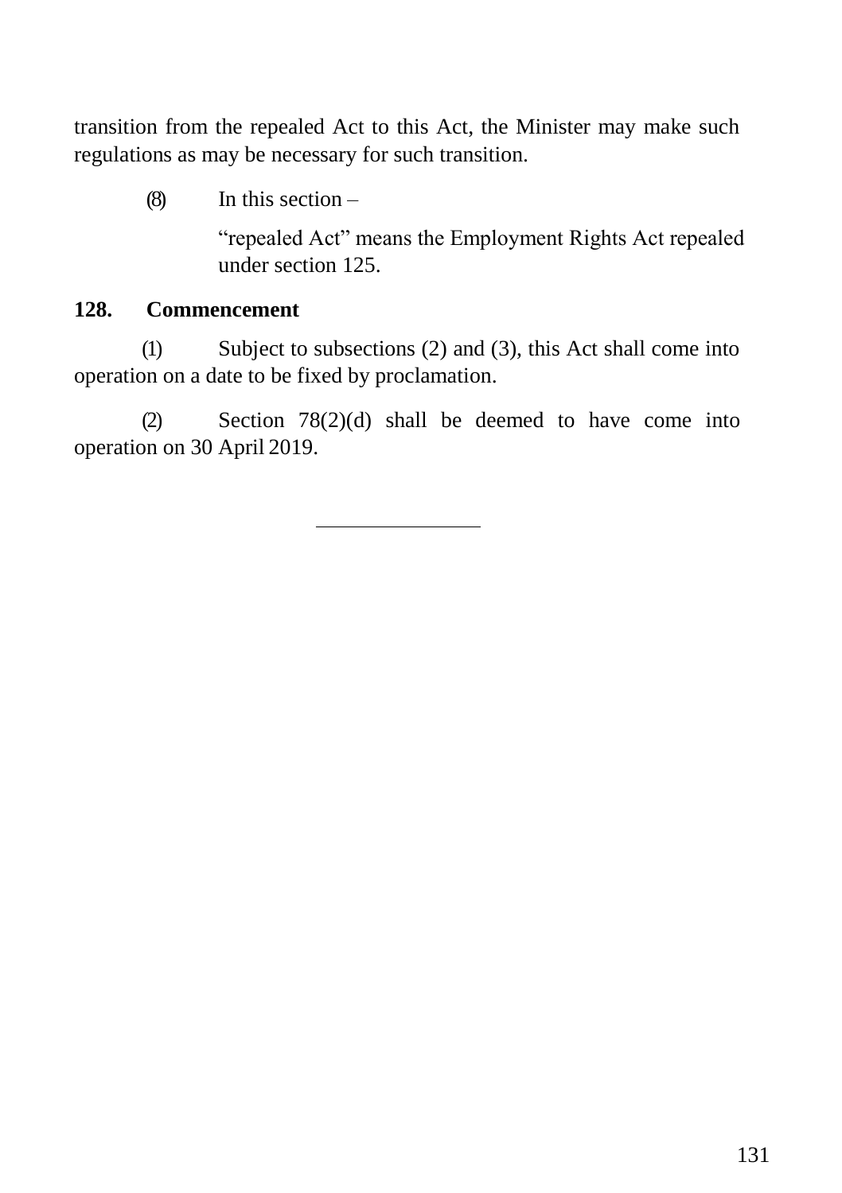transition from the repealed Act to this Act, the Minister may make such regulations as may be necessary for such transition.

(8) In this section –

"repealed Act" means the Employment Rights Act repealed under section 125.

**128. Commencement**

(1) Subject to subsections (2) and (3), this Act shall come into operation on a date to be fixed by proclamation.

(2) Section 78(2)(d) shall be deemed to have come into operation on 30 April 2019.

---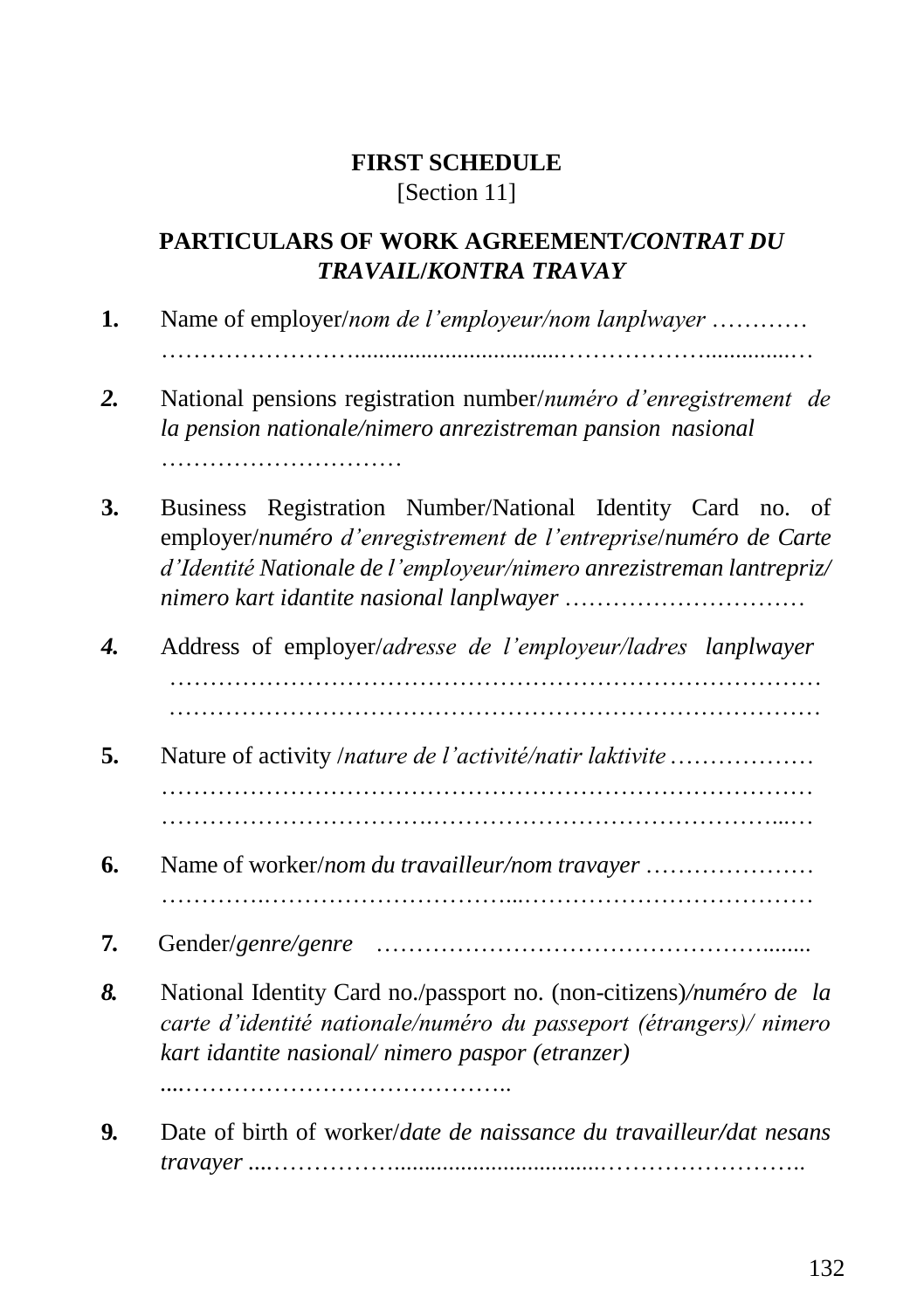**FIRST SCHEDULE**

[Section 11]

**PARTICULARS OF WORK AGREEMENT/*CONTRAT DU TRAVAIL/KONTRA TRAVAY***

**1.** Name of employer/*nom de l'employeur/nom lanplwayer* …………………………………………………………………………………

***2.*** National pensions registration number/*numéro d'enregistrement de la pension nationale/nimero anrezistreman pansion nasional* …………………………

**3.** Business Registration Number/National Identity Card no. of employer/*numéro d'enregistrement de l'entreprise/numéro de Carte d'Identité Nationale de l'employeur/nimero anrezistreman lantrepriz/ nimero kart idantite nasional lanplwayer* …………………………

***4.*** Address of employer/*adresse de l'employeur/ladres lanplwayer* ……………………………………………………………………… ………………………………………………………………………

**5.** Nature of activity /*nature de l'activité/natir laktivite* ……………… ……………………………………………………………………… ………………………………………………………………………

**6.** Name of worker/*nom du travailleur/nom travayer* ………………… ………………………………………………………………………

***7.*** Gender/*genre/genre* …………………………………………........

***8.*** National Identity Card no./passport no. (non-citizens)/*numéro de la carte d'identité nationale/numéro du passeport (étrangers)/ nimero kart idantite nasional/ nimero paspor (etranzer)* ....…………………………………..

***9.*** Date of birth of worker/*date de naissance du travailleur/dat nesans travayer* ....……………..................................……………………..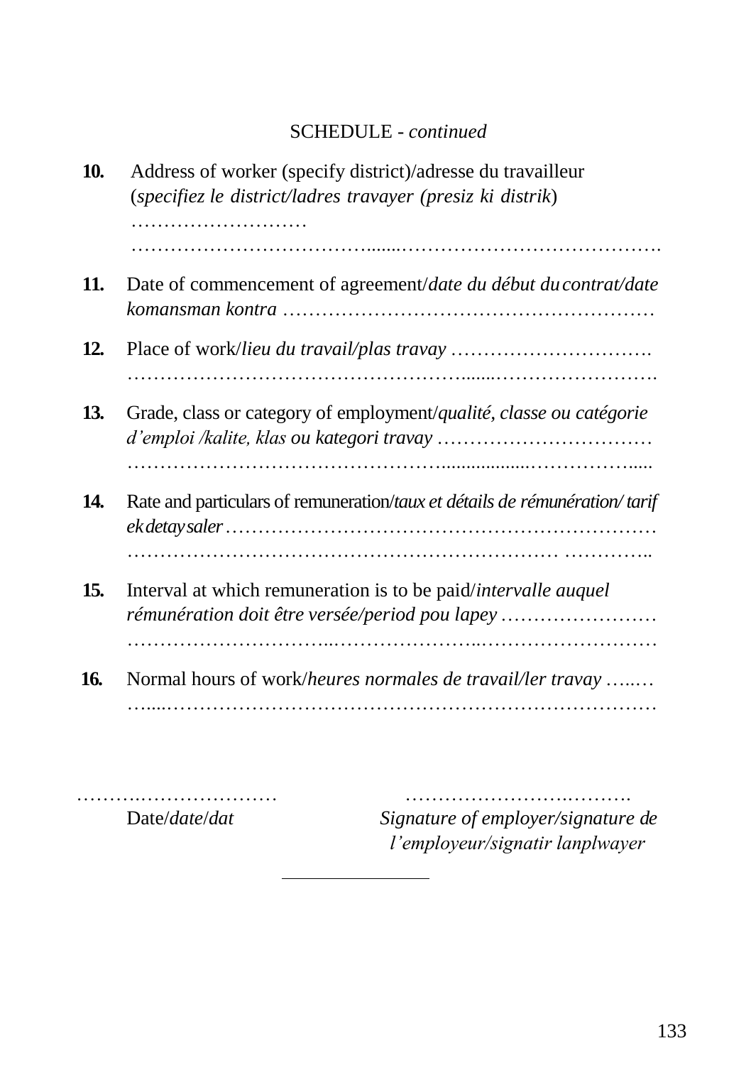SCHEDULE - *continued*

**10.** Address of worker (specify district)/adresse du travailleur (*specifiez le district/ladres travayer (presiz ki distrik*) ………………………
……………………………….......…………………………………….

**11.** Date of commencement of agreement/*date du début du contrat/date komansman kontra* …………………………………………………

**12.** Place of work/*lieu du travail/plas travay* ………………………….
…………………………………………….......…………………….

**13.** Grade, class or category of employment/*qualité, classe ou catégorie d'emploi /kalite, klas ou kategori travay* ……………………………
………………………………………….................……………......

**14.** Rate and particulars of remuneration/*taux et détails de rémunération/ tarif ek detay saler* …………………………………………………………
……………………………………………………… …………..

**15.** Interval at which remuneration is to be paid/*intervalle auquel rémunération doit être versée/period pou lapey* ……………………
…………………………..…………………..………………………

**16.** Normal hours of work/*heures normales de travail/ler travay* …..…
…...………………………………………………………………

…………..………………… ……………………….……….

Date/*date*/*dat* *Signature of employer/signature de l'employeur/signatir lanplwayer*

---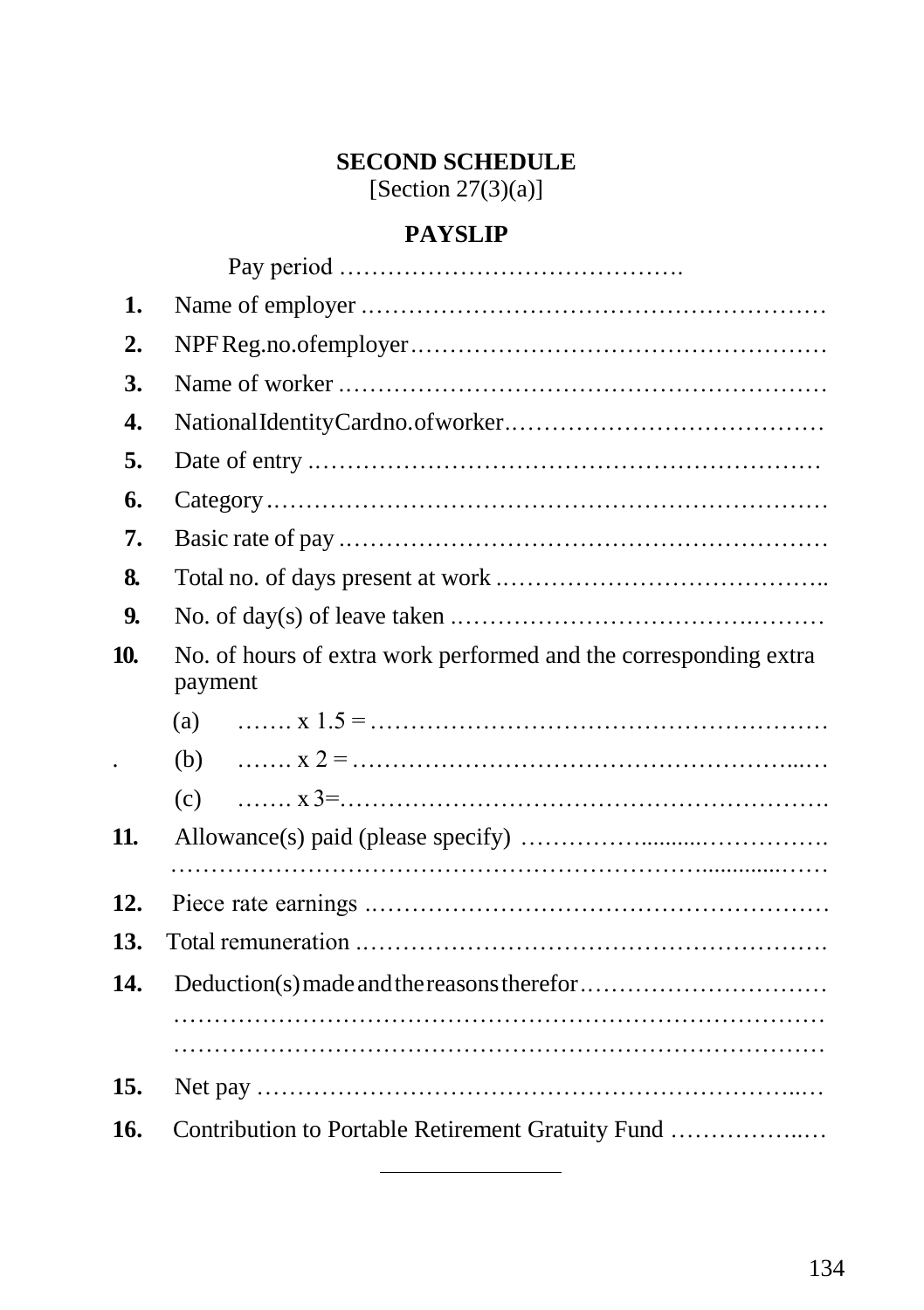**SECOND SCHEDULE**
[Section 27(3)(a)]

**PAYSLIP**

Pay period …………………………………….

1. Name of employer …………………………………………………
2. NPF Reg.no.of employer……………………………………………
3. Name of worker ……………………………………………………
4. National Identity Card no. of worker…………………………………
5. Date of entry ………………………………………………………
6. Category……………………………………………………………
7. Basic rate of pay ……………………………………………………
8. Total no. of days present at work …………………………………..
9. No. of day(s) of leave taken …………………………………………
10. No. of hours of extra work performed and the corresponding extra payment
    (a) ……. x 1.5 = …………………………………………………
    (b) ……. x 2 = …………………………………………………
    (c) ……. x 3=…………………………………………………….
11. Allowance(s) paid (please specify) ……………………………………
    ……………………………………………………………………………
12. Piece rate earnings …………………………………………………
13. Total remuneration ………………………………………………….
14. Deduction(s) made and the reasons therefor……………………………
    ……………………………………………………………………………
    ……………………………………………………………………………
15. Net pay ……………………………………………………………
16. Contribution to Portable Retirement Gratuity Fund ………………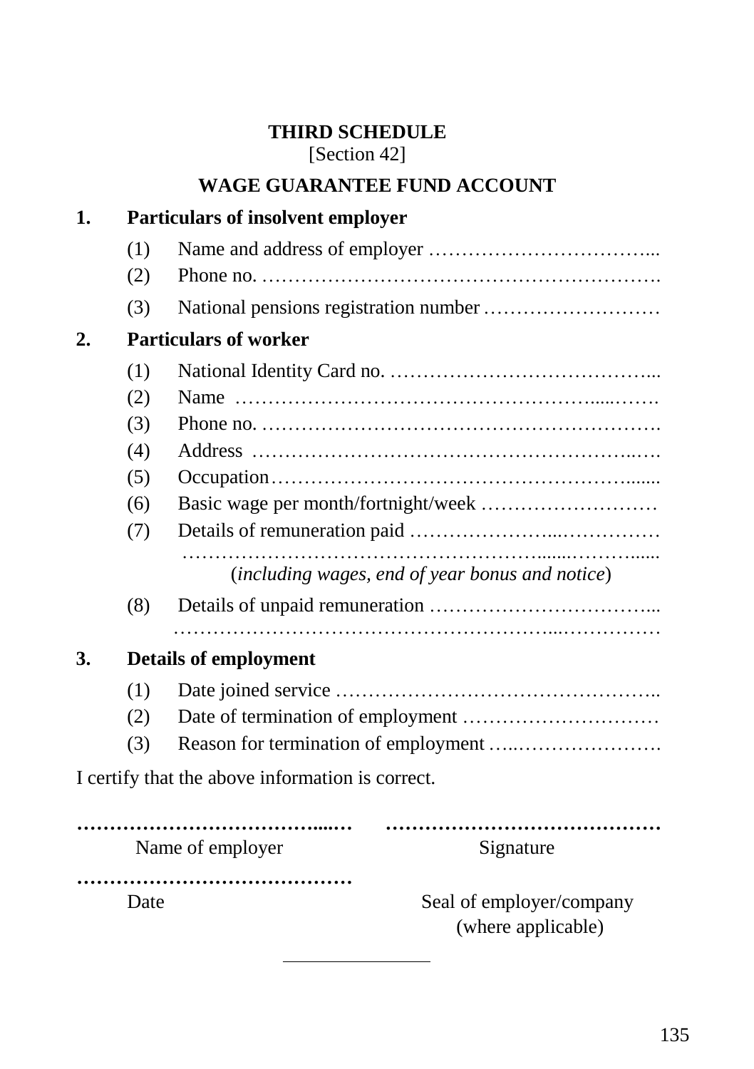## THIRD SCHEDULE

[Section 42]

## WAGE GUARANTEE FUND ACCOUNT

**1. Particulars of insolvent employer**

(1) Name and address of employer ……………………………...

(2) Phone no. …………………………………………………….

(3) National pensions registration number ………………………

**2. Particulars of worker**

(1) National Identity Card no. …………………………………...

(2) Name ……………………………………………......…….

(3) Phone no. …………………………………………………….

(4) Address ………………………………………………..….

(5) Occupation…………………………………………….......

(6) Basic wage per month/fortnight/week ………………………

(7) Details of remuneration paid …………………...……………

……………………………………………........………......

(*including wages, end of year bonus and notice*)

(8) Details of unpaid remuneration ……………………………...

……………………………………………...……………

**3. Details of employment**

(1) Date joined service …………………………………………..

(2) Date of termination of employment …………………………

(3) Reason for termination of employment …..………………….

I certify that the above information is correct.

**…………………………………....…** **……………………………………**

Name of employer Signature

**……………………………………**

Date Seal of employer/company (where applicable)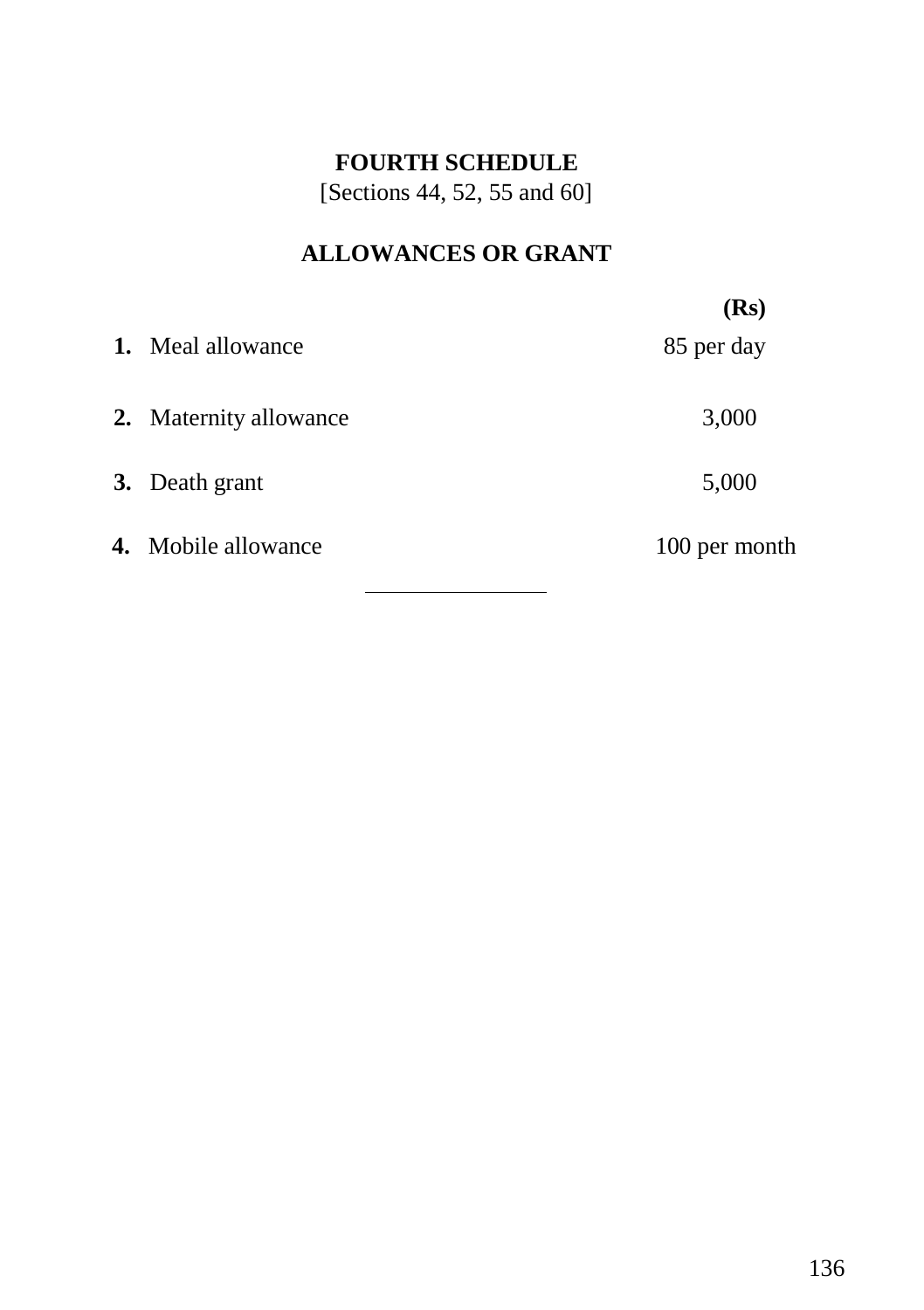# FOURTH SCHEDULE

[Sections 44, 52, 55 and 60]

## ALLOWANCES OR GRANT

| | | (Rs) |
|---|---|---|
| **1.** | Meal allowance | 85 per day |
| **2.** | Maternity allowance | 3,000 |
| **3.** | Death grant | 5,000 |
| **4.** | Mobile allowance | 100 per month |

---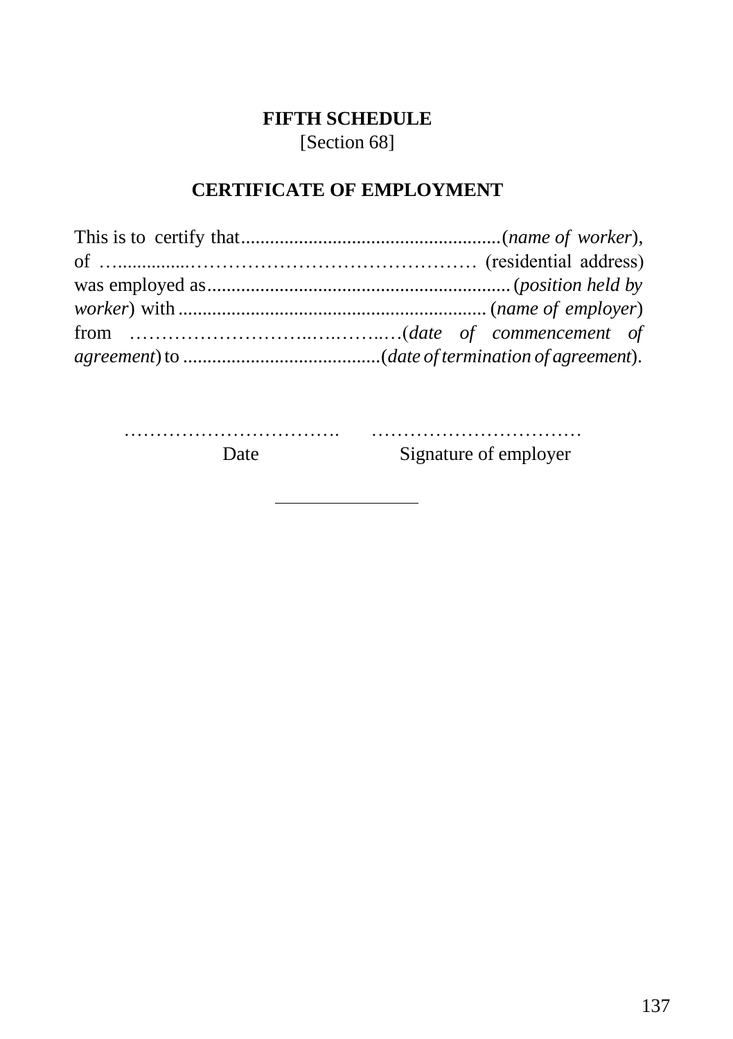**FIFTH SCHEDULE**
[Section 68]

**CERTIFICATE OF EMPLOYMENT**

This is to certify that......................................................(*name of worker*), of …..............……………………………………… (residential address) was employed as...............................................................(*position held by worker*) with ...............................................................(*name of employer*) from ……………………….….……..…(*date of commencement of agreement*) to .........................................(*date of termination of agreement*).

……………………………. ……………………………
Date Signature of employer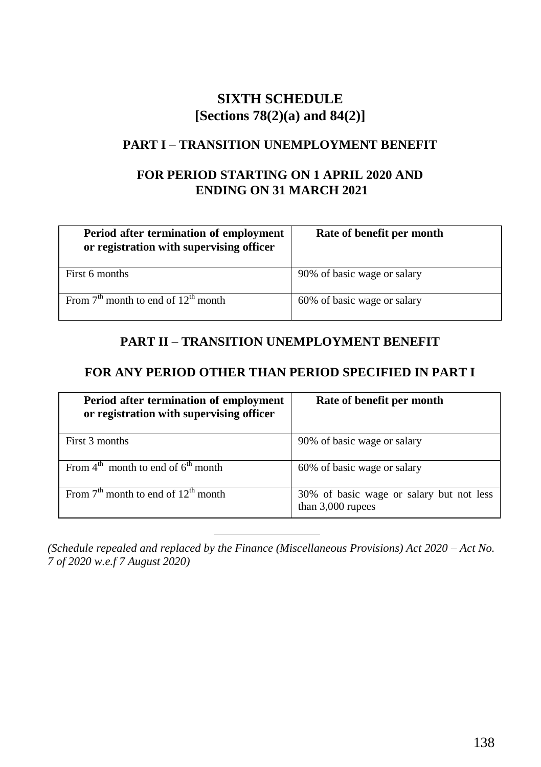# SIXTH SCHEDULE
## [Sections 78(2)(a) and 84(2)]

### PART I – TRANSITION UNEMPLOYMENT BENEFIT

### FOR PERIOD STARTING ON 1 APRIL 2020 AND ENDING ON 31 MARCH 2021

| Period after termination of employment or registration with supervising officer | Rate of benefit per month |
|---|---|
| First 6 months | 90% of basic wage or salary |
| From 7th month to end of 12th month | 60% of basic wage or salary |

### PART II – TRANSITION UNEMPLOYMENT BENEFIT

### FOR ANY PERIOD OTHER THAN PERIOD SPECIFIED IN PART I

| Period after termination of employment or registration with supervising officer | Rate of benefit per month |
|---|---|
| First 3 months | 90% of basic wage or salary |
| From 4th month to end of 6th month | 60% of basic wage or salary |
| From 7th month to end of 12th month | 30% of basic wage or salary but not less than 3,000 rupees |

---

*(Schedule repealed and replaced by the Finance (Miscellaneous Provisions) Act 2020 – Act No. 7 of 2020 w.e.f 7 August 2020)*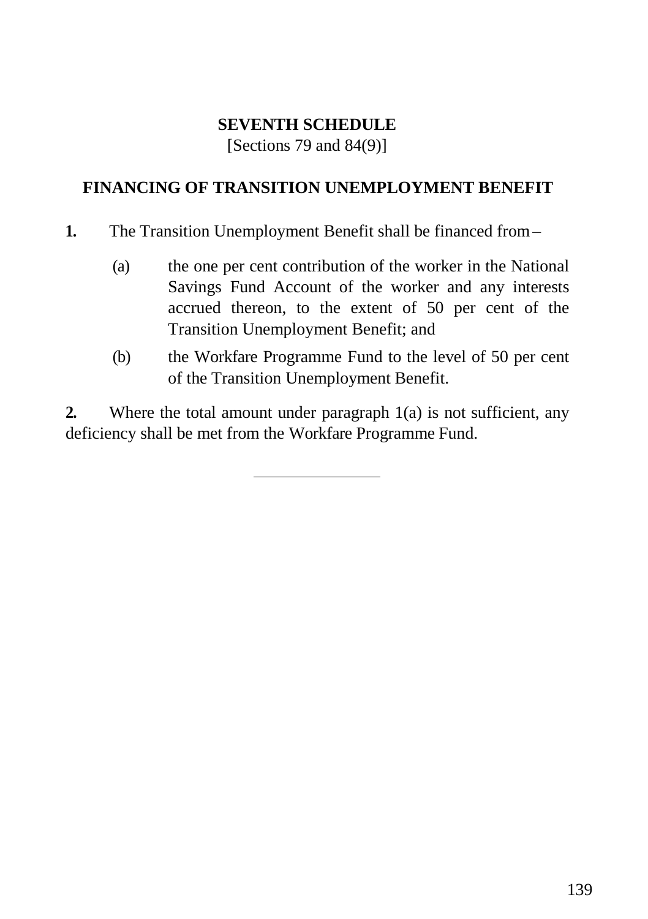## SEVENTH SCHEDULE

[Sections 79 and 84(9)]

## FINANCING OF TRANSITION UNEMPLOYMENT BENEFIT

**1.** The Transition Unemployment Benefit shall be financed from –

(a) the one per cent contribution of the worker in the National Savings Fund Account of the worker and any interests accrued thereon, to the extent of 50 per cent of the Transition Unemployment Benefit; and

(b) the Workfare Programme Fund to the level of 50 per cent of the Transition Unemployment Benefit.

**2.** Where the total amount under paragraph 1(a) is not sufficient, any deficiency shall be met from the Workfare Programme Fund.

---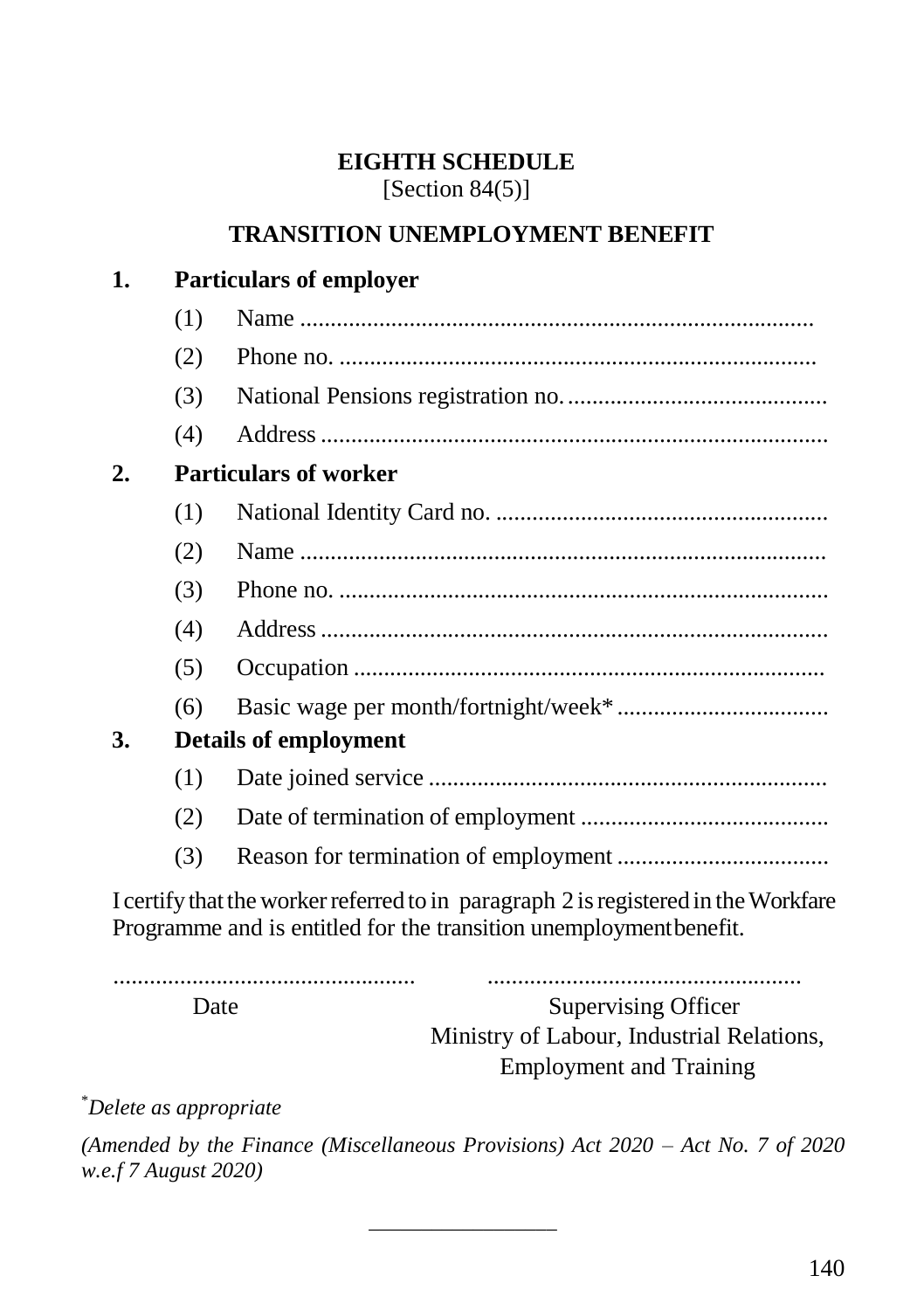# EIGHTH SCHEDULE

[Section 84(5)]

## TRANSITION UNEMPLOYMENT BENEFIT

**1. Particulars of employer**

(1) Name ....................................................................................

(2) Phone no. ..............................................................................

(3) National Pensions registration no. ...........................................

(4) Address ...................................................................................

**2. Particulars of worker**

(1) National Identity Card no. .......................................................

(2) Name ......................................................................................

(3) Phone no. ................................................................................

(4) Address ...................................................................................

(5) Occupation .............................................................................

(6) Basic wage per month/fortnight/week* ...................................

**3. Details of employment**

(1) Date joined service .................................................................

(2) Date of termination of employment .........................................

(3) Reason for termination of employment ...................................

I certify that the worker referred to in paragraph 2 is registered in the Workfare Programme and is entitled for the transition unemployment benefit.

................................................ ...................................................

Date

Supervising Officer
Ministry of Labour, Industrial Relations,
Employment and Training

*\*Delete as appropriate*

*(Amended by the Finance (Miscellaneous Provisions) Act 2020 – Act No. 7 of 2020 w.e.f 7 August 2020)*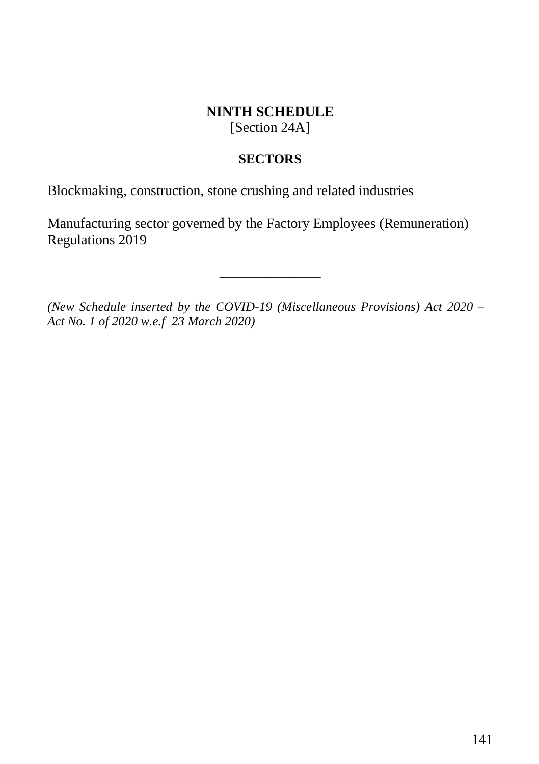## NINTH SCHEDULE

[Section 24A]

### SECTORS

Blockmaking, construction, stone crushing and related industries

Manufacturing sector governed by the Factory Employees (Remuneration) Regulations 2019

---

*(New Schedule inserted by the COVID-19 (Miscellaneous Provisions) Act 2020 – Act No. 1 of 2020 w.e.f 23 March 2020)*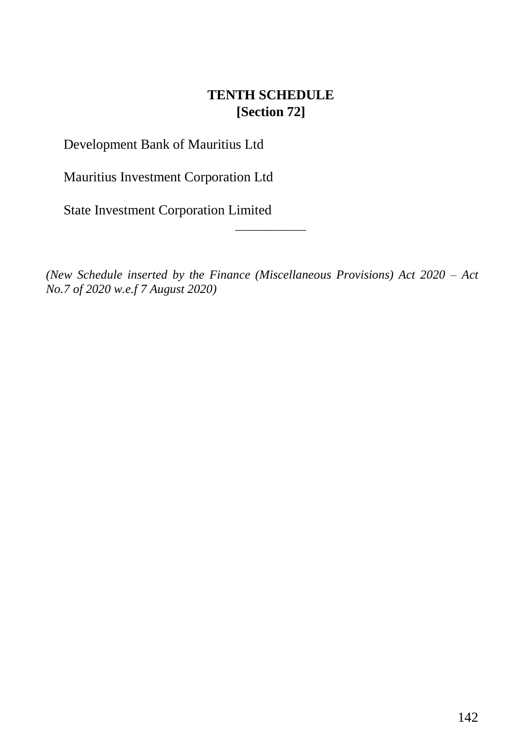**TENTH SCHEDULE**
**[Section 72]**

Development Bank of Mauritius Ltd

Mauritius Investment Corporation Ltd

State Investment Corporation Limited

---

*(New Schedule inserted by the Finance (Miscellaneous Provisions) Act 2020 – Act No.7 of 2020 w.e.f 7 August 2020)*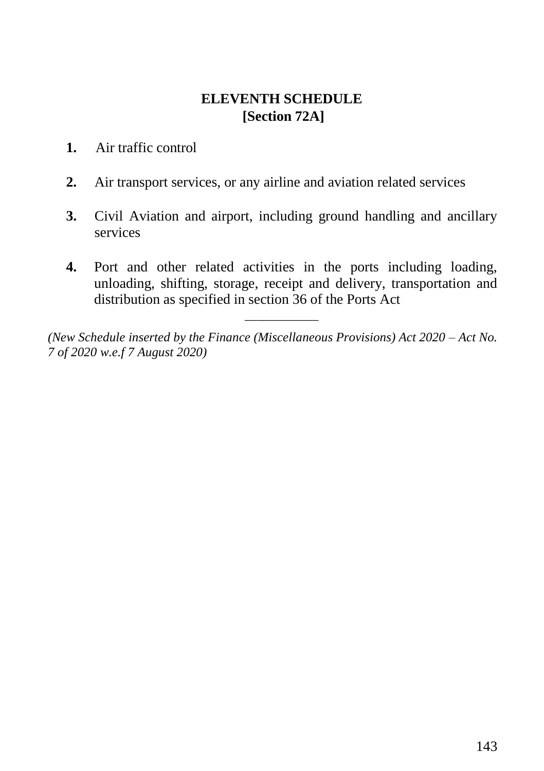# ELEVENTH SCHEDULE
## [Section 72A]

**1.** Air traffic control

**2.** Air transport services, or any airline and aviation related services

**3.** Civil Aviation and airport, including ground handling and ancillary services

**4.** Port and other related activities in the ports including loading, unloading, shifting, storage, receipt and delivery, transportation and distribution as specified in section 36 of the Ports Act

---

*(New Schedule inserted by the Finance (Miscellaneous Provisions) Act 2020 – Act No. 7 of 2020 w.e.f 7 August 2020)*